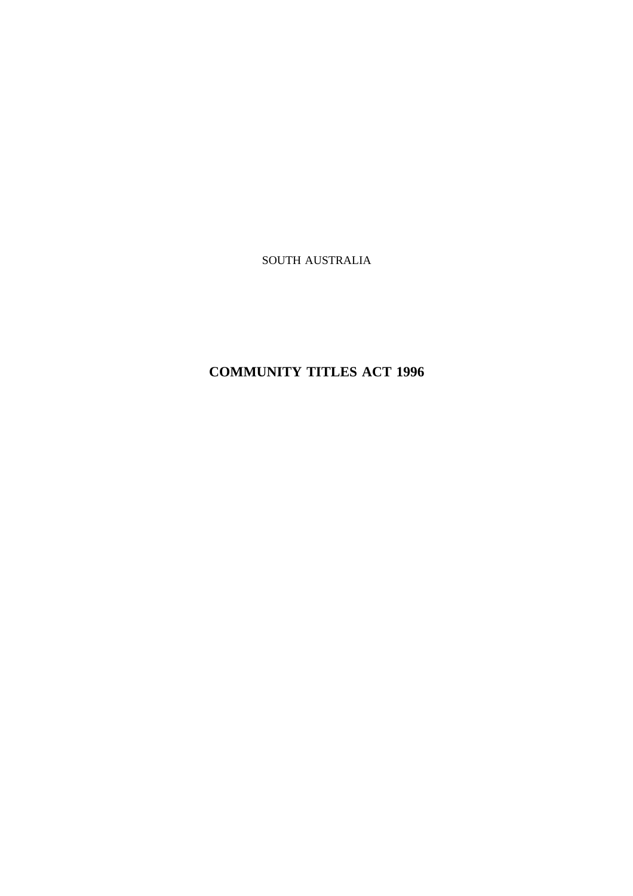SOUTH AUSTRALIA

# COMMUNITY TITLES ACT 1996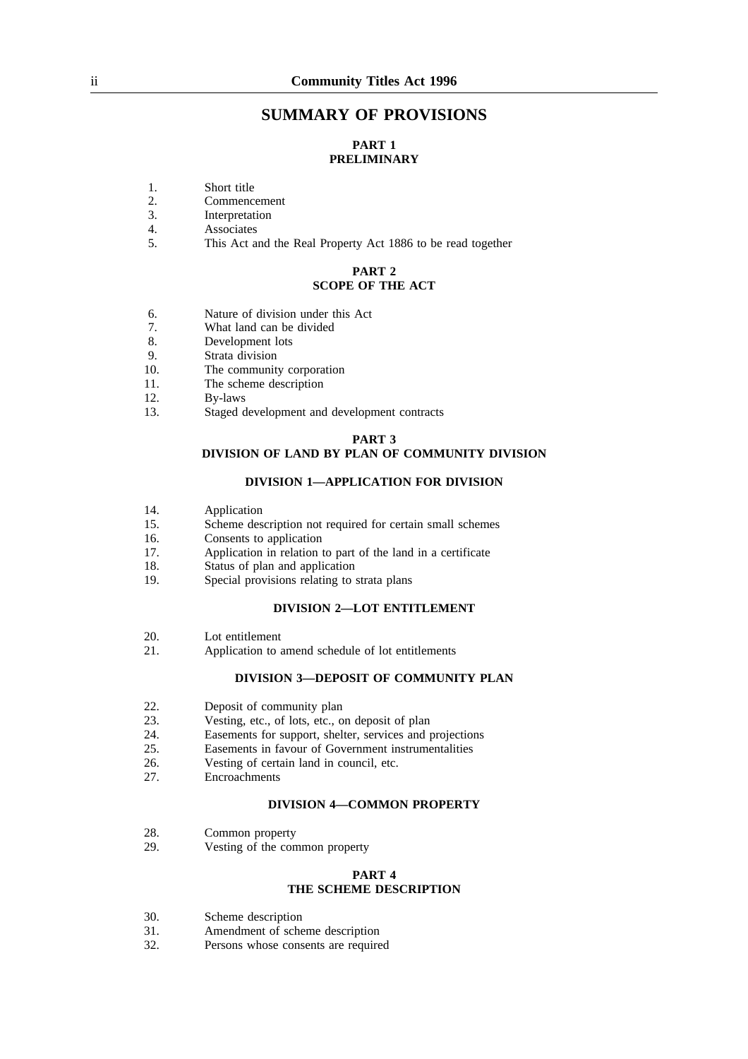# SUMMARY OF PROVISIONS

## PART 1
## PRELIMINARY

1. Short title
2. Commencement
3. Interpretation
4. Associates
5. This Act and the Real Property Act 1886 to be read together

## PART 2
## SCOPE OF THE ACT

6. Nature of division under this Act
7. What land can be divided
8. Development lots
9. Strata division
10. The community corporation
11. The scheme description
12. By-laws
13. Staged development and development contracts

## PART 3
## DIVISION OF LAND BY PLAN OF COMMUNITY DIVISION

### DIVISION 1—APPLICATION FOR DIVISION

14. Application
15. Scheme description not required for certain small schemes
16. Consents to application
17. Application in relation to part of the land in a certificate
18. Status of plan and application
19. Special provisions relating to strata plans

### DIVISION 2—LOT ENTITLEMENT

20. Lot entitlement
21. Application to amend schedule of lot entitlements

### DIVISION 3—DEPOSIT OF COMMUNITY PLAN

22. Deposit of community plan
23. Vesting, etc., of lots, etc., on deposit of plan
24. Easements for support, shelter, services and projections
25. Easements in favour of Government instrumentalities
26. Vesting of certain land in council, etc.
27. Encroachments

### DIVISION 4—COMMON PROPERTY

28. Common property
29. Vesting of the common property

## PART 4
## THE SCHEME DESCRIPTION

30. Scheme description
31. Amendment of scheme description
32. Persons whose consents are required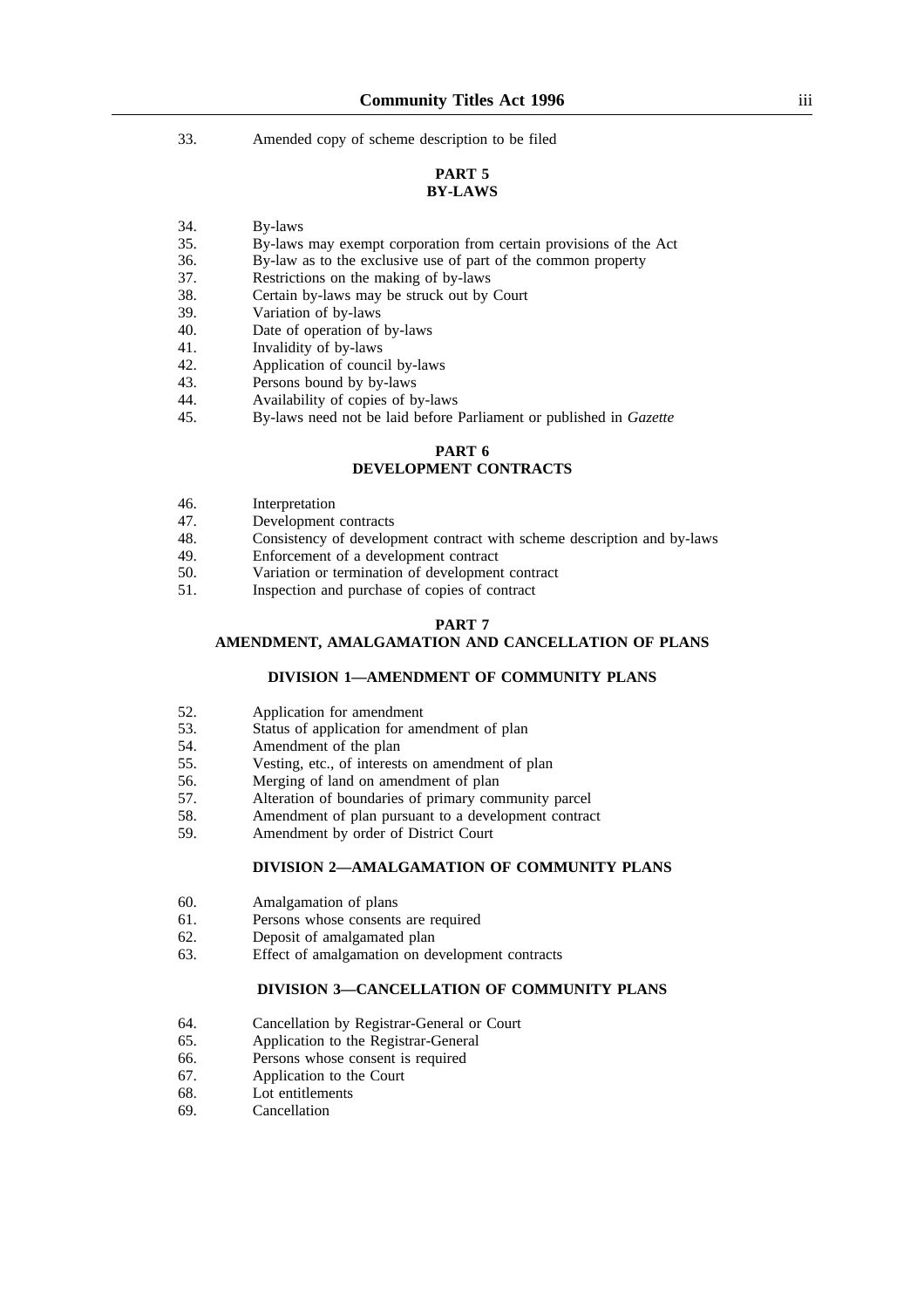33. Amended copy of scheme description to be filed

## PART 5
## BY-LAWS

34. By-laws
35. By-laws may exempt corporation from certain provisions of the Act
36. By-law as to the exclusive use of part of the common property
37. Restrictions on the making of by-laws
38. Certain by-laws may be struck out by Court
39. Variation of by-laws
40. Date of operation of by-laws
41. Invalidity of by-laws
42. Application of council by-laws
43. Persons bound by by-laws
44. Availability of copies of by-laws
45. By-laws need not be laid before Parliament or published in *Gazette*

## PART 6
## DEVELOPMENT CONTRACTS

46. Interpretation
47. Development contracts
48. Consistency of development contract with scheme description and by-laws
49. Enforcement of a development contract
50. Variation or termination of development contract
51. Inspection and purchase of copies of contract

## PART 7
## AMENDMENT, AMALGAMATION AND CANCELLATION OF PLANS

### DIVISION 1—AMENDMENT OF COMMUNITY PLANS

52. Application for amendment
53. Status of application for amendment of plan
54. Amendment of the plan
55. Vesting, etc., of interests on amendment of plan
56. Merging of land on amendment of plan
57. Alteration of boundaries of primary community parcel
58. Amendment of plan pursuant to a development contract
59. Amendment by order of District Court

### DIVISION 2—AMALGAMATION OF COMMUNITY PLANS

60. Amalgamation of plans
61. Persons whose consents are required
62. Deposit of amalgamated plan
63. Effect of amalgamation on development contracts

### DIVISION 3—CANCELLATION OF COMMUNITY PLANS

64. Cancellation by Registrar-General or Court
65. Application to the Registrar-General
66. Persons whose consent is required
67. Application to the Court
68. Lot entitlements
69. Cancellation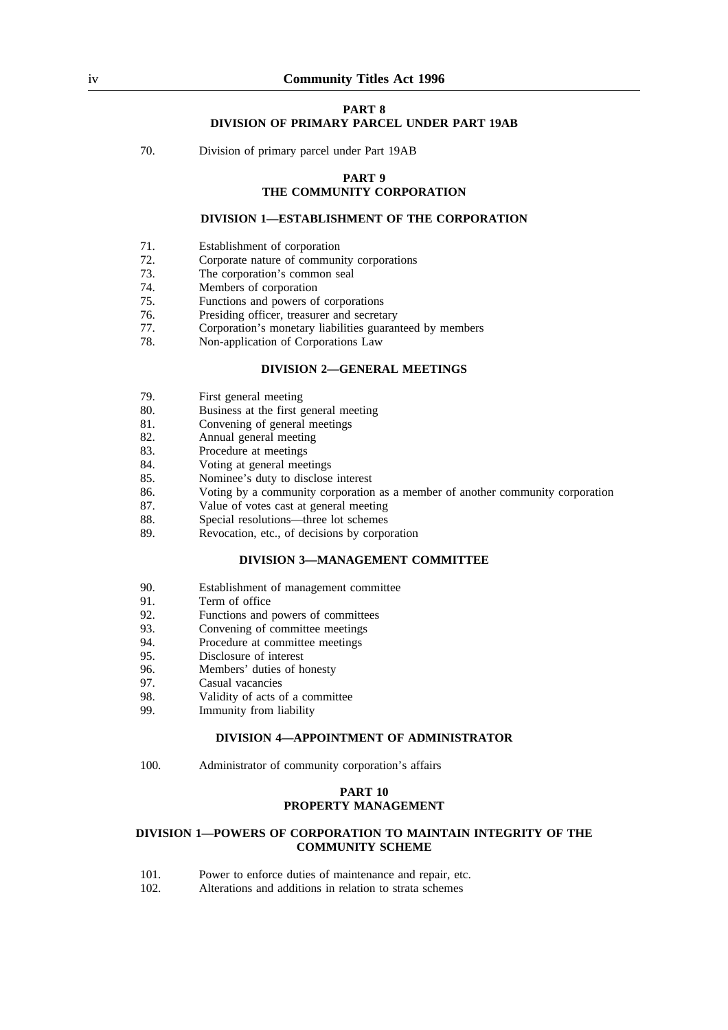## PART 8
## DIVISION OF PRIMARY PARCEL UNDER PART 19AB

70. Division of primary parcel under Part 19AB

## PART 9
## THE COMMUNITY CORPORATION

### DIVISION 1—ESTABLISHMENT OF THE CORPORATION

71. Establishment of corporation
72. Corporate nature of community corporations
73. The corporation's common seal
74. Members of corporation
75. Functions and powers of corporations
76. Presiding officer, treasurer and secretary
77. Corporation's monetary liabilities guaranteed by members
78. Non-application of Corporations Law

### DIVISION 2—GENERAL MEETINGS

79. First general meeting
80. Business at the first general meeting
81. Convening of general meetings
82. Annual general meeting
83. Procedure at meetings
84. Voting at general meetings
85. Nominee's duty to disclose interest
86. Voting by a community corporation as a member of another community corporation
87. Value of votes cast at general meeting
88. Special resolutions—three lot schemes
89. Revocation, etc., of decisions by corporation

### DIVISION 3—MANAGEMENT COMMITTEE

90. Establishment of management committee
91. Term of office
92. Functions and powers of committees
93. Convening of committee meetings
94. Procedure at committee meetings
95. Disclosure of interest
96. Members' duties of honesty
97. Casual vacancies
98. Validity of acts of a committee
99. Immunity from liability

### DIVISION 4—APPOINTMENT OF ADMINISTRATOR

100. Administrator of community corporation's affairs

## PART 10
## PROPERTY MANAGEMENT

### DIVISION 1—POWERS OF CORPORATION TO MAINTAIN INTEGRITY OF THE COMMUNITY SCHEME

101. Power to enforce duties of maintenance and repair, etc.
102. Alterations and additions in relation to strata schemes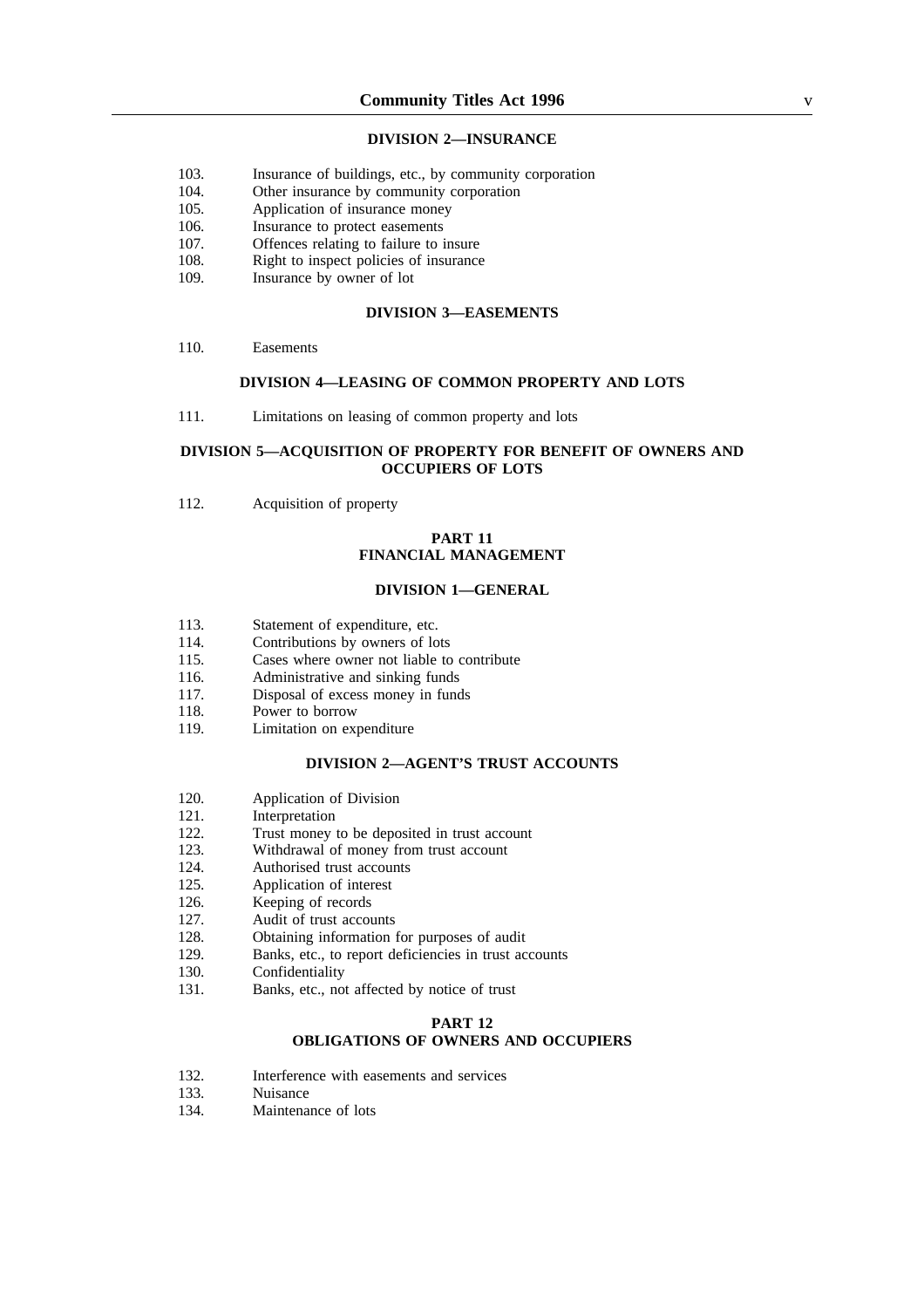### DIVISION 2—INSURANCE

103. Insurance of buildings, etc., by community corporation
104. Other insurance by community corporation
105. Application of insurance money
106. Insurance to protect easements
107. Offences relating to failure to insure
108. Right to inspect policies of insurance
109. Insurance by owner of lot

### DIVISION 3—EASEMENTS

110. Easements

### DIVISION 4—LEASING OF COMMON PROPERTY AND LOTS

111. Limitations on leasing of common property and lots

### DIVISION 5—ACQUISITION OF PROPERTY FOR BENEFIT OF OWNERS AND OCCUPIERS OF LOTS

112. Acquisition of property

## PART 11
## FINANCIAL MANAGEMENT

### DIVISION 1—GENERAL

113. Statement of expenditure, etc.
114. Contributions by owners of lots
115. Cases where owner not liable to contribute
116. Administrative and sinking funds
117. Disposal of excess money in funds
118. Power to borrow
119. Limitation on expenditure

### DIVISION 2—AGENT'S TRUST ACCOUNTS

120. Application of Division
121. Interpretation
122. Trust money to be deposited in trust account
123. Withdrawal of money from trust account
124. Authorised trust accounts
125. Application of interest
126. Keeping of records
127. Audit of trust accounts
128. Obtaining information for purposes of audit
129. Banks, etc., to report deficiencies in trust accounts
130. Confidentiality
131. Banks, etc., not affected by notice of trust

## PART 12
## OBLIGATIONS OF OWNERS AND OCCUPIERS

132. Interference with easements and services
133. Nuisance
134. Maintenance of lots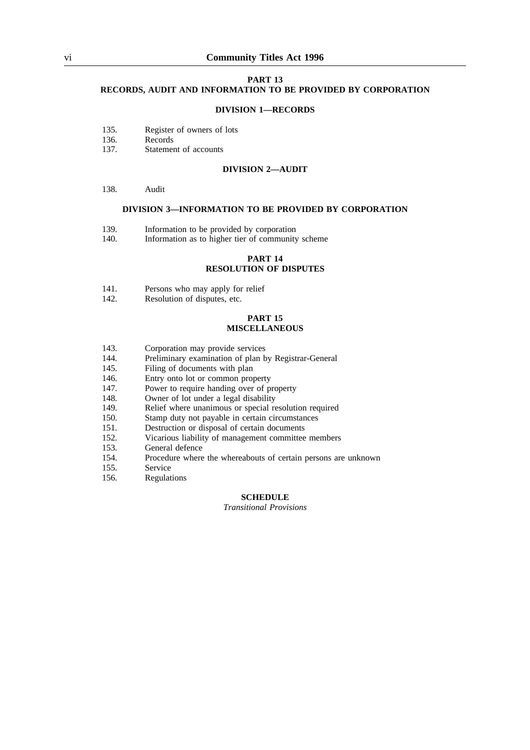## PART 13
## RECORDS, AUDIT AND INFORMATION TO BE PROVIDED BY CORPORATION

### DIVISION 1—RECORDS

135. Register of owners of lots
136. Records
137. Statement of accounts

### DIVISION 2—AUDIT

138. Audit

### DIVISION 3—INFORMATION TO BE PROVIDED BY CORPORATION

139. Information to be provided by corporation
140. Information as to higher tier of community scheme

## PART 14
## RESOLUTION OF DISPUTES

141. Persons who may apply for relief
142. Resolution of disputes, etc.

## PART 15
## MISCELLANEOUS

143. Corporation may provide services
144. Preliminary examination of plan by Registrar-General
145. Filing of documents with plan
146. Entry onto lot or common property
147. Power to require handing over of property
148. Owner of lot under a legal disability
149. Relief where unanimous or special resolution required
150. Stamp duty not payable in certain circumstances
151. Destruction or disposal of certain documents
152. Vicarious liability of management committee members
153. General defence
154. Procedure where the whereabouts of certain persons are unknown
155. Service
156. Regulations

## SCHEDULE
*Transitional Provisions*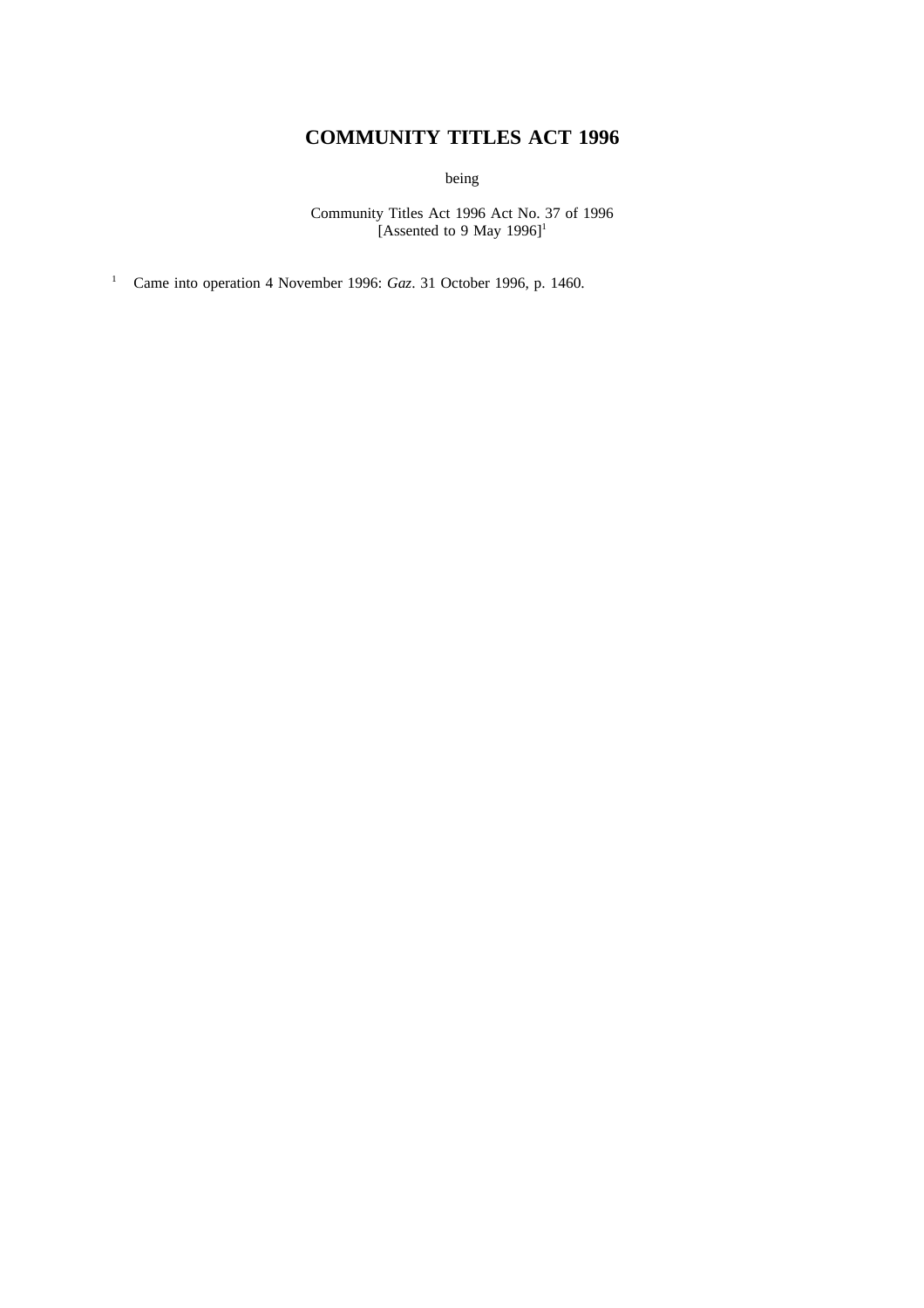# COMMUNITY TITLES ACT 1996

being

Community Titles Act 1996 Act No. 37 of 1996
[Assented to 9 May 1996][1]

[1] Came into operation 4 November 1996: *Gaz*. 31 October 1996, p. 1460.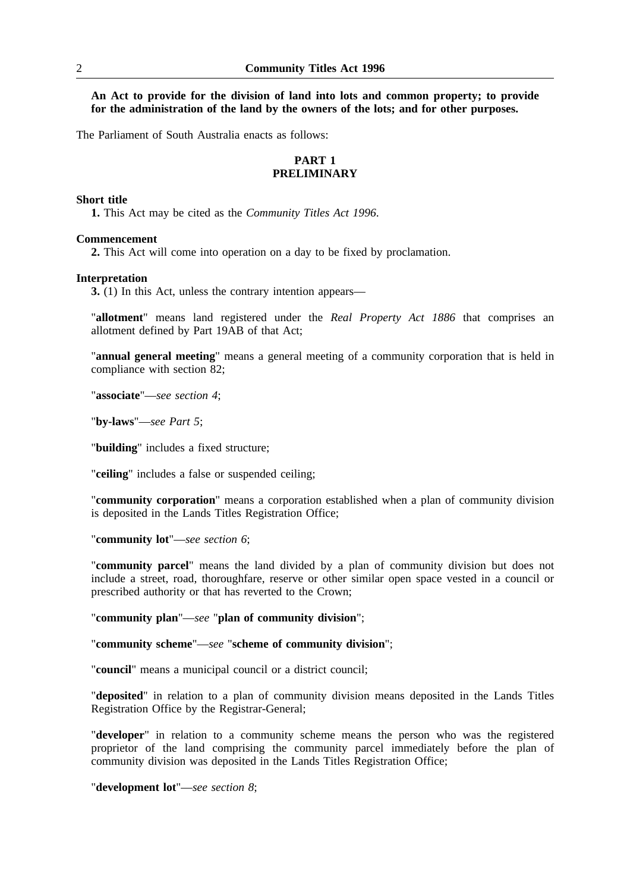**An Act to provide for the division of land into lots and common property; to provide for the administration of the land by the owners of the lots; and for other purposes.**

The Parliament of South Australia enacts as follows:

## PART 1
## PRELIMINARY

**Short title**

**1.** This Act may be cited as the *Community Titles Act 1996*.

**Commencement**

**2.** This Act will come into operation on a day to be fixed by proclamation.

**Interpretation**

**3.** (1) In this Act, unless the contrary intention appears—

"**allotment**" means land registered under the *Real Property Act 1886* that comprises an allotment defined by Part 19AB of that Act;

"**annual general meeting**" means a general meeting of a community corporation that is held in compliance with section 82;

"**associate**"—*see section 4*;

"**by-laws**"—*see Part 5*;

"**building**" includes a fixed structure;

"**ceiling**" includes a false or suspended ceiling;

"**community corporation**" means a corporation established when a plan of community division is deposited in the Lands Titles Registration Office;

"**community lot**"—*see section 6*;

"**community parcel**" means the land divided by a plan of community division but does not include a street, road, thoroughfare, reserve or other similar open space vested in a council or prescribed authority or that has reverted to the Crown;

"**community plan**"—*see* "**plan of community division**";

"**community scheme**"—*see* "**scheme of community division**";

"**council**" means a municipal council or a district council;

"**deposited**" in relation to a plan of community division means deposited in the Lands Titles Registration Office by the Registrar-General;

"**developer**" in relation to a community scheme means the person who was the registered proprietor of the land comprising the community parcel immediately before the plan of community division was deposited in the Lands Titles Registration Office;

"**development lot**"—*see section 8*;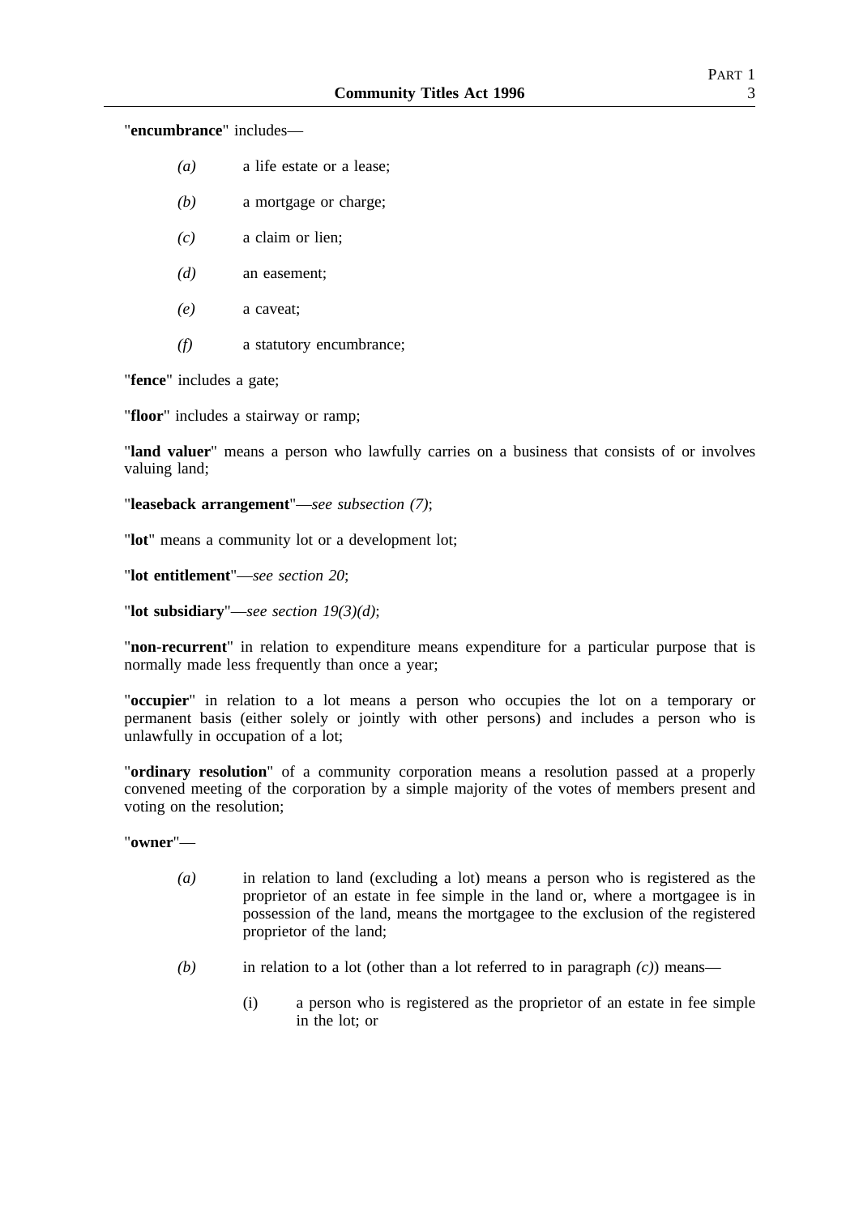"**encumbrance**" includes—

- *(a)* a life estate or a lease;
- *(b)* a mortgage or charge;
- *(c)* a claim or lien;
- *(d)* an easement;
- *(e)* a caveat;
- *(f)* a statutory encumbrance;

"**fence**" includes a gate;

"**floor**" includes a stairway or ramp;

"**land valuer**" means a person who lawfully carries on a business that consists of or involves valuing land;

"**leaseback arrangement**"—*see subsection (7)*;

"**lot**" means a community lot or a development lot;

"**lot entitlement**"—*see section 20*;

"**lot subsidiary**"—*see section 19(3)(d)*;

"**non-recurrent**" in relation to expenditure means expenditure for a particular purpose that is normally made less frequently than once a year;

"**occupier**" in relation to a lot means a person who occupies the lot on a temporary or permanent basis (either solely or jointly with other persons) and includes a person who is unlawfully in occupation of a lot;

"**ordinary resolution**" of a community corporation means a resolution passed at a properly convened meeting of the corporation by a simple majority of the votes of members present and voting on the resolution;

"**owner**"—

- *(a)* in relation to land (excluding a lot) means a person who is registered as the proprietor of an estate in fee simple in the land or, where a mortgagee is in possession of the land, means the mortgagee to the exclusion of the registered proprietor of the land;
- *(b)* in relation to a lot (other than a lot referred to in paragraph *(c)*) means—
  - (i) a person who is registered as the proprietor of an estate in fee simple in the lot; or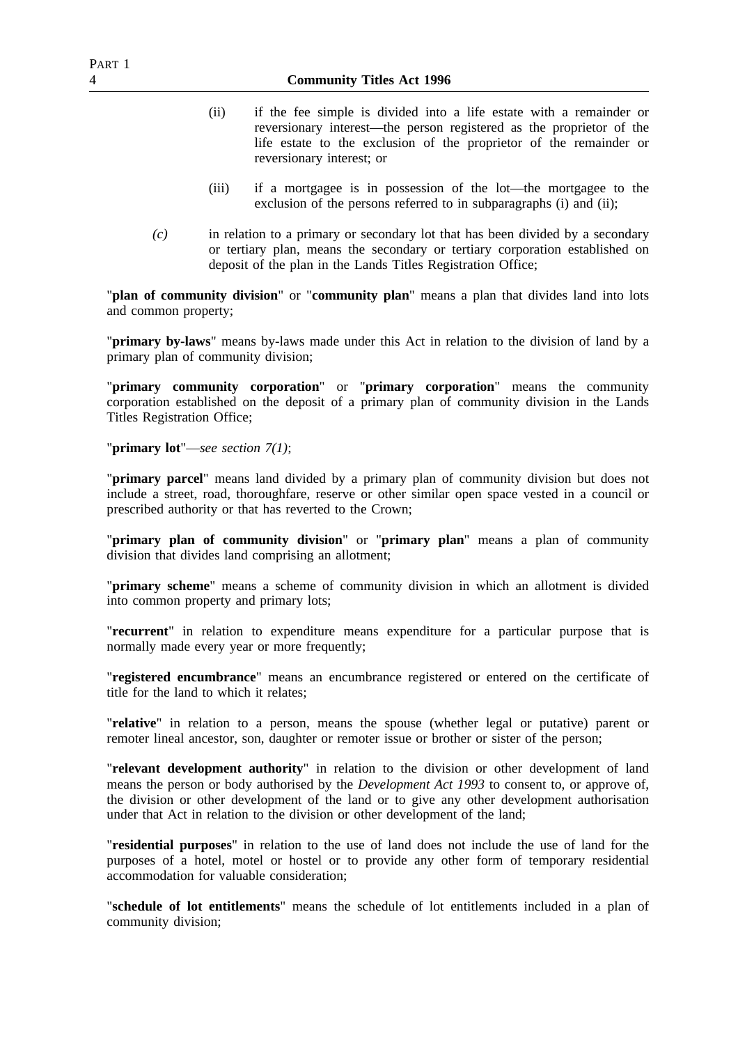(ii) if the fee simple is divided into a life estate with a remainder or reversionary interest—the person registered as the proprietor of the life estate to the exclusion of the proprietor of the remainder or reversionary interest; or

(iii) if a mortgagee is in possession of the lot—the mortgagee to the exclusion of the persons referred to in subparagraphs (i) and (ii);

*(c)* in relation to a primary or secondary lot that has been divided by a secondary or tertiary plan, means the secondary or tertiary corporation established on deposit of the plan in the Lands Titles Registration Office;

"**plan of community division**" or "**community plan**" means a plan that divides land into lots and common property;

"**primary by-laws**" means by-laws made under this Act in relation to the division of land by a primary plan of community division;

"**primary community corporation**" or "**primary corporation**" means the community corporation established on the deposit of a primary plan of community division in the Lands Titles Registration Office;

"**primary lot**"—*see section 7(1)*;

"**primary parcel**" means land divided by a primary plan of community division but does not include a street, road, thoroughfare, reserve or other similar open space vested in a council or prescribed authority or that has reverted to the Crown;

"**primary plan of community division**" or "**primary plan**" means a plan of community division that divides land comprising an allotment;

"**primary scheme**" means a scheme of community division in which an allotment is divided into common property and primary lots;

"**recurrent**" in relation to expenditure means expenditure for a particular purpose that is normally made every year or more frequently;

"**registered encumbrance**" means an encumbrance registered or entered on the certificate of title for the land to which it relates;

"**relative**" in relation to a person, means the spouse (whether legal or putative) parent or remoter lineal ancestor, son, daughter or remoter issue or brother or sister of the person;

"**relevant development authority**" in relation to the division or other development of land means the person or body authorised by the *Development Act 1993* to consent to, or approve of, the division or other development of the land or to give any other development authorisation under that Act in relation to the division or other development of the land;

"**residential purposes**" in relation to the use of land does not include the use of land for the purposes of a hotel, motel or hostel or to provide any other form of temporary residential accommodation for valuable consideration;

"**schedule of lot entitlements**" means the schedule of lot entitlements included in a plan of community division;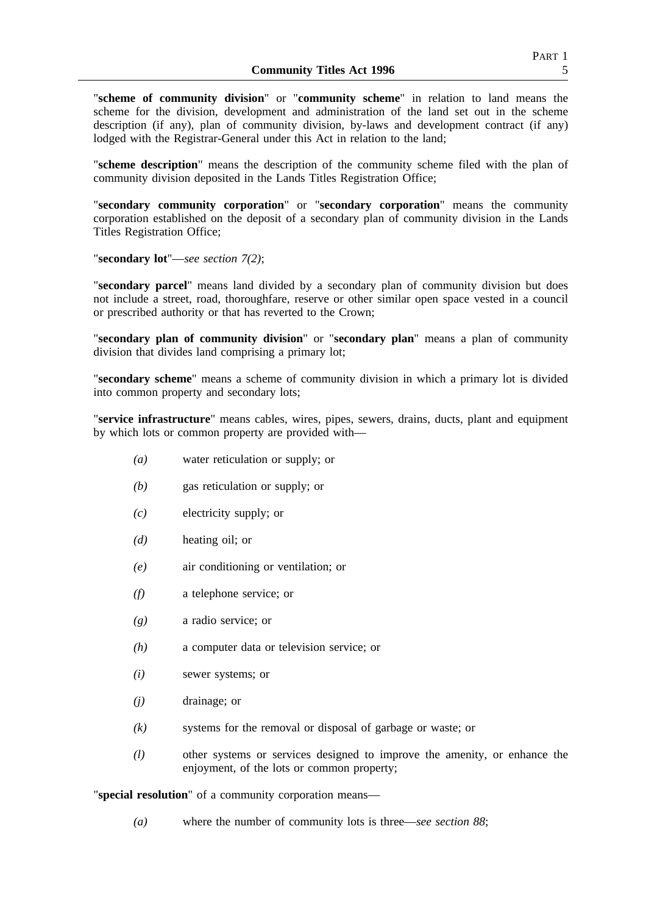"**scheme of community division**" or "**community scheme**" in relation to land means the scheme for the division, development and administration of the land set out in the scheme description (if any), plan of community division, by-laws and development contract (if any) lodged with the Registrar-General under this Act in relation to the land;

"**scheme description**" means the description of the community scheme filed with the plan of community division deposited in the Lands Titles Registration Office;

"**secondary community corporation**" or "**secondary corporation**" means the community corporation established on the deposit of a secondary plan of community division in the Lands Titles Registration Office;

"**secondary lot**"—*see section 7(2)*;

"**secondary parcel**" means land divided by a secondary plan of community division but does not include a street, road, thoroughfare, reserve or other similar open space vested in a council or prescribed authority or that has reverted to the Crown;

"**secondary plan of community division**" or "**secondary plan**" means a plan of community division that divides land comprising a primary lot;

"**secondary scheme**" means a scheme of community division in which a primary lot is divided into common property and secondary lots;

"**service infrastructure**" means cables, wires, pipes, sewers, drains, ducts, plant and equipment by which lots or common property are provided with—

*(a)* water reticulation or supply; or

*(b)* gas reticulation or supply; or

*(c)* electricity supply; or

*(d)* heating oil; or

*(e)* air conditioning or ventilation; or

*(f)* a telephone service; or

*(g)* a radio service; or

*(h)* a computer data or television service; or

*(i)* sewer systems; or

*(j)* drainage; or

*(k)* systems for the removal or disposal of garbage or waste; or

*(l)* other systems or services designed to improve the amenity, or enhance the enjoyment, of the lots or common property;

"**special resolution**" of a community corporation means—

*(a)* where the number of community lots is three—*see section 88*;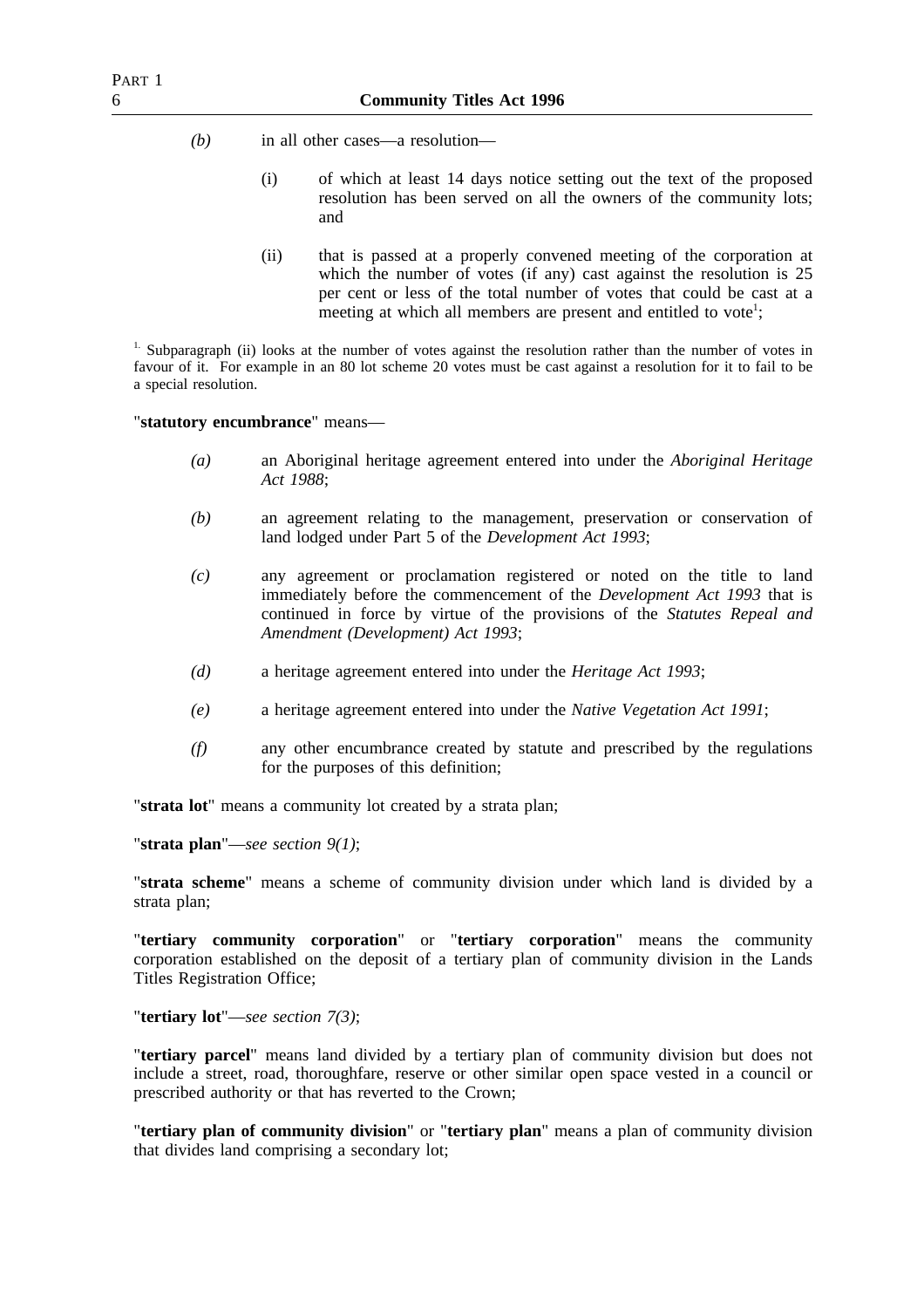*(b)* in all other cases—a resolution—

(i) of which at least 14 days notice setting out the text of the proposed resolution has been served on all the owners of the community lots; and

(ii) that is passed at a properly convened meeting of the corporation at which the number of votes (if any) cast against the resolution is 25 per cent or less of the total number of votes that could be cast at a meeting at which all members are present and entitled to vote[1];

[1.] Subparagraph (ii) looks at the number of votes against the resolution rather than the number of votes in favour of it. For example in an 80 lot scheme 20 votes must be cast against a resolution for it to fail to be a special resolution.

"**statutory encumbrance**" means—

*(a)* an Aboriginal heritage agreement entered into under the *Aboriginal Heritage Act 1988*;

*(b)* an agreement relating to the management, preservation or conservation of land lodged under Part 5 of the *Development Act 1993*;

*(c)* any agreement or proclamation registered or noted on the title to land immediately before the commencement of the *Development Act 1993* that is continued in force by virtue of the provisions of the *Statutes Repeal and Amendment (Development) Act 1993*;

*(d)* a heritage agreement entered into under the *Heritage Act 1993*;

*(e)* a heritage agreement entered into under the *Native Vegetation Act 1991*;

*(f)* any other encumbrance created by statute and prescribed by the regulations for the purposes of this definition;

"**strata lot**" means a community lot created by a strata plan;

"**strata plan**"—*see section 9(1)*;

"**strata scheme**" means a scheme of community division under which land is divided by a strata plan;

"**tertiary community corporation**" or "**tertiary corporation**" means the community corporation established on the deposit of a tertiary plan of community division in the Lands Titles Registration Office;

"**tertiary lot**"—*see section 7(3)*;

"**tertiary parcel**" means land divided by a tertiary plan of community division but does not include a street, road, thoroughfare, reserve or other similar open space vested in a council or prescribed authority or that has reverted to the Crown;

"**tertiary plan of community division**" or "**tertiary plan**" means a plan of community division that divides land comprising a secondary lot;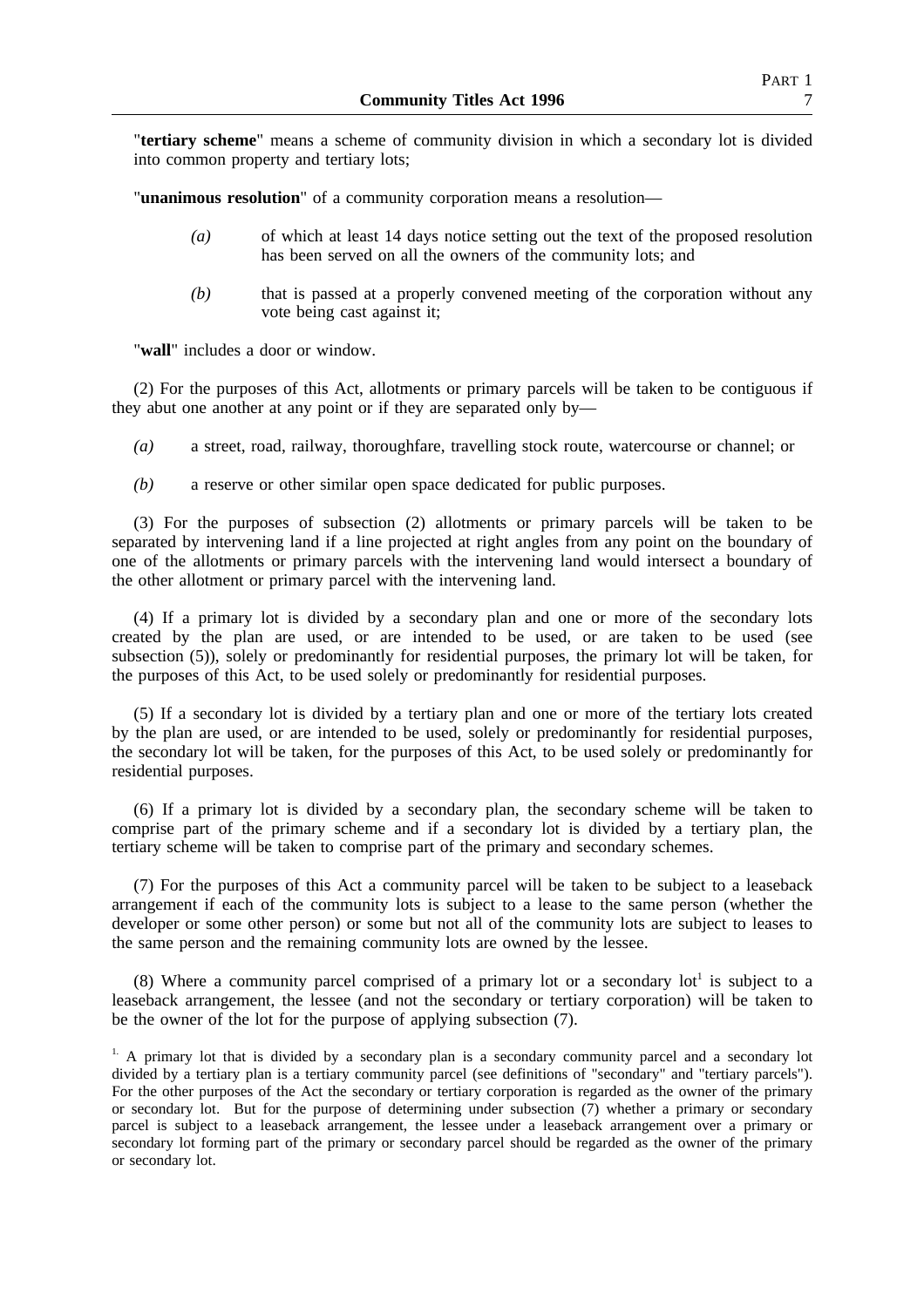"**tertiary scheme**" means a scheme of community division in which a secondary lot is divided into common property and tertiary lots;

"**unanimous resolution**" of a community corporation means a resolution—

*(a)* of which at least 14 days notice setting out the text of the proposed resolution has been served on all the owners of the community lots; and

*(b)* that is passed at a properly convened meeting of the corporation without any vote being cast against it;

"**wall**" includes a door or window.

(2) For the purposes of this Act, allotments or primary parcels will be taken to be contiguous if they abut one another at any point or if they are separated only by—

*(a)* a street, road, railway, thoroughfare, travelling stock route, watercourse or channel; or

*(b)* a reserve or other similar open space dedicated for public purposes.

(3) For the purposes of subsection (2) allotments or primary parcels will be taken to be separated by intervening land if a line projected at right angles from any point on the boundary of one of the allotments or primary parcels with the intervening land would intersect a boundary of the other allotment or primary parcel with the intervening land.

(4) If a primary lot is divided by a secondary plan and one or more of the secondary lots created by the plan are used, or are intended to be used, or are taken to be used (see subsection (5)), solely or predominantly for residential purposes, the primary lot will be taken, for the purposes of this Act, to be used solely or predominantly for residential purposes.

(5) If a secondary lot is divided by a tertiary plan and one or more of the tertiary lots created by the plan are used, or are intended to be used, solely or predominantly for residential purposes, the secondary lot will be taken, for the purposes of this Act, to be used solely or predominantly for residential purposes.

(6) If a primary lot is divided by a secondary plan, the secondary scheme will be taken to comprise part of the primary scheme and if a secondary lot is divided by a tertiary plan, the tertiary scheme will be taken to comprise part of the primary and secondary schemes.

(7) For the purposes of this Act a community parcel will be taken to be subject to a leaseback arrangement if each of the community lots is subject to a lease to the same person (whether the developer or some other person) or some but not all of the community lots are subject to leases to the same person and the remaining community lots are owned by the lessee.

(8) Where a community parcel comprised of a primary lot or a secondary lot[1] is subject to a leaseback arrangement, the lessee (and not the secondary or tertiary corporation) will be taken to be the owner of the lot for the purpose of applying subsection (7).

[1] A primary lot that is divided by a secondary plan is a secondary community parcel and a secondary lot divided by a tertiary plan is a tertiary community parcel (see definitions of "secondary" and "tertiary parcels"). For the other purposes of the Act the secondary or tertiary corporation is regarded as the owner of the primary or secondary lot. But for the purpose of determining under subsection (7) whether a primary or secondary parcel is subject to a leaseback arrangement, the lessee under a leaseback arrangement over a primary or secondary lot forming part of the primary or secondary parcel should be regarded as the owner of the primary or secondary lot.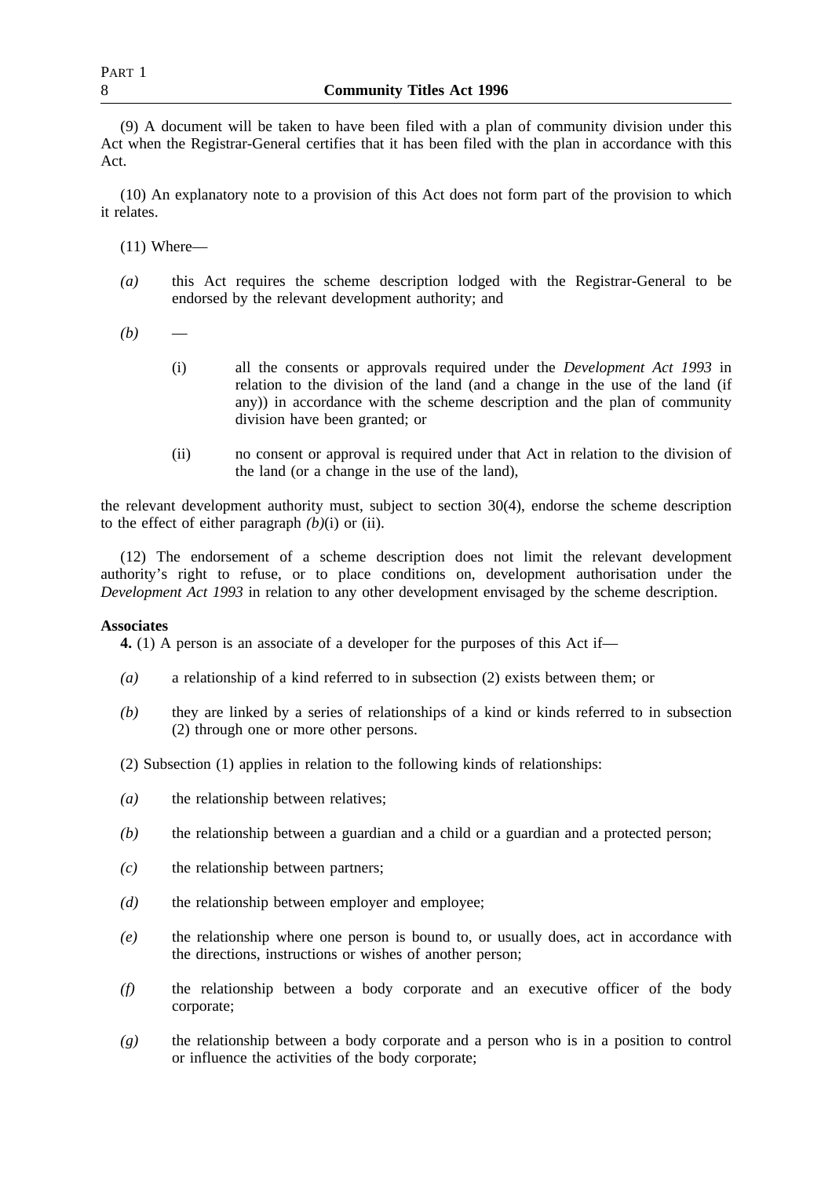(9) A document will be taken to have been filed with a plan of community division under this Act when the Registrar-General certifies that it has been filed with the plan in accordance with this Act.

(10) An explanatory note to a provision of this Act does not form part of the provision to which it relates.

(11) Where—

*(a)* this Act requires the scheme description lodged with the Registrar-General to be endorsed by the relevant development authority; and

*(b)* —

(i) all the consents or approvals required under the *Development Act 1993* in relation to the division of the land (and a change in the use of the land (if any)) in accordance with the scheme description and the plan of community division have been granted; or

(ii) no consent or approval is required under that Act in relation to the division of the land (or a change in the use of the land),

the relevant development authority must, subject to section 30(4), endorse the scheme description to the effect of either paragraph *(b)*(i) or (ii).

(12) The endorsement of a scheme description does not limit the relevant development authority's right to refuse, or to place conditions on, development authorisation under the *Development Act 1993* in relation to any other development envisaged by the scheme description.

**Associates**

**4.** (1) A person is an associate of a developer for the purposes of this Act if—

*(a)* a relationship of a kind referred to in subsection (2) exists between them; or

*(b)* they are linked by a series of relationships of a kind or kinds referred to in subsection (2) through one or more other persons.

(2) Subsection (1) applies in relation to the following kinds of relationships:

*(a)* the relationship between relatives;

*(b)* the relationship between a guardian and a child or a guardian and a protected person;

*(c)* the relationship between partners;

*(d)* the relationship between employer and employee;

*(e)* the relationship where one person is bound to, or usually does, act in accordance with the directions, instructions or wishes of another person;

*(f)* the relationship between a body corporate and an executive officer of the body corporate;

*(g)* the relationship between a body corporate and a person who is in a position to control or influence the activities of the body corporate;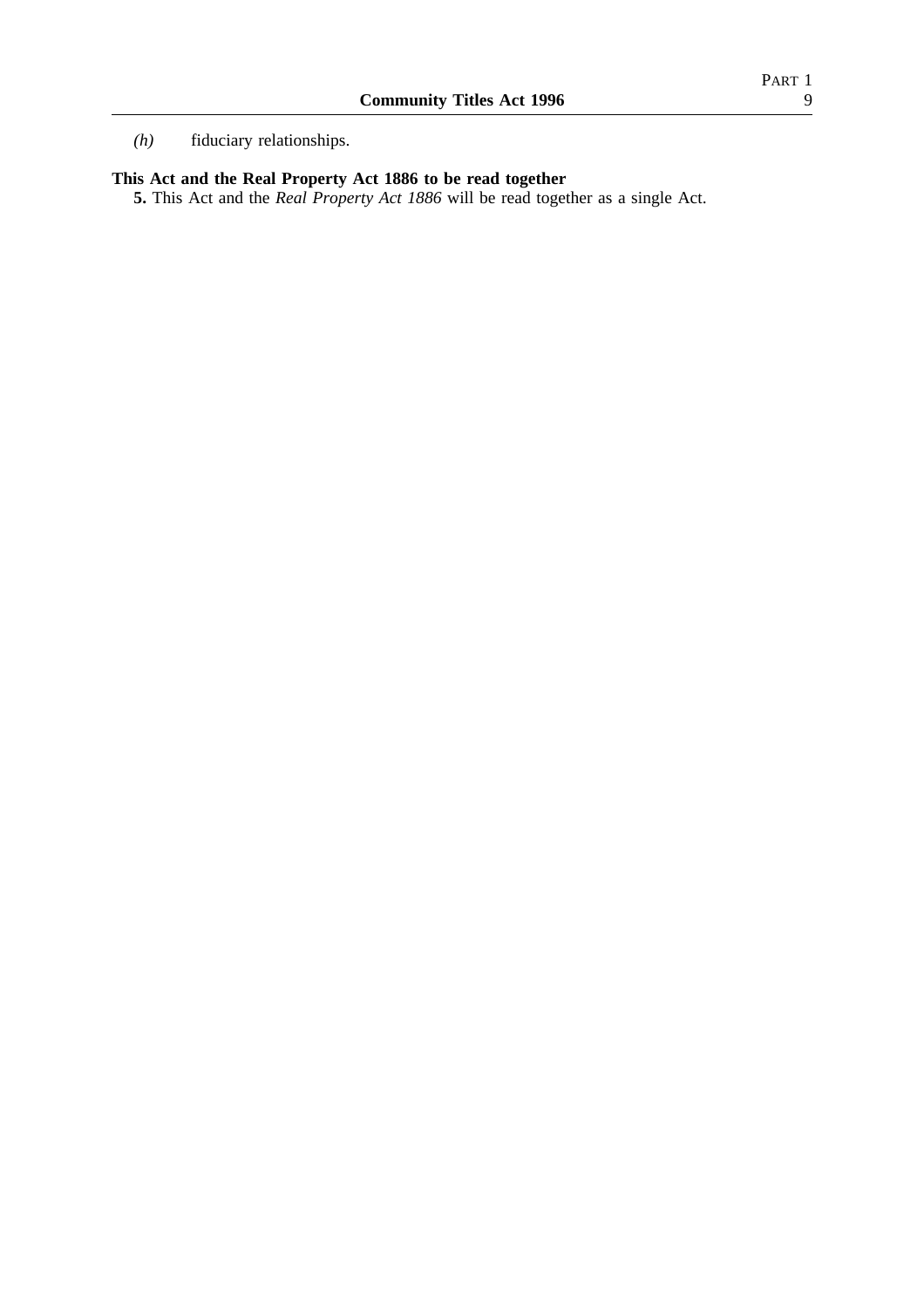*(h)* fiduciary relationships.

**This Act and the Real Property Act 1886 to be read together**

**5.** This Act and the *Real Property Act 1886* will be read together as a single Act.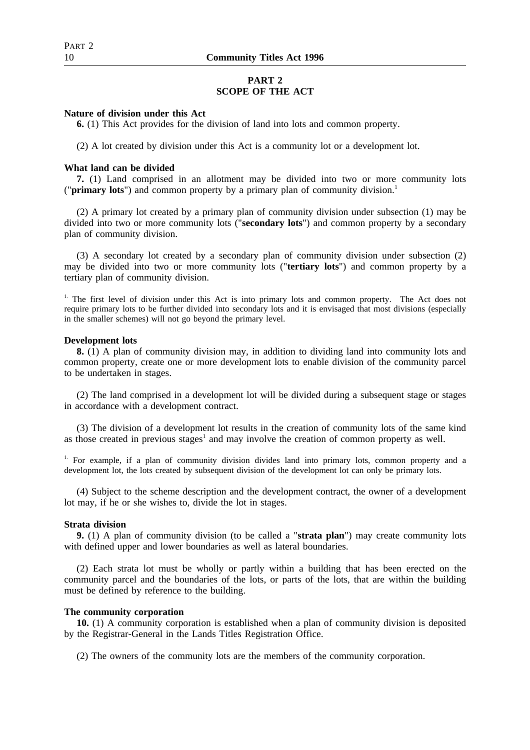# PART 2
# SCOPE OF THE ACT

**Nature of division under this Act**

**6.** (1) This Act provides for the division of land into lots and common property.

(2) A lot created by division under this Act is a community lot or a development lot.

**What land can be divided**

**7.** (1) Land comprised in an allotment may be divided into two or more community lots ("**primary lots**") and common property by a primary plan of community division.[1]

(2) A primary lot created by a primary plan of community division under subsection (1) may be divided into two or more community lots ("**secondary lots**") and common property by a secondary plan of community division.

(3) A secondary lot created by a secondary plan of community division under subsection (2) may be divided into two or more community lots ("**tertiary lots**") and common property by a tertiary plan of community division.

[1] The first level of division under this Act is into primary lots and common property. The Act does not require primary lots to be further divided into secondary lots and it is envisaged that most divisions (especially in the smaller schemes) will not go beyond the primary level.

**Development lots**

**8.** (1) A plan of community division may, in addition to dividing land into community lots and common property, create one or more development lots to enable division of the community parcel to be undertaken in stages.

(2) The land comprised in a development lot will be divided during a subsequent stage or stages in accordance with a development contract.

(3) The division of a development lot results in the creation of community lots of the same kind as those created in previous stages[1] and may involve the creation of common property as well.

[1] For example, if a plan of community division divides land into primary lots, common property and a development lot, the lots created by subsequent division of the development lot can only be primary lots.

(4) Subject to the scheme description and the development contract, the owner of a development lot may, if he or she wishes to, divide the lot in stages.

**Strata division**

**9.** (1) A plan of community division (to be called a "**strata plan**") may create community lots with defined upper and lower boundaries as well as lateral boundaries.

(2) Each strata lot must be wholly or partly within a building that has been erected on the community parcel and the boundaries of the lots, or parts of the lots, that are within the building must be defined by reference to the building.

**The community corporation**

**10.** (1) A community corporation is established when a plan of community division is deposited by the Registrar-General in the Lands Titles Registration Office.

(2) The owners of the community lots are the members of the community corporation.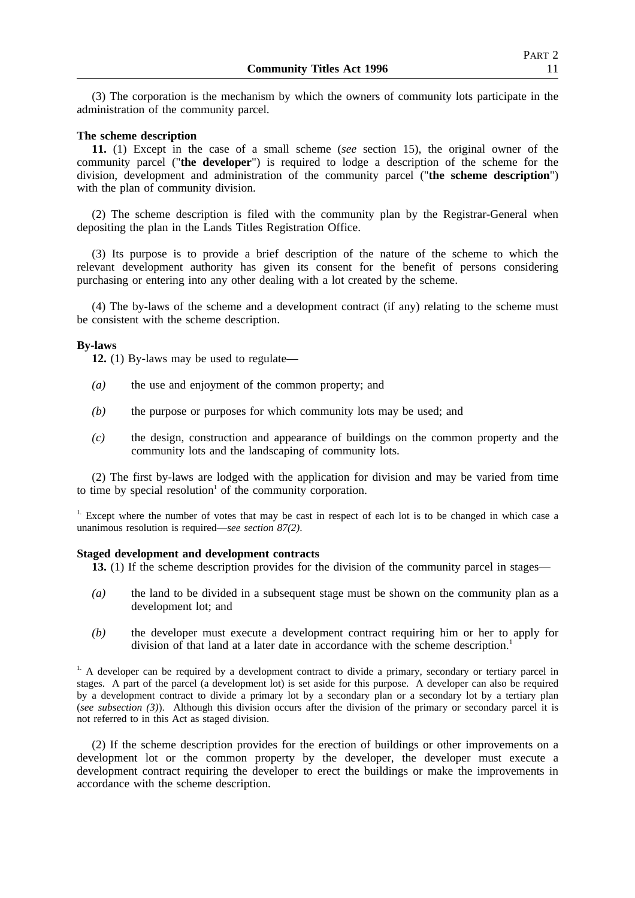(3) The corporation is the mechanism by which the owners of community lots participate in the administration of the community parcel.

**The scheme description**

**11.** (1) Except in the case of a small scheme (*see* section 15), the original owner of the community parcel ("**the developer**") is required to lodge a description of the scheme for the division, development and administration of the community parcel ("**the scheme description**") with the plan of community division.

(2) The scheme description is filed with the community plan by the Registrar-General when depositing the plan in the Lands Titles Registration Office.

(3) Its purpose is to provide a brief description of the nature of the scheme to which the relevant development authority has given its consent for the benefit of persons considering purchasing or entering into any other dealing with a lot created by the scheme.

(4) The by-laws of the scheme and a development contract (if any) relating to the scheme must be consistent with the scheme description.

**By-laws**

**12.** (1) By-laws may be used to regulate—

*(a)* the use and enjoyment of the common property; and

*(b)* the purpose or purposes for which community lots may be used; and

*(c)* the design, construction and appearance of buildings on the common property and the community lots and the landscaping of community lots.

(2) The first by-laws are lodged with the application for division and may be varied from time to time by special resolution[1] of the community corporation.

[1] Except where the number of votes that may be cast in respect of each lot is to be changed in which case a unanimous resolution is required—*see section 87(2)*.

**Staged development and development contracts**

**13.** (1) If the scheme description provides for the division of the community parcel in stages—

*(a)* the land to be divided in a subsequent stage must be shown on the community plan as a development lot; and

*(b)* the developer must execute a development contract requiring him or her to apply for division of that land at a later date in accordance with the scheme description.[1]

[1] A developer can be required by a development contract to divide a primary, secondary or tertiary parcel in stages. A part of the parcel (a development lot) is set aside for this purpose. A developer can also be required by a development contract to divide a primary lot by a secondary plan or a secondary lot by a tertiary plan (*see subsection (3)*). Although this division occurs after the division of the primary or secondary parcel it is not referred to in this Act as staged division.

(2) If the scheme description provides for the erection of buildings or other improvements on a development lot or the common property by the developer, the developer must execute a development contract requiring the developer to erect the buildings or make the improvements in accordance with the scheme description.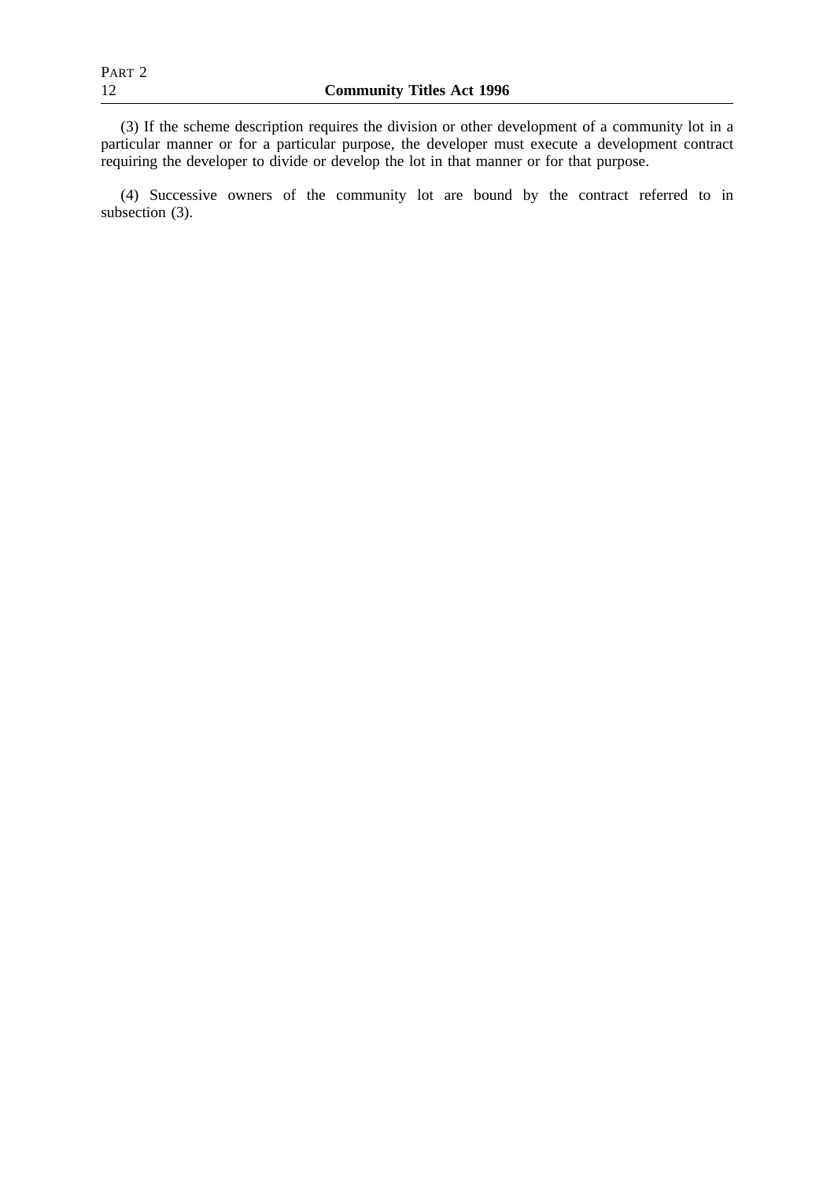(3) If the scheme description requires the division or other development of a community lot in a particular manner or for a particular purpose, the developer must execute a development contract requiring the developer to divide or develop the lot in that manner or for that purpose.

(4) Successive owners of the community lot are bound by the contract referred to in subsection (3).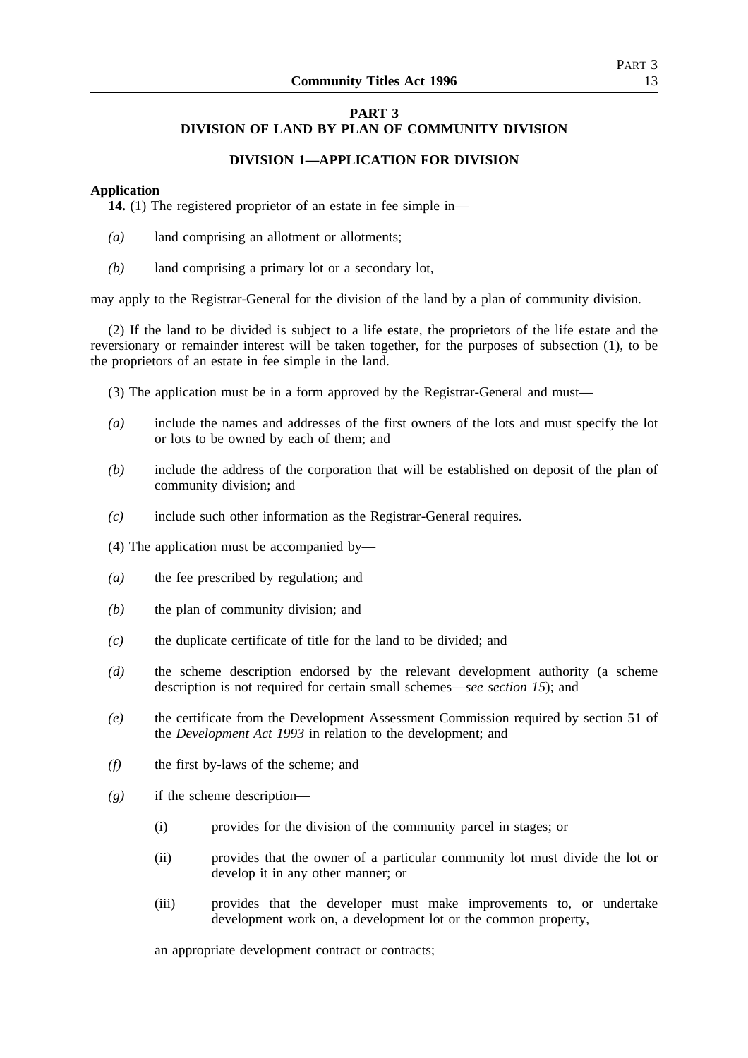## PART 3
## DIVISION OF LAND BY PLAN OF COMMUNITY DIVISION

### DIVISION 1—APPLICATION FOR DIVISION

**Application**

**14.** (1) The registered proprietor of an estate in fee simple in—

*(a)* land comprising an allotment or allotments;

*(b)* land comprising a primary lot or a secondary lot,

may apply to the Registrar-General for the division of the land by a plan of community division.

(2) If the land to be divided is subject to a life estate, the proprietors of the life estate and the reversionary or remainder interest will be taken together, for the purposes of subsection (1), to be the proprietors of an estate in fee simple in the land.

(3) The application must be in a form approved by the Registrar-General and must—

*(a)* include the names and addresses of the first owners of the lots and must specify the lot or lots to be owned by each of them; and

*(b)* include the address of the corporation that will be established on deposit of the plan of community division; and

*(c)* include such other information as the Registrar-General requires.

(4) The application must be accompanied by—

*(a)* the fee prescribed by regulation; and

*(b)* the plan of community division; and

*(c)* the duplicate certificate of title for the land to be divided; and

*(d)* the scheme description endorsed by the relevant development authority (a scheme description is not required for certain small schemes—*see section 15*); and

*(e)* the certificate from the Development Assessment Commission required by section 51 of the *Development Act 1993* in relation to the development; and

*(f)* the first by-laws of the scheme; and

*(g)* if the scheme description—

(i) provides for the division of the community parcel in stages; or

(ii) provides that the owner of a particular community lot must divide the lot or develop it in any other manner; or

(iii) provides that the developer must make improvements to, or undertake development work on, a development lot or the common property,

an appropriate development contract or contracts;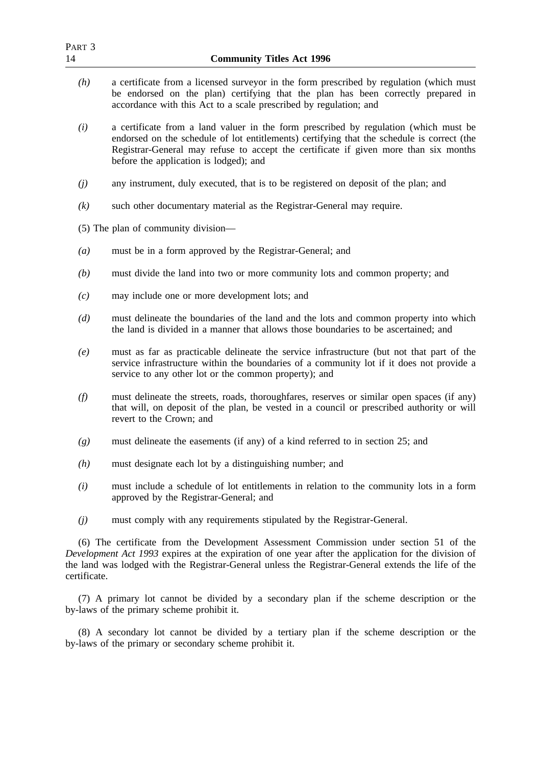*(h)* a certificate from a licensed surveyor in the form prescribed by regulation (which must be endorsed on the plan) certifying that the plan has been correctly prepared in accordance with this Act to a scale prescribed by regulation; and

*(i)* a certificate from a land valuer in the form prescribed by regulation (which must be endorsed on the schedule of lot entitlements) certifying that the schedule is correct (the Registrar-General may refuse to accept the certificate if given more than six months before the application is lodged); and

*(j)* any instrument, duly executed, that is to be registered on deposit of the plan; and

*(k)* such other documentary material as the Registrar-General may require.

(5) The plan of community division—

*(a)* must be in a form approved by the Registrar-General; and

*(b)* must divide the land into two or more community lots and common property; and

*(c)* may include one or more development lots; and

*(d)* must delineate the boundaries of the land and the lots and common property into which the land is divided in a manner that allows those boundaries to be ascertained; and

*(e)* must as far as practicable delineate the service infrastructure (but not that part of the service infrastructure within the boundaries of a community lot if it does not provide a service to any other lot or the common property); and

*(f)* must delineate the streets, roads, thoroughfares, reserves or similar open spaces (if any) that will, on deposit of the plan, be vested in a council or prescribed authority or will revert to the Crown; and

*(g)* must delineate the easements (if any) of a kind referred to in section 25; and

*(h)* must designate each lot by a distinguishing number; and

*(i)* must include a schedule of lot entitlements in relation to the community lots in a form approved by the Registrar-General; and

*(j)* must comply with any requirements stipulated by the Registrar-General.

(6) The certificate from the Development Assessment Commission under section 51 of the *Development Act 1993* expires at the expiration of one year after the application for the division of the land was lodged with the Registrar-General unless the Registrar-General extends the life of the certificate.

(7) A primary lot cannot be divided by a secondary plan if the scheme description or the by-laws of the primary scheme prohibit it.

(8) A secondary lot cannot be divided by a tertiary plan if the scheme description or the by-laws of the primary or secondary scheme prohibit it.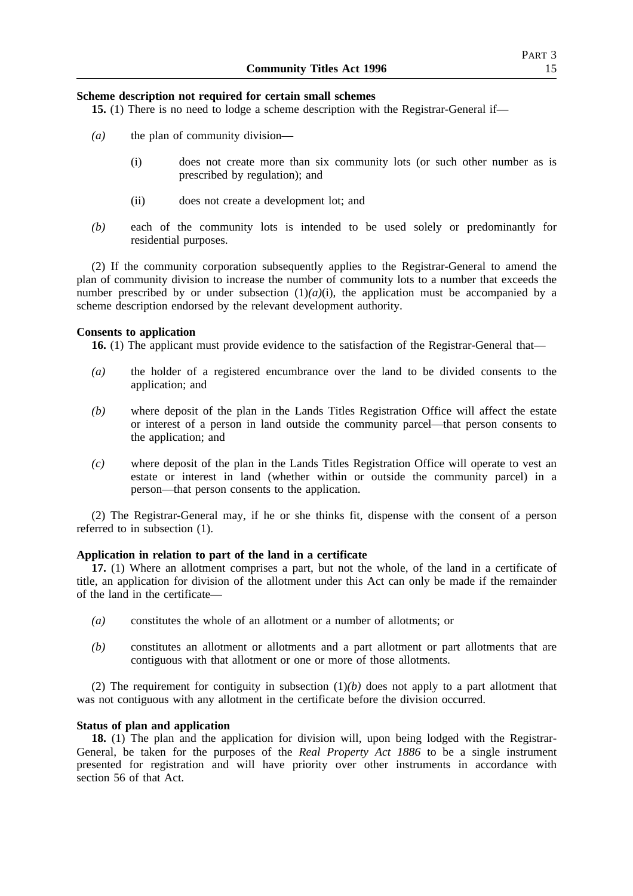**Scheme description not required for certain small schemes**

**15.** (1) There is no need to lodge a scheme description with the Registrar-General if—

*(a)* the plan of community division—

(i) does not create more than six community lots (or such other number as is prescribed by regulation); and

(ii) does not create a development lot; and

*(b)* each of the community lots is intended to be used solely or predominantly for residential purposes.

(2) If the community corporation subsequently applies to the Registrar-General to amend the plan of community division to increase the number of community lots to a number that exceeds the number prescribed by or under subsection (1)*(a)*(i), the application must be accompanied by a scheme description endorsed by the relevant development authority.

**Consents to application**

**16.** (1) The applicant must provide evidence to the satisfaction of the Registrar-General that—

*(a)* the holder of a registered encumbrance over the land to be divided consents to the application; and

*(b)* where deposit of the plan in the Lands Titles Registration Office will affect the estate or interest of a person in land outside the community parcel—that person consents to the application; and

*(c)* where deposit of the plan in the Lands Titles Registration Office will operate to vest an estate or interest in land (whether within or outside the community parcel) in a person—that person consents to the application.

(2) The Registrar-General may, if he or she thinks fit, dispense with the consent of a person referred to in subsection (1).

**Application in relation to part of the land in a certificate**

**17.** (1) Where an allotment comprises a part, but not the whole, of the land in a certificate of title, an application for division of the allotment under this Act can only be made if the remainder of the land in the certificate—

*(a)* constitutes the whole of an allotment or a number of allotments; or

*(b)* constitutes an allotment or allotments and a part allotment or part allotments that are contiguous with that allotment or one or more of those allotments.

(2) The requirement for contiguity in subsection (1)*(b)* does not apply to a part allotment that was not contiguous with any allotment in the certificate before the division occurred.

**Status of plan and application**

**18.** (1) The plan and the application for division will, upon being lodged with the Registrar-General, be taken for the purposes of the *Real Property Act 1886* to be a single instrument presented for registration and will have priority over other instruments in accordance with section 56 of that Act.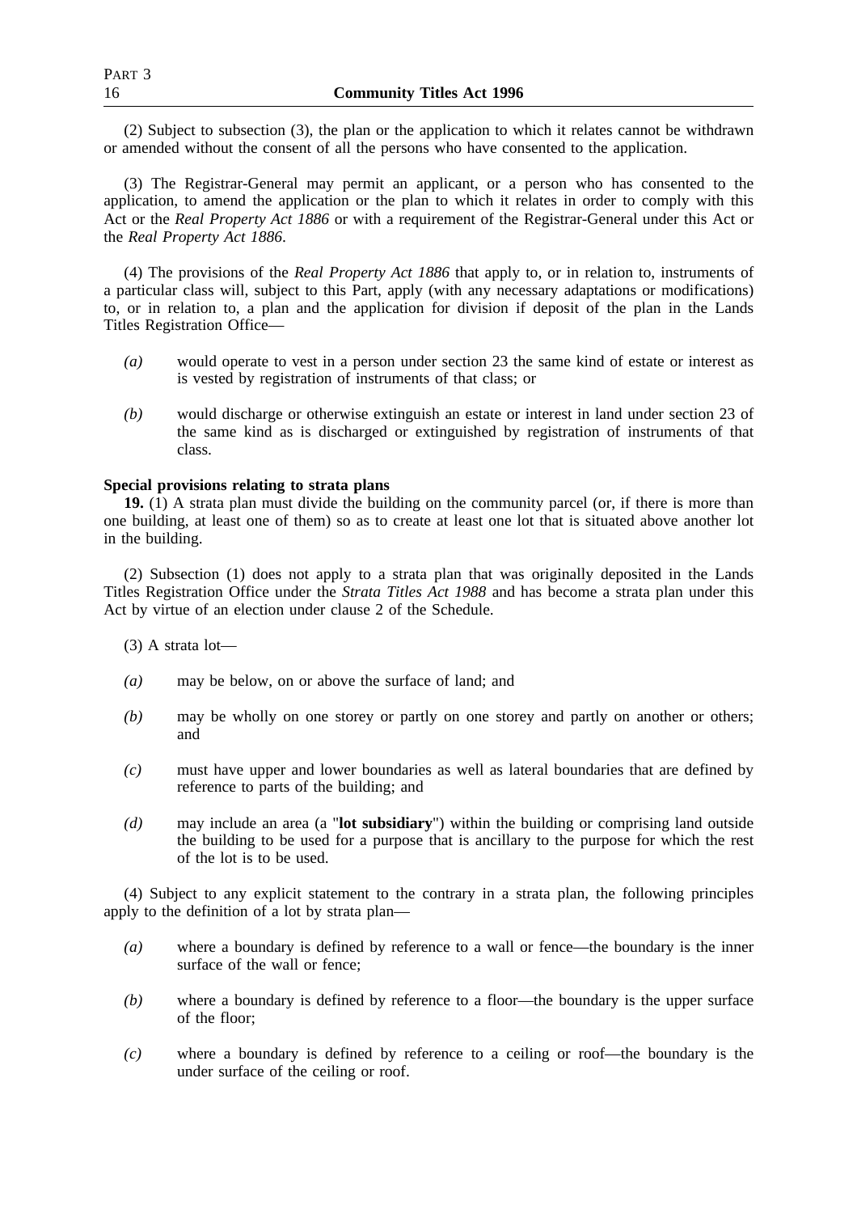(2) Subject to subsection (3), the plan or the application to which it relates cannot be withdrawn or amended without the consent of all the persons who have consented to the application.

(3) The Registrar-General may permit an applicant, or a person who has consented to the application, to amend the application or the plan to which it relates in order to comply with this Act or the *Real Property Act 1886* or with a requirement of the Registrar-General under this Act or the *Real Property Act 1886*.

(4) The provisions of the *Real Property Act 1886* that apply to, or in relation to, instruments of a particular class will, subject to this Part, apply (with any necessary adaptations or modifications) to, or in relation to, a plan and the application for division if deposit of the plan in the Lands Titles Registration Office—

*(a)* would operate to vest in a person under section 23 the same kind of estate or interest as is vested by registration of instruments of that class; or

*(b)* would discharge or otherwise extinguish an estate or interest in land under section 23 of the same kind as is discharged or extinguished by registration of instruments of that class.

**Special provisions relating to strata plans**

**19.** (1) A strata plan must divide the building on the community parcel (or, if there is more than one building, at least one of them) so as to create at least one lot that is situated above another lot in the building.

(2) Subsection (1) does not apply to a strata plan that was originally deposited in the Lands Titles Registration Office under the *Strata Titles Act 1988* and has become a strata plan under this Act by virtue of an election under clause 2 of the Schedule.

(3) A strata lot—

*(a)* may be below, on or above the surface of land; and

*(b)* may be wholly on one storey or partly on one storey and partly on another or others; and

*(c)* must have upper and lower boundaries as well as lateral boundaries that are defined by reference to parts of the building; and

*(d)* may include an area (a "**lot subsidiary**") within the building or comprising land outside the building to be used for a purpose that is ancillary to the purpose for which the rest of the lot is to be used.

(4) Subject to any explicit statement to the contrary in a strata plan, the following principles apply to the definition of a lot by strata plan—

*(a)* where a boundary is defined by reference to a wall or fence—the boundary is the inner surface of the wall or fence;

*(b)* where a boundary is defined by reference to a floor—the boundary is the upper surface of the floor;

*(c)* where a boundary is defined by reference to a ceiling or roof—the boundary is the under surface of the ceiling or roof.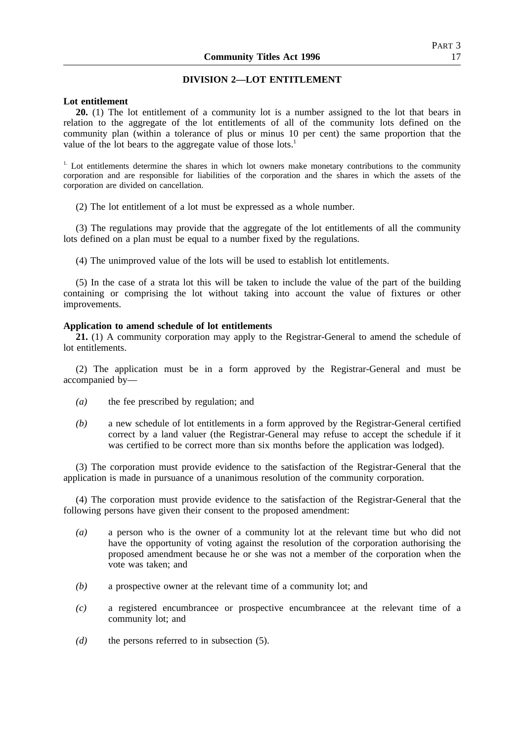## DIVISION 2—LOT ENTITLEMENT

**Lot entitlement**

**20.** (1) The lot entitlement of a community lot is a number assigned to the lot that bears in relation to the aggregate of the lot entitlements of all of the community lots defined on the community plan (within a tolerance of plus or minus 10 per cent) the same proportion that the value of the lot bears to the aggregate value of those lots.[1]

[1.] Lot entitlements determine the shares in which lot owners make monetary contributions to the community corporation and are responsible for liabilities of the corporation and the shares in which the assets of the corporation are divided on cancellation.

(2) The lot entitlement of a lot must be expressed as a whole number.

(3) The regulations may provide that the aggregate of the lot entitlements of all the community lots defined on a plan must be equal to a number fixed by the regulations.

(4) The unimproved value of the lots will be used to establish lot entitlements.

(5) In the case of a strata lot this will be taken to include the value of the part of the building containing or comprising the lot without taking into account the value of fixtures or other improvements.

**Application to amend schedule of lot entitlements**

**21.** (1) A community corporation may apply to the Registrar-General to amend the schedule of lot entitlements.

(2) The application must be in a form approved by the Registrar-General and must be accompanied by—

*(a)* the fee prescribed by regulation; and

*(b)* a new schedule of lot entitlements in a form approved by the Registrar-General certified correct by a land valuer (the Registrar-General may refuse to accept the schedule if it was certified to be correct more than six months before the application was lodged).

(3) The corporation must provide evidence to the satisfaction of the Registrar-General that the application is made in pursuance of a unanimous resolution of the community corporation.

(4) The corporation must provide evidence to the satisfaction of the Registrar-General that the following persons have given their consent to the proposed amendment:

*(a)* a person who is the owner of a community lot at the relevant time but who did not have the opportunity of voting against the resolution of the corporation authorising the proposed amendment because he or she was not a member of the corporation when the vote was taken; and

*(b)* a prospective owner at the relevant time of a community lot; and

*(c)* a registered encumbrancee or prospective encumbrancee at the relevant time of a community lot; and

*(d)* the persons referred to in subsection (5).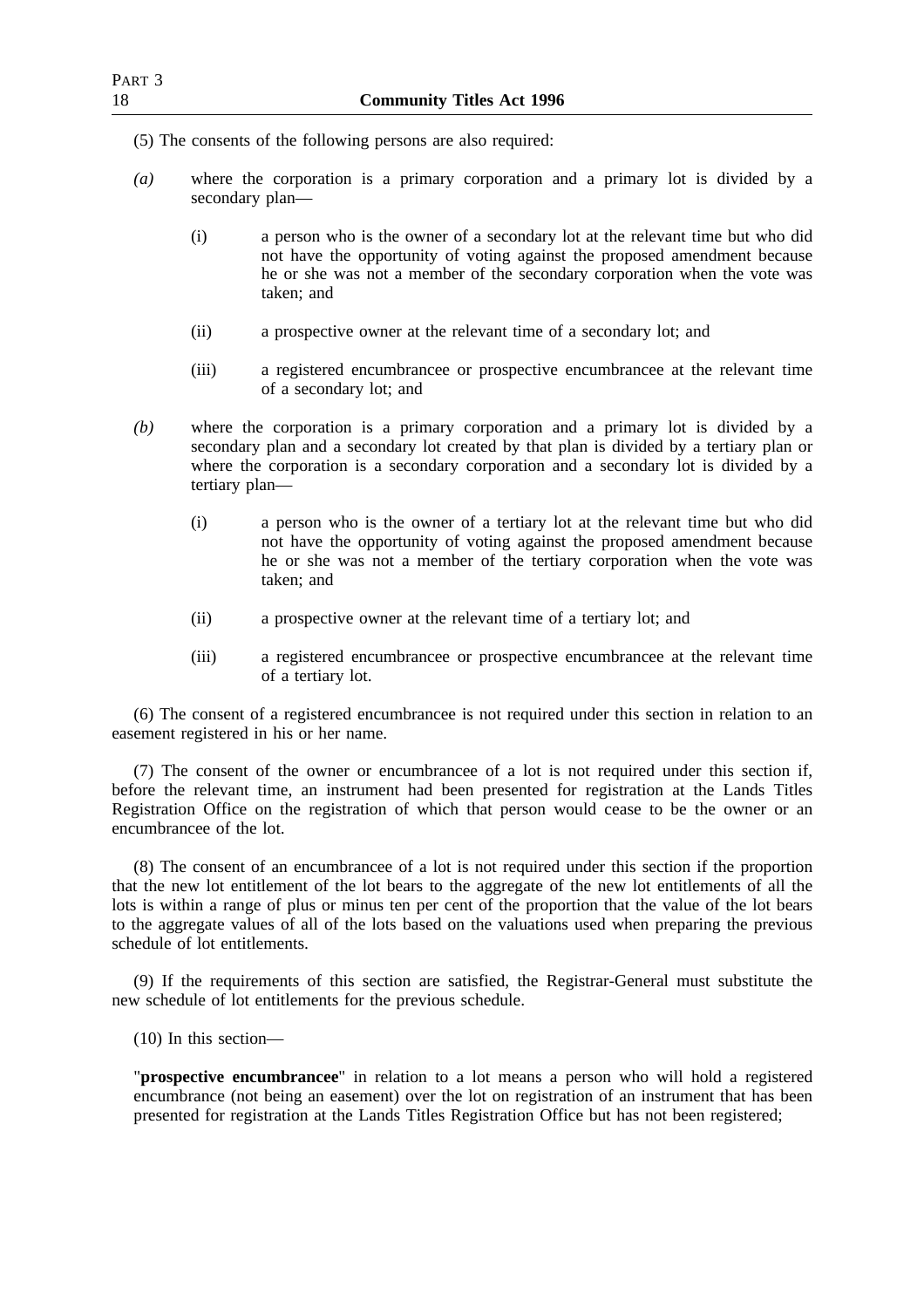(5) The consents of the following persons are also required:

*(a)* where the corporation is a primary corporation and a primary lot is divided by a secondary plan—

(i) a person who is the owner of a secondary lot at the relevant time but who did not have the opportunity of voting against the proposed amendment because he or she was not a member of the secondary corporation when the vote was taken; and

(ii) a prospective owner at the relevant time of a secondary lot; and

(iii) a registered encumbrancee or prospective encumbrancee at the relevant time of a secondary lot; and

*(b)* where the corporation is a primary corporation and a primary lot is divided by a secondary plan and a secondary lot created by that plan is divided by a tertiary plan or where the corporation is a secondary corporation and a secondary lot is divided by a tertiary plan—

(i) a person who is the owner of a tertiary lot at the relevant time but who did not have the opportunity of voting against the proposed amendment because he or she was not a member of the tertiary corporation when the vote was taken; and

(ii) a prospective owner at the relevant time of a tertiary lot; and

(iii) a registered encumbrancee or prospective encumbrancee at the relevant time of a tertiary lot.

(6) The consent of a registered encumbrancee is not required under this section in relation to an easement registered in his or her name.

(7) The consent of the owner or encumbrancee of a lot is not required under this section if, before the relevant time, an instrument had been presented for registration at the Lands Titles Registration Office on the registration of which that person would cease to be the owner or an encumbrancee of the lot.

(8) The consent of an encumbrancee of a lot is not required under this section if the proportion that the new lot entitlement of the lot bears to the aggregate of the new lot entitlements of all the lots is within a range of plus or minus ten per cent of the proportion that the value of the lot bears to the aggregate values of all of the lots based on the valuations used when preparing the previous schedule of lot entitlements.

(9) If the requirements of this section are satisfied, the Registrar-General must substitute the new schedule of lot entitlements for the previous schedule.

(10) In this section—

"**prospective encumbrancee**" in relation to a lot means a person who will hold a registered encumbrance (not being an easement) over the lot on registration of an instrument that has been presented for registration at the Lands Titles Registration Office but has not been registered;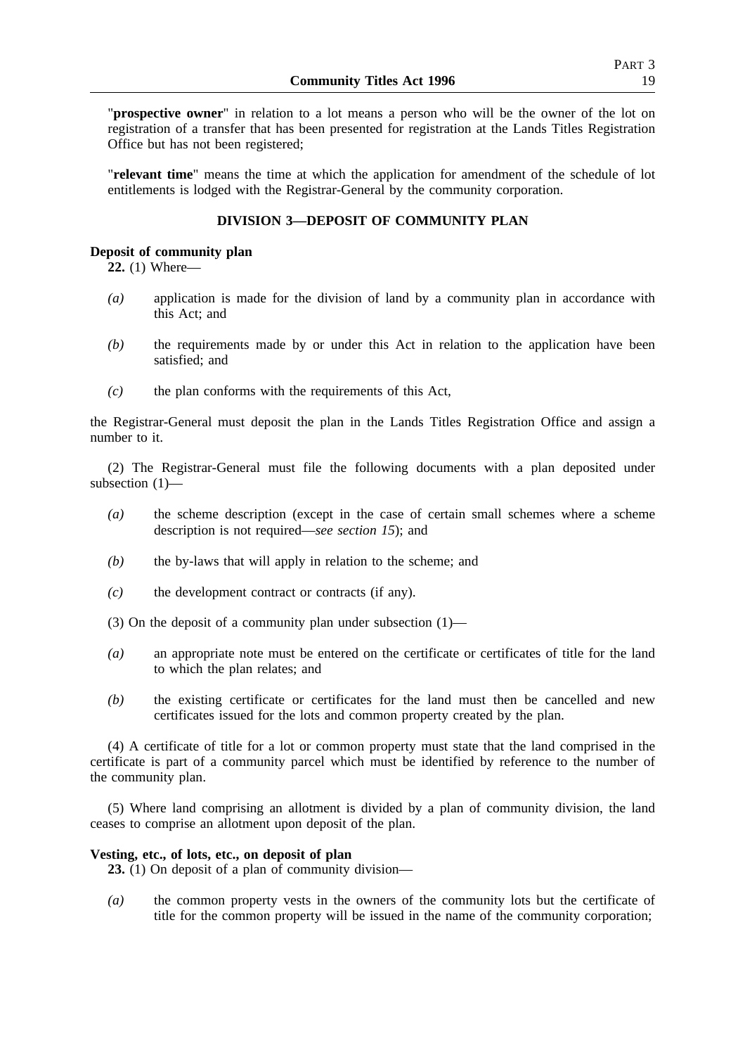"**prospective owner**" in relation to a lot means a person who will be the owner of the lot on registration of a transfer that has been presented for registration at the Lands Titles Registration Office but has not been registered;

"**relevant time**" means the time at which the application for amendment of the schedule of lot entitlements is lodged with the Registrar-General by the community corporation.

## DIVISION 3—DEPOSIT OF COMMUNITY PLAN

**Deposit of community plan**

**22.** (1) Where—

*(a)* application is made for the division of land by a community plan in accordance with this Act; and

*(b)* the requirements made by or under this Act in relation to the application have been satisfied; and

*(c)* the plan conforms with the requirements of this Act,

the Registrar-General must deposit the plan in the Lands Titles Registration Office and assign a number to it.

(2) The Registrar-General must file the following documents with a plan deposited under subsection (1)—

*(a)* the scheme description (except in the case of certain small schemes where a scheme description is not required—*see section 15*); and

*(b)* the by-laws that will apply in relation to the scheme; and

*(c)* the development contract or contracts (if any).

(3) On the deposit of a community plan under subsection (1)—

*(a)* an appropriate note must be entered on the certificate or certificates of title for the land to which the plan relates; and

*(b)* the existing certificate or certificates for the land must then be cancelled and new certificates issued for the lots and common property created by the plan.

(4) A certificate of title for a lot or common property must state that the land comprised in the certificate is part of a community parcel which must be identified by reference to the number of the community plan.

(5) Where land comprising an allotment is divided by a plan of community division, the land ceases to comprise an allotment upon deposit of the plan.

**Vesting, etc., of lots, etc., on deposit of plan**

**23.** (1) On deposit of a plan of community division—

*(a)* the common property vests in the owners of the community lots but the certificate of title for the common property will be issued in the name of the community corporation;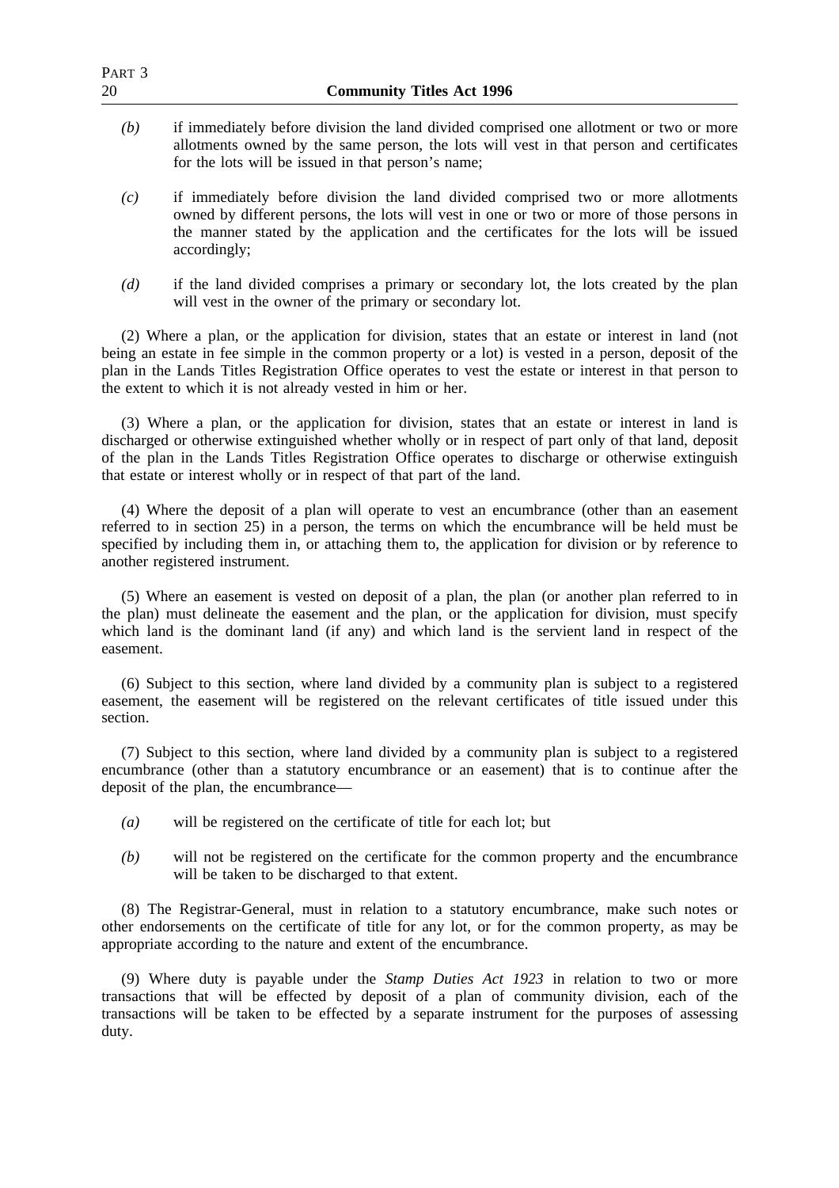*(b)* if immediately before division the land divided comprised one allotment or two or more allotments owned by the same person, the lots will vest in that person and certificates for the lots will be issued in that person's name;

*(c)* if immediately before division the land divided comprised two or more allotments owned by different persons, the lots will vest in one or two or more of those persons in the manner stated by the application and the certificates for the lots will be issued accordingly;

*(d)* if the land divided comprises a primary or secondary lot, the lots created by the plan will vest in the owner of the primary or secondary lot.

(2) Where a plan, or the application for division, states that an estate or interest in land (not being an estate in fee simple in the common property or a lot) is vested in a person, deposit of the plan in the Lands Titles Registration Office operates to vest the estate or interest in that person to the extent to which it is not already vested in him or her.

(3) Where a plan, or the application for division, states that an estate or interest in land is discharged or otherwise extinguished whether wholly or in respect of part only of that land, deposit of the plan in the Lands Titles Registration Office operates to discharge or otherwise extinguish that estate or interest wholly or in respect of that part of the land.

(4) Where the deposit of a plan will operate to vest an encumbrance (other than an easement referred to in section 25) in a person, the terms on which the encumbrance will be held must be specified by including them in, or attaching them to, the application for division or by reference to another registered instrument.

(5) Where an easement is vested on deposit of a plan, the plan (or another plan referred to in the plan) must delineate the easement and the plan, or the application for division, must specify which land is the dominant land (if any) and which land is the servient land in respect of the easement.

(6) Subject to this section, where land divided by a community plan is subject to a registered easement, the easement will be registered on the relevant certificates of title issued under this section.

(7) Subject to this section, where land divided by a community plan is subject to a registered encumbrance (other than a statutory encumbrance or an easement) that is to continue after the deposit of the plan, the encumbrance—

*(a)* will be registered on the certificate of title for each lot; but

*(b)* will not be registered on the certificate for the common property and the encumbrance will be taken to be discharged to that extent.

(8) The Registrar-General, must in relation to a statutory encumbrance, make such notes or other endorsements on the certificate of title for any lot, or for the common property, as may be appropriate according to the nature and extent of the encumbrance.

(9) Where duty is payable under the *Stamp Duties Act 1923* in relation to two or more transactions that will be effected by deposit of a plan of community division, each of the transactions will be taken to be effected by a separate instrument for the purposes of assessing duty.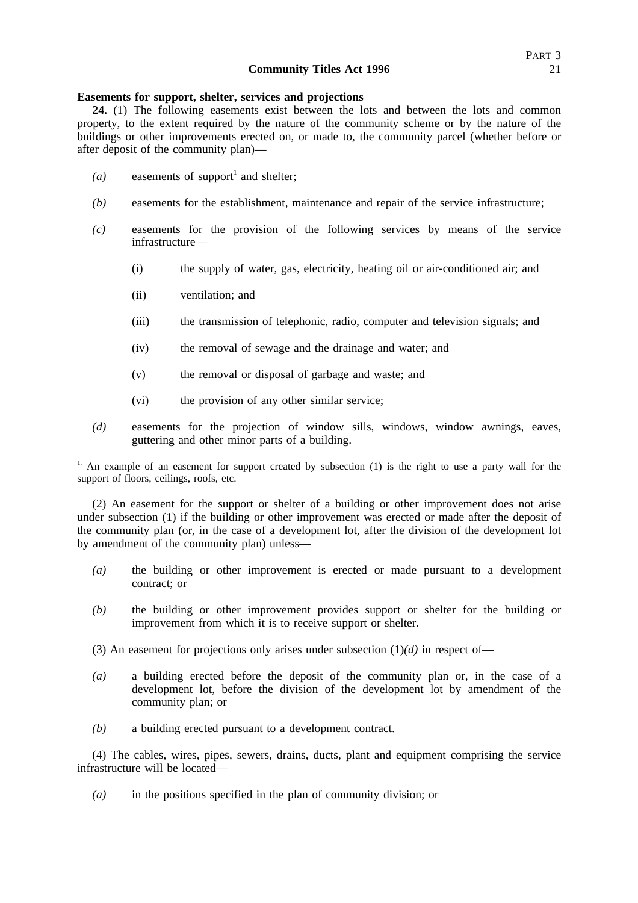**Easements for support, shelter, services and projections**

**24.** (1) The following easements exist between the lots and between the lots and common property, to the extent required by the nature of the community scheme or by the nature of the buildings or other improvements erected on, or made to, the community parcel (whether before or after deposit of the community plan)—

*(a)* easements of support[1] and shelter;

*(b)* easements for the establishment, maintenance and repair of the service infrastructure;

*(c)* easements for the provision of the following services by means of the service infrastructure—

(i) the supply of water, gas, electricity, heating oil or air-conditioned air; and

(ii) ventilation; and

(iii) the transmission of telephonic, radio, computer and television signals; and

(iv) the removal of sewage and the drainage and water; and

(v) the removal or disposal of garbage and waste; and

(vi) the provision of any other similar service;

*(d)* easements for the projection of window sills, windows, window awnings, eaves, guttering and other minor parts of a building.

[1] An example of an easement for support created by subsection (1) is the right to use a party wall for the support of floors, ceilings, roofs, etc.

(2) An easement for the support or shelter of a building or other improvement does not arise under subsection (1) if the building or other improvement was erected or made after the deposit of the community plan (or, in the case of a development lot, after the division of the development lot by amendment of the community plan) unless—

*(a)* the building or other improvement is erected or made pursuant to a development contract; or

*(b)* the building or other improvement provides support or shelter for the building or improvement from which it is to receive support or shelter.

(3) An easement for projections only arises under subsection (1)*(d)* in respect of—

*(a)* a building erected before the deposit of the community plan or, in the case of a development lot, before the division of the development lot by amendment of the community plan; or

*(b)* a building erected pursuant to a development contract.

(4) The cables, wires, pipes, sewers, drains, ducts, plant and equipment comprising the service infrastructure will be located—

*(a)* in the positions specified in the plan of community division; or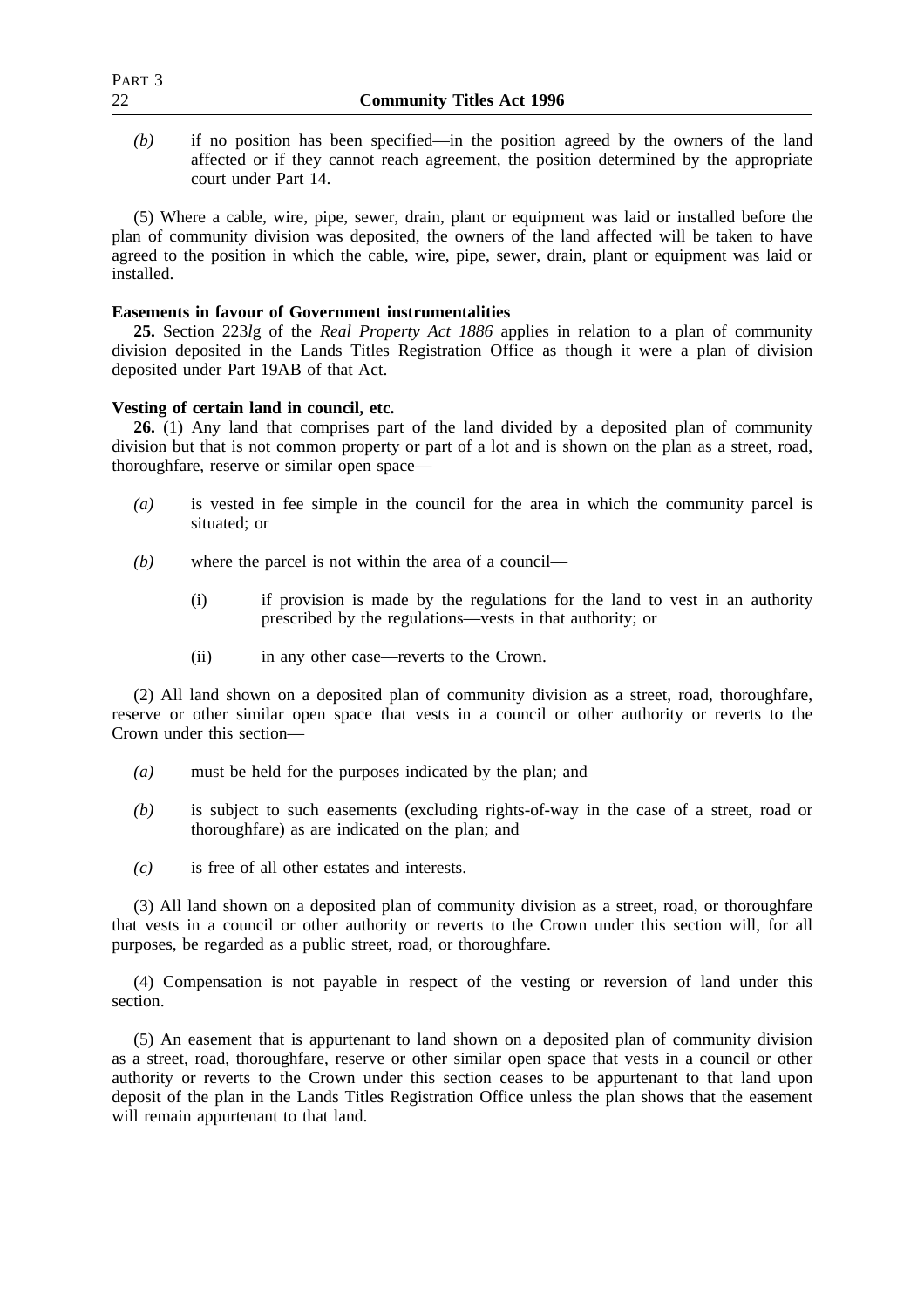*(b)* if no position has been specified—in the position agreed by the owners of the land affected or if they cannot reach agreement, the position determined by the appropriate court under Part 14.

(5) Where a cable, wire, pipe, sewer, drain, plant or equipment was laid or installed before the plan of community division was deposited, the owners of the land affected will be taken to have agreed to the position in which the cable, wire, pipe, sewer, drain, plant or equipment was laid or installed.

**Easements in favour of Government instrumentalities**

**25.** Section 223*l*g of the *Real Property Act 1886* applies in relation to a plan of community division deposited in the Lands Titles Registration Office as though it were a plan of division deposited under Part 19AB of that Act.

**Vesting of certain land in council, etc.**

**26.** (1) Any land that comprises part of the land divided by a deposited plan of community division but that is not common property or part of a lot and is shown on the plan as a street, road, thoroughfare, reserve or similar open space—

*(a)* is vested in fee simple in the council for the area in which the community parcel is situated; or

*(b)* where the parcel is not within the area of a council—

(i) if provision is made by the regulations for the land to vest in an authority prescribed by the regulations—vests in that authority; or

(ii) in any other case—reverts to the Crown.

(2) All land shown on a deposited plan of community division as a street, road, thoroughfare, reserve or other similar open space that vests in a council or other authority or reverts to the Crown under this section—

*(a)* must be held for the purposes indicated by the plan; and

*(b)* is subject to such easements (excluding rights-of-way in the case of a street, road or thoroughfare) as are indicated on the plan; and

*(c)* is free of all other estates and interests.

(3) All land shown on a deposited plan of community division as a street, road, or thoroughfare that vests in a council or other authority or reverts to the Crown under this section will, for all purposes, be regarded as a public street, road, or thoroughfare.

(4) Compensation is not payable in respect of the vesting or reversion of land under this section.

(5) An easement that is appurtenant to land shown on a deposited plan of community division as a street, road, thoroughfare, reserve or other similar open space that vests in a council or other authority or reverts to the Crown under this section ceases to be appurtenant to that land upon deposit of the plan in the Lands Titles Registration Office unless the plan shows that the easement will remain appurtenant to that land.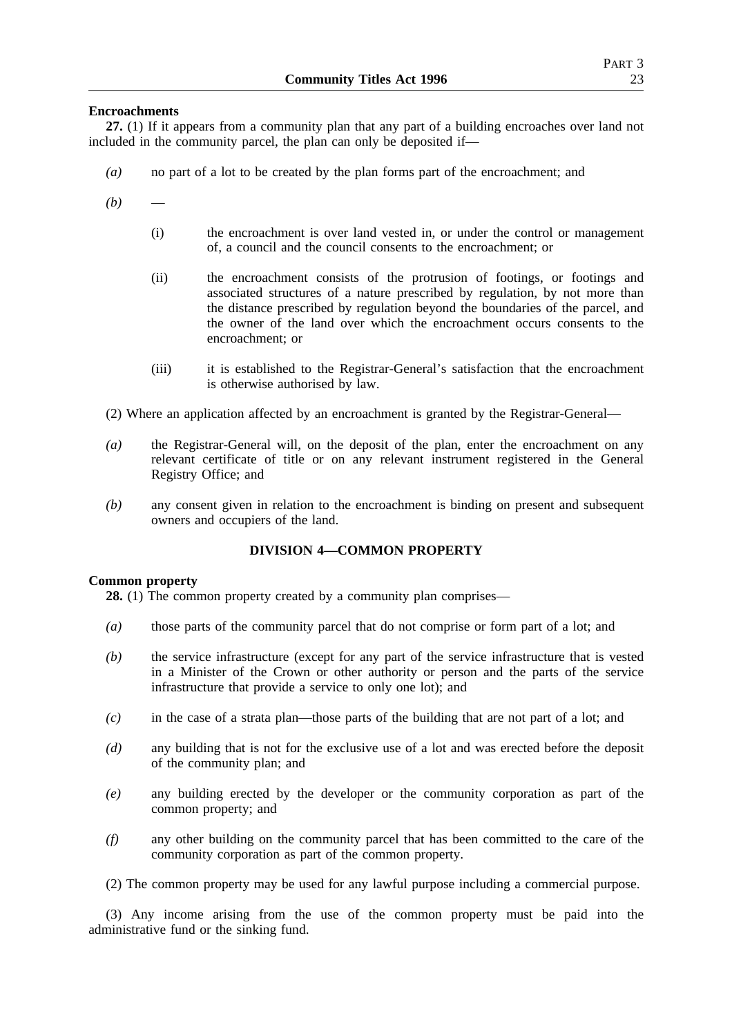**Encroachments**

**27.** (1) If it appears from a community plan that any part of a building encroaches over land not included in the community parcel, the plan can only be deposited if—

*(a)* no part of a lot to be created by the plan forms part of the encroachment; and

*(b)* —

(i) the encroachment is over land vested in, or under the control or management of, a council and the council consents to the encroachment; or

(ii) the encroachment consists of the protrusion of footings, or footings and associated structures of a nature prescribed by regulation, by not more than the distance prescribed by regulation beyond the boundaries of the parcel, and the owner of the land over which the encroachment occurs consents to the encroachment; or

(iii) it is established to the Registrar-General's satisfaction that the encroachment is otherwise authorised by law.

(2) Where an application affected by an encroachment is granted by the Registrar-General—

*(a)* the Registrar-General will, on the deposit of the plan, enter the encroachment on any relevant certificate of title or on any relevant instrument registered in the General Registry Office; and

*(b)* any consent given in relation to the encroachment is binding on present and subsequent owners and occupiers of the land.

## DIVISION 4—COMMON PROPERTY

**Common property**

**28.** (1) The common property created by a community plan comprises—

*(a)* those parts of the community parcel that do not comprise or form part of a lot; and

*(b)* the service infrastructure (except for any part of the service infrastructure that is vested in a Minister of the Crown or other authority or person and the parts of the service infrastructure that provide a service to only one lot); and

*(c)* in the case of a strata plan—those parts of the building that are not part of a lot; and

*(d)* any building that is not for the exclusive use of a lot and was erected before the deposit of the community plan; and

*(e)* any building erected by the developer or the community corporation as part of the common property; and

*(f)* any other building on the community parcel that has been committed to the care of the community corporation as part of the common property.

(2) The common property may be used for any lawful purpose including a commercial purpose.

(3) Any income arising from the use of the common property must be paid into the administrative fund or the sinking fund.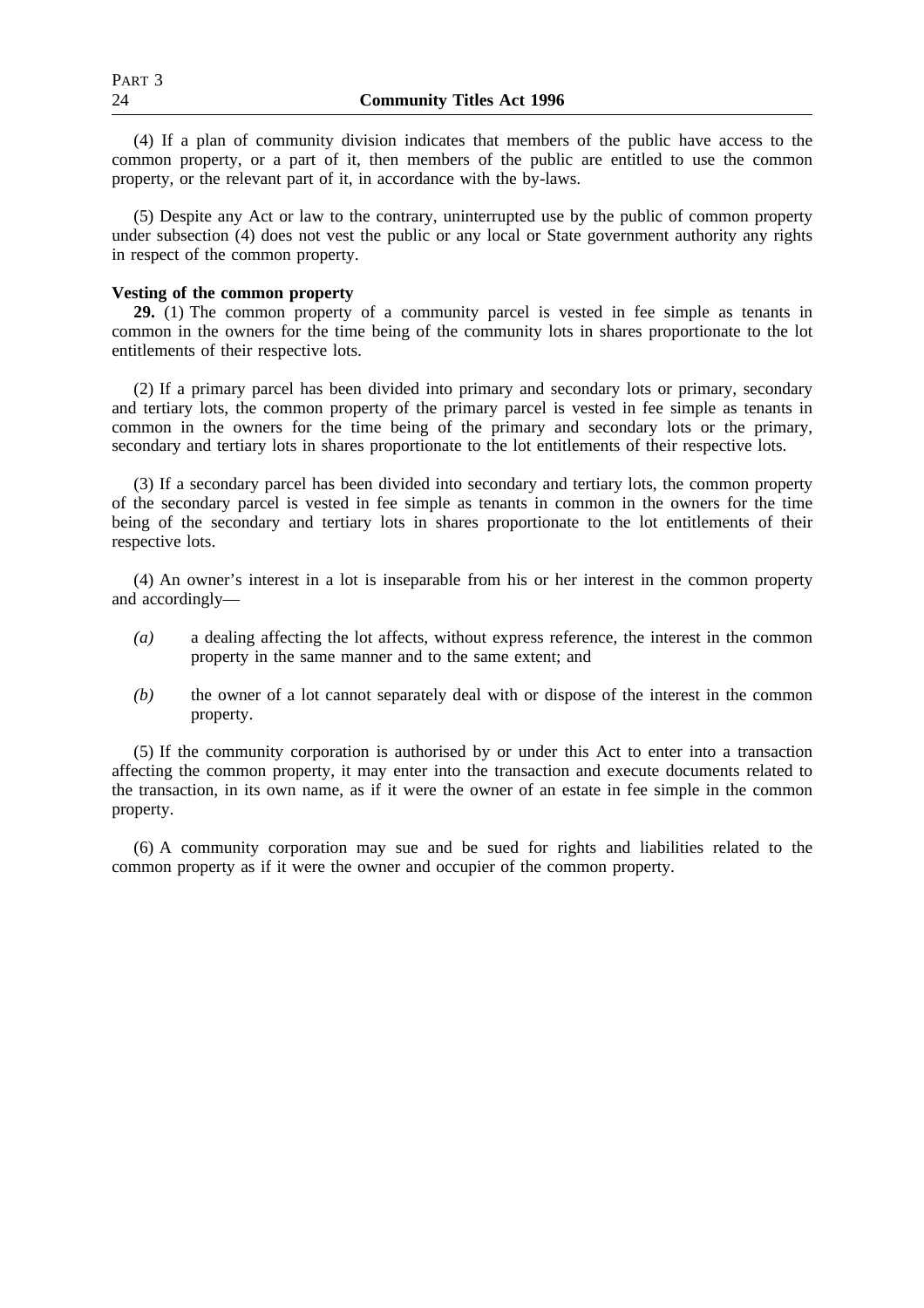(4) If a plan of community division indicates that members of the public have access to the common property, or a part of it, then members of the public are entitled to use the common property, or the relevant part of it, in accordance with the by-laws.

(5) Despite any Act or law to the contrary, uninterrupted use by the public of common property under subsection (4) does not vest the public or any local or State government authority any rights in respect of the common property.

**Vesting of the common property**

**29.** (1) The common property of a community parcel is vested in fee simple as tenants in common in the owners for the time being of the community lots in shares proportionate to the lot entitlements of their respective lots.

(2) If a primary parcel has been divided into primary and secondary lots or primary, secondary and tertiary lots, the common property of the primary parcel is vested in fee simple as tenants in common in the owners for the time being of the primary and secondary lots or the primary, secondary and tertiary lots in shares proportionate to the lot entitlements of their respective lots.

(3) If a secondary parcel has been divided into secondary and tertiary lots, the common property of the secondary parcel is vested in fee simple as tenants in common in the owners for the time being of the secondary and tertiary lots in shares proportionate to the lot entitlements of their respective lots.

(4) An owner's interest in a lot is inseparable from his or her interest in the common property and accordingly—

*(a)* a dealing affecting the lot affects, without express reference, the interest in the common property in the same manner and to the same extent; and

*(b)* the owner of a lot cannot separately deal with or dispose of the interest in the common property.

(5) If the community corporation is authorised by or under this Act to enter into a transaction affecting the common property, it may enter into the transaction and execute documents related to the transaction, in its own name, as if it were the owner of an estate in fee simple in the common property.

(6) A community corporation may sue and be sued for rights and liabilities related to the common property as if it were the owner and occupier of the common property.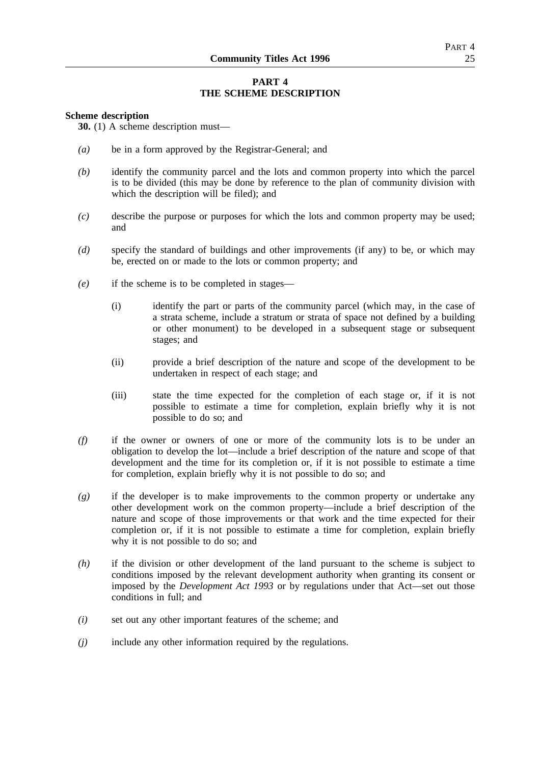## PART 4
## THE SCHEME DESCRIPTION

**Scheme description**

**30.** (1) A scheme description must—

*(a)* be in a form approved by the Registrar-General; and

*(b)* identify the community parcel and the lots and common property into which the parcel is to be divided (this may be done by reference to the plan of community division with which the description will be filed); and

*(c)* describe the purpose or purposes for which the lots and common property may be used; and

*(d)* specify the standard of buildings and other improvements (if any) to be, or which may be, erected on or made to the lots or common property; and

*(e)* if the scheme is to be completed in stages—

(i) identify the part or parts of the community parcel (which may, in the case of a strata scheme, include a stratum or strata of space not defined by a building or other monument) to be developed in a subsequent stage or subsequent stages; and

(ii) provide a brief description of the nature and scope of the development to be undertaken in respect of each stage; and

(iii) state the time expected for the completion of each stage or, if it is not possible to estimate a time for completion, explain briefly why it is not possible to do so; and

*(f)* if the owner or owners of one or more of the community lots is to be under an obligation to develop the lot—include a brief description of the nature and scope of that development and the time for its completion or, if it is not possible to estimate a time for completion, explain briefly why it is not possible to do so; and

*(g)* if the developer is to make improvements to the common property or undertake any other development work on the common property—include a brief description of the nature and scope of those improvements or that work and the time expected for their completion or, if it is not possible to estimate a time for completion, explain briefly why it is not possible to do so; and

*(h)* if the division or other development of the land pursuant to the scheme is subject to conditions imposed by the relevant development authority when granting its consent or imposed by the *Development Act 1993* or by regulations under that Act—set out those conditions in full; and

*(i)* set out any other important features of the scheme; and

*(j)* include any other information required by the regulations.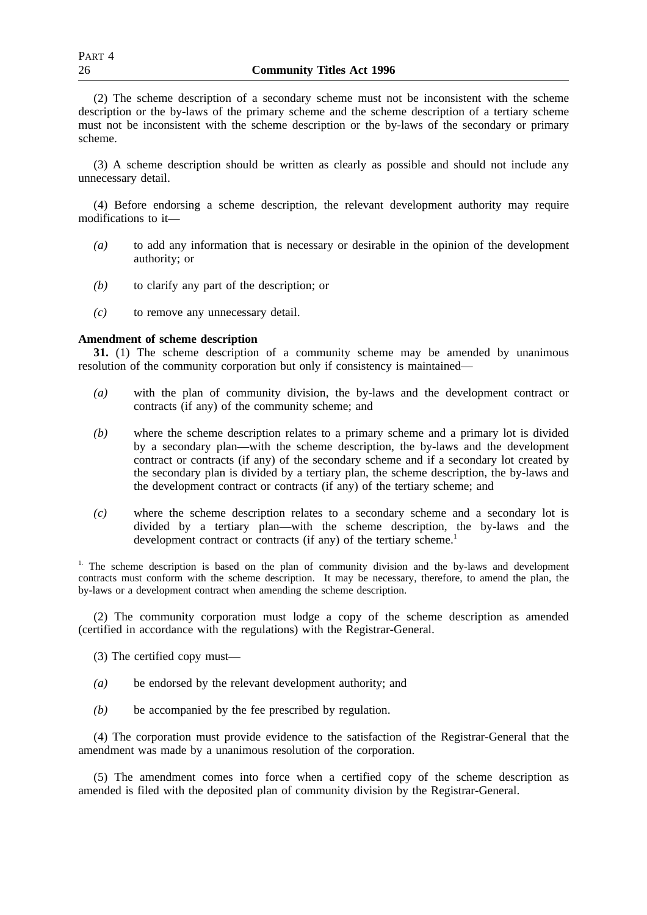(2) The scheme description of a secondary scheme must not be inconsistent with the scheme description or the by-laws of the primary scheme and the scheme description of a tertiary scheme must not be inconsistent with the scheme description or the by-laws of the secondary or primary scheme.

(3) A scheme description should be written as clearly as possible and should not include any unnecessary detail.

(4) Before endorsing a scheme description, the relevant development authority may require modifications to it—

*(a)* to add any information that is necessary or desirable in the opinion of the development authority; or

*(b)* to clarify any part of the description; or

*(c)* to remove any unnecessary detail.

**Amendment of scheme description**

**31.** (1) The scheme description of a community scheme may be amended by unanimous resolution of the community corporation but only if consistency is maintained—

*(a)* with the plan of community division, the by-laws and the development contract or contracts (if any) of the community scheme; and

*(b)* where the scheme description relates to a primary scheme and a primary lot is divided by a secondary plan—with the scheme description, the by-laws and the development contract or contracts (if any) of the secondary scheme and if a secondary lot created by the secondary plan is divided by a tertiary plan, the scheme description, the by-laws and the development contract or contracts (if any) of the tertiary scheme; and

*(c)* where the scheme description relates to a secondary scheme and a secondary lot is divided by a tertiary plan—with the scheme description, the by-laws and the development contract or contracts (if any) of the tertiary scheme.[1]

[1] The scheme description is based on the plan of community division and the by-laws and development contracts must conform with the scheme description. It may be necessary, therefore, to amend the plan, the by-laws or a development contract when amending the scheme description.

(2) The community corporation must lodge a copy of the scheme description as amended (certified in accordance with the regulations) with the Registrar-General.

(3) The certified copy must—

*(a)* be endorsed by the relevant development authority; and

*(b)* be accompanied by the fee prescribed by regulation.

(4) The corporation must provide evidence to the satisfaction of the Registrar-General that the amendment was made by a unanimous resolution of the corporation.

(5) The amendment comes into force when a certified copy of the scheme description as amended is filed with the deposited plan of community division by the Registrar-General.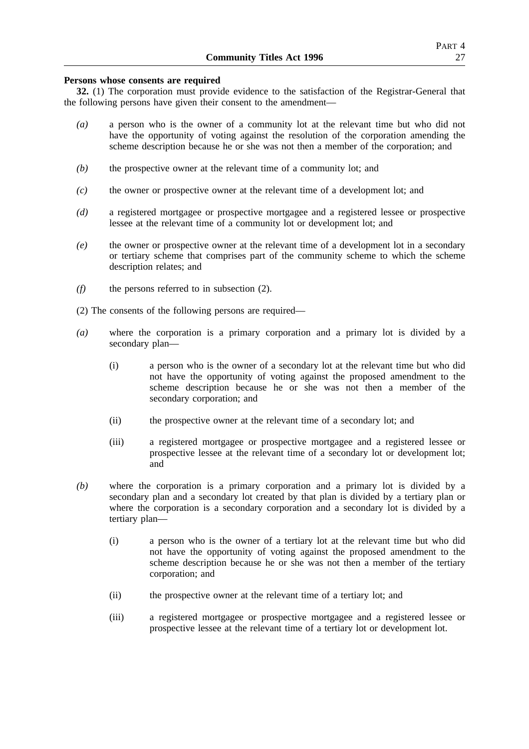**Persons whose consents are required**

**32.** (1) The corporation must provide evidence to the satisfaction of the Registrar-General that the following persons have given their consent to the amendment—

*(a)* a person who is the owner of a community lot at the relevant time but who did not have the opportunity of voting against the resolution of the corporation amending the scheme description because he or she was not then a member of the corporation; and

*(b)* the prospective owner at the relevant time of a community lot; and

*(c)* the owner or prospective owner at the relevant time of a development lot; and

*(d)* a registered mortgagee or prospective mortgagee and a registered lessee or prospective lessee at the relevant time of a community lot or development lot; and

*(e)* the owner or prospective owner at the relevant time of a development lot in a secondary or tertiary scheme that comprises part of the community scheme to which the scheme description relates; and

*(f)* the persons referred to in subsection (2).

(2) The consents of the following persons are required—

*(a)* where the corporation is a primary corporation and a primary lot is divided by a secondary plan—

(i) a person who is the owner of a secondary lot at the relevant time but who did not have the opportunity of voting against the proposed amendment to the scheme description because he or she was not then a member of the secondary corporation; and

(ii) the prospective owner at the relevant time of a secondary lot; and

(iii) a registered mortgagee or prospective mortgagee and a registered lessee or prospective lessee at the relevant time of a secondary lot or development lot; and

*(b)* where the corporation is a primary corporation and a primary lot is divided by a secondary plan and a secondary lot created by that plan is divided by a tertiary plan or where the corporation is a secondary corporation and a secondary lot is divided by a tertiary plan—

(i) a person who is the owner of a tertiary lot at the relevant time but who did not have the opportunity of voting against the proposed amendment to the scheme description because he or she was not then a member of the tertiary corporation; and

(ii) the prospective owner at the relevant time of a tertiary lot; and

(iii) a registered mortgagee or prospective mortgagee and a registered lessee or prospective lessee at the relevant time of a tertiary lot or development lot.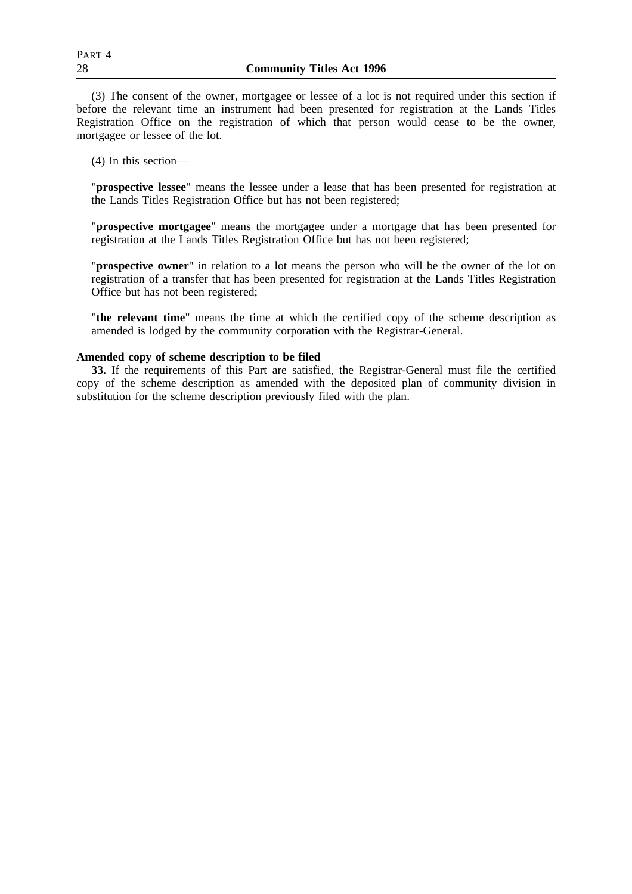(3) The consent of the owner, mortgagee or lessee of a lot is not required under this section if before the relevant time an instrument had been presented for registration at the Lands Titles Registration Office on the registration of which that person would cease to be the owner, mortgagee or lessee of the lot.

(4) In this section—

"**prospective lessee**" means the lessee under a lease that has been presented for registration at the Lands Titles Registration Office but has not been registered;

"**prospective mortgagee**" means the mortgagee under a mortgage that has been presented for registration at the Lands Titles Registration Office but has not been registered;

"**prospective owner**" in relation to a lot means the person who will be the owner of the lot on registration of a transfer that has been presented for registration at the Lands Titles Registration Office but has not been registered;

"**the relevant time**" means the time at which the certified copy of the scheme description as amended is lodged by the community corporation with the Registrar-General.

**Amended copy of scheme description to be filed**

**33.** If the requirements of this Part are satisfied, the Registrar-General must file the certified copy of the scheme description as amended with the deposited plan of community division in substitution for the scheme description previously filed with the plan.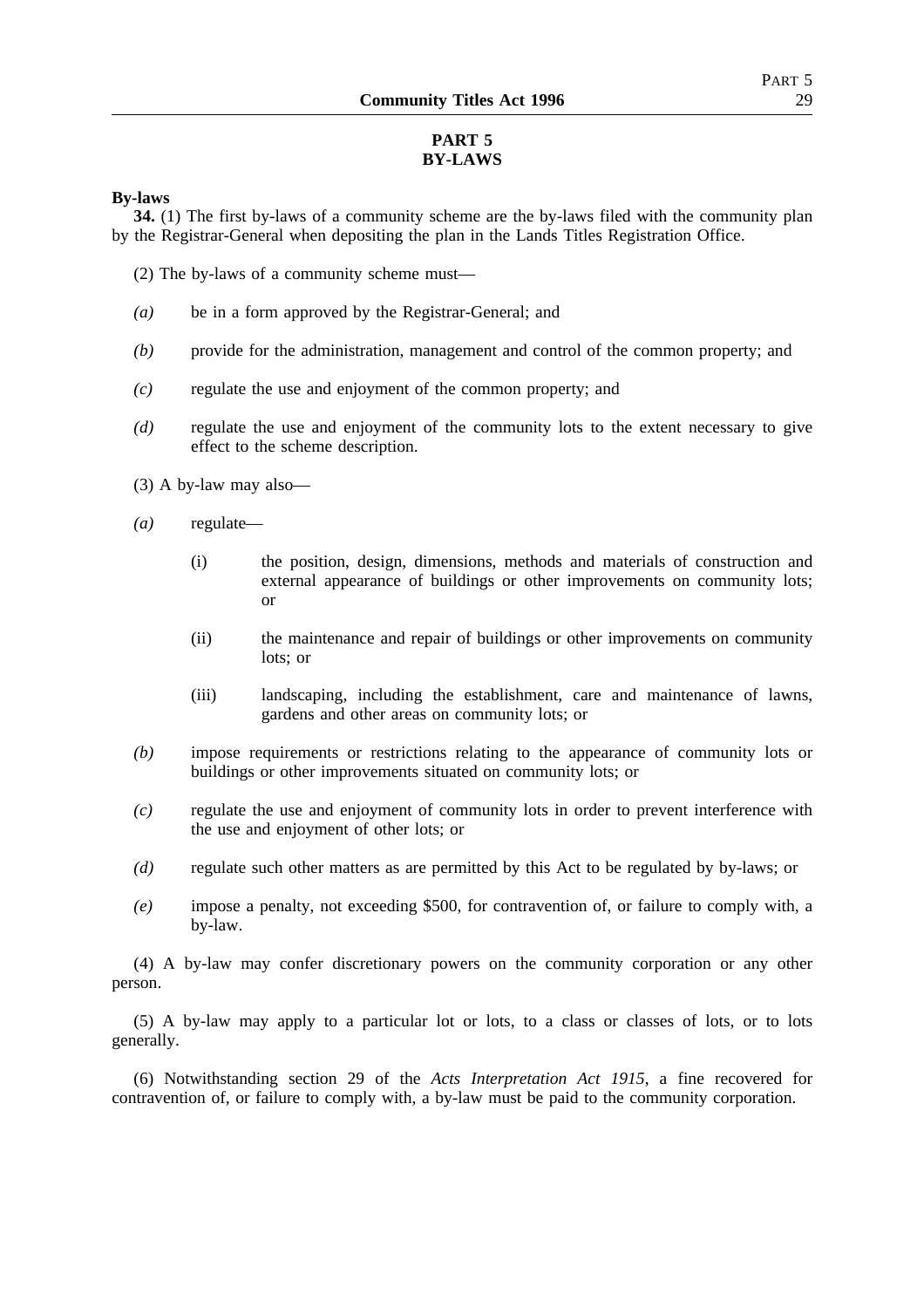# PART 5
# BY-LAWS

**By-laws**

**34.** (1) The first by-laws of a community scheme are the by-laws filed with the community plan by the Registrar-General when depositing the plan in the Lands Titles Registration Office.

(2) The by-laws of a community scheme must—

*(a)* be in a form approved by the Registrar-General; and

*(b)* provide for the administration, management and control of the common property; and

*(c)* regulate the use and enjoyment of the common property; and

*(d)* regulate the use and enjoyment of the community lots to the extent necessary to give effect to the scheme description.

(3) A by-law may also—

*(a)* regulate—

(i) the position, design, dimensions, methods and materials of construction and external appearance of buildings or other improvements on community lots; or

(ii) the maintenance and repair of buildings or other improvements on community lots; or

(iii) landscaping, including the establishment, care and maintenance of lawns, gardens and other areas on community lots; or

*(b)* impose requirements or restrictions relating to the appearance of community lots or buildings or other improvements situated on community lots; or

*(c)* regulate the use and enjoyment of community lots in order to prevent interference with the use and enjoyment of other lots; or

*(d)* regulate such other matters as are permitted by this Act to be regulated by by-laws; or

*(e)* impose a penalty, not exceeding $500, for contravention of, or failure to comply with, a by-law.

(4) A by-law may confer discretionary powers on the community corporation or any other person.

(5) A by-law may apply to a particular lot or lots, to a class or classes of lots, or to lots generally.

(6) Notwithstanding section 29 of the *Acts Interpretation Act 1915*, a fine recovered for contravention of, or failure to comply with, a by-law must be paid to the community corporation.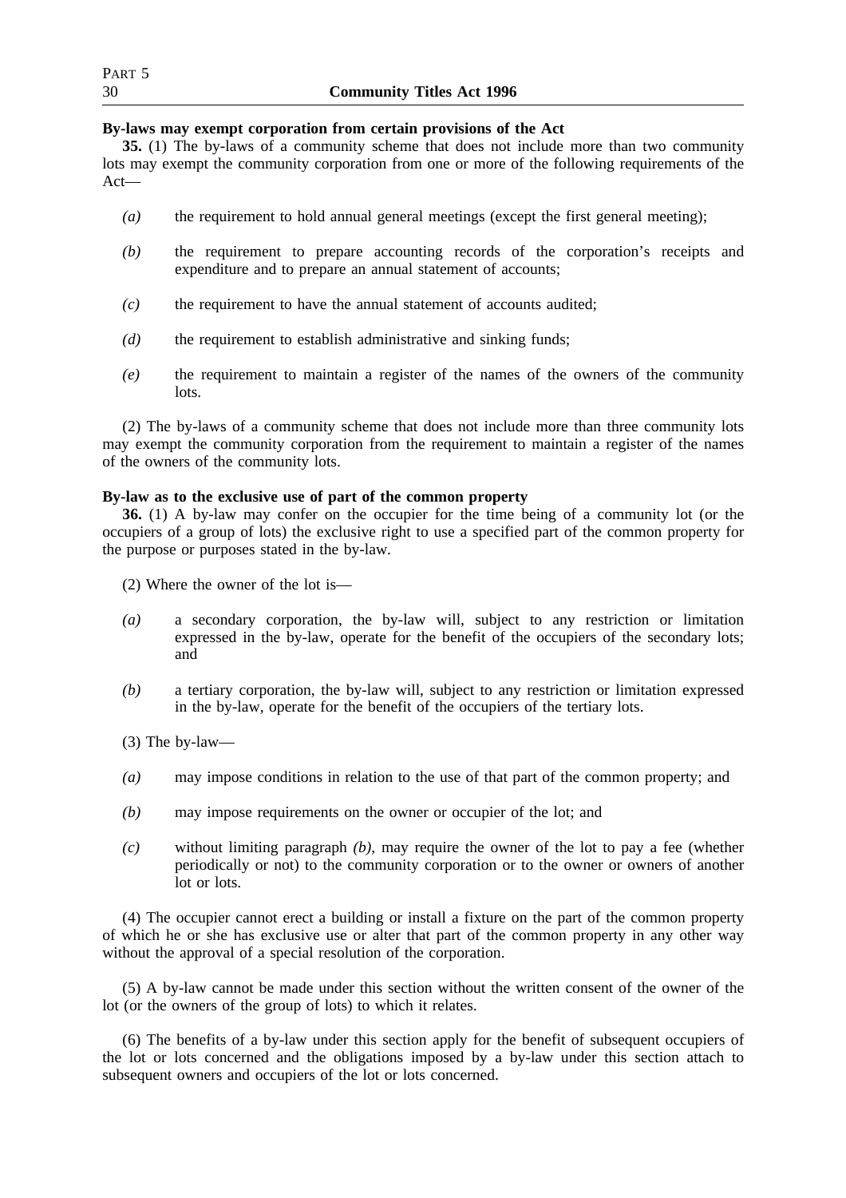**By-laws may exempt corporation from certain provisions of the Act**

**35.** (1) The by-laws of a community scheme that does not include more than two community lots may exempt the community corporation from one or more of the following requirements of the Act—

*(a)* the requirement to hold annual general meetings (except the first general meeting);

*(b)* the requirement to prepare accounting records of the corporation's receipts and expenditure and to prepare an annual statement of accounts;

*(c)* the requirement to have the annual statement of accounts audited;

*(d)* the requirement to establish administrative and sinking funds;

*(e)* the requirement to maintain a register of the names of the owners of the community lots.

(2) The by-laws of a community scheme that does not include more than three community lots may exempt the community corporation from the requirement to maintain a register of the names of the owners of the community lots.

**By-law as to the exclusive use of part of the common property**

**36.** (1) A by-law may confer on the occupier for the time being of a community lot (or the occupiers of a group of lots) the exclusive right to use a specified part of the common property for the purpose or purposes stated in the by-law.

(2) Where the owner of the lot is—

*(a)* a secondary corporation, the by-law will, subject to any restriction or limitation expressed in the by-law, operate for the benefit of the occupiers of the secondary lots; and

*(b)* a tertiary corporation, the by-law will, subject to any restriction or limitation expressed in the by-law, operate for the benefit of the occupiers of the tertiary lots.

(3) The by-law—

*(a)* may impose conditions in relation to the use of that part of the common property; and

*(b)* may impose requirements on the owner or occupier of the lot; and

*(c)* without limiting paragraph *(b)*, may require the owner of the lot to pay a fee (whether periodically or not) to the community corporation or to the owner or owners of another lot or lots.

(4) The occupier cannot erect a building or install a fixture on the part of the common property of which he or she has exclusive use or alter that part of the common property in any other way without the approval of a special resolution of the corporation.

(5) A by-law cannot be made under this section without the written consent of the owner of the lot (or the owners of the group of lots) to which it relates.

(6) The benefits of a by-law under this section apply for the benefit of subsequent occupiers of the lot or lots concerned and the obligations imposed by a by-law under this section attach to subsequent owners and occupiers of the lot or lots concerned.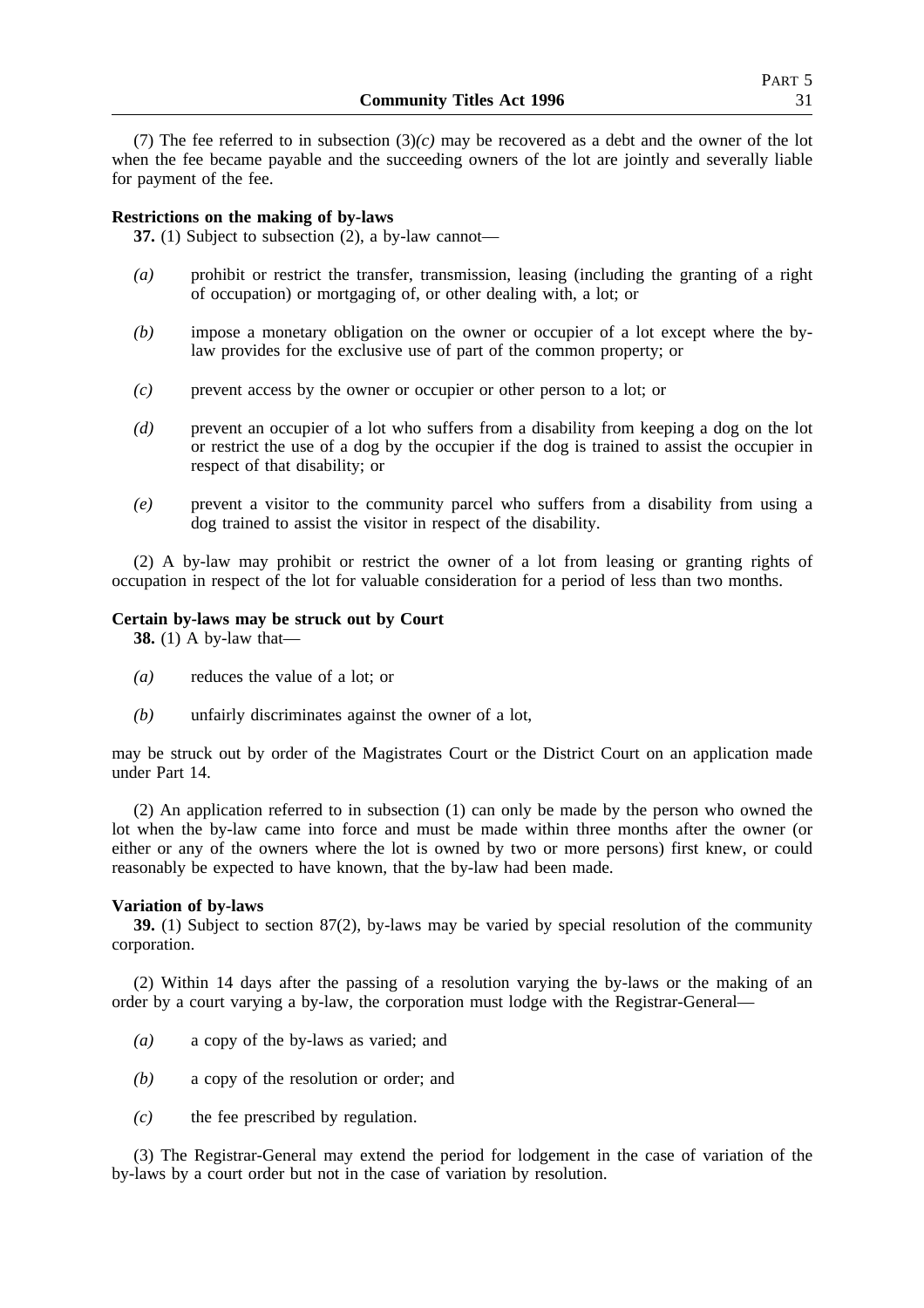(7) The fee referred to in subsection (3)*(c)* may be recovered as a debt and the owner of the lot when the fee became payable and the succeeding owners of the lot are jointly and severally liable for payment of the fee.

**Restrictions on the making of by-laws**

**37.** (1) Subject to subsection (2), a by-law cannot—

*(a)* prohibit or restrict the transfer, transmission, leasing (including the granting of a right of occupation) or mortgaging of, or other dealing with, a lot; or

*(b)* impose a monetary obligation on the owner or occupier of a lot except where the by-law provides for the exclusive use of part of the common property; or

*(c)* prevent access by the owner or occupier or other person to a lot; or

*(d)* prevent an occupier of a lot who suffers from a disability from keeping a dog on the lot or restrict the use of a dog by the occupier if the dog is trained to assist the occupier in respect of that disability; or

*(e)* prevent a visitor to the community parcel who suffers from a disability from using a dog trained to assist the visitor in respect of the disability.

(2) A by-law may prohibit or restrict the owner of a lot from leasing or granting rights of occupation in respect of the lot for valuable consideration for a period of less than two months.

**Certain by-laws may be struck out by Court**

**38.** (1) A by-law that—

*(a)* reduces the value of a lot; or

*(b)* unfairly discriminates against the owner of a lot,

may be struck out by order of the Magistrates Court or the District Court on an application made under Part 14.

(2) An application referred to in subsection (1) can only be made by the person who owned the lot when the by-law came into force and must be made within three months after the owner (or either or any of the owners where the lot is owned by two or more persons) first knew, or could reasonably be expected to have known, that the by-law had been made.

**Variation of by-laws**

**39.** (1) Subject to section 87(2), by-laws may be varied by special resolution of the community corporation.

(2) Within 14 days after the passing of a resolution varying the by-laws or the making of an order by a court varying a by-law, the corporation must lodge with the Registrar-General—

*(a)* a copy of the by-laws as varied; and

*(b)* a copy of the resolution or order; and

*(c)* the fee prescribed by regulation.

(3) The Registrar-General may extend the period for lodgement in the case of variation of the by-laws by a court order but not in the case of variation by resolution.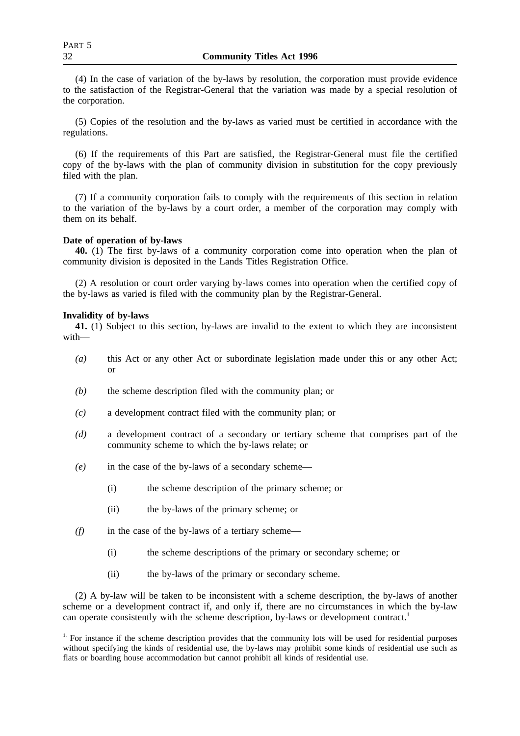(4) In the case of variation of the by-laws by resolution, the corporation must provide evidence to the satisfaction of the Registrar-General that the variation was made by a special resolution of the corporation.

(5) Copies of the resolution and the by-laws as varied must be certified in accordance with the regulations.

(6) If the requirements of this Part are satisfied, the Registrar-General must file the certified copy of the by-laws with the plan of community division in substitution for the copy previously filed with the plan.

(7) If a community corporation fails to comply with the requirements of this section in relation to the variation of the by-laws by a court order, a member of the corporation may comply with them on its behalf.

**Date of operation of by-laws**

**40.** (1) The first by-laws of a community corporation come into operation when the plan of community division is deposited in the Lands Titles Registration Office.

(2) A resolution or court order varying by-laws comes into operation when the certified copy of the by-laws as varied is filed with the community plan by the Registrar-General.

**Invalidity of by-laws**

**41.** (1) Subject to this section, by-laws are invalid to the extent to which they are inconsistent with—

*(a)* this Act or any other Act or subordinate legislation made under this or any other Act; or

*(b)* the scheme description filed with the community plan; or

*(c)* a development contract filed with the community plan; or

*(d)* a development contract of a secondary or tertiary scheme that comprises part of the community scheme to which the by-laws relate; or

*(e)* in the case of the by-laws of a secondary scheme—

(i) the scheme description of the primary scheme; or

(ii) the by-laws of the primary scheme; or

*(f)* in the case of the by-laws of a tertiary scheme—

(i) the scheme descriptions of the primary or secondary scheme; or

(ii) the by-laws of the primary or secondary scheme.

(2) A by-law will be taken to be inconsistent with a scheme description, the by-laws of another scheme or a development contract if, and only if, there are no circumstances in which the by-law can operate consistently with the scheme description, by-laws or development contract.[1]

[1] For instance if the scheme description provides that the community lots will be used for residential purposes without specifying the kinds of residential use, the by-laws may prohibit some kinds of residential use such as flats or boarding house accommodation but cannot prohibit all kinds of residential use.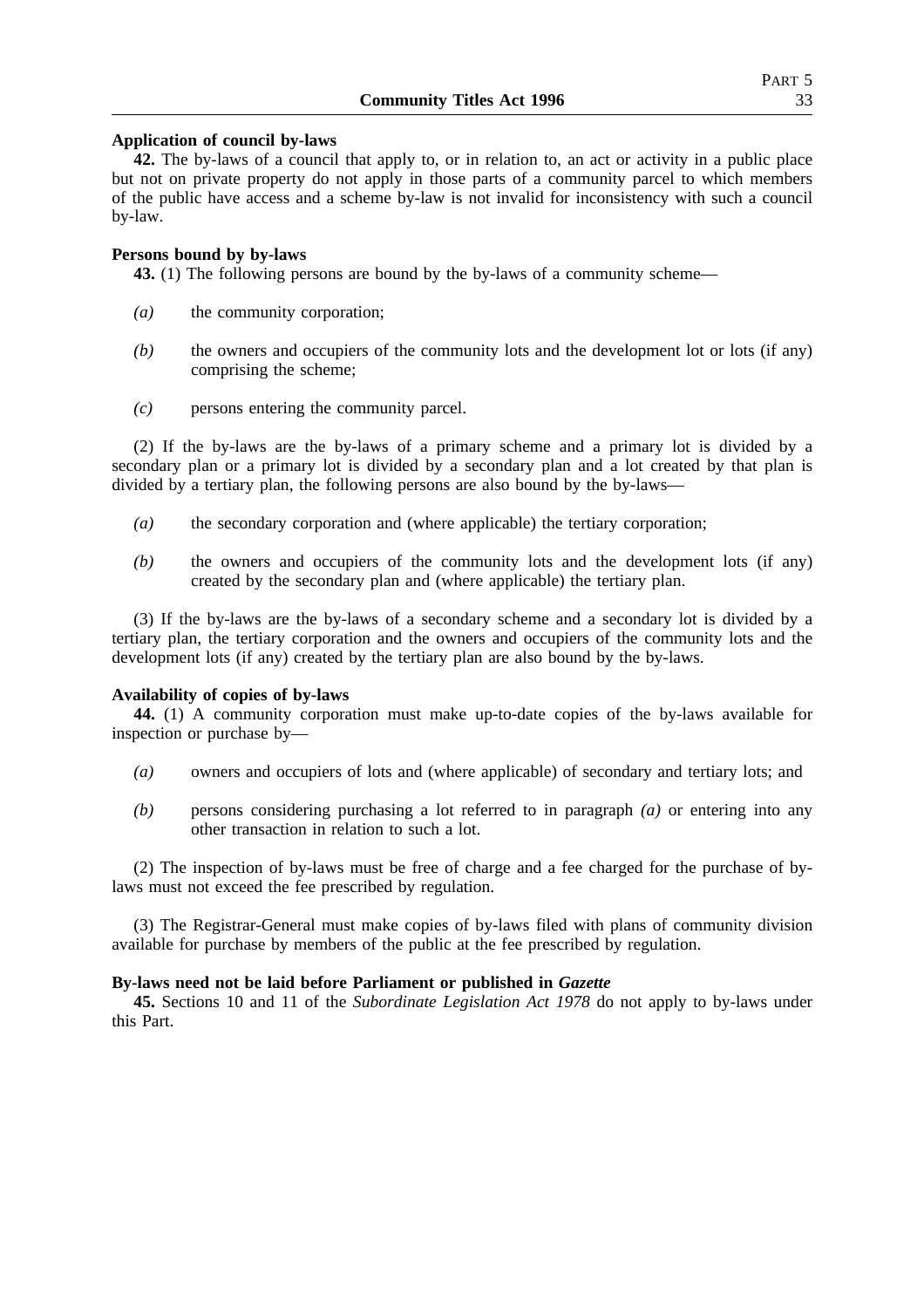**Application of council by-laws**

**42.** The by-laws of a council that apply to, or in relation to, an act or activity in a public place but not on private property do not apply in those parts of a community parcel to which members of the public have access and a scheme by-law is not invalid for inconsistency with such a council by-law.

**Persons bound by by-laws**

**43.** (1) The following persons are bound by the by-laws of a community scheme—

*(a)* the community corporation;

*(b)* the owners and occupiers of the community lots and the development lot or lots (if any) comprising the scheme;

*(c)* persons entering the community parcel.

(2) If the by-laws are the by-laws of a primary scheme and a primary lot is divided by a secondary plan or a primary lot is divided by a secondary plan and a lot created by that plan is divided by a tertiary plan, the following persons are also bound by the by-laws—

*(a)* the secondary corporation and (where applicable) the tertiary corporation;

*(b)* the owners and occupiers of the community lots and the development lots (if any) created by the secondary plan and (where applicable) the tertiary plan.

(3) If the by-laws are the by-laws of a secondary scheme and a secondary lot is divided by a tertiary plan, the tertiary corporation and the owners and occupiers of the community lots and the development lots (if any) created by the tertiary plan are also bound by the by-laws.

**Availability of copies of by-laws**

**44.** (1) A community corporation must make up-to-date copies of the by-laws available for inspection or purchase by—

*(a)* owners and occupiers of lots and (where applicable) of secondary and tertiary lots; and

*(b)* persons considering purchasing a lot referred to in paragraph *(a)* or entering into any other transaction in relation to such a lot.

(2) The inspection of by-laws must be free of charge and a fee charged for the purchase of by-laws must not exceed the fee prescribed by regulation.

(3) The Registrar-General must make copies of by-laws filed with plans of community division available for purchase by members of the public at the fee prescribed by regulation.

**By-laws need not be laid before Parliament or published in *Gazette***

**45.** Sections 10 and 11 of the *Subordinate Legislation Act 1978* do not apply to by-laws under this Part.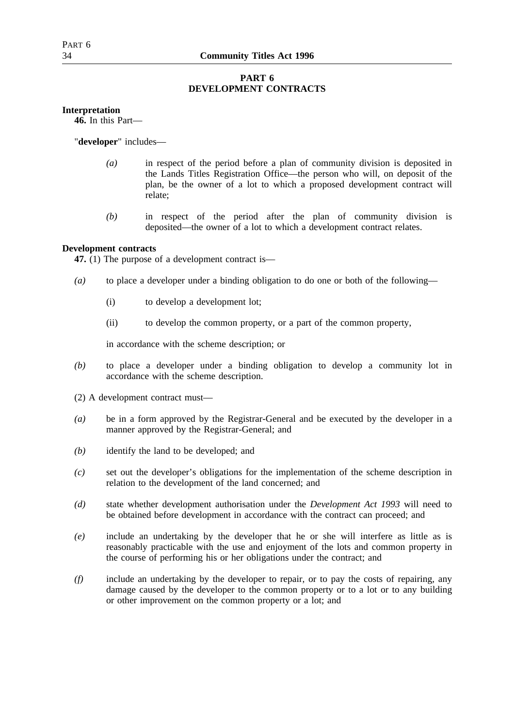## PART 6
## DEVELOPMENT CONTRACTS

**Interpretation**

**46.** In this Part—

"**developer**" includes—

*(a)* in respect of the period before a plan of community division is deposited in the Lands Titles Registration Office—the person who will, on deposit of the plan, be the owner of a lot to which a proposed development contract will relate;

*(b)* in respect of the period after the plan of community division is deposited—the owner of a lot to which a development contract relates.

**Development contracts**

**47.** (1) The purpose of a development contract is—

*(a)* to place a developer under a binding obligation to do one or both of the following—

(i) to develop a development lot;

(ii) to develop the common property, or a part of the common property,

in accordance with the scheme description; or

*(b)* to place a developer under a binding obligation to develop a community lot in accordance with the scheme description.

(2) A development contract must—

*(a)* be in a form approved by the Registrar-General and be executed by the developer in a manner approved by the Registrar-General; and

*(b)* identify the land to be developed; and

*(c)* set out the developer's obligations for the implementation of the scheme description in relation to the development of the land concerned; and

*(d)* state whether development authorisation under the *Development Act 1993* will need to be obtained before development in accordance with the contract can proceed; and

*(e)* include an undertaking by the developer that he or she will interfere as little as is reasonably practicable with the use and enjoyment of the lots and common property in the course of performing his or her obligations under the contract; and

*(f)* include an undertaking by the developer to repair, or to pay the costs of repairing, any damage caused by the developer to the common property or to a lot or to any building or other improvement on the common property or a lot; and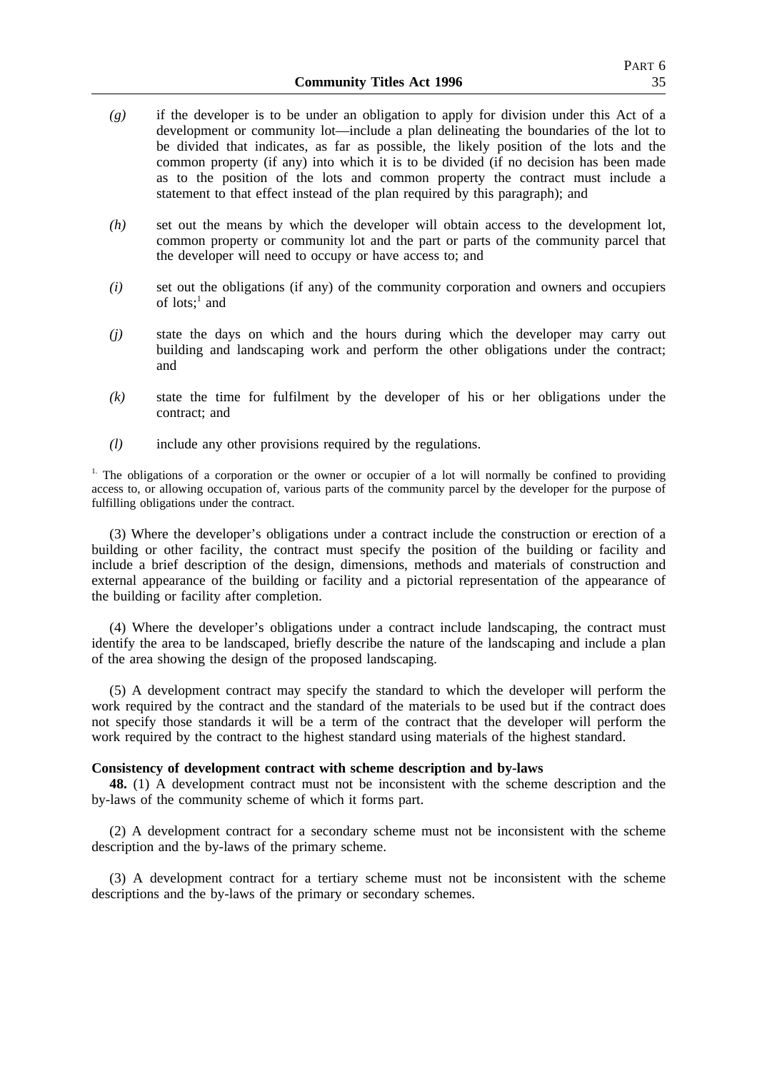*(g)* if the developer is to be under an obligation to apply for division under this Act of a development or community lot—include a plan delineating the boundaries of the lot to be divided that indicates, as far as possible, the likely position of the lots and the common property (if any) into which it is to be divided (if no decision has been made as to the position of the lots and common property the contract must include a statement to that effect instead of the plan required by this paragraph); and

*(h)* set out the means by which the developer will obtain access to the development lot, common property or community lot and the part or parts of the community parcel that the developer will need to occupy or have access to; and

*(i)* set out the obligations (if any) of the community corporation and owners and occupiers of lots;[1] and

*(j)* state the days on which and the hours during which the developer may carry out building and landscaping work and perform the other obligations under the contract; and

*(k)* state the time for fulfilment by the developer of his or her obligations under the contract; and

*(l)* include any other provisions required by the regulations.

[1.] The obligations of a corporation or the owner or occupier of a lot will normally be confined to providing access to, or allowing occupation of, various parts of the community parcel by the developer for the purpose of fulfilling obligations under the contract.

(3) Where the developer's obligations under a contract include the construction or erection of a building or other facility, the contract must specify the position of the building or facility and include a brief description of the design, dimensions, methods and materials of construction and external appearance of the building or facility and a pictorial representation of the appearance of the building or facility after completion.

(4) Where the developer's obligations under a contract include landscaping, the contract must identify the area to be landscaped, briefly describe the nature of the landscaping and include a plan of the area showing the design of the proposed landscaping.

(5) A development contract may specify the standard to which the developer will perform the work required by the contract and the standard of the materials to be used but if the contract does not specify those standards it will be a term of the contract that the developer will perform the work required by the contract to the highest standard using materials of the highest standard.

**Consistency of development contract with scheme description and by-laws**

**48.** (1) A development contract must not be inconsistent with the scheme description and the by-laws of the community scheme of which it forms part.

(2) A development contract for a secondary scheme must not be inconsistent with the scheme description and the by-laws of the primary scheme.

(3) A development contract for a tertiary scheme must not be inconsistent with the scheme descriptions and the by-laws of the primary or secondary schemes.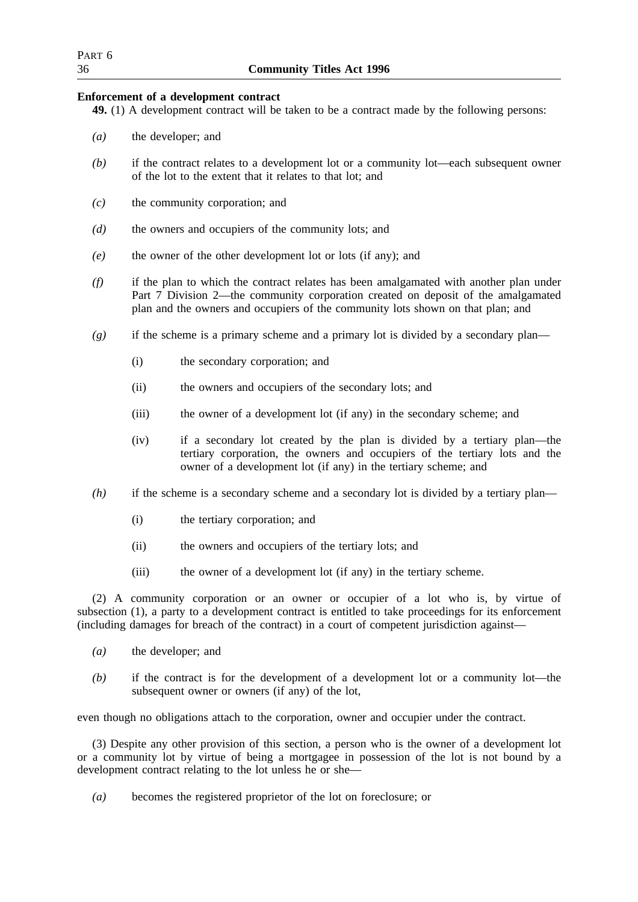**Enforcement of a development contract**

**49.** (1) A development contract will be taken to be a contract made by the following persons:

*(a)* the developer; and

*(b)* if the contract relates to a development lot or a community lot—each subsequent owner of the lot to the extent that it relates to that lot; and

*(c)* the community corporation; and

*(d)* the owners and occupiers of the community lots; and

*(e)* the owner of the other development lot or lots (if any); and

*(f)* if the plan to which the contract relates has been amalgamated with another plan under Part 7 Division 2—the community corporation created on deposit of the amalgamated plan and the owners and occupiers of the community lots shown on that plan; and

*(g)* if the scheme is a primary scheme and a primary lot is divided by a secondary plan—

(i) the secondary corporation; and

(ii) the owners and occupiers of the secondary lots; and

(iii) the owner of a development lot (if any) in the secondary scheme; and

(iv) if a secondary lot created by the plan is divided by a tertiary plan—the tertiary corporation, the owners and occupiers of the tertiary lots and the owner of a development lot (if any) in the tertiary scheme; and

*(h)* if the scheme is a secondary scheme and a secondary lot is divided by a tertiary plan—

(i) the tertiary corporation; and

(ii) the owners and occupiers of the tertiary lots; and

(iii) the owner of a development lot (if any) in the tertiary scheme.

(2) A community corporation or an owner or occupier of a lot who is, by virtue of subsection (1), a party to a development contract is entitled to take proceedings for its enforcement (including damages for breach of the contract) in a court of competent jurisdiction against—

*(a)* the developer; and

*(b)* if the contract is for the development of a development lot or a community lot—the subsequent owner or owners (if any) of the lot,

even though no obligations attach to the corporation, owner and occupier under the contract.

(3) Despite any other provision of this section, a person who is the owner of a development lot or a community lot by virtue of being a mortgagee in possession of the lot is not bound by a development contract relating to the lot unless he or she—

*(a)* becomes the registered proprietor of the lot on foreclosure; or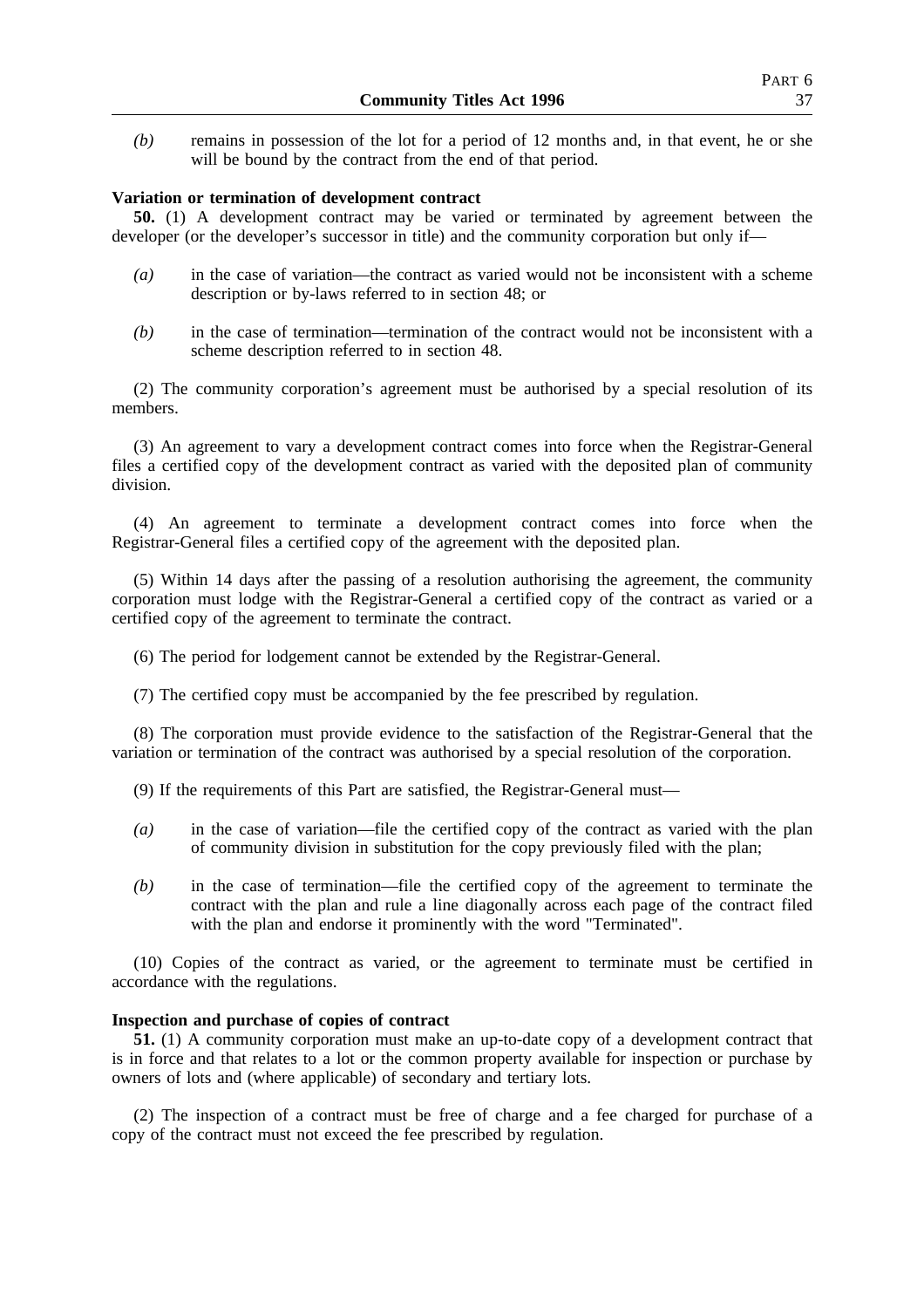*(b)* remains in possession of the lot for a period of 12 months and, in that event, he or she will be bound by the contract from the end of that period.

**Variation or termination of development contract**

**50.** (1) A development contract may be varied or terminated by agreement between the developer (or the developer's successor in title) and the community corporation but only if—

*(a)* in the case of variation—the contract as varied would not be inconsistent with a scheme description or by-laws referred to in section 48; or

*(b)* in the case of termination—termination of the contract would not be inconsistent with a scheme description referred to in section 48.

(2) The community corporation's agreement must be authorised by a special resolution of its members.

(3) An agreement to vary a development contract comes into force when the Registrar-General files a certified copy of the development contract as varied with the deposited plan of community division.

(4) An agreement to terminate a development contract comes into force when the Registrar-General files a certified copy of the agreement with the deposited plan.

(5) Within 14 days after the passing of a resolution authorising the agreement, the community corporation must lodge with the Registrar-General a certified copy of the contract as varied or a certified copy of the agreement to terminate the contract.

(6) The period for lodgement cannot be extended by the Registrar-General.

(7) The certified copy must be accompanied by the fee prescribed by regulation.

(8) The corporation must provide evidence to the satisfaction of the Registrar-General that the variation or termination of the contract was authorised by a special resolution of the corporation.

(9) If the requirements of this Part are satisfied, the Registrar-General must—

*(a)* in the case of variation—file the certified copy of the contract as varied with the plan of community division in substitution for the copy previously filed with the plan;

*(b)* in the case of termination—file the certified copy of the agreement to terminate the contract with the plan and rule a line diagonally across each page of the contract filed with the plan and endorse it prominently with the word "Terminated".

(10) Copies of the contract as varied, or the agreement to terminate must be certified in accordance with the regulations.

**Inspection and purchase of copies of contract**

**51.** (1) A community corporation must make an up-to-date copy of a development contract that is in force and that relates to a lot or the common property available for inspection or purchase by owners of lots and (where applicable) of secondary and tertiary lots.

(2) The inspection of a contract must be free of charge and a fee charged for purchase of a copy of the contract must not exceed the fee prescribed by regulation.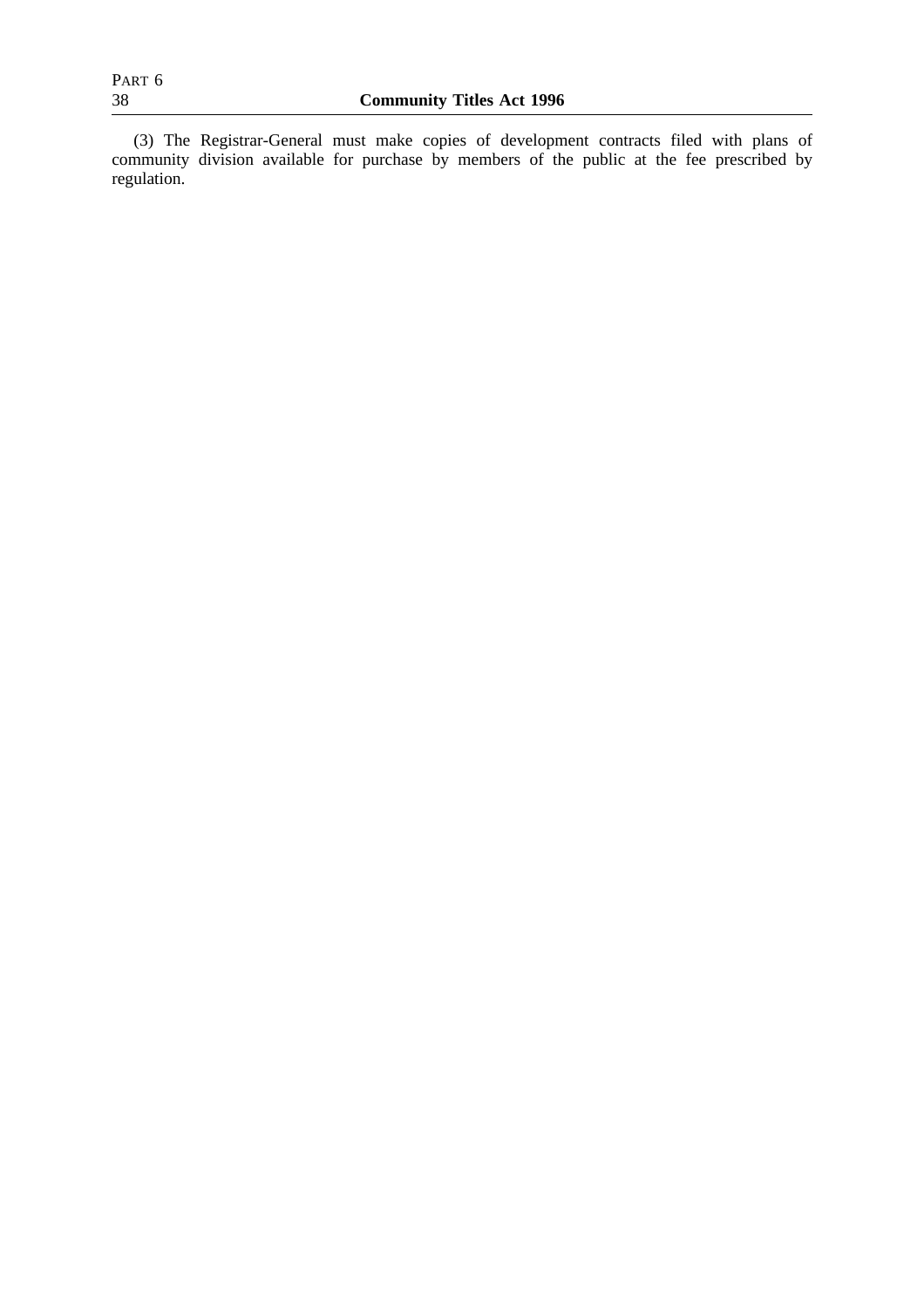(3) The Registrar-General must make copies of development contracts filed with plans of community division available for purchase by members of the public at the fee prescribed by regulation.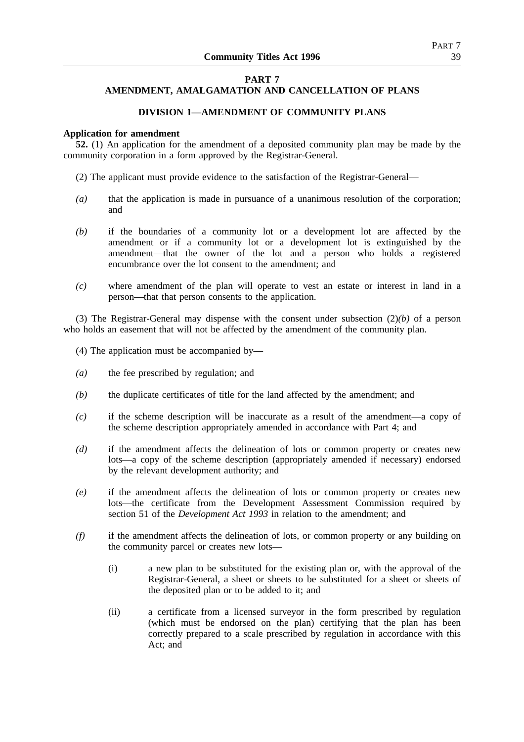# PART 7
## AMENDMENT, AMALGAMATION AND CANCELLATION OF PLANS

### DIVISION 1—AMENDMENT OF COMMUNITY PLANS

**Application for amendment**

**52.** (1) An application for the amendment of a deposited community plan may be made by the community corporation in a form approved by the Registrar-General.

(2) The applicant must provide evidence to the satisfaction of the Registrar-General—

*(a)* that the application is made in pursuance of a unanimous resolution of the corporation; and

*(b)* if the boundaries of a community lot or a development lot are affected by the amendment or if a community lot or a development lot is extinguished by the amendment—that the owner of the lot and a person who holds a registered encumbrance over the lot consent to the amendment; and

*(c)* where amendment of the plan will operate to vest an estate or interest in land in a person—that that person consents to the application.

(3) The Registrar-General may dispense with the consent under subsection (2)*(b)* of a person who holds an easement that will not be affected by the amendment of the community plan.

(4) The application must be accompanied by—

*(a)* the fee prescribed by regulation; and

*(b)* the duplicate certificates of title for the land affected by the amendment; and

*(c)* if the scheme description will be inaccurate as a result of the amendment—a copy of the scheme description appropriately amended in accordance with Part 4; and

*(d)* if the amendment affects the delineation of lots or common property or creates new lots—a copy of the scheme description (appropriately amended if necessary) endorsed by the relevant development authority; and

*(e)* if the amendment affects the delineation of lots or common property or creates new lots—the certificate from the Development Assessment Commission required by section 51 of the *Development Act 1993* in relation to the amendment; and

*(f)* if the amendment affects the delineation of lots, or common property or any building on the community parcel or creates new lots—

(i) a new plan to be substituted for the existing plan or, with the approval of the Registrar-General, a sheet or sheets to be substituted for a sheet or sheets of the deposited plan or to be added to it; and

(ii) a certificate from a licensed surveyor in the form prescribed by regulation (which must be endorsed on the plan) certifying that the plan has been correctly prepared to a scale prescribed by regulation in accordance with this Act; and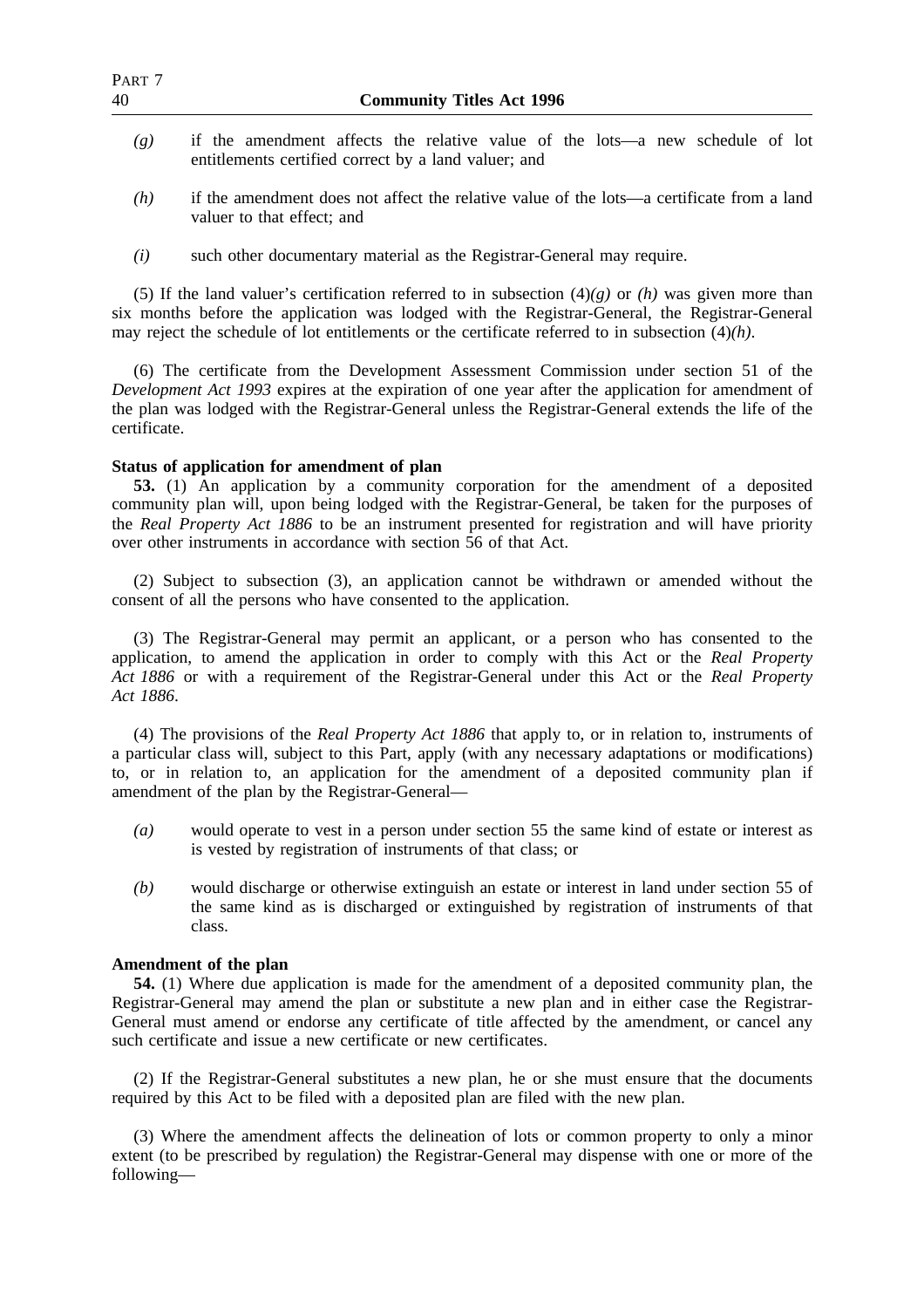*(g)* if the amendment affects the relative value of the lots—a new schedule of lot entitlements certified correct by a land valuer; and

*(h)* if the amendment does not affect the relative value of the lots—a certificate from a land valuer to that effect; and

*(i)* such other documentary material as the Registrar-General may require.

(5) If the land valuer's certification referred to in subsection (4)*(g)* or *(h)* was given more than six months before the application was lodged with the Registrar-General, the Registrar-General may reject the schedule of lot entitlements or the certificate referred to in subsection (4)*(h)*.

(6) The certificate from the Development Assessment Commission under section 51 of the *Development Act 1993* expires at the expiration of one year after the application for amendment of the plan was lodged with the Registrar-General unless the Registrar-General extends the life of the certificate.

**Status of application for amendment of plan**

**53.** (1) An application by a community corporation for the amendment of a deposited community plan will, upon being lodged with the Registrar-General, be taken for the purposes of the *Real Property Act 1886* to be an instrument presented for registration and will have priority over other instruments in accordance with section 56 of that Act.

(2) Subject to subsection (3), an application cannot be withdrawn or amended without the consent of all the persons who have consented to the application.

(3) The Registrar-General may permit an applicant, or a person who has consented to the application, to amend the application in order to comply with this Act or the *Real Property Act 1886* or with a requirement of the Registrar-General under this Act or the *Real Property Act 1886*.

(4) The provisions of the *Real Property Act 1886* that apply to, or in relation to, instruments of a particular class will, subject to this Part, apply (with any necessary adaptations or modifications) to, or in relation to, an application for the amendment of a deposited community plan if amendment of the plan by the Registrar-General—

*(a)* would operate to vest in a person under section 55 the same kind of estate or interest as is vested by registration of instruments of that class; or

*(b)* would discharge or otherwise extinguish an estate or interest in land under section 55 of the same kind as is discharged or extinguished by registration of instruments of that class.

**Amendment of the plan**

**54.** (1) Where due application is made for the amendment of a deposited community plan, the Registrar-General may amend the plan or substitute a new plan and in either case the Registrar-General must amend or endorse any certificate of title affected by the amendment, or cancel any such certificate and issue a new certificate or new certificates.

(2) If the Registrar-General substitutes a new plan, he or she must ensure that the documents required by this Act to be filed with a deposited plan are filed with the new plan.

(3) Where the amendment affects the delineation of lots or common property to only a minor extent (to be prescribed by regulation) the Registrar-General may dispense with one or more of the following—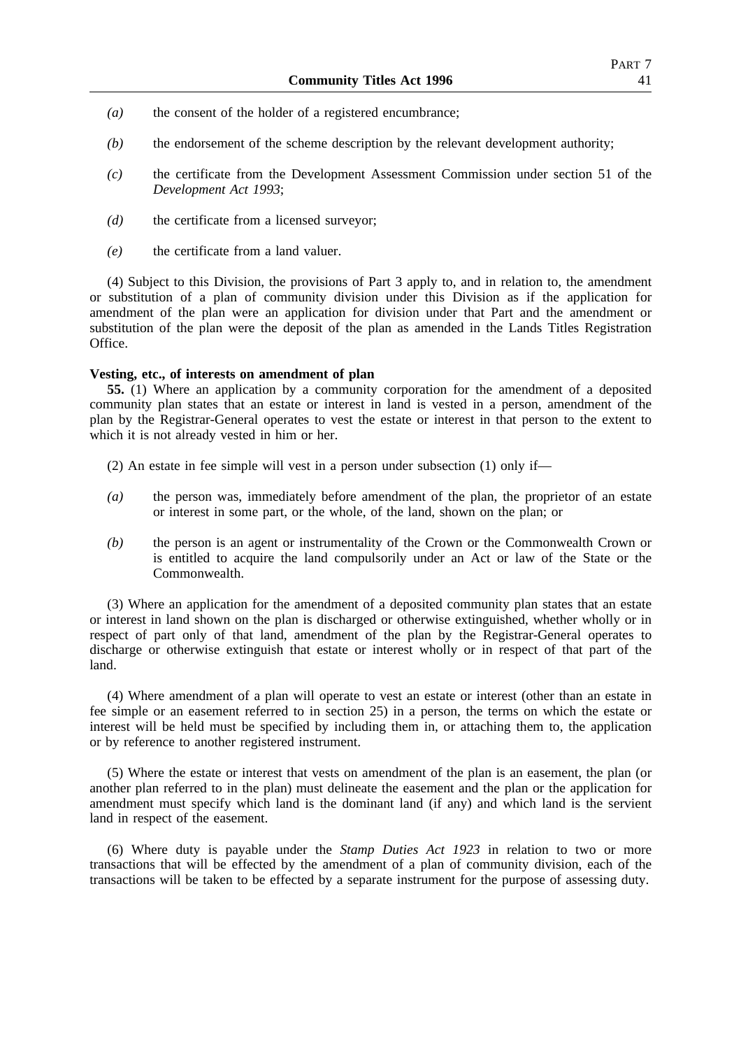*(a)* the consent of the holder of a registered encumbrance;

*(b)* the endorsement of the scheme description by the relevant development authority;

*(c)* the certificate from the Development Assessment Commission under section 51 of the *Development Act 1993*;

*(d)* the certificate from a licensed surveyor;

*(e)* the certificate from a land valuer.

(4) Subject to this Division, the provisions of Part 3 apply to, and in relation to, the amendment or substitution of a plan of community division under this Division as if the application for amendment of the plan were an application for division under that Part and the amendment or substitution of the plan were the deposit of the plan as amended in the Lands Titles Registration Office.

**Vesting, etc., of interests on amendment of plan**

**55.** (1) Where an application by a community corporation for the amendment of a deposited community plan states that an estate or interest in land is vested in a person, amendment of the plan by the Registrar-General operates to vest the estate or interest in that person to the extent to which it is not already vested in him or her.

(2) An estate in fee simple will vest in a person under subsection (1) only if—

*(a)* the person was, immediately before amendment of the plan, the proprietor of an estate or interest in some part, or the whole, of the land, shown on the plan; or

*(b)* the person is an agent or instrumentality of the Crown or the Commonwealth Crown or is entitled to acquire the land compulsorily under an Act or law of the State or the Commonwealth.

(3) Where an application for the amendment of a deposited community plan states that an estate or interest in land shown on the plan is discharged or otherwise extinguished, whether wholly or in respect of part only of that land, amendment of the plan by the Registrar-General operates to discharge or otherwise extinguish that estate or interest wholly or in respect of that part of the land.

(4) Where amendment of a plan will operate to vest an estate or interest (other than an estate in fee simple or an easement referred to in section 25) in a person, the terms on which the estate or interest will be held must be specified by including them in, or attaching them to, the application or by reference to another registered instrument.

(5) Where the estate or interest that vests on amendment of the plan is an easement, the plan (or another plan referred to in the plan) must delineate the easement and the plan or the application for amendment must specify which land is the dominant land (if any) and which land is the servient land in respect of the easement.

(6) Where duty is payable under the *Stamp Duties Act 1923* in relation to two or more transactions that will be effected by the amendment of a plan of community division, each of the transactions will be taken to be effected by a separate instrument for the purpose of assessing duty.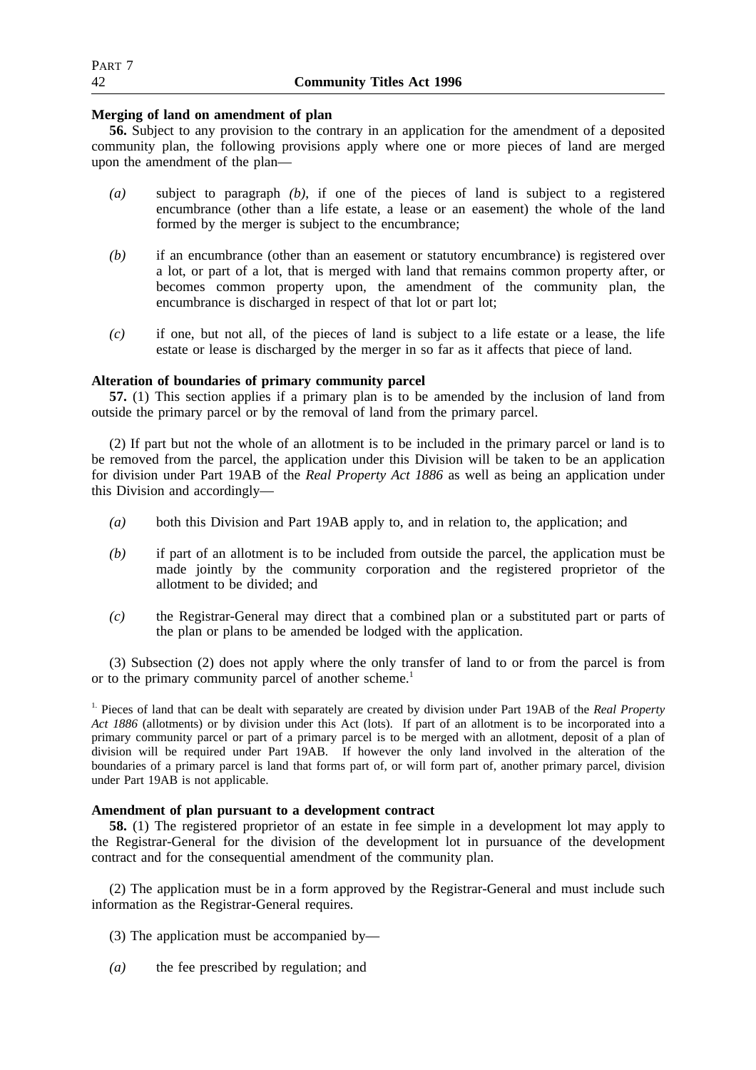**Merging of land on amendment of plan**

**56.** Subject to any provision to the contrary in an application for the amendment of a deposited community plan, the following provisions apply where one or more pieces of land are merged upon the amendment of the plan—

*(a)* subject to paragraph *(b)*, if one of the pieces of land is subject to a registered encumbrance (other than a life estate, a lease or an easement) the whole of the land formed by the merger is subject to the encumbrance;

*(b)* if an encumbrance (other than an easement or statutory encumbrance) is registered over a lot, or part of a lot, that is merged with land that remains common property after, or becomes common property upon, the amendment of the community plan, the encumbrance is discharged in respect of that lot or part lot;

*(c)* if one, but not all, of the pieces of land is subject to a life estate or a lease, the life estate or lease is discharged by the merger in so far as it affects that piece of land.

**Alteration of boundaries of primary community parcel**

**57.** (1) This section applies if a primary plan is to be amended by the inclusion of land from outside the primary parcel or by the removal of land from the primary parcel.

(2) If part but not the whole of an allotment is to be included in the primary parcel or land is to be removed from the parcel, the application under this Division will be taken to be an application for division under Part 19AB of the *Real Property Act 1886* as well as being an application under this Division and accordingly—

*(a)* both this Division and Part 19AB apply to, and in relation to, the application; and

*(b)* if part of an allotment is to be included from outside the parcel, the application must be made jointly by the community corporation and the registered proprietor of the allotment to be divided; and

*(c)* the Registrar-General may direct that a combined plan or a substituted part or parts of the plan or plans to be amended be lodged with the application.

(3) Subsection (2) does not apply where the only transfer of land to or from the parcel is from or to the primary community parcel of another scheme.[1]

[1.] Pieces of land that can be dealt with separately are created by division under Part 19AB of the *Real Property Act 1886* (allotments) or by division under this Act (lots). If part of an allotment is to be incorporated into a primary community parcel or part of a primary parcel is to be merged with an allotment, deposit of a plan of division will be required under Part 19AB. If however the only land involved in the alteration of the boundaries of a primary parcel is land that forms part of, or will form part of, another primary parcel, division under Part 19AB is not applicable.

**Amendment of plan pursuant to a development contract**

**58.** (1) The registered proprietor of an estate in fee simple in a development lot may apply to the Registrar-General for the division of the development lot in pursuance of the development contract and for the consequential amendment of the community plan.

(2) The application must be in a form approved by the Registrar-General and must include such information as the Registrar-General requires.

(3) The application must be accompanied by—

*(a)* the fee prescribed by regulation; and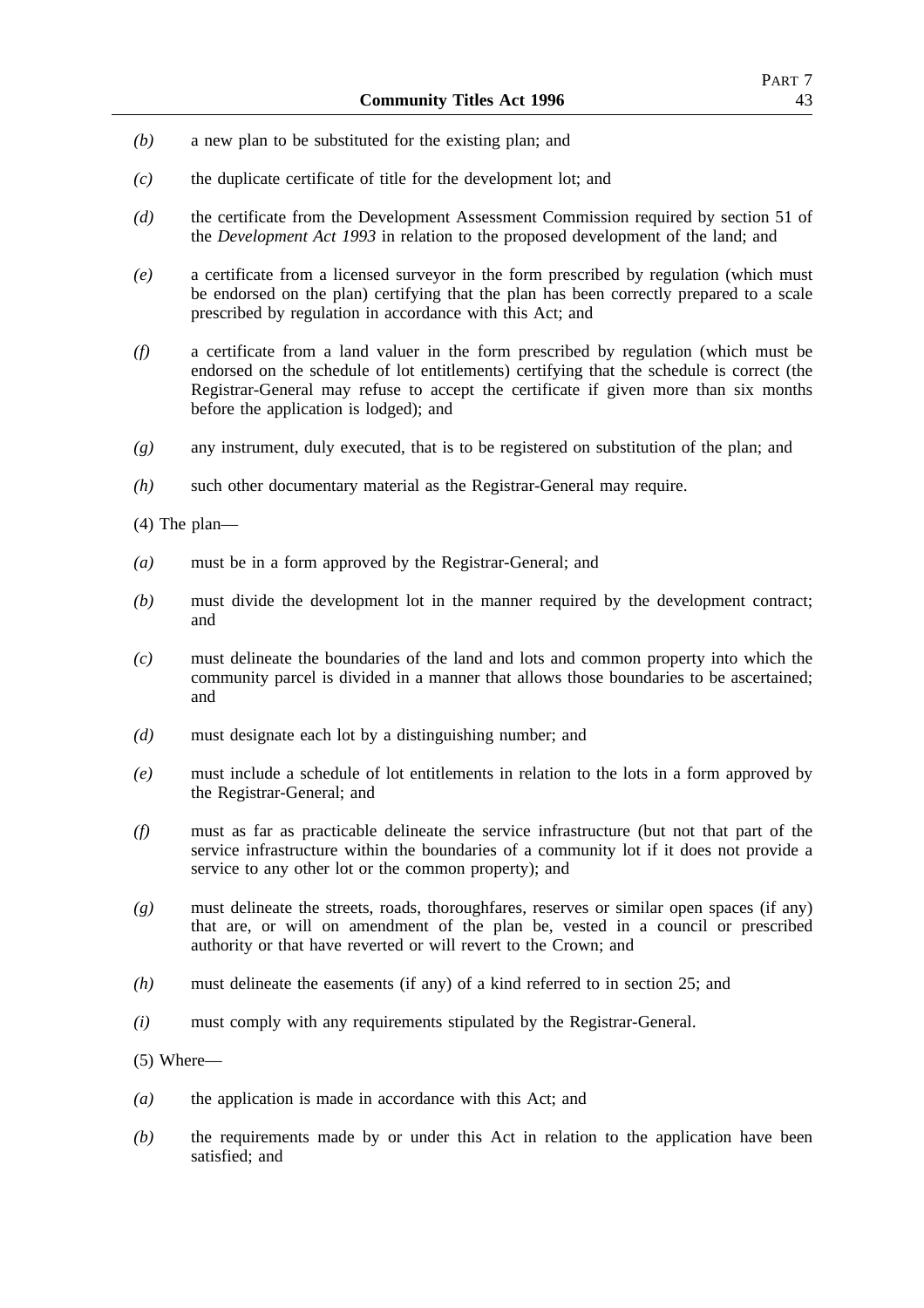*(b)* a new plan to be substituted for the existing plan; and

*(c)* the duplicate certificate of title for the development lot; and

*(d)* the certificate from the Development Assessment Commission required by section 51 of the *Development Act 1993* in relation to the proposed development of the land; and

*(e)* a certificate from a licensed surveyor in the form prescribed by regulation (which must be endorsed on the plan) certifying that the plan has been correctly prepared to a scale prescribed by regulation in accordance with this Act; and

*(f)* a certificate from a land valuer in the form prescribed by regulation (which must be endorsed on the schedule of lot entitlements) certifying that the schedule is correct (the Registrar-General may refuse to accept the certificate if given more than six months before the application is lodged); and

*(g)* any instrument, duly executed, that is to be registered on substitution of the plan; and

*(h)* such other documentary material as the Registrar-General may require.

(4) The plan—

*(a)* must be in a form approved by the Registrar-General; and

*(b)* must divide the development lot in the manner required by the development contract; and

*(c)* must delineate the boundaries of the land and lots and common property into which the community parcel is divided in a manner that allows those boundaries to be ascertained; and

*(d)* must designate each lot by a distinguishing number; and

*(e)* must include a schedule of lot entitlements in relation to the lots in a form approved by the Registrar-General; and

*(f)* must as far as practicable delineate the service infrastructure (but not that part of the service infrastructure within the boundaries of a community lot if it does not provide a service to any other lot or the common property); and

*(g)* must delineate the streets, roads, thoroughfares, reserves or similar open spaces (if any) that are, or will on amendment of the plan be, vested in a council or prescribed authority or that have reverted or will revert to the Crown; and

*(h)* must delineate the easements (if any) of a kind referred to in section 25; and

*(i)* must comply with any requirements stipulated by the Registrar-General.

(5) Where—

*(a)* the application is made in accordance with this Act; and

*(b)* the requirements made by or under this Act in relation to the application have been satisfied; and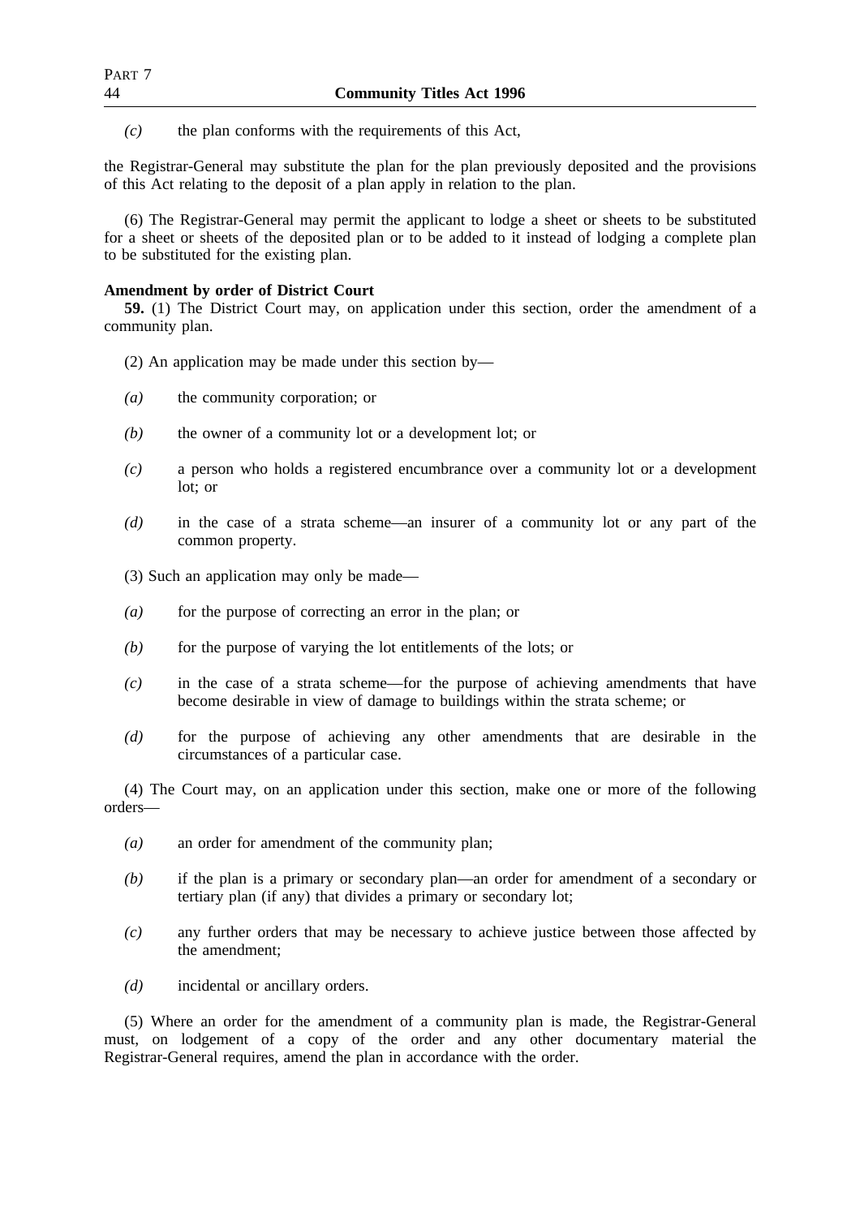*(c)* the plan conforms with the requirements of this Act,

the Registrar-General may substitute the plan for the plan previously deposited and the provisions of this Act relating to the deposit of a plan apply in relation to the plan.

(6) The Registrar-General may permit the applicant to lodge a sheet or sheets to be substituted for a sheet or sheets of the deposited plan or to be added to it instead of lodging a complete plan to be substituted for the existing plan.

**Amendment by order of District Court**

**59.** (1) The District Court may, on application under this section, order the amendment of a community plan.

(2) An application may be made under this section by—

*(a)* the community corporation; or

*(b)* the owner of a community lot or a development lot; or

*(c)* a person who holds a registered encumbrance over a community lot or a development lot; or

*(d)* in the case of a strata scheme—an insurer of a community lot or any part of the common property.

(3) Such an application may only be made—

*(a)* for the purpose of correcting an error in the plan; or

*(b)* for the purpose of varying the lot entitlements of the lots; or

*(c)* in the case of a strata scheme—for the purpose of achieving amendments that have become desirable in view of damage to buildings within the strata scheme; or

*(d)* for the purpose of achieving any other amendments that are desirable in the circumstances of a particular case.

(4) The Court may, on an application under this section, make one or more of the following orders—

*(a)* an order for amendment of the community plan;

*(b)* if the plan is a primary or secondary plan—an order for amendment of a secondary or tertiary plan (if any) that divides a primary or secondary lot;

*(c)* any further orders that may be necessary to achieve justice between those affected by the amendment;

*(d)* incidental or ancillary orders.

(5) Where an order for the amendment of a community plan is made, the Registrar-General must, on lodgement of a copy of the order and any other documentary material the Registrar-General requires, amend the plan in accordance with the order.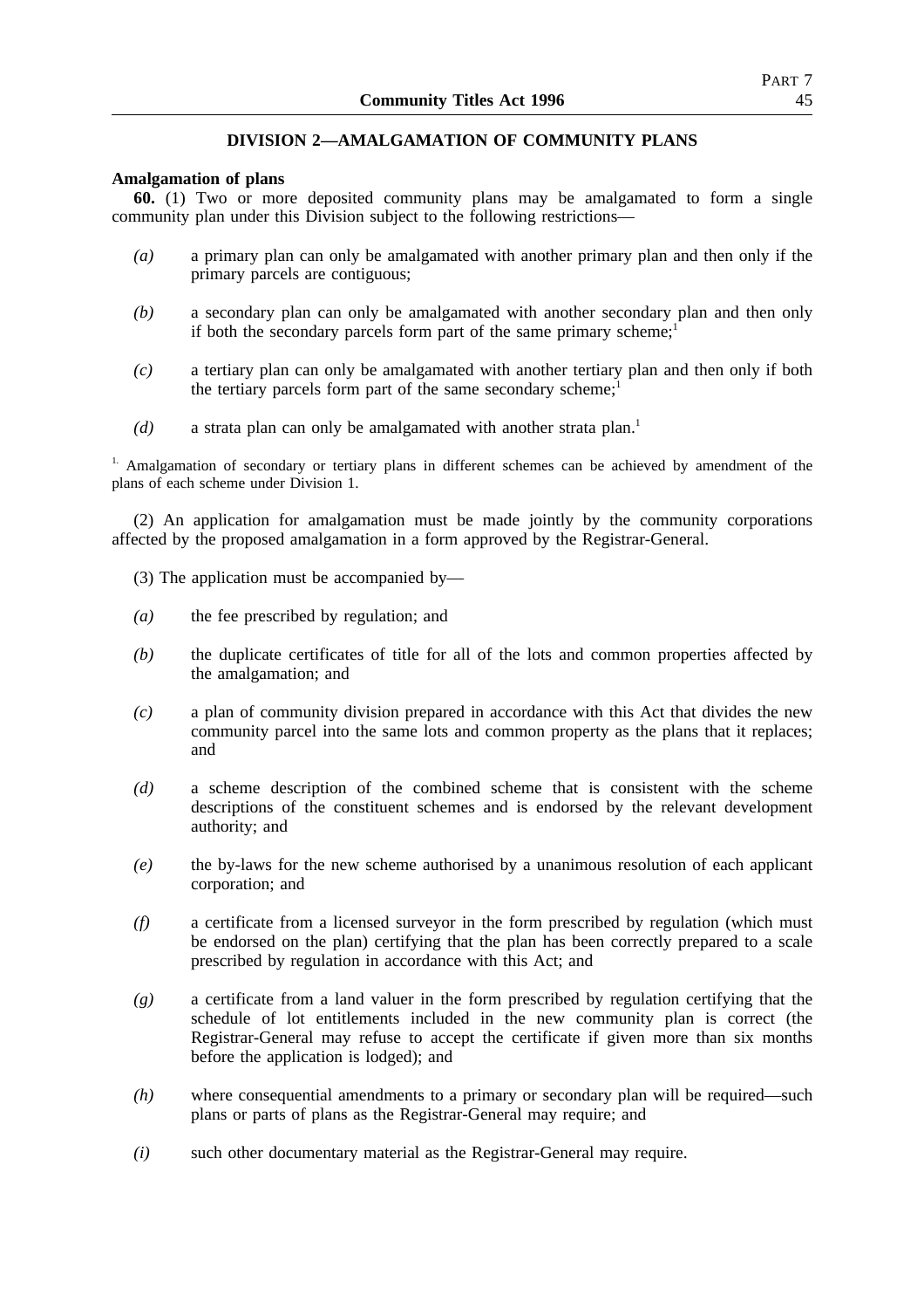## DIVISION 2—AMALGAMATION OF COMMUNITY PLANS

**Amalgamation of plans**

**60.** (1) Two or more deposited community plans may be amalgamated to form a single community plan under this Division subject to the following restrictions—

*(a)* a primary plan can only be amalgamated with another primary plan and then only if the primary parcels are contiguous;

*(b)* a secondary plan can only be amalgamated with another secondary plan and then only if both the secondary parcels form part of the same primary scheme;[1]

*(c)* a tertiary plan can only be amalgamated with another tertiary plan and then only if both the tertiary parcels form part of the same secondary scheme;[1]

*(d)* a strata plan can only be amalgamated with another strata plan.[1]

[1] Amalgamation of secondary or tertiary plans in different schemes can be achieved by amendment of the plans of each scheme under Division 1.

(2) An application for amalgamation must be made jointly by the community corporations affected by the proposed amalgamation in a form approved by the Registrar-General.

(3) The application must be accompanied by—

*(a)* the fee prescribed by regulation; and

*(b)* the duplicate certificates of title for all of the lots and common properties affected by the amalgamation; and

*(c)* a plan of community division prepared in accordance with this Act that divides the new community parcel into the same lots and common property as the plans that it replaces; and

*(d)* a scheme description of the combined scheme that is consistent with the scheme descriptions of the constituent schemes and is endorsed by the relevant development authority; and

*(e)* the by-laws for the new scheme authorised by a unanimous resolution of each applicant corporation; and

*(f)* a certificate from a licensed surveyor in the form prescribed by regulation (which must be endorsed on the plan) certifying that the plan has been correctly prepared to a scale prescribed by regulation in accordance with this Act; and

*(g)* a certificate from a land valuer in the form prescribed by regulation certifying that the schedule of lot entitlements included in the new community plan is correct (the Registrar-General may refuse to accept the certificate if given more than six months before the application is lodged); and

*(h)* where consequential amendments to a primary or secondary plan will be required—such plans or parts of plans as the Registrar-General may require; and

*(i)* such other documentary material as the Registrar-General may require.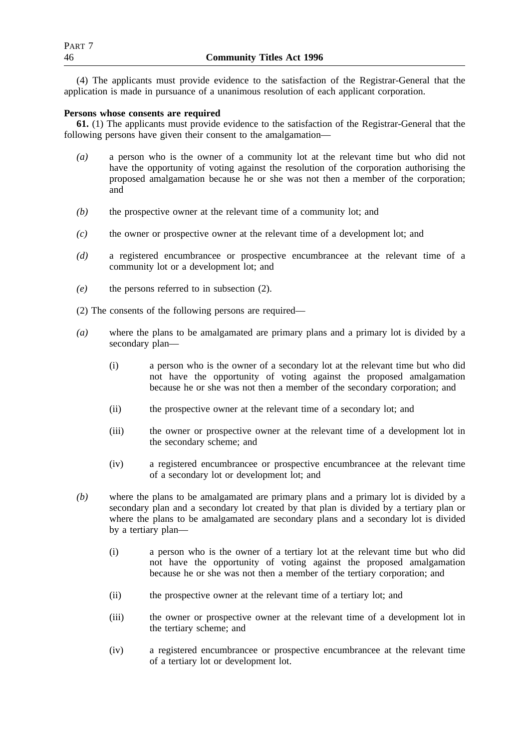(4) The applicants must provide evidence to the satisfaction of the Registrar-General that the application is made in pursuance of a unanimous resolution of each applicant corporation.

**Persons whose consents are required**

**61.** (1) The applicants must provide evidence to the satisfaction of the Registrar-General that the following persons have given their consent to the amalgamation—

*(a)* a person who is the owner of a community lot at the relevant time but who did not have the opportunity of voting against the resolution of the corporation authorising the proposed amalgamation because he or she was not then a member of the corporation; and

*(b)* the prospective owner at the relevant time of a community lot; and

*(c)* the owner or prospective owner at the relevant time of a development lot; and

*(d)* a registered encumbrancee or prospective encumbrancee at the relevant time of a community lot or a development lot; and

*(e)* the persons referred to in subsection (2).

(2) The consents of the following persons are required—

*(a)* where the plans to be amalgamated are primary plans and a primary lot is divided by a secondary plan—

(i) a person who is the owner of a secondary lot at the relevant time but who did not have the opportunity of voting against the proposed amalgamation because he or she was not then a member of the secondary corporation; and

(ii) the prospective owner at the relevant time of a secondary lot; and

(iii) the owner or prospective owner at the relevant time of a development lot in the secondary scheme; and

(iv) a registered encumbrancee or prospective encumbrancee at the relevant time of a secondary lot or development lot; and

*(b)* where the plans to be amalgamated are primary plans and a primary lot is divided by a secondary plan and a secondary lot created by that plan is divided by a tertiary plan or where the plans to be amalgamated are secondary plans and a secondary lot is divided by a tertiary plan—

(i) a person who is the owner of a tertiary lot at the relevant time but who did not have the opportunity of voting against the proposed amalgamation because he or she was not then a member of the tertiary corporation; and

(ii) the prospective owner at the relevant time of a tertiary lot; and

(iii) the owner or prospective owner at the relevant time of a development lot in the tertiary scheme; and

(iv) a registered encumbrancee or prospective encumbrancee at the relevant time of a tertiary lot or development lot.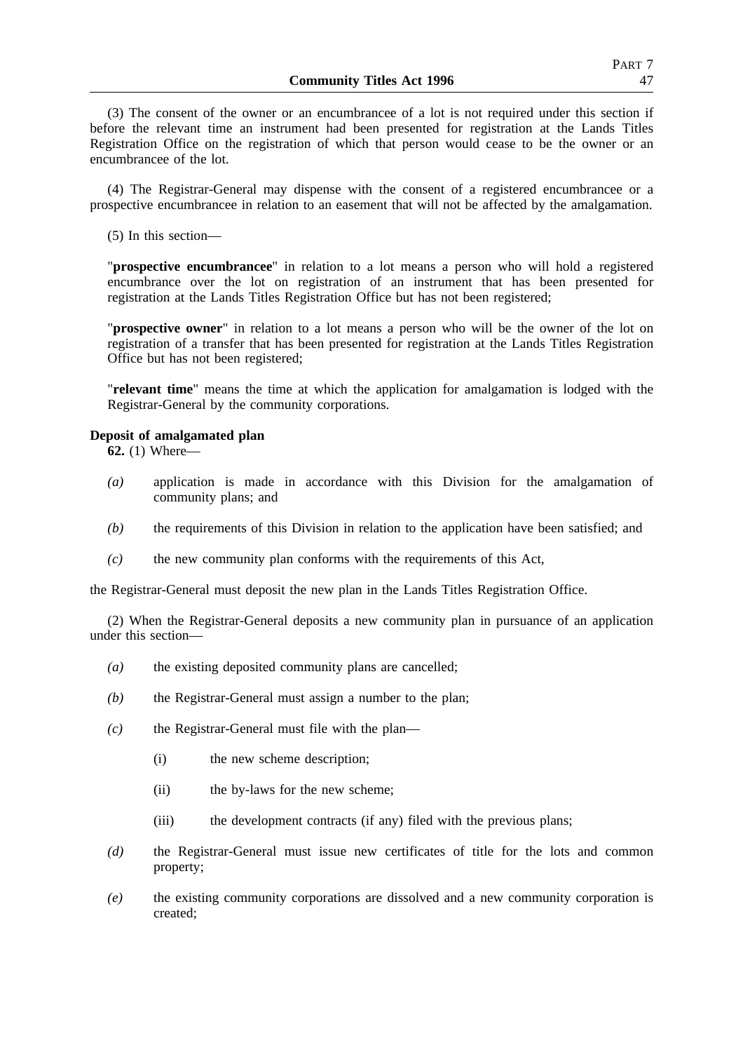(3) The consent of the owner or an encumbrancee of a lot is not required under this section if before the relevant time an instrument had been presented for registration at the Lands Titles Registration Office on the registration of which that person would cease to be the owner or an encumbrancee of the lot.

(4) The Registrar-General may dispense with the consent of a registered encumbrancee or a prospective encumbrancee in relation to an easement that will not be affected by the amalgamation.

(5) In this section—

"**prospective encumbrancee**" in relation to a lot means a person who will hold a registered encumbrance over the lot on registration of an instrument that has been presented for registration at the Lands Titles Registration Office but has not been registered;

"**prospective owner**" in relation to a lot means a person who will be the owner of the lot on registration of a transfer that has been presented for registration at the Lands Titles Registration Office but has not been registered;

"**relevant time**" means the time at which the application for amalgamation is lodged with the Registrar-General by the community corporations.

**Deposit of amalgamated plan**

**62.** (1) Where—

- *(a)* application is made in accordance with this Division for the amalgamation of community plans; and
- *(b)* the requirements of this Division in relation to the application have been satisfied; and
- *(c)* the new community plan conforms with the requirements of this Act,

the Registrar-General must deposit the new plan in the Lands Titles Registration Office.

(2) When the Registrar-General deposits a new community plan in pursuance of an application under this section—

- *(a)* the existing deposited community plans are cancelled;
- *(b)* the Registrar-General must assign a number to the plan;
- *(c)* the Registrar-General must file with the plan—
  - (i) the new scheme description;
  - (ii) the by-laws for the new scheme;
  - (iii) the development contracts (if any) filed with the previous plans;
- *(d)* the Registrar-General must issue new certificates of title for the lots and common property;
- *(e)* the existing community corporations are dissolved and a new community corporation is created;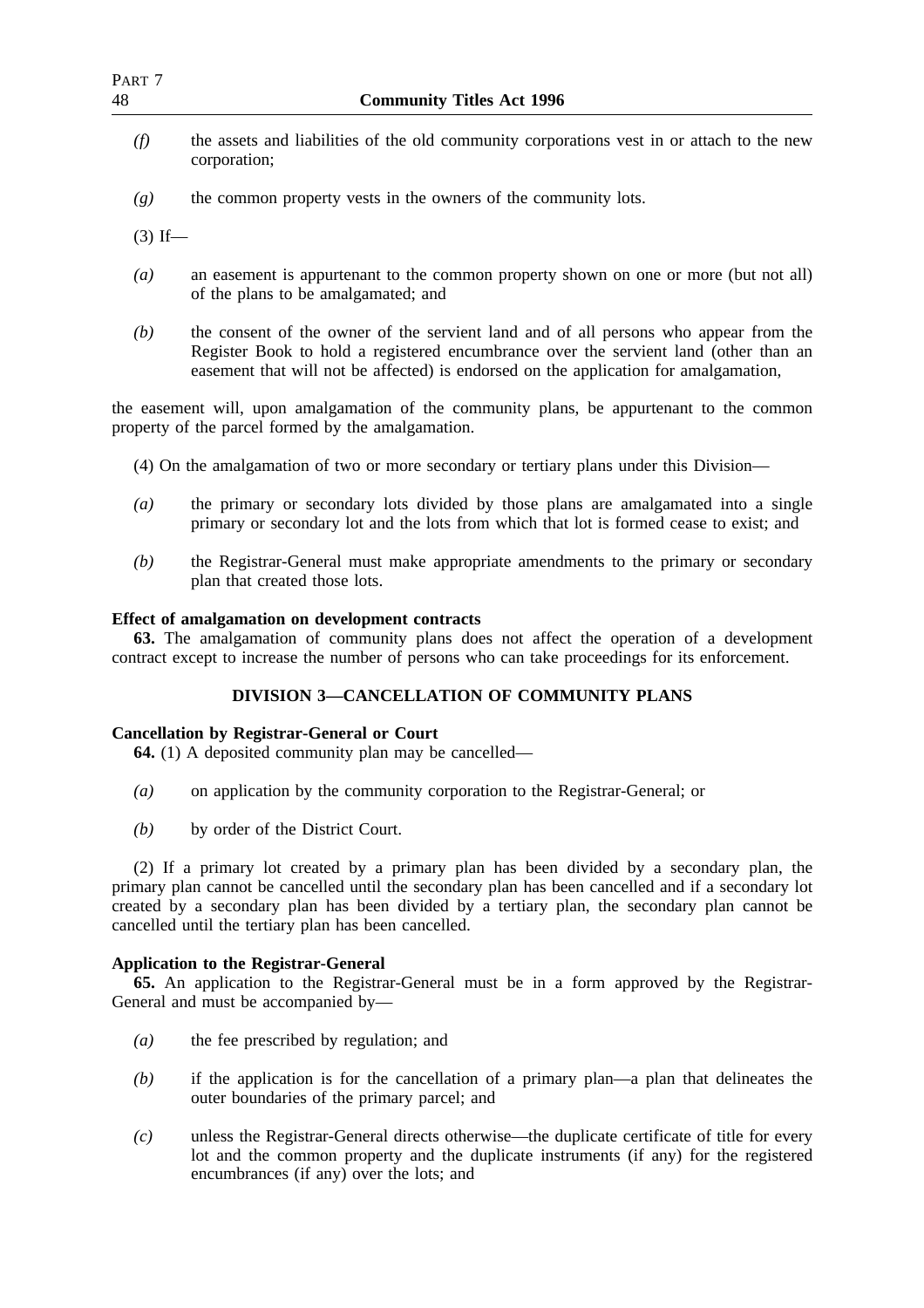*(f)* the assets and liabilities of the old community corporations vest in or attach to the new corporation;

*(g)* the common property vests in the owners of the community lots.

(3) If—

*(a)* an easement is appurtenant to the common property shown on one or more (but not all) of the plans to be amalgamated; and

*(b)* the consent of the owner of the servient land and of all persons who appear from the Register Book to hold a registered encumbrance over the servient land (other than an easement that will not be affected) is endorsed on the application for amalgamation,

the easement will, upon amalgamation of the community plans, be appurtenant to the common property of the parcel formed by the amalgamation.

(4) On the amalgamation of two or more secondary or tertiary plans under this Division—

*(a)* the primary or secondary lots divided by those plans are amalgamated into a single primary or secondary lot and the lots from which that lot is formed cease to exist; and

*(b)* the Registrar-General must make appropriate amendments to the primary or secondary plan that created those lots.

**Effect of amalgamation on development contracts**

**63.** The amalgamation of community plans does not affect the operation of a development contract except to increase the number of persons who can take proceedings for its enforcement.

## DIVISION 3—CANCELLATION OF COMMUNITY PLANS

**Cancellation by Registrar-General or Court**

**64.** (1) A deposited community plan may be cancelled—

*(a)* on application by the community corporation to the Registrar-General; or

*(b)* by order of the District Court.

(2) If a primary lot created by a primary plan has been divided by a secondary plan, the primary plan cannot be cancelled until the secondary plan has been cancelled and if a secondary lot created by a secondary plan has been divided by a tertiary plan, the secondary plan cannot be cancelled until the tertiary plan has been cancelled.

**Application to the Registrar-General**

**65.** An application to the Registrar-General must be in a form approved by the Registrar-General and must be accompanied by—

*(a)* the fee prescribed by regulation; and

*(b)* if the application is for the cancellation of a primary plan—a plan that delineates the outer boundaries of the primary parcel; and

*(c)* unless the Registrar-General directs otherwise—the duplicate certificate of title for every lot and the common property and the duplicate instruments (if any) for the registered encumbrances (if any) over the lots; and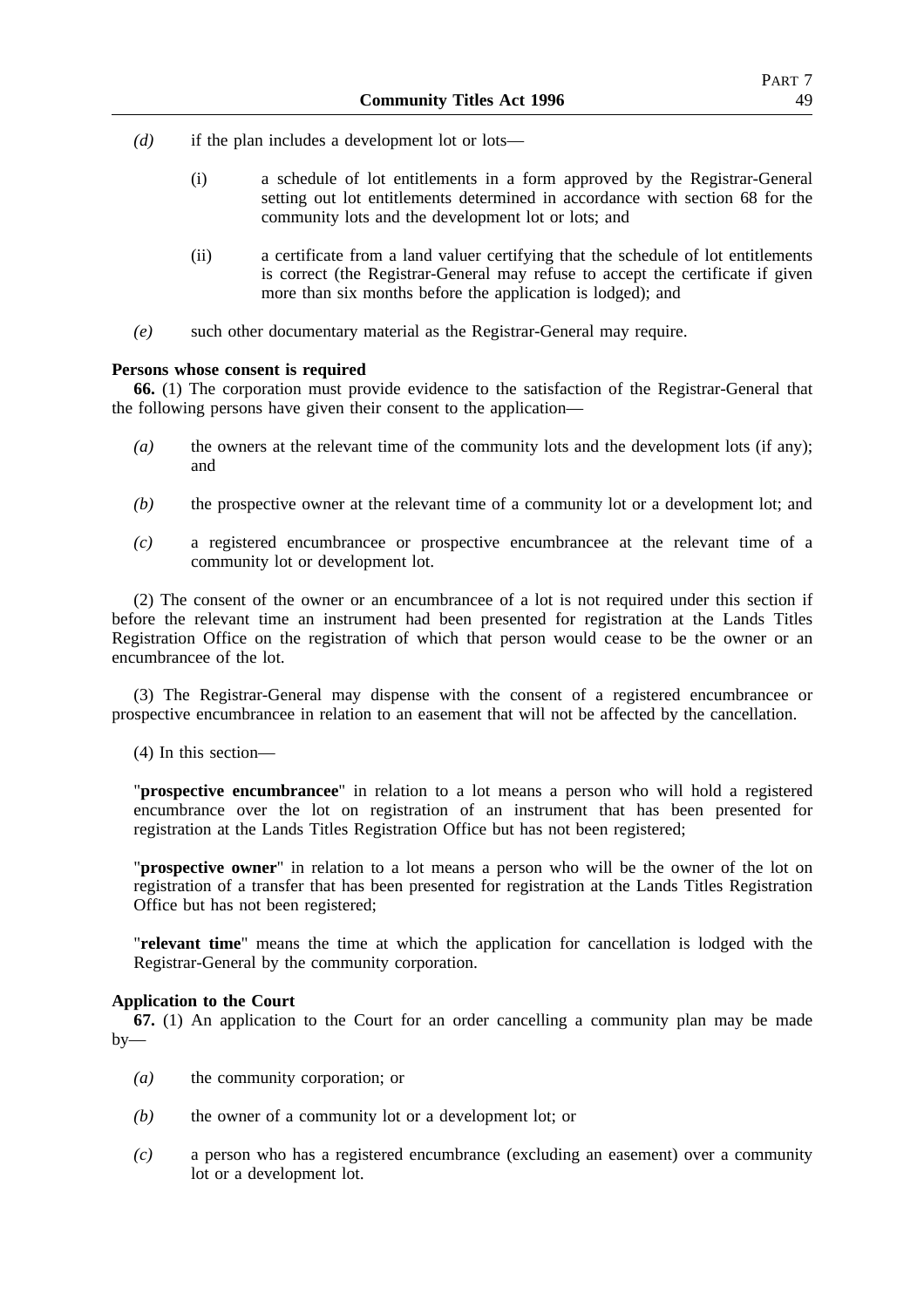*(d)* if the plan includes a development lot or lots—

(i) a schedule of lot entitlements in a form approved by the Registrar-General setting out lot entitlements determined in accordance with section 68 for the community lots and the development lot or lots; and

(ii) a certificate from a land valuer certifying that the schedule of lot entitlements is correct (the Registrar-General may refuse to accept the certificate if given more than six months before the application is lodged); and

*(e)* such other documentary material as the Registrar-General may require.

**Persons whose consent is required**

**66.** (1) The corporation must provide evidence to the satisfaction of the Registrar-General that the following persons have given their consent to the application—

*(a)* the owners at the relevant time of the community lots and the development lots (if any); and

*(b)* the prospective owner at the relevant time of a community lot or a development lot; and

*(c)* a registered encumbrancee or prospective encumbrancee at the relevant time of a community lot or development lot.

(2) The consent of the owner or an encumbrancee of a lot is not required under this section if before the relevant time an instrument had been presented for registration at the Lands Titles Registration Office on the registration of which that person would cease to be the owner or an encumbrancee of the lot.

(3) The Registrar-General may dispense with the consent of a registered encumbrancee or prospective encumbrancee in relation to an easement that will not be affected by the cancellation.

(4) In this section—

"**prospective encumbrancee**" in relation to a lot means a person who will hold a registered encumbrance over the lot on registration of an instrument that has been presented for registration at the Lands Titles Registration Office but has not been registered;

"**prospective owner**" in relation to a lot means a person who will be the owner of the lot on registration of a transfer that has been presented for registration at the Lands Titles Registration Office but has not been registered;

"**relevant time**" means the time at which the application for cancellation is lodged with the Registrar-General by the community corporation.

**Application to the Court**

**67.** (1) An application to the Court for an order cancelling a community plan may be made by—

*(a)* the community corporation; or

*(b)* the owner of a community lot or a development lot; or

*(c)* a person who has a registered encumbrance (excluding an easement) over a community lot or a development lot.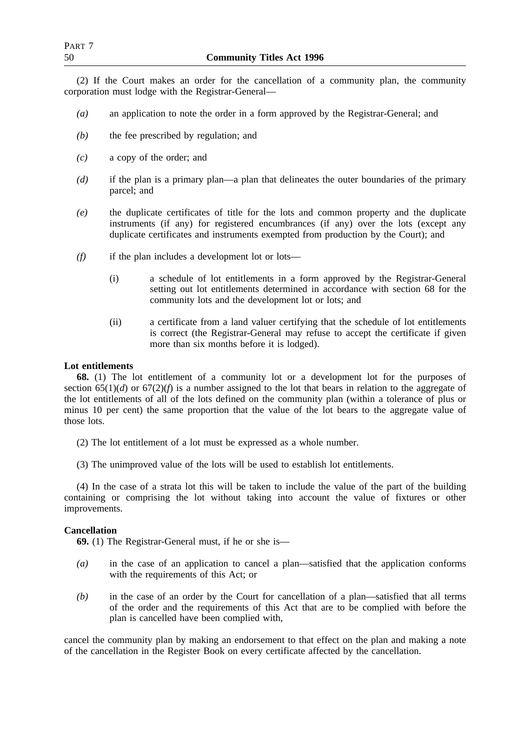(2) If the Court makes an order for the cancellation of a community plan, the community corporation must lodge with the Registrar-General—

*(a)* an application to note the order in a form approved by the Registrar-General; and

*(b)* the fee prescribed by regulation; and

*(c)* a copy of the order; and

*(d)* if the plan is a primary plan—a plan that delineates the outer boundaries of the primary parcel; and

*(e)* the duplicate certificates of title for the lots and common property and the duplicate instruments (if any) for registered encumbrances (if any) over the lots (except any duplicate certificates and instruments exempted from production by the Court); and

*(f)* if the plan includes a development lot or lots—

(i) a schedule of lot entitlements in a form approved by the Registrar-General setting out lot entitlements determined in accordance with section 68 for the community lots and the development lot or lots; and

(ii) a certificate from a land valuer certifying that the schedule of lot entitlements is correct (the Registrar-General may refuse to accept the certificate if given more than six months before it is lodged).

**Lot entitlements**

**68.** (1) The lot entitlement of a community lot or a development lot for the purposes of section 65(1)(*d*) or 67(2)(*f*) is a number assigned to the lot that bears in relation to the aggregate of the lot entitlements of all of the lots defined on the community plan (within a tolerance of plus or minus 10 per cent) the same proportion that the value of the lot bears to the aggregate value of those lots.

(2) The lot entitlement of a lot must be expressed as a whole number.

(3) The unimproved value of the lots will be used to establish lot entitlements.

(4) In the case of a strata lot this will be taken to include the value of the part of the building containing or comprising the lot without taking into account the value of fixtures or other improvements.

**Cancellation**

**69.** (1) The Registrar-General must, if he or she is—

*(a)* in the case of an application to cancel a plan—satisfied that the application conforms with the requirements of this Act; or

*(b)* in the case of an order by the Court for cancellation of a plan—satisfied that all terms of the order and the requirements of this Act that are to be complied with before the plan is cancelled have been complied with,

cancel the community plan by making an endorsement to that effect on the plan and making a note of the cancellation in the Register Book on every certificate affected by the cancellation.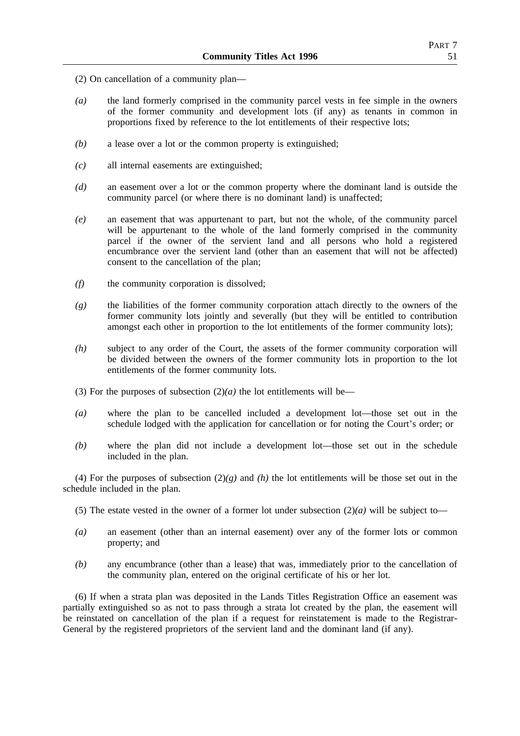(2) On cancellation of a community plan—

*(a)* the land formerly comprised in the community parcel vests in fee simple in the owners of the former community and development lots (if any) as tenants in common in proportions fixed by reference to the lot entitlements of their respective lots;

*(b)* a lease over a lot or the common property is extinguished;

*(c)* all internal easements are extinguished;

*(d)* an easement over a lot or the common property where the dominant land is outside the community parcel (or where there is no dominant land) is unaffected;

*(e)* an easement that was appurtenant to part, but not the whole, of the community parcel will be appurtenant to the whole of the land formerly comprised in the community parcel if the owner of the servient land and all persons who hold a registered encumbrance over the servient land (other than an easement that will not be affected) consent to the cancellation of the plan;

*(f)* the community corporation is dissolved;

*(g)* the liabilities of the former community corporation attach directly to the owners of the former community lots jointly and severally (but they will be entitled to contribution amongst each other in proportion to the lot entitlements of the former community lots);

*(h)* subject to any order of the Court, the assets of the former community corporation will be divided between the owners of the former community lots in proportion to the lot entitlements of the former community lots.

(3) For the purposes of subsection (2)*(a)* the lot entitlements will be—

*(a)* where the plan to be cancelled included a development lot—those set out in the schedule lodged with the application for cancellation or for noting the Court's order; or

*(b)* where the plan did not include a development lot—those set out in the schedule included in the plan.

(4) For the purposes of subsection (2)*(g)* and *(h)* the lot entitlements will be those set out in the schedule included in the plan.

(5) The estate vested in the owner of a former lot under subsection (2)*(a)* will be subject to—

*(a)* an easement (other than an internal easement) over any of the former lots or common property; and

*(b)* any encumbrance (other than a lease) that was, immediately prior to the cancellation of the community plan, entered on the original certificate of his or her lot.

(6) If when a strata plan was deposited in the Lands Titles Registration Office an easement was partially extinguished so as not to pass through a strata lot created by the plan, the easement will be reinstated on cancellation of the plan if a request for reinstatement is made to the Registrar-General by the registered proprietors of the servient land and the dominant land (if any).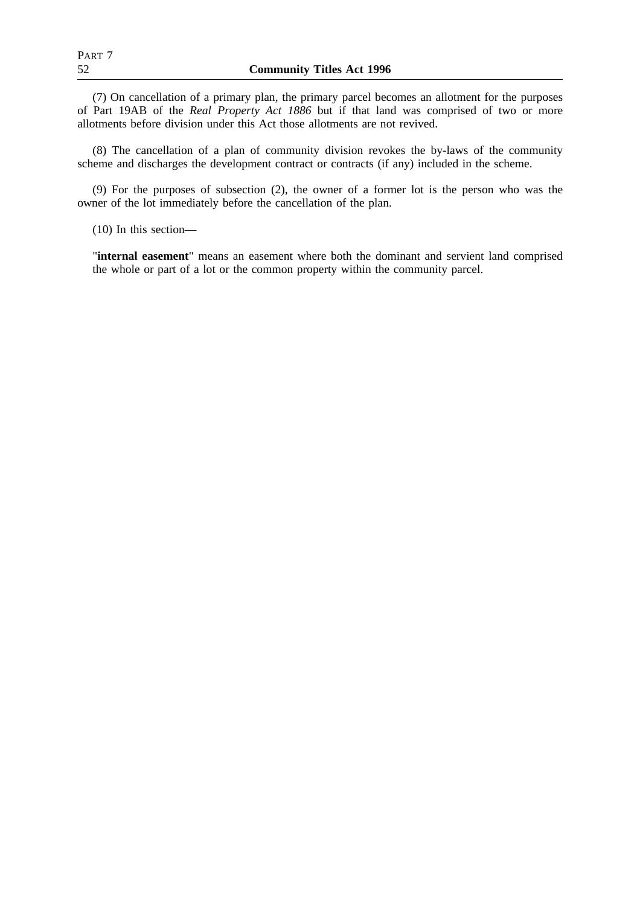(7) On cancellation of a primary plan, the primary parcel becomes an allotment for the purposes of Part 19AB of the *Real Property Act 1886* but if that land was comprised of two or more allotments before division under this Act those allotments are not revived.

(8) The cancellation of a plan of community division revokes the by-laws of the community scheme and discharges the development contract or contracts (if any) included in the scheme.

(9) For the purposes of subsection (2), the owner of a former lot is the person who was the owner of the lot immediately before the cancellation of the plan.

(10) In this section—

"**internal easement**" means an easement where both the dominant and servient land comprised the whole or part of a lot or the common property within the community parcel.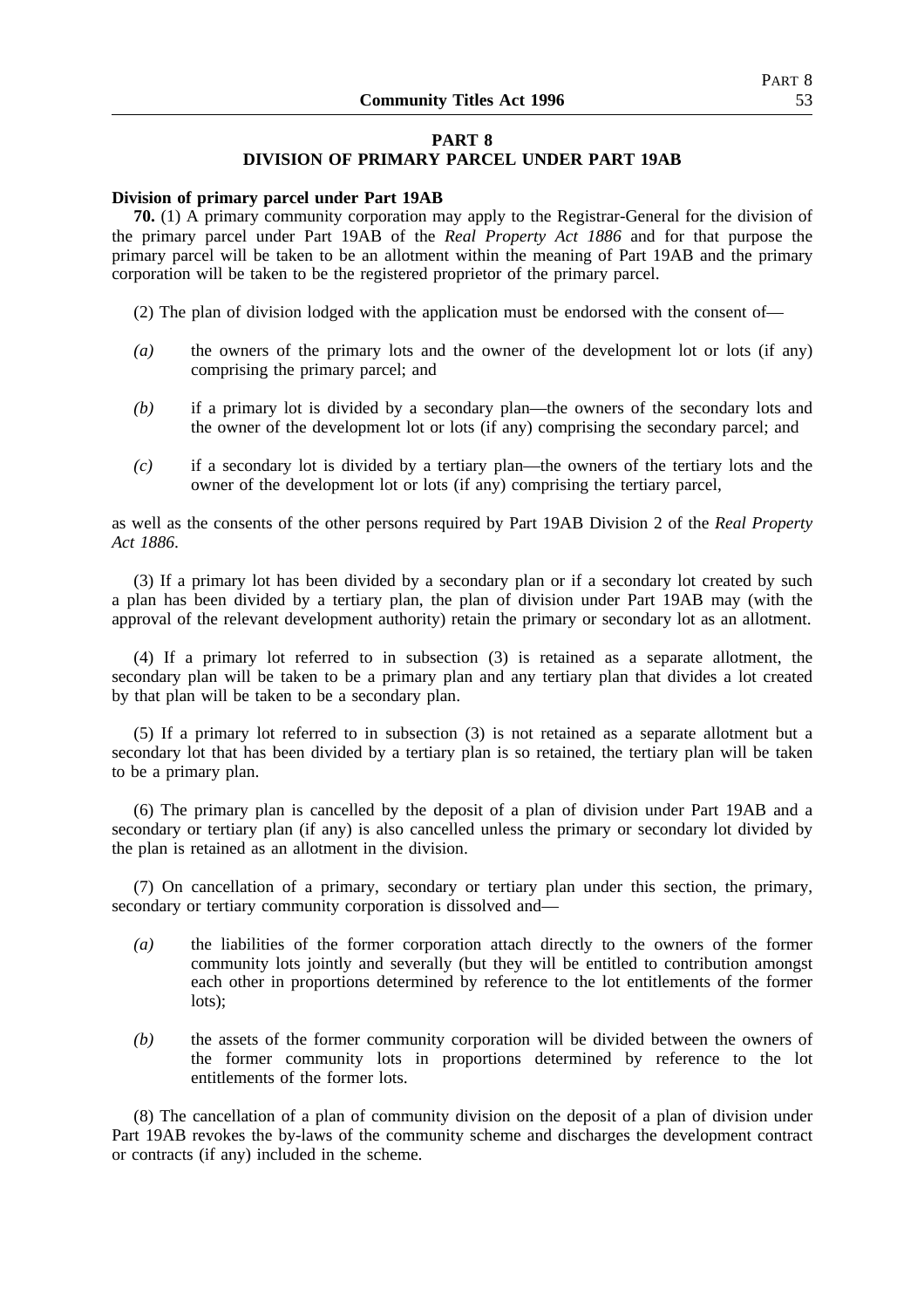# PART 8

## DIVISION OF PRIMARY PARCEL UNDER PART 19AB

**Division of primary parcel under Part 19AB**

**70.** (1) A primary community corporation may apply to the Registrar-General for the division of the primary parcel under Part 19AB of the *Real Property Act 1886* and for that purpose the primary parcel will be taken to be an allotment within the meaning of Part 19AB and the primary corporation will be taken to be the registered proprietor of the primary parcel.

(2) The plan of division lodged with the application must be endorsed with the consent of—

- *(a)* the owners of the primary lots and the owner of the development lot or lots (if any) comprising the primary parcel; and
- *(b)* if a primary lot is divided by a secondary plan—the owners of the secondary lots and the owner of the development lot or lots (if any) comprising the secondary parcel; and
- *(c)* if a secondary lot is divided by a tertiary plan—the owners of the tertiary lots and the owner of the development lot or lots (if any) comprising the tertiary parcel,

as well as the consents of the other persons required by Part 19AB Division 2 of the *Real Property Act 1886*.

(3) If a primary lot has been divided by a secondary plan or if a secondary lot created by such a plan has been divided by a tertiary plan, the plan of division under Part 19AB may (with the approval of the relevant development authority) retain the primary or secondary lot as an allotment.

(4) If a primary lot referred to in subsection (3) is retained as a separate allotment, the secondary plan will be taken to be a primary plan and any tertiary plan that divides a lot created by that plan will be taken to be a secondary plan.

(5) If a primary lot referred to in subsection (3) is not retained as a separate allotment but a secondary lot that has been divided by a tertiary plan is so retained, the tertiary plan will be taken to be a primary plan.

(6) The primary plan is cancelled by the deposit of a plan of division under Part 19AB and a secondary or tertiary plan (if any) is also cancelled unless the primary or secondary lot divided by the plan is retained as an allotment in the division.

(7) On cancellation of a primary, secondary or tertiary plan under this section, the primary, secondary or tertiary community corporation is dissolved and—

- *(a)* the liabilities of the former corporation attach directly to the owners of the former community lots jointly and severally (but they will be entitled to contribution amongst each other in proportions determined by reference to the lot entitlements of the former lots);
- *(b)* the assets of the former community corporation will be divided between the owners of the former community lots in proportions determined by reference to the lot entitlements of the former lots.

(8) The cancellation of a plan of community division on the deposit of a plan of division under Part 19AB revokes the by-laws of the community scheme and discharges the development contract or contracts (if any) included in the scheme.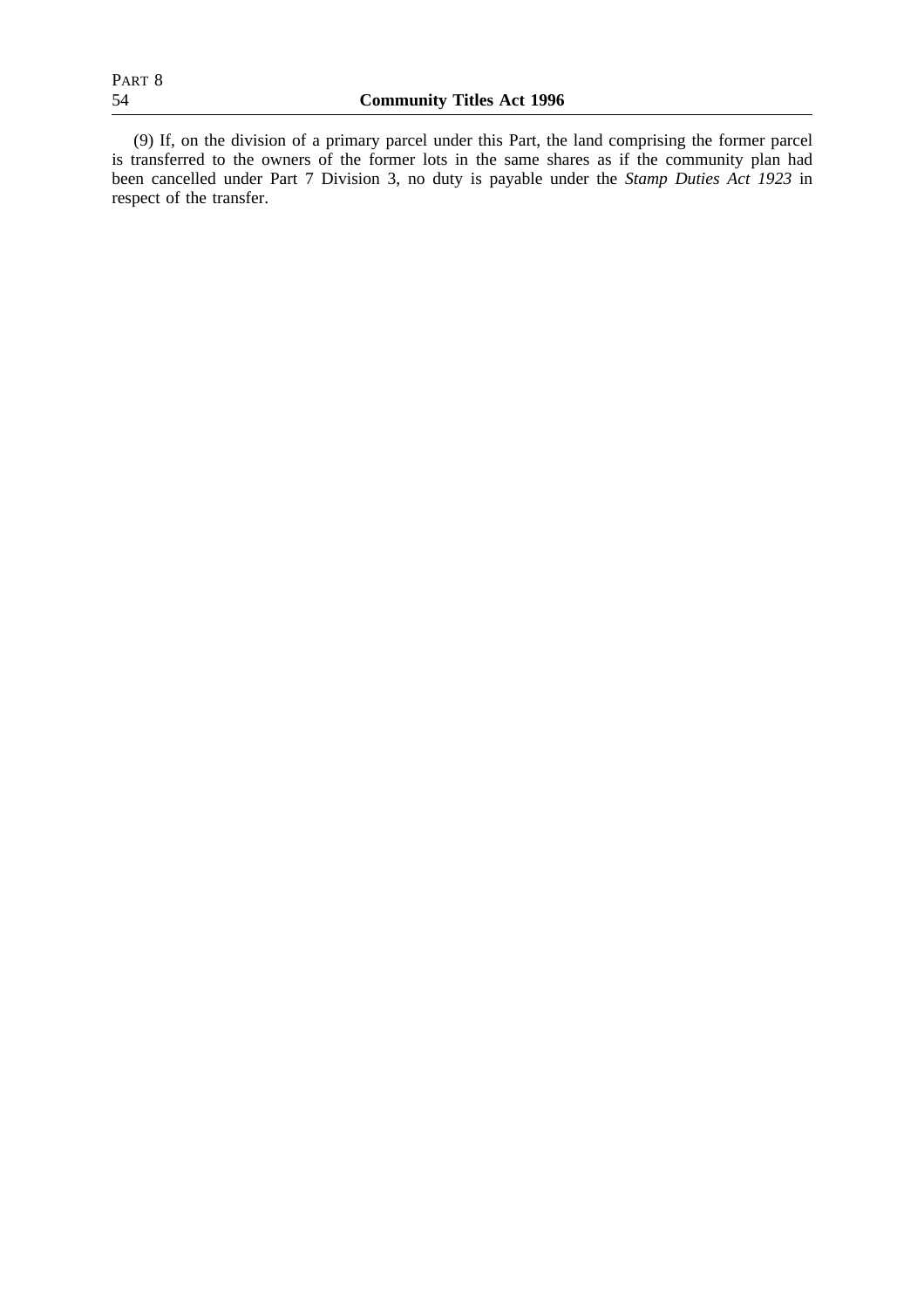(9) If, on the division of a primary parcel under this Part, the land comprising the former parcel is transferred to the owners of the former lots in the same shares as if the community plan had been cancelled under Part 7 Division 3, no duty is payable under the *Stamp Duties Act 1923* in respect of the transfer.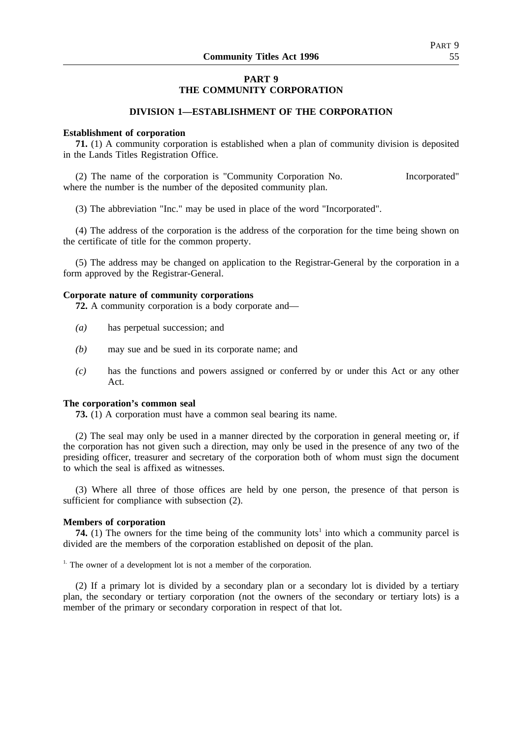# PART 9
# THE COMMUNITY CORPORATION

## DIVISION 1—ESTABLISHMENT OF THE CORPORATION

**Establishment of corporation**

**71.** (1) A community corporation is established when a plan of community division is deposited in the Lands Titles Registration Office.

(2) The name of the corporation is "Community Corporation No.                Incorporated" where the number is the number of the deposited community plan.

(3) The abbreviation "Inc." may be used in place of the word "Incorporated".

(4) The address of the corporation is the address of the corporation for the time being shown on the certificate of title for the common property.

(5) The address may be changed on application to the Registrar-General by the corporation in a form approved by the Registrar-General.

**Corporate nature of community corporations**

**72.** A community corporation is a body corporate and—

*(a)* has perpetual succession; and

*(b)* may sue and be sued in its corporate name; and

*(c)* has the functions and powers assigned or conferred by or under this Act or any other Act.

**The corporation's common seal**

**73.** (1) A corporation must have a common seal bearing its name.

(2) The seal may only be used in a manner directed by the corporation in general meeting or, if the corporation has not given such a direction, may only be used in the presence of any two of the presiding officer, treasurer and secretary of the corporation both of whom must sign the document to which the seal is affixed as witnesses.

(3) Where all three of those offices are held by one person, the presence of that person is sufficient for compliance with subsection (2).

**Members of corporation**

**74.** (1) The owners for the time being of the community lots[1] into which a community parcel is divided are the members of the corporation established on deposit of the plan.

[1] The owner of a development lot is not a member of the corporation.

(2) If a primary lot is divided by a secondary plan or a secondary lot is divided by a tertiary plan, the secondary or tertiary corporation (not the owners of the secondary or tertiary lots) is a member of the primary or secondary corporation in respect of that lot.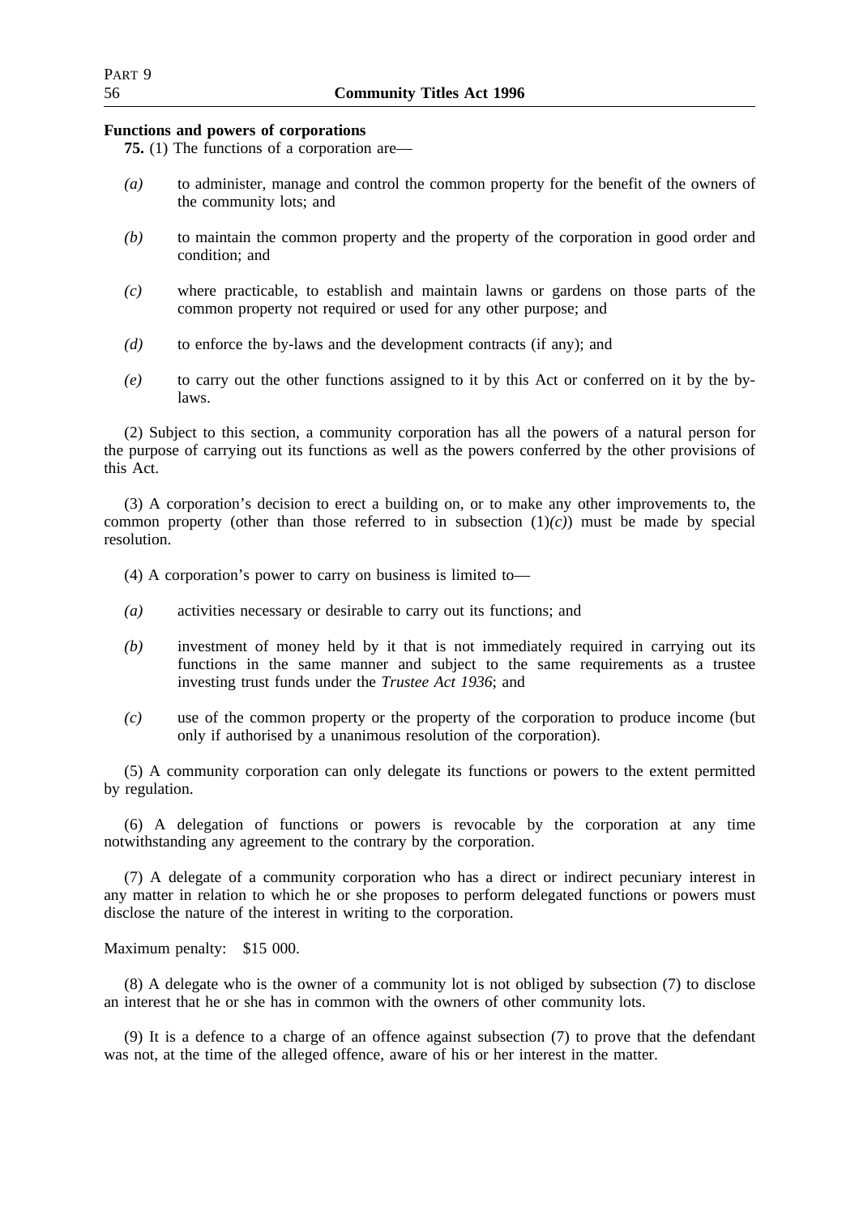**Functions and powers of corporations**

**75.** (1) The functions of a corporation are—

*(a)* to administer, manage and control the common property for the benefit of the owners of the community lots; and

*(b)* to maintain the common property and the property of the corporation in good order and condition; and

*(c)* where practicable, to establish and maintain lawns or gardens on those parts of the common property not required or used for any other purpose; and

*(d)* to enforce the by-laws and the development contracts (if any); and

*(e)* to carry out the other functions assigned to it by this Act or conferred on it by the by-laws.

(2) Subject to this section, a community corporation has all the powers of a natural person for the purpose of carrying out its functions as well as the powers conferred by the other provisions of this Act.

(3) A corporation's decision to erect a building on, or to make any other improvements to, the common property (other than those referred to in subsection (1)*(c)*) must be made by special resolution.

(4) A corporation's power to carry on business is limited to—

*(a)* activities necessary or desirable to carry out its functions; and

*(b)* investment of money held by it that is not immediately required in carrying out its functions in the same manner and subject to the same requirements as a trustee investing trust funds under the *Trustee Act 1936*; and

*(c)* use of the common property or the property of the corporation to produce income (but only if authorised by a unanimous resolution of the corporation).

(5) A community corporation can only delegate its functions or powers to the extent permitted by regulation.

(6) A delegation of functions or powers is revocable by the corporation at any time notwithstanding any agreement to the contrary by the corporation.

(7) A delegate of a community corporation who has a direct or indirect pecuniary interest in any matter in relation to which he or she proposes to perform delegated functions or powers must disclose the nature of the interest in writing to the corporation.

Maximum penalty: $15 000.

(8) A delegate who is the owner of a community lot is not obliged by subsection (7) to disclose an interest that he or she has in common with the owners of other community lots.

(9) It is a defence to a charge of an offence against subsection (7) to prove that the defendant was not, at the time of the alleged offence, aware of his or her interest in the matter.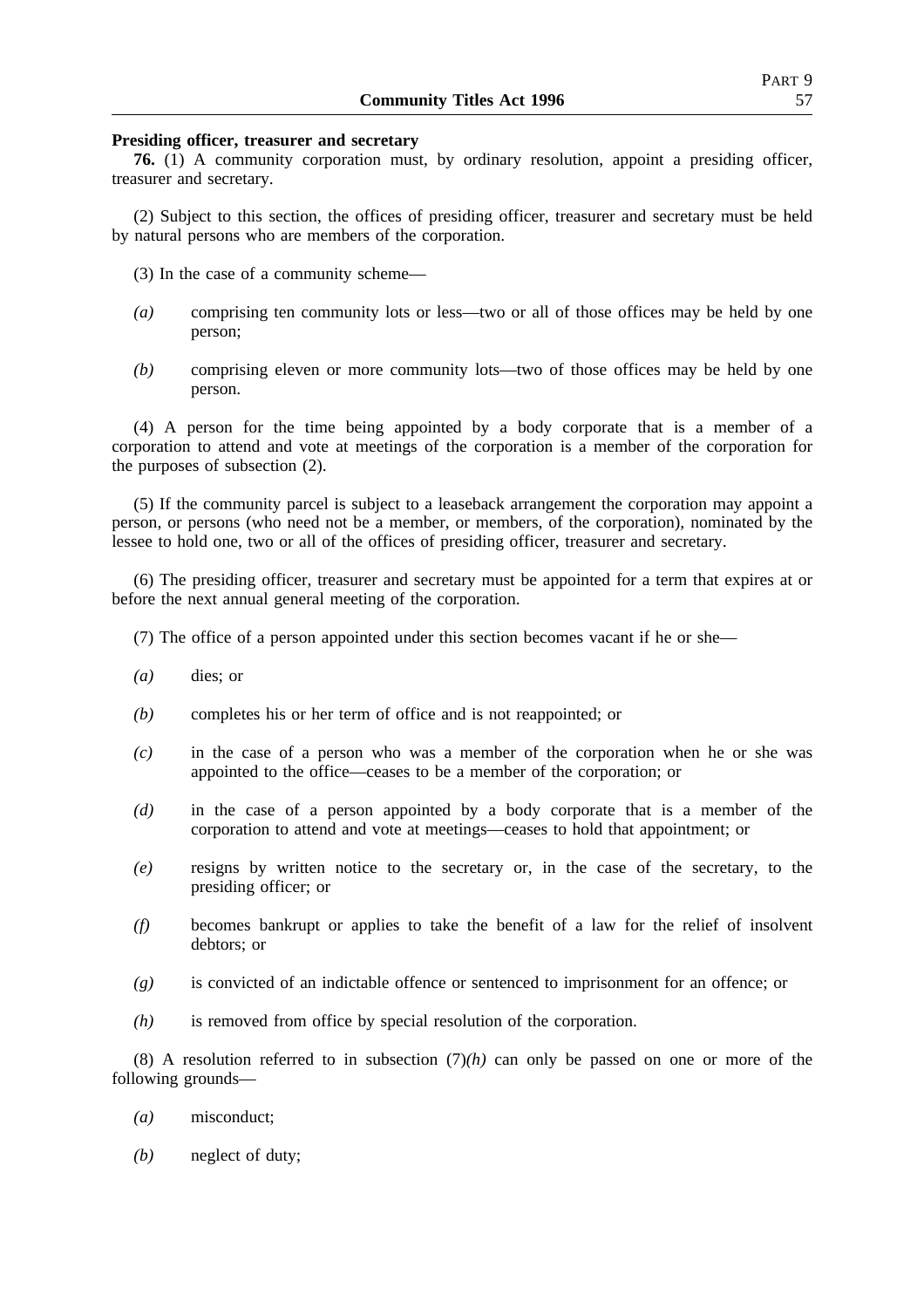**Presiding officer, treasurer and secretary**

**76.** (1) A community corporation must, by ordinary resolution, appoint a presiding officer, treasurer and secretary.

(2) Subject to this section, the offices of presiding officer, treasurer and secretary must be held by natural persons who are members of the corporation.

(3) In the case of a community scheme—

*(a)* comprising ten community lots or less—two or all of those offices may be held by one person;

*(b)* comprising eleven or more community lots—two of those offices may be held by one person.

(4) A person for the time being appointed by a body corporate that is a member of a corporation to attend and vote at meetings of the corporation is a member of the corporation for the purposes of subsection (2).

(5) If the community parcel is subject to a leaseback arrangement the corporation may appoint a person, or persons (who need not be a member, or members, of the corporation), nominated by the lessee to hold one, two or all of the offices of presiding officer, treasurer and secretary.

(6) The presiding officer, treasurer and secretary must be appointed for a term that expires at or before the next annual general meeting of the corporation.

(7) The office of a person appointed under this section becomes vacant if he or she—

*(a)* dies; or

*(b)* completes his or her term of office and is not reappointed; or

*(c)* in the case of a person who was a member of the corporation when he or she was appointed to the office—ceases to be a member of the corporation; or

*(d)* in the case of a person appointed by a body corporate that is a member of the corporation to attend and vote at meetings—ceases to hold that appointment; or

*(e)* resigns by written notice to the secretary or, in the case of the secretary, to the presiding officer; or

*(f)* becomes bankrupt or applies to take the benefit of a law for the relief of insolvent debtors; or

*(g)* is convicted of an indictable offence or sentenced to imprisonment for an offence; or

*(h)* is removed from office by special resolution of the corporation.

(8) A resolution referred to in subsection (7)*(h)* can only be passed on one or more of the following grounds—

*(a)* misconduct;

*(b)* neglect of duty;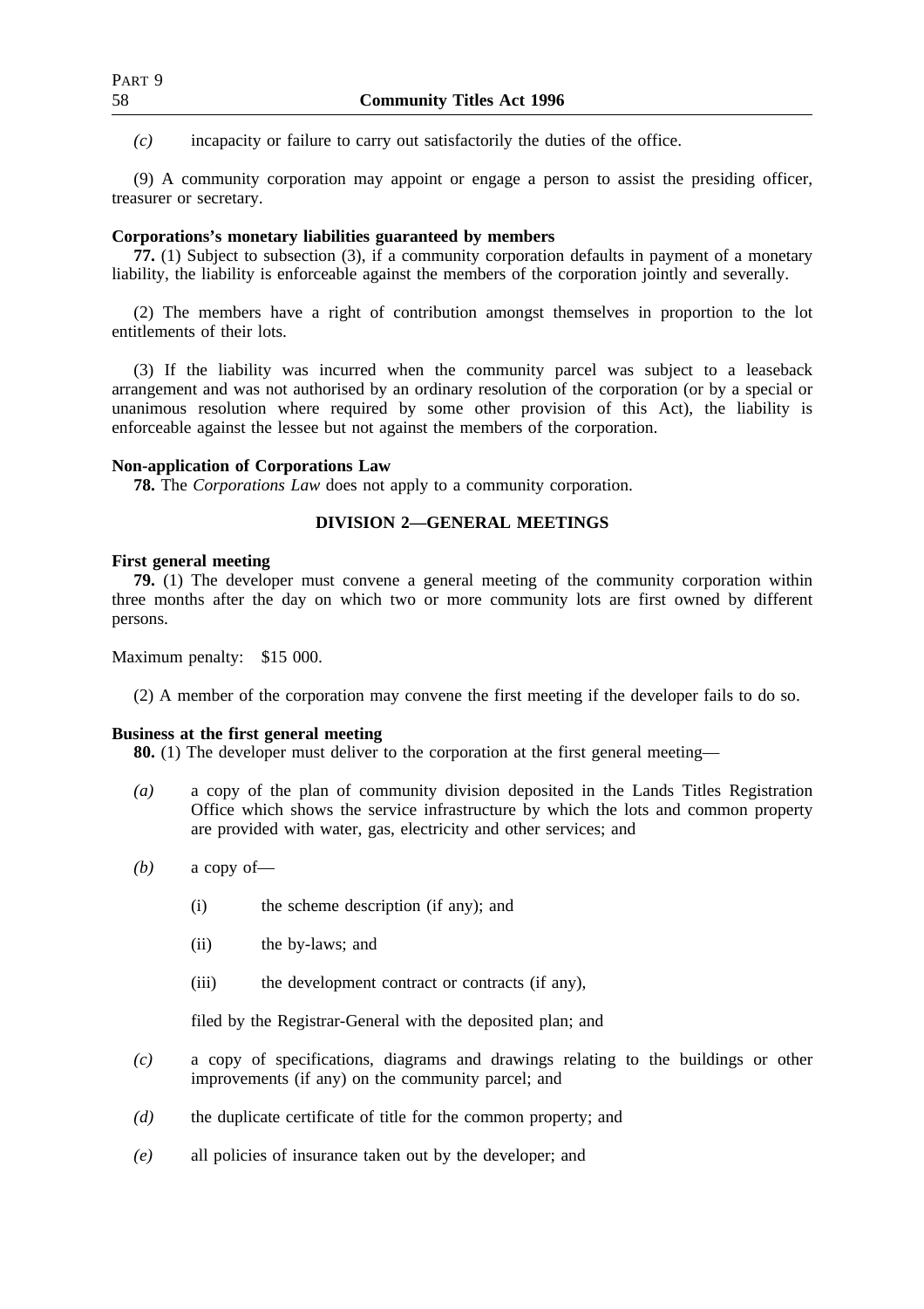*(c)* incapacity or failure to carry out satisfactorily the duties of the office.

(9) A community corporation may appoint or engage a person to assist the presiding officer, treasurer or secretary.

**Corporations's monetary liabilities guaranteed by members**

**77.** (1) Subject to subsection (3), if a community corporation defaults in payment of a monetary liability, the liability is enforceable against the members of the corporation jointly and severally.

(2) The members have a right of contribution amongst themselves in proportion to the lot entitlements of their lots.

(3) If the liability was incurred when the community parcel was subject to a leaseback arrangement and was not authorised by an ordinary resolution of the corporation (or by a special or unanimous resolution where required by some other provision of this Act), the liability is enforceable against the lessee but not against the members of the corporation.

**Non-application of Corporations Law**

**78.** The *Corporations Law* does not apply to a community corporation.

## DIVISION 2—GENERAL MEETINGS

**First general meeting**

**79.** (1) The developer must convene a general meeting of the community corporation within three months after the day on which two or more community lots are first owned by different persons.

Maximum penalty: $15 000.

(2) A member of the corporation may convene the first meeting if the developer fails to do so.

**Business at the first general meeting**

**80.** (1) The developer must deliver to the corporation at the first general meeting—

*(a)* a copy of the plan of community division deposited in the Lands Titles Registration Office which shows the service infrastructure by which the lots and common property are provided with water, gas, electricity and other services; and

*(b)* a copy of—

(i) the scheme description (if any); and

(ii) the by-laws; and

(iii) the development contract or contracts (if any),

filed by the Registrar-General with the deposited plan; and

*(c)* a copy of specifications, diagrams and drawings relating to the buildings or other improvements (if any) on the community parcel; and

*(d)* the duplicate certificate of title for the common property; and

*(e)* all policies of insurance taken out by the developer; and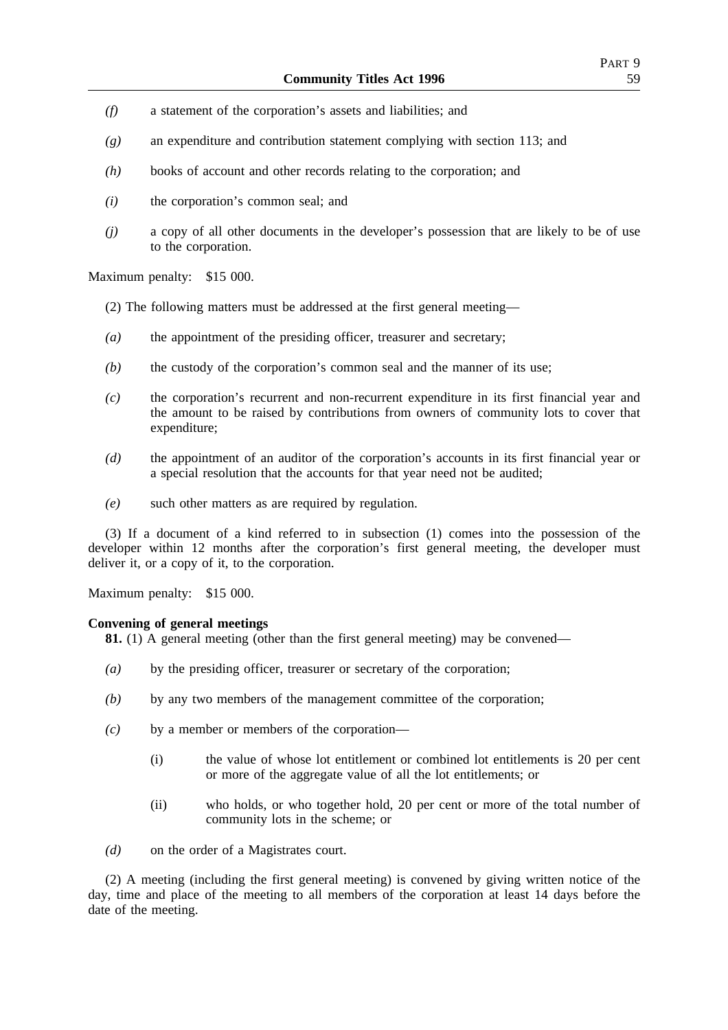*(f)* a statement of the corporation's assets and liabilities; and

*(g)* an expenditure and contribution statement complying with section 113; and

*(h)* books of account and other records relating to the corporation; and

*(i)* the corporation's common seal; and

*(j)* a copy of all other documents in the developer's possession that are likely to be of use to the corporation.

Maximum penalty: $15 000.

(2) The following matters must be addressed at the first general meeting—

*(a)* the appointment of the presiding officer, treasurer and secretary;

*(b)* the custody of the corporation's common seal and the manner of its use;

*(c)* the corporation's recurrent and non-recurrent expenditure in its first financial year and the amount to be raised by contributions from owners of community lots to cover that expenditure;

*(d)* the appointment of an auditor of the corporation's accounts in its first financial year or a special resolution that the accounts for that year need not be audited;

*(e)* such other matters as are required by regulation.

(3) If a document of a kind referred to in subsection (1) comes into the possession of the developer within 12 months after the corporation's first general meeting, the developer must deliver it, or a copy of it, to the corporation.

Maximum penalty: $15 000.

**Convening of general meetings**

**81.** (1) A general meeting (other than the first general meeting) may be convened—

*(a)* by the presiding officer, treasurer or secretary of the corporation;

*(b)* by any two members of the management committee of the corporation;

*(c)* by a member or members of the corporation—

(i) the value of whose lot entitlement or combined lot entitlements is 20 per cent or more of the aggregate value of all the lot entitlements; or

(ii) who holds, or who together hold, 20 per cent or more of the total number of community lots in the scheme; or

*(d)* on the order of a Magistrates court.

(2) A meeting (including the first general meeting) is convened by giving written notice of the day, time and place of the meeting to all members of the corporation at least 14 days before the date of the meeting.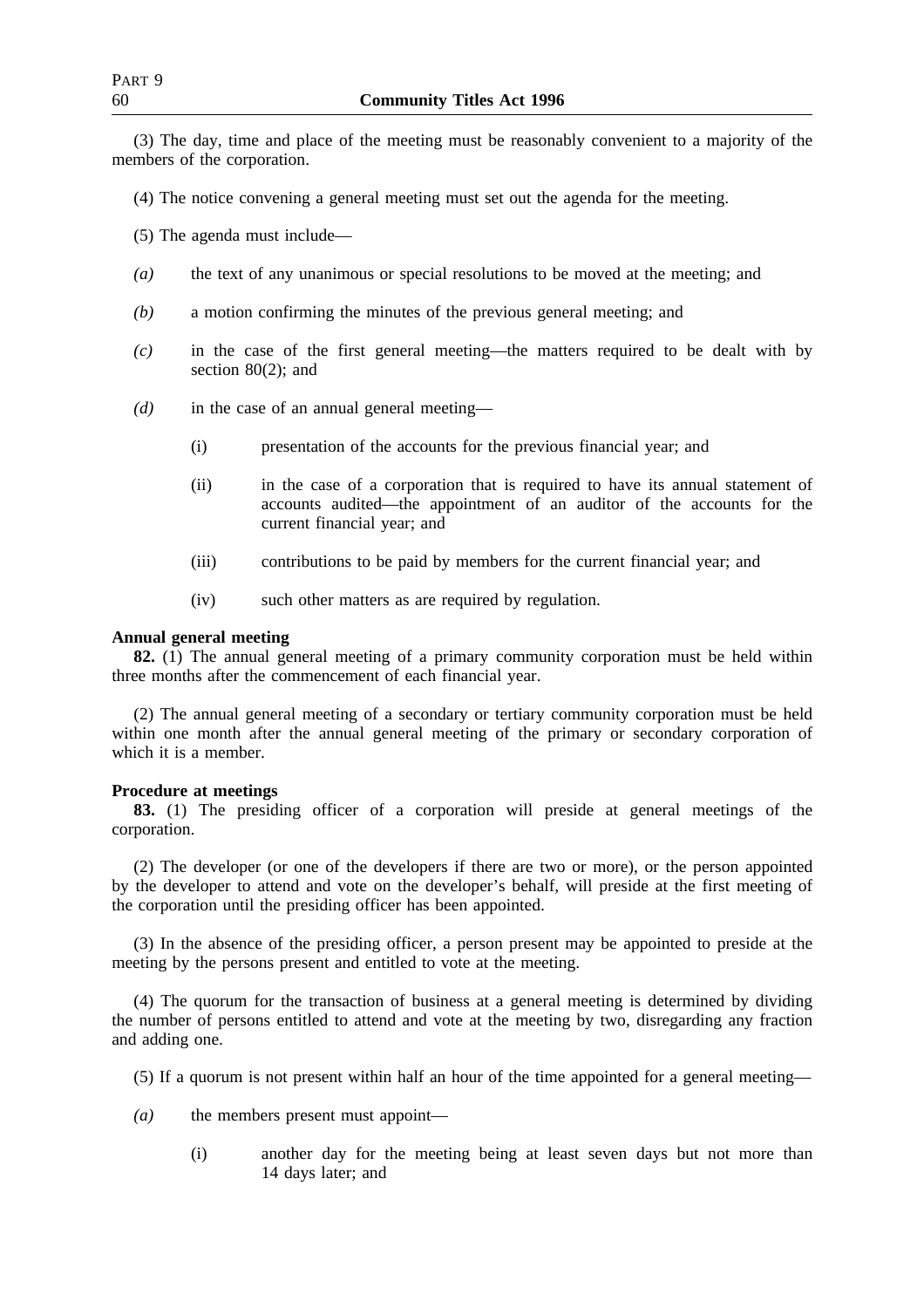(3) The day, time and place of the meeting must be reasonably convenient to a majority of the members of the corporation.

(4) The notice convening a general meeting must set out the agenda for the meeting.

(5) The agenda must include—

*(a)* the text of any unanimous or special resolutions to be moved at the meeting; and

*(b)* a motion confirming the minutes of the previous general meeting; and

*(c)* in the case of the first general meeting—the matters required to be dealt with by section 80(2); and

*(d)* in the case of an annual general meeting—

(i) presentation of the accounts for the previous financial year; and

(ii) in the case of a corporation that is required to have its annual statement of accounts audited—the appointment of an auditor of the accounts for the current financial year; and

(iii) contributions to be paid by members for the current financial year; and

(iv) such other matters as are required by regulation.

**Annual general meeting**

**82.** (1) The annual general meeting of a primary community corporation must be held within three months after the commencement of each financial year.

(2) The annual general meeting of a secondary or tertiary community corporation must be held within one month after the annual general meeting of the primary or secondary corporation of which it is a member.

**Procedure at meetings**

**83.** (1) The presiding officer of a corporation will preside at general meetings of the corporation.

(2) The developer (or one of the developers if there are two or more), or the person appointed by the developer to attend and vote on the developer's behalf, will preside at the first meeting of the corporation until the presiding officer has been appointed.

(3) In the absence of the presiding officer, a person present may be appointed to preside at the meeting by the persons present and entitled to vote at the meeting.

(4) The quorum for the transaction of business at a general meeting is determined by dividing the number of persons entitled to attend and vote at the meeting by two, disregarding any fraction and adding one.

(5) If a quorum is not present within half an hour of the time appointed for a general meeting—

*(a)* the members present must appoint—

(i) another day for the meeting being at least seven days but not more than 14 days later; and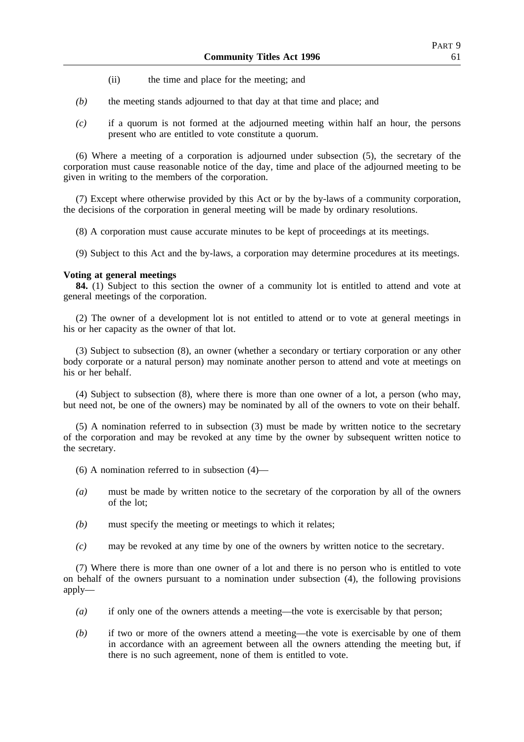(ii) the time and place for the meeting; and

*(b)* the meeting stands adjourned to that day at that time and place; and

*(c)* if a quorum is not formed at the adjourned meeting within half an hour, the persons present who are entitled to vote constitute a quorum.

(6) Where a meeting of a corporation is adjourned under subsection (5), the secretary of the corporation must cause reasonable notice of the day, time and place of the adjourned meeting to be given in writing to the members of the corporation.

(7) Except where otherwise provided by this Act or by the by-laws of a community corporation, the decisions of the corporation in general meeting will be made by ordinary resolutions.

(8) A corporation must cause accurate minutes to be kept of proceedings at its meetings.

(9) Subject to this Act and the by-laws, a corporation may determine procedures at its meetings.

**Voting at general meetings**

**84.** (1) Subject to this section the owner of a community lot is entitled to attend and vote at general meetings of the corporation.

(2) The owner of a development lot is not entitled to attend or to vote at general meetings in his or her capacity as the owner of that lot.

(3) Subject to subsection (8), an owner (whether a secondary or tertiary corporation or any other body corporate or a natural person) may nominate another person to attend and vote at meetings on his or her behalf.

(4) Subject to subsection (8), where there is more than one owner of a lot, a person (who may, but need not, be one of the owners) may be nominated by all of the owners to vote on their behalf.

(5) A nomination referred to in subsection (3) must be made by written notice to the secretary of the corporation and may be revoked at any time by the owner by subsequent written notice to the secretary.

(6) A nomination referred to in subsection (4)—

*(a)* must be made by written notice to the secretary of the corporation by all of the owners of the lot;

*(b)* must specify the meeting or meetings to which it relates;

*(c)* may be revoked at any time by one of the owners by written notice to the secretary.

(7) Where there is more than one owner of a lot and there is no person who is entitled to vote on behalf of the owners pursuant to a nomination under subsection (4), the following provisions apply—

*(a)* if only one of the owners attends a meeting—the vote is exercisable by that person;

*(b)* if two or more of the owners attend a meeting—the vote is exercisable by one of them in accordance with an agreement between all the owners attending the meeting but, if there is no such agreement, none of them is entitled to vote.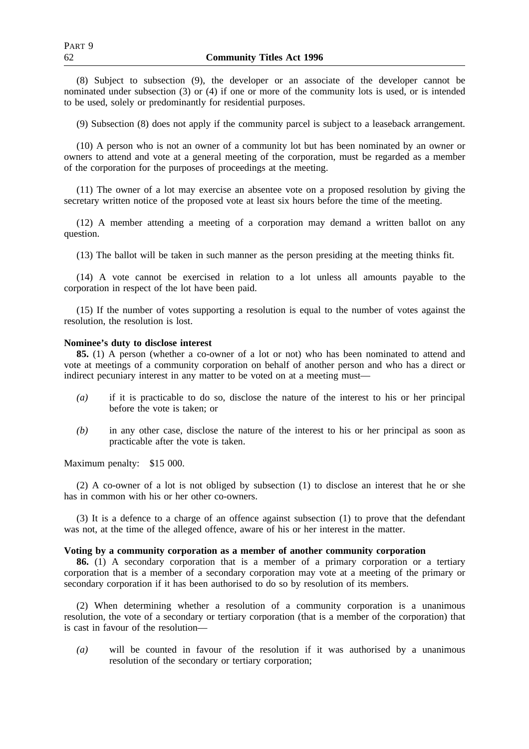(8) Subject to subsection (9), the developer or an associate of the developer cannot be nominated under subsection (3) or (4) if one or more of the community lots is used, or is intended to be used, solely or predominantly for residential purposes.

(9) Subsection (8) does not apply if the community parcel is subject to a leaseback arrangement.

(10) A person who is not an owner of a community lot but has been nominated by an owner or owners to attend and vote at a general meeting of the corporation, must be regarded as a member of the corporation for the purposes of proceedings at the meeting.

(11) The owner of a lot may exercise an absentee vote on a proposed resolution by giving the secretary written notice of the proposed vote at least six hours before the time of the meeting.

(12) A member attending a meeting of a corporation may demand a written ballot on any question.

(13) The ballot will be taken in such manner as the person presiding at the meeting thinks fit.

(14) A vote cannot be exercised in relation to a lot unless all amounts payable to the corporation in respect of the lot have been paid.

(15) If the number of votes supporting a resolution is equal to the number of votes against the resolution, the resolution is lost.

**Nominee's duty to disclose interest**

**85.** (1) A person (whether a co-owner of a lot or not) who has been nominated to attend and vote at meetings of a community corporation on behalf of another person and who has a direct or indirect pecuniary interest in any matter to be voted on at a meeting must—

*(a)* if it is practicable to do so, disclose the nature of the interest to his or her principal before the vote is taken; or

*(b)* in any other case, disclose the nature of the interest to his or her principal as soon as practicable after the vote is taken.

Maximum penalty: $15 000.

(2) A co-owner of a lot is not obliged by subsection (1) to disclose an interest that he or she has in common with his or her other co-owners.

(3) It is a defence to a charge of an offence against subsection (1) to prove that the defendant was not, at the time of the alleged offence, aware of his or her interest in the matter.

**Voting by a community corporation as a member of another community corporation**

**86.** (1) A secondary corporation that is a member of a primary corporation or a tertiary corporation that is a member of a secondary corporation may vote at a meeting of the primary or secondary corporation if it has been authorised to do so by resolution of its members.

(2) When determining whether a resolution of a community corporation is a unanimous resolution, the vote of a secondary or tertiary corporation (that is a member of the corporation) that is cast in favour of the resolution—

*(a)* will be counted in favour of the resolution if it was authorised by a unanimous resolution of the secondary or tertiary corporation;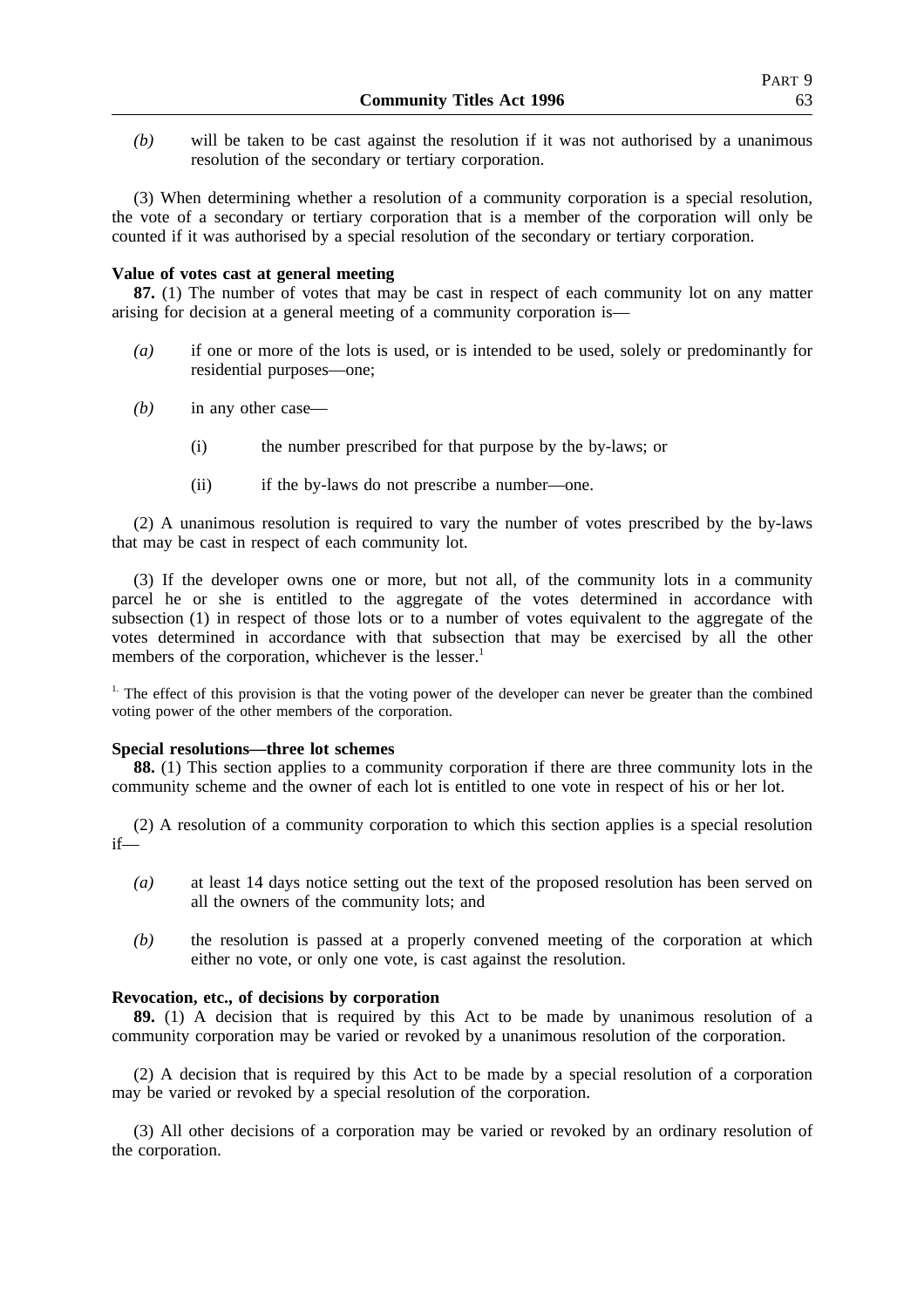*(b)* will be taken to be cast against the resolution if it was not authorised by a unanimous resolution of the secondary or tertiary corporation.

(3) When determining whether a resolution of a community corporation is a special resolution, the vote of a secondary or tertiary corporation that is a member of the corporation will only be counted if it was authorised by a special resolution of the secondary or tertiary corporation.

**Value of votes cast at general meeting**

**87.** (1) The number of votes that may be cast in respect of each community lot on any matter arising for decision at a general meeting of a community corporation is—

*(a)* if one or more of the lots is used, or is intended to be used, solely or predominantly for residential purposes—one;

*(b)* in any other case—

(i) the number prescribed for that purpose by the by-laws; or

(ii) if the by-laws do not prescribe a number—one.

(2) A unanimous resolution is required to vary the number of votes prescribed by the by-laws that may be cast in respect of each community lot.

(3) If the developer owns one or more, but not all, of the community lots in a community parcel he or she is entitled to the aggregate of the votes determined in accordance with subsection (1) in respect of those lots or to a number of votes equivalent to the aggregate of the votes determined in accordance with that subsection that may be exercised by all the other members of the corporation, whichever is the lesser.[1]

[1.] The effect of this provision is that the voting power of the developer can never be greater than the combined voting power of the other members of the corporation.

**Special resolutions—three lot schemes**

**88.** (1) This section applies to a community corporation if there are three community lots in the community scheme and the owner of each lot is entitled to one vote in respect of his or her lot.

(2) A resolution of a community corporation to which this section applies is a special resolution if—

*(a)* at least 14 days notice setting out the text of the proposed resolution has been served on all the owners of the community lots; and

*(b)* the resolution is passed at a properly convened meeting of the corporation at which either no vote, or only one vote, is cast against the resolution.

**Revocation, etc., of decisions by corporation**

**89.** (1) A decision that is required by this Act to be made by unanimous resolution of a community corporation may be varied or revoked by a unanimous resolution of the corporation.

(2) A decision that is required by this Act to be made by a special resolution of a corporation may be varied or revoked by a special resolution of the corporation.

(3) All other decisions of a corporation may be varied or revoked by an ordinary resolution of the corporation.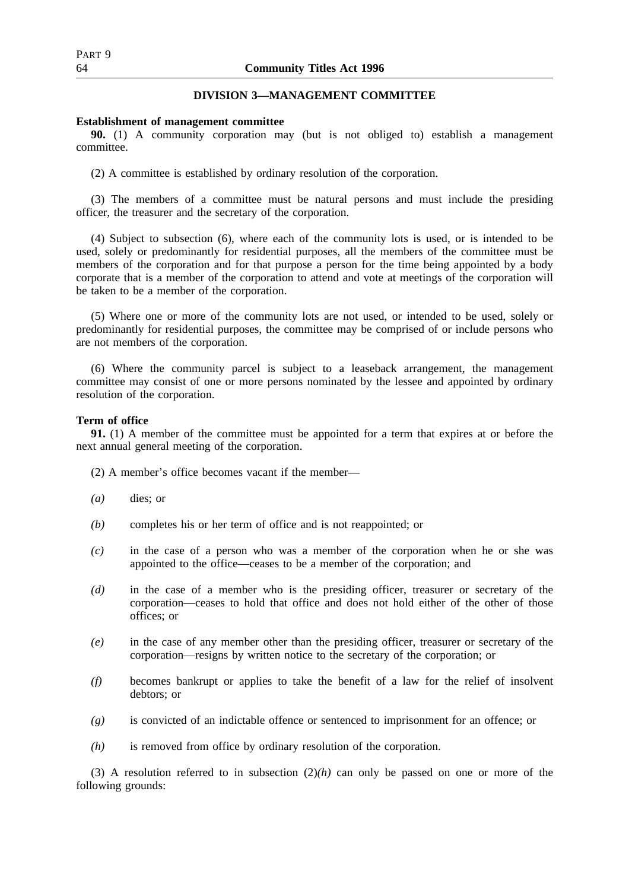## DIVISION 3—MANAGEMENT COMMITTEE

**Establishment of management committee**

**90.** (1) A community corporation may (but is not obliged to) establish a management committee.

(2) A committee is established by ordinary resolution of the corporation.

(3) The members of a committee must be natural persons and must include the presiding officer, the treasurer and the secretary of the corporation.

(4) Subject to subsection (6), where each of the community lots is used, or is intended to be used, solely or predominantly for residential purposes, all the members of the committee must be members of the corporation and for that purpose a person for the time being appointed by a body corporate that is a member of the corporation to attend and vote at meetings of the corporation will be taken to be a member of the corporation.

(5) Where one or more of the community lots are not used, or intended to be used, solely or predominantly for residential purposes, the committee may be comprised of or include persons who are not members of the corporation.

(6) Where the community parcel is subject to a leaseback arrangement, the management committee may consist of one or more persons nominated by the lessee and appointed by ordinary resolution of the corporation.

**Term of office**

**91.** (1) A member of the committee must be appointed for a term that expires at or before the next annual general meeting of the corporation.

(2) A member's office becomes vacant if the member—

*(a)* dies; or

*(b)* completes his or her term of office and is not reappointed; or

*(c)* in the case of a person who was a member of the corporation when he or she was appointed to the office—ceases to be a member of the corporation; and

*(d)* in the case of a member who is the presiding officer, treasurer or secretary of the corporation—ceases to hold that office and does not hold either of the other of those offices; or

*(e)* in the case of any member other than the presiding officer, treasurer or secretary of the corporation—resigns by written notice to the secretary of the corporation; or

*(f)* becomes bankrupt or applies to take the benefit of a law for the relief of insolvent debtors; or

*(g)* is convicted of an indictable offence or sentenced to imprisonment for an offence; or

*(h)* is removed from office by ordinary resolution of the corporation.

(3) A resolution referred to in subsection (2)*(h)* can only be passed on one or more of the following grounds: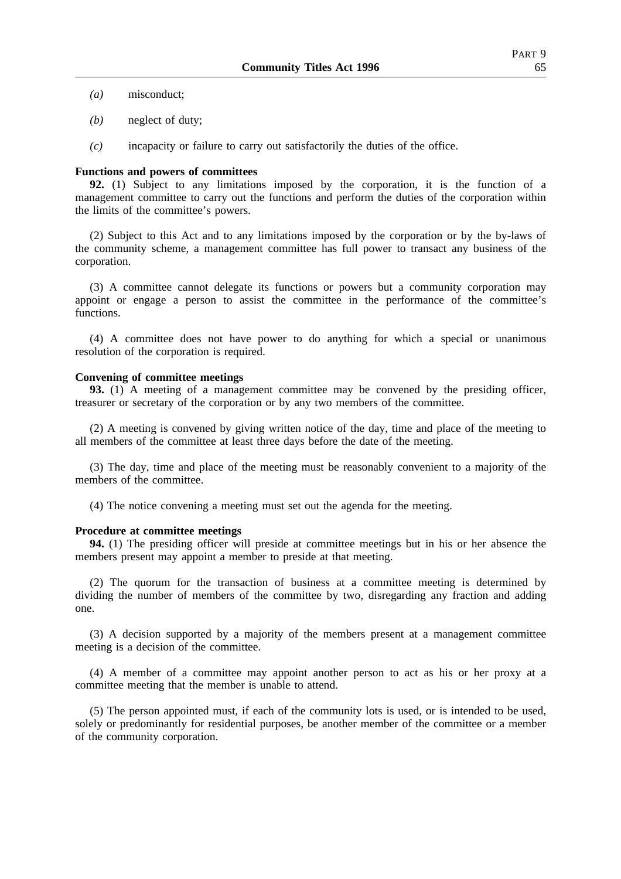*(a)* misconduct;

*(b)* neglect of duty;

*(c)* incapacity or failure to carry out satisfactorily the duties of the office.

**Functions and powers of committees**

**92.** (1) Subject to any limitations imposed by the corporation, it is the function of a management committee to carry out the functions and perform the duties of the corporation within the limits of the committee's powers.

(2) Subject to this Act and to any limitations imposed by the corporation or by the by-laws of the community scheme, a management committee has full power to transact any business of the corporation.

(3) A committee cannot delegate its functions or powers but a community corporation may appoint or engage a person to assist the committee in the performance of the committee's functions.

(4) A committee does not have power to do anything for which a special or unanimous resolution of the corporation is required.

**Convening of committee meetings**

**93.** (1) A meeting of a management committee may be convened by the presiding officer, treasurer or secretary of the corporation or by any two members of the committee.

(2) A meeting is convened by giving written notice of the day, time and place of the meeting to all members of the committee at least three days before the date of the meeting.

(3) The day, time and place of the meeting must be reasonably convenient to a majority of the members of the committee.

(4) The notice convening a meeting must set out the agenda for the meeting.

**Procedure at committee meetings**

**94.** (1) The presiding officer will preside at committee meetings but in his or her absence the members present may appoint a member to preside at that meeting.

(2) The quorum for the transaction of business at a committee meeting is determined by dividing the number of members of the committee by two, disregarding any fraction and adding one.

(3) A decision supported by a majority of the members present at a management committee meeting is a decision of the committee.

(4) A member of a committee may appoint another person to act as his or her proxy at a committee meeting that the member is unable to attend.

(5) The person appointed must, if each of the community lots is used, or is intended to be used, solely or predominantly for residential purposes, be another member of the committee or a member of the community corporation.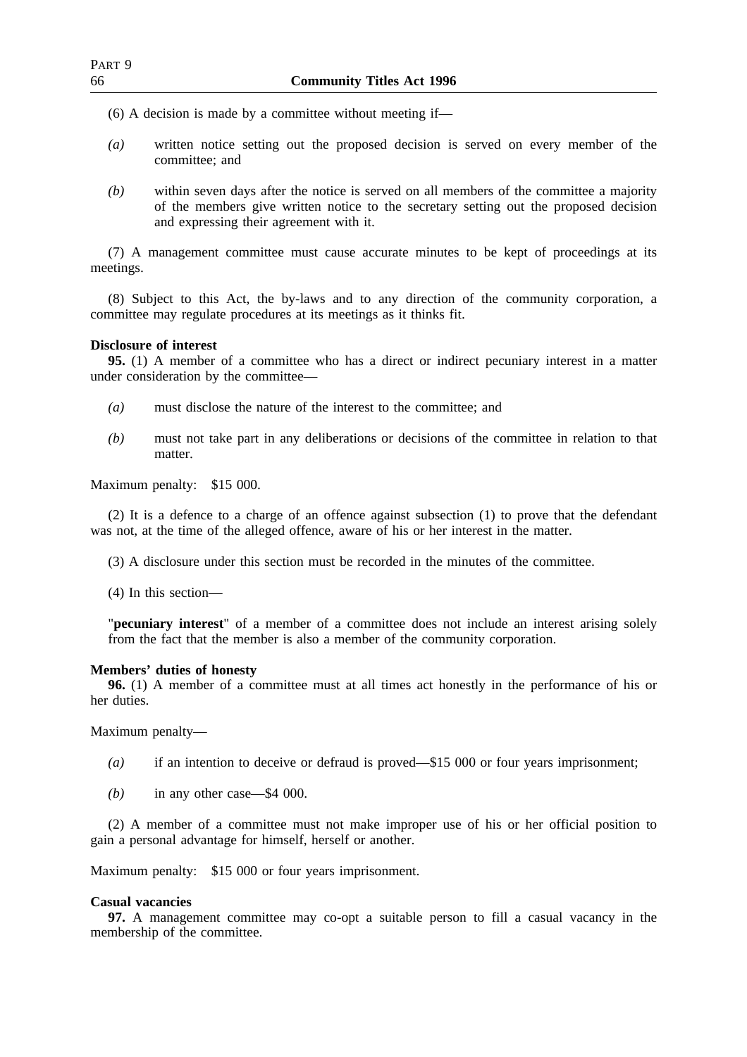(6) A decision is made by a committee without meeting if—

*(a)* written notice setting out the proposed decision is served on every member of the committee; and

*(b)* within seven days after the notice is served on all members of the committee a majority of the members give written notice to the secretary setting out the proposed decision and expressing their agreement with it.

(7) A management committee must cause accurate minutes to be kept of proceedings at its meetings.

(8) Subject to this Act, the by-laws and to any direction of the community corporation, a committee may regulate procedures at its meetings as it thinks fit.

**Disclosure of interest**

**95.** (1) A member of a committee who has a direct or indirect pecuniary interest in a matter under consideration by the committee—

*(a)* must disclose the nature of the interest to the committee; and

*(b)* must not take part in any deliberations or decisions of the committee in relation to that matter.

Maximum penalty: $15 000.

(2) It is a defence to a charge of an offence against subsection (1) to prove that the defendant was not, at the time of the alleged offence, aware of his or her interest in the matter.

(3) A disclosure under this section must be recorded in the minutes of the committee.

(4) In this section—

"**pecuniary interest**" of a member of a committee does not include an interest arising solely from the fact that the member is also a member of the community corporation.

**Members' duties of honesty**

**96.** (1) A member of a committee must at all times act honestly in the performance of his or her duties.

Maximum penalty—

*(a)* if an intention to deceive or defraud is proved—$15 000 or four years imprisonment;

*(b)* in any other case—$4 000.

(2) A member of a committee must not make improper use of his or her official position to gain a personal advantage for himself, herself or another.

Maximum penalty: $15 000 or four years imprisonment.

**Casual vacancies**

**97.** A management committee may co-opt a suitable person to fill a casual vacancy in the membership of the committee.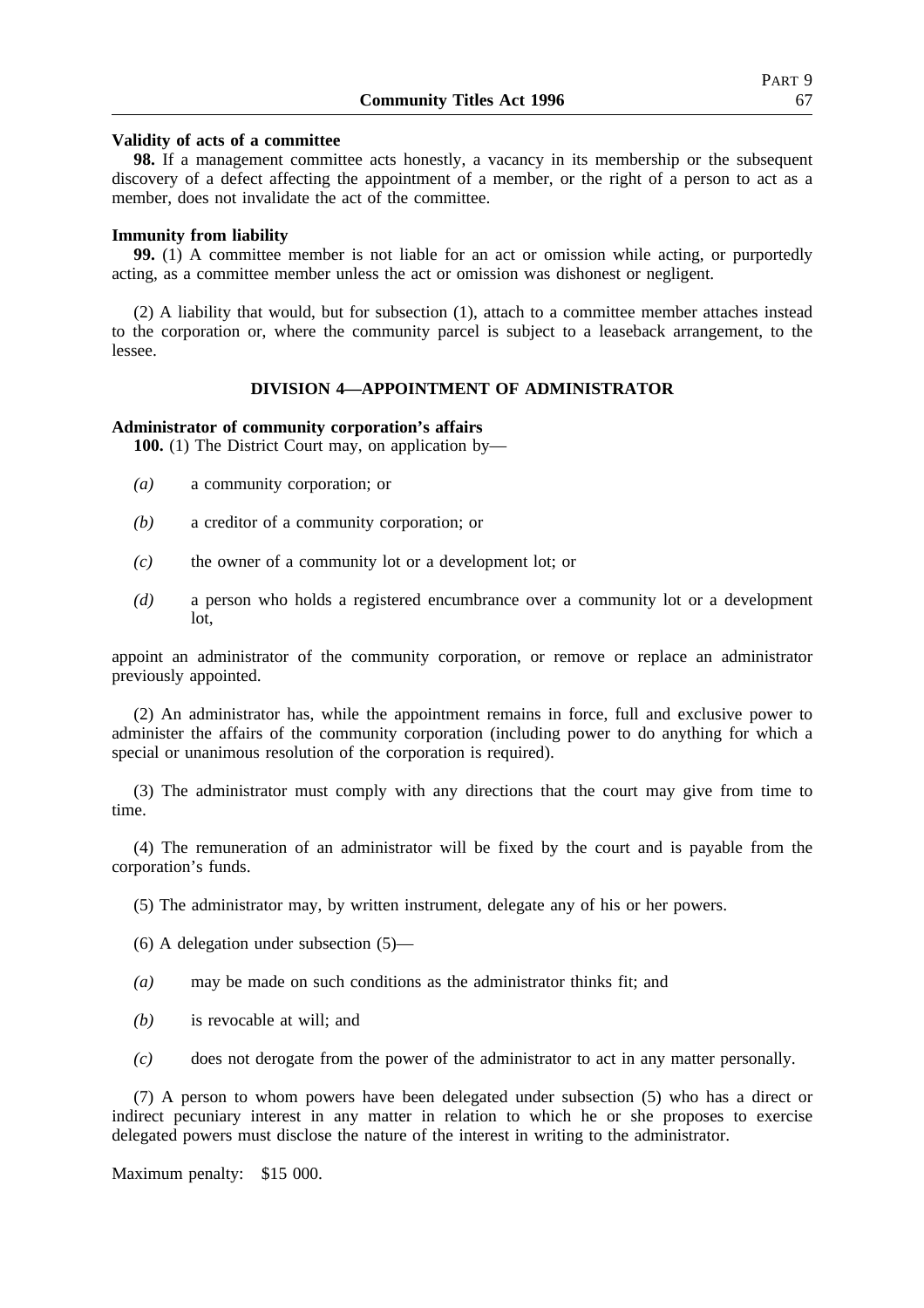**Validity of acts of a committee**

**98.** If a management committee acts honestly, a vacancy in its membership or the subsequent discovery of a defect affecting the appointment of a member, or the right of a person to act as a member, does not invalidate the act of the committee.

**Immunity from liability**

**99.** (1) A committee member is not liable for an act or omission while acting, or purportedly acting, as a committee member unless the act or omission was dishonest or negligent.

(2) A liability that would, but for subsection (1), attach to a committee member attaches instead to the corporation or, where the community parcel is subject to a leaseback arrangement, to the lessee.

## DIVISION 4—APPOINTMENT OF ADMINISTRATOR

**Administrator of community corporation's affairs**

**100.** (1) The District Court may, on application by—

*(a)* a community corporation; or

*(b)* a creditor of a community corporation; or

*(c)* the owner of a community lot or a development lot; or

*(d)* a person who holds a registered encumbrance over a community lot or a development lot,

appoint an administrator of the community corporation, or remove or replace an administrator previously appointed.

(2) An administrator has, while the appointment remains in force, full and exclusive power to administer the affairs of the community corporation (including power to do anything for which a special or unanimous resolution of the corporation is required).

(3) The administrator must comply with any directions that the court may give from time to time.

(4) The remuneration of an administrator will be fixed by the court and is payable from the corporation's funds.

(5) The administrator may, by written instrument, delegate any of his or her powers.

(6) A delegation under subsection (5)—

*(a)* may be made on such conditions as the administrator thinks fit; and

*(b)* is revocable at will; and

*(c)* does not derogate from the power of the administrator to act in any matter personally.

(7) A person to whom powers have been delegated under subsection (5) who has a direct or indirect pecuniary interest in any matter in relation to which he or she proposes to exercise delegated powers must disclose the nature of the interest in writing to the administrator.

Maximum penalty: $15 000.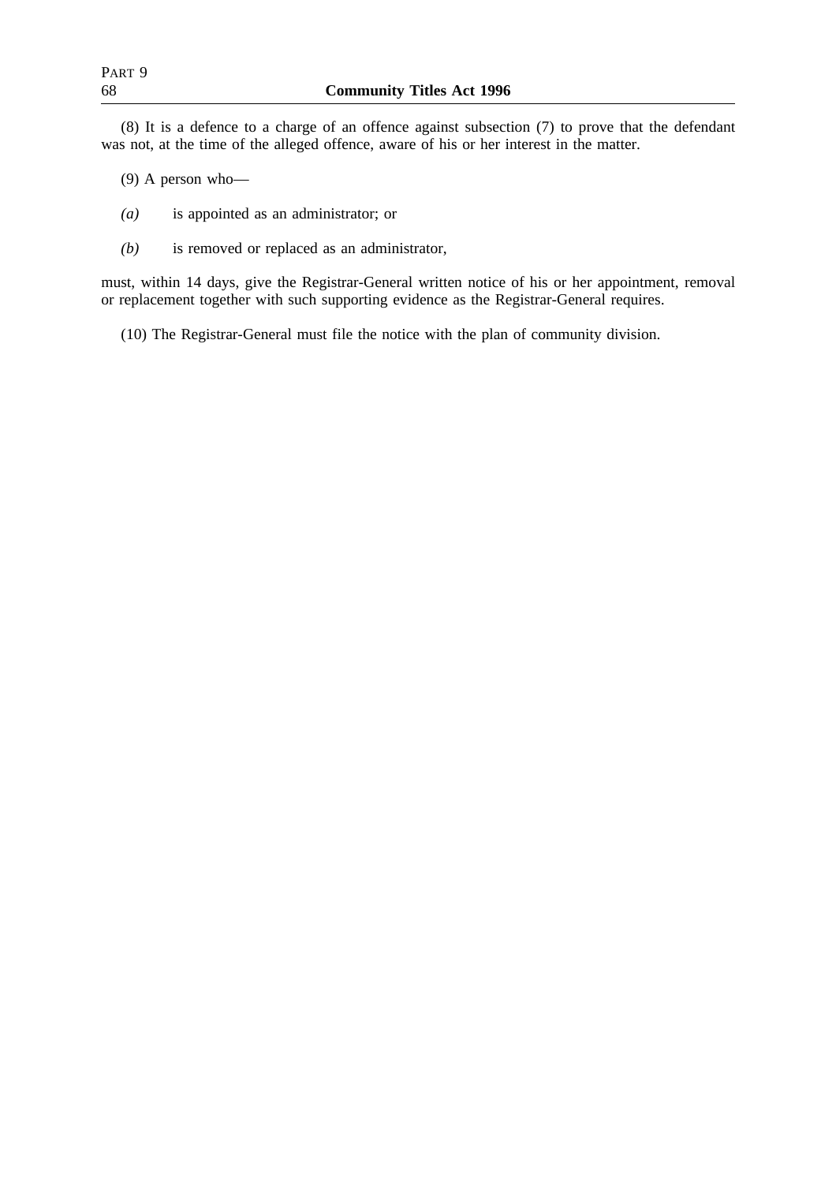(8) It is a defence to a charge of an offence against subsection (7) to prove that the defendant was not, at the time of the alleged offence, aware of his or her interest in the matter.

(9) A person who—

*(a)* is appointed as an administrator; or

*(b)* is removed or replaced as an administrator,

must, within 14 days, give the Registrar-General written notice of his or her appointment, removal or replacement together with such supporting evidence as the Registrar-General requires.

(10) The Registrar-General must file the notice with the plan of community division.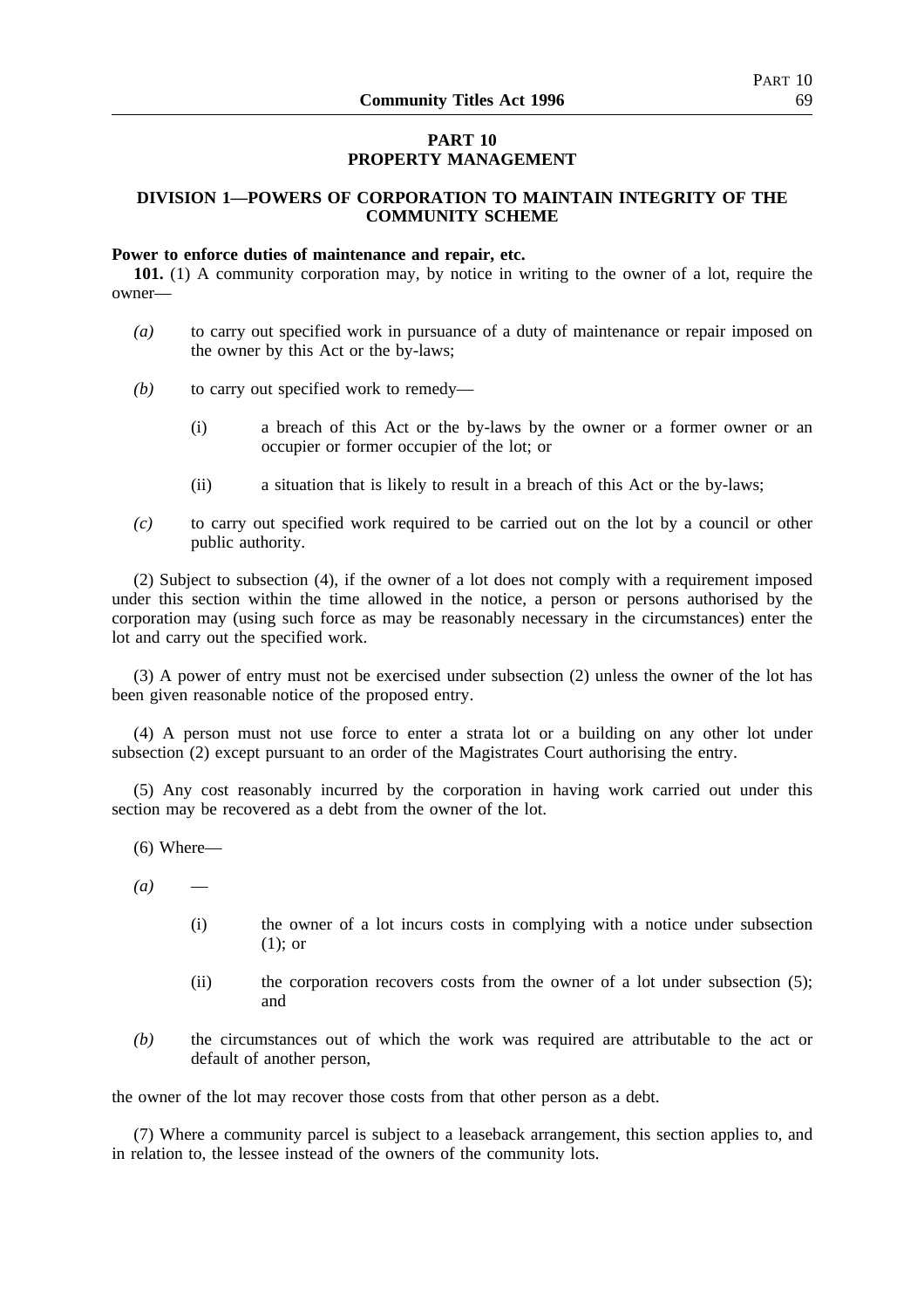# PART 10
# PROPERTY MANAGEMENT

## DIVISION 1—POWERS OF CORPORATION TO MAINTAIN INTEGRITY OF THE COMMUNITY SCHEME

**Power to enforce duties of maintenance and repair, etc.**

**101.** (1) A community corporation may, by notice in writing to the owner of a lot, require the owner—

*(a)* to carry out specified work in pursuance of a duty of maintenance or repair imposed on the owner by this Act or the by-laws;

*(b)* to carry out specified work to remedy—

(i) a breach of this Act or the by-laws by the owner or a former owner or an occupier or former occupier of the lot; or

(ii) a situation that is likely to result in a breach of this Act or the by-laws;

*(c)* to carry out specified work required to be carried out on the lot by a council or other public authority.

(2) Subject to subsection (4), if the owner of a lot does not comply with a requirement imposed under this section within the time allowed in the notice, a person or persons authorised by the corporation may (using such force as may be reasonably necessary in the circumstances) enter the lot and carry out the specified work.

(3) A power of entry must not be exercised under subsection (2) unless the owner of the lot has been given reasonable notice of the proposed entry.

(4) A person must not use force to enter a strata lot or a building on any other lot under subsection (2) except pursuant to an order of the Magistrates Court authorising the entry.

(5) Any cost reasonably incurred by the corporation in having work carried out under this section may be recovered as a debt from the owner of the lot.

(6) Where—

*(a)* —

(i) the owner of a lot incurs costs in complying with a notice under subsection (1); or

(ii) the corporation recovers costs from the owner of a lot under subsection (5); and

*(b)* the circumstances out of which the work was required are attributable to the act or default of another person,

the owner of the lot may recover those costs from that other person as a debt.

(7) Where a community parcel is subject to a leaseback arrangement, this section applies to, and in relation to, the lessee instead of the owners of the community lots.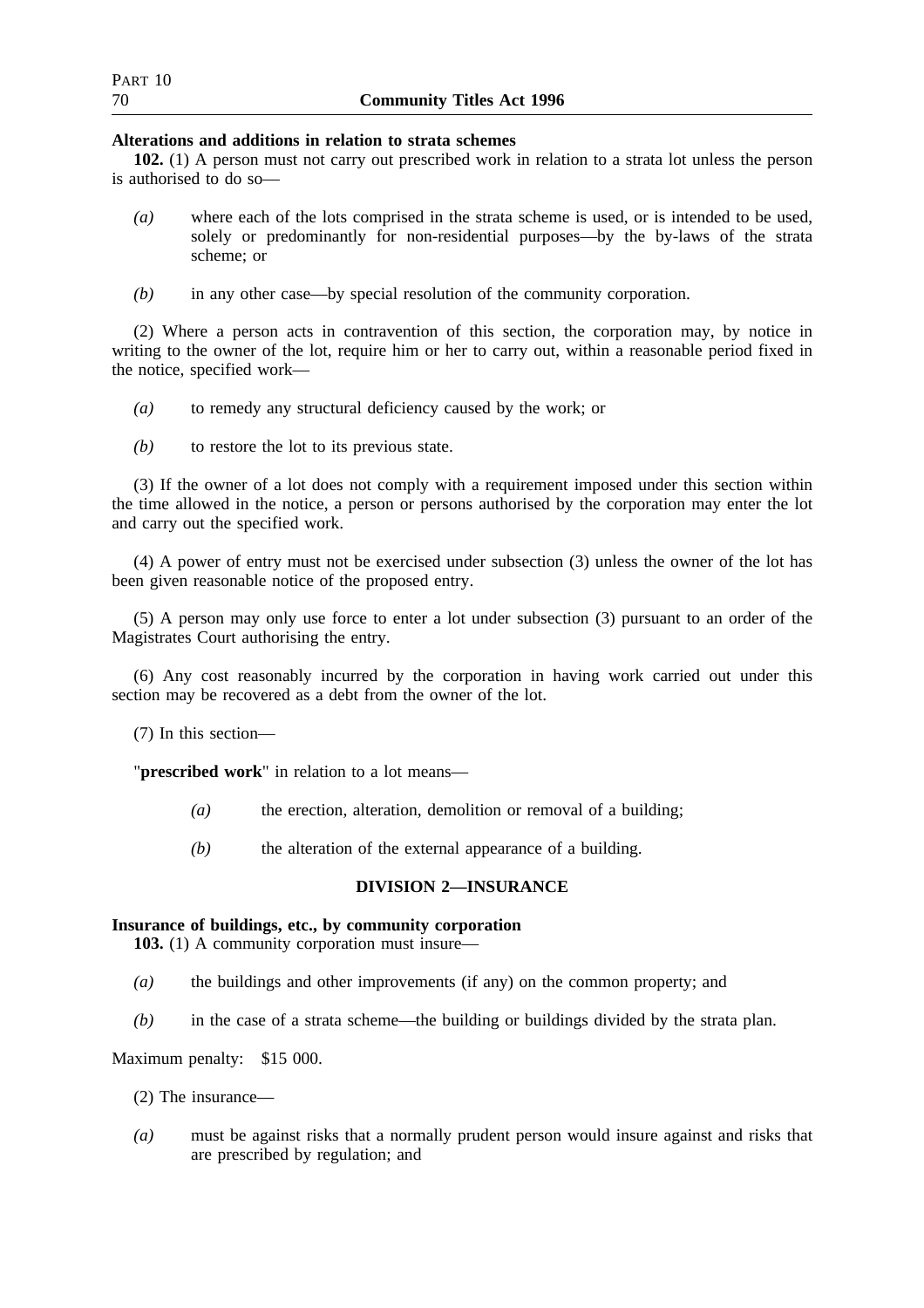**Alterations and additions in relation to strata schemes**

**102.** (1) A person must not carry out prescribed work in relation to a strata lot unless the person is authorised to do so—

*(a)* where each of the lots comprised in the strata scheme is used, or is intended to be used, solely or predominantly for non-residential purposes—by the by-laws of the strata scheme; or

*(b)* in any other case—by special resolution of the community corporation.

(2) Where a person acts in contravention of this section, the corporation may, by notice in writing to the owner of the lot, require him or her to carry out, within a reasonable period fixed in the notice, specified work—

*(a)* to remedy any structural deficiency caused by the work; or

*(b)* to restore the lot to its previous state.

(3) If the owner of a lot does not comply with a requirement imposed under this section within the time allowed in the notice, a person or persons authorised by the corporation may enter the lot and carry out the specified work.

(4) A power of entry must not be exercised under subsection (3) unless the owner of the lot has been given reasonable notice of the proposed entry.

(5) A person may only use force to enter a lot under subsection (3) pursuant to an order of the Magistrates Court authorising the entry.

(6) Any cost reasonably incurred by the corporation in having work carried out under this section may be recovered as a debt from the owner of the lot.

(7) In this section—

"**prescribed work**" in relation to a lot means—

*(a)* the erection, alteration, demolition or removal of a building;

*(b)* the alteration of the external appearance of a building.

## DIVISION 2—INSURANCE

**Insurance of buildings, etc., by community corporation**

**103.** (1) A community corporation must insure—

*(a)* the buildings and other improvements (if any) on the common property; and

*(b)* in the case of a strata scheme—the building or buildings divided by the strata plan.

Maximum penalty: $15 000.

(2) The insurance—

*(a)* must be against risks that a normally prudent person would insure against and risks that are prescribed by regulation; and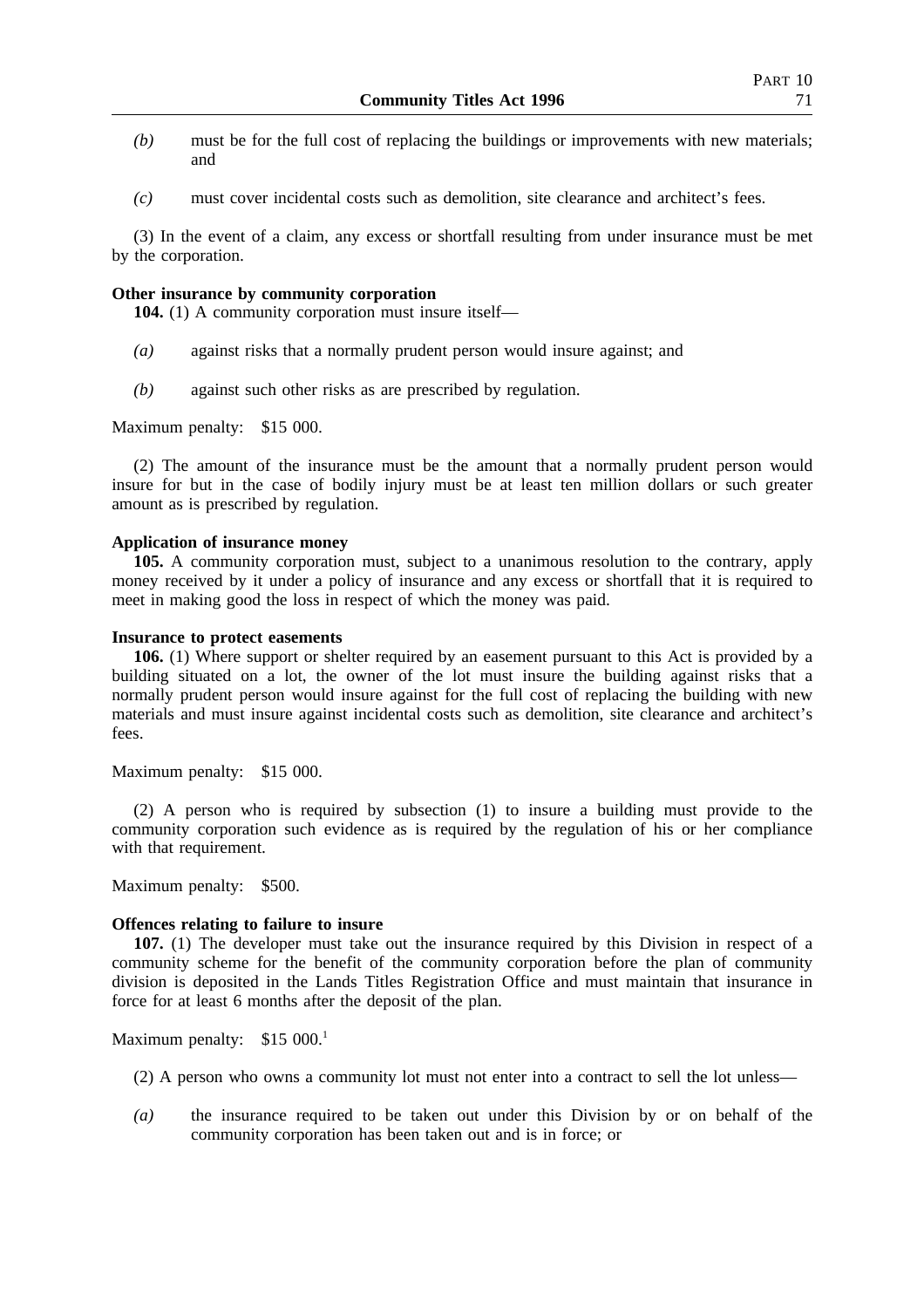*(b)* must be for the full cost of replacing the buildings or improvements with new materials; and

*(c)* must cover incidental costs such as demolition, site clearance and architect's fees.

(3) In the event of a claim, any excess or shortfall resulting from under insurance must be met by the corporation.

**Other insurance by community corporation**

**104.** (1) A community corporation must insure itself—

*(a)* against risks that a normally prudent person would insure against; and

*(b)* against such other risks as are prescribed by regulation.

Maximum penalty: $15 000.

(2) The amount of the insurance must be the amount that a normally prudent person would insure for but in the case of bodily injury must be at least ten million dollars or such greater amount as is prescribed by regulation.

**Application of insurance money**

**105.** A community corporation must, subject to a unanimous resolution to the contrary, apply money received by it under a policy of insurance and any excess or shortfall that it is required to meet in making good the loss in respect of which the money was paid.

**Insurance to protect easements**

**106.** (1) Where support or shelter required by an easement pursuant to this Act is provided by a building situated on a lot, the owner of the lot must insure the building against risks that a normally prudent person would insure against for the full cost of replacing the building with new materials and must insure against incidental costs such as demolition, site clearance and architect's fees.

Maximum penalty: $15 000.

(2) A person who is required by subsection (1) to insure a building must provide to the community corporation such evidence as is required by the regulation of his or her compliance with that requirement.

Maximum penalty: $500.

**Offences relating to failure to insure**

**107.** (1) The developer must take out the insurance required by this Division in respect of a community scheme for the benefit of the community corporation before the plan of community division is deposited in the Lands Titles Registration Office and must maintain that insurance in force for at least 6 months after the deposit of the plan.

Maximum penalty: $15 000.[1]

(2) A person who owns a community lot must not enter into a contract to sell the lot unless—

*(a)* the insurance required to be taken out under this Division by or on behalf of the community corporation has been taken out and is in force; or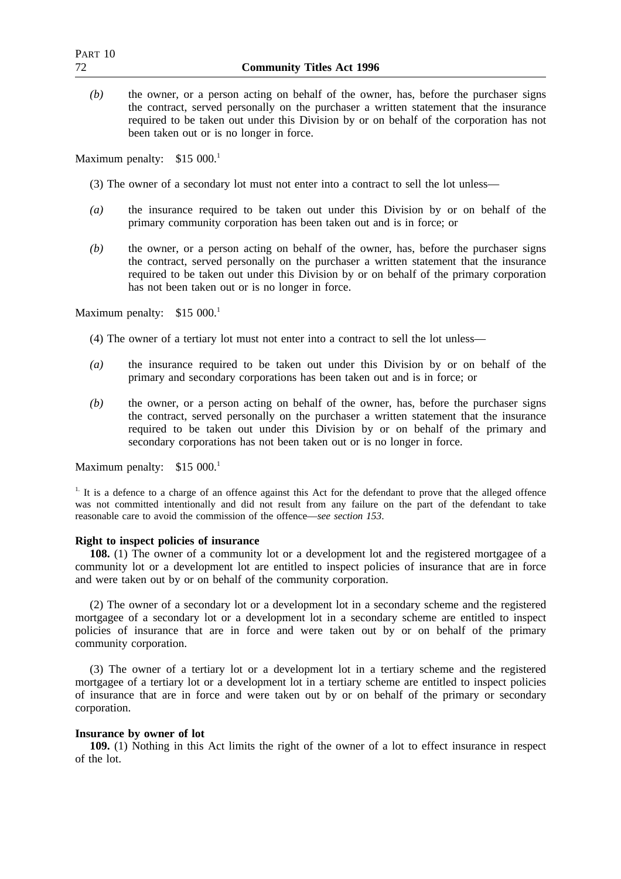*(b)* the owner, or a person acting on behalf of the owner, has, before the purchaser signs the contract, served personally on the purchaser a written statement that the insurance required to be taken out under this Division by or on behalf of the corporation has not been taken out or is no longer in force.

Maximum penalty: $15 000.[1]

(3) The owner of a secondary lot must not enter into a contract to sell the lot unless—

*(a)* the insurance required to be taken out under this Division by or on behalf of the primary community corporation has been taken out and is in force; or

*(b)* the owner, or a person acting on behalf of the owner, has, before the purchaser signs the contract, served personally on the purchaser a written statement that the insurance required to be taken out under this Division by or on behalf of the primary corporation has not been taken out or is no longer in force.

Maximum penalty: $15 000.[1]

(4) The owner of a tertiary lot must not enter into a contract to sell the lot unless—

*(a)* the insurance required to be taken out under this Division by or on behalf of the primary and secondary corporations has been taken out and is in force; or

*(b)* the owner, or a person acting on behalf of the owner, has, before the purchaser signs the contract, served personally on the purchaser a written statement that the insurance required to be taken out under this Division by or on behalf of the primary and secondary corporations has not been taken out or is no longer in force.

Maximum penalty: $15 000.[1]

[1.] It is a defence to a charge of an offence against this Act for the defendant to prove that the alleged offence was not committed intentionally and did not result from any failure on the part of the defendant to take reasonable care to avoid the commission of the offence—*see section 153*.

**Right to inspect policies of insurance**

**108.** (1) The owner of a community lot or a development lot and the registered mortgagee of a community lot or a development lot are entitled to inspect policies of insurance that are in force and were taken out by or on behalf of the community corporation.

(2) The owner of a secondary lot or a development lot in a secondary scheme and the registered mortgagee of a secondary lot or a development lot in a secondary scheme are entitled to inspect policies of insurance that are in force and were taken out by or on behalf of the primary community corporation.

(3) The owner of a tertiary lot or a development lot in a tertiary scheme and the registered mortgagee of a tertiary lot or a development lot in a tertiary scheme are entitled to inspect policies of insurance that are in force and were taken out by or on behalf of the primary or secondary corporation.

**Insurance by owner of lot**

**109.** (1) Nothing in this Act limits the right of the owner of a lot to effect insurance in respect of the lot.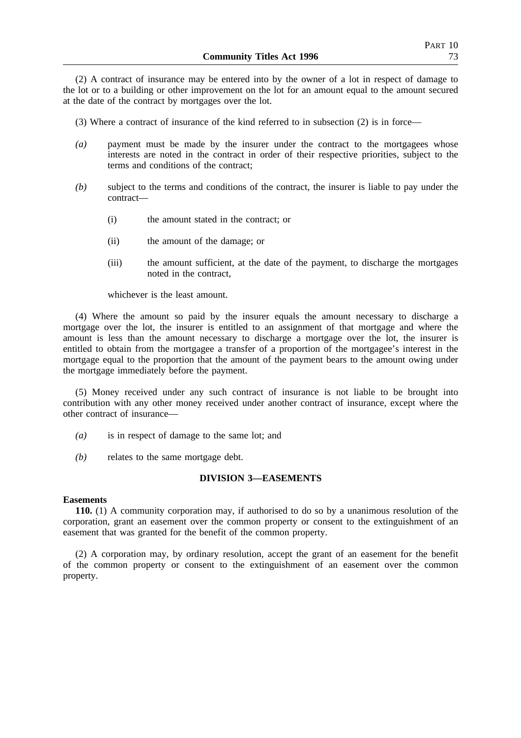(2) A contract of insurance may be entered into by the owner of a lot in respect of damage to the lot or to a building or other improvement on the lot for an amount equal to the amount secured at the date of the contract by mortgages over the lot.

(3) Where a contract of insurance of the kind referred to in subsection (2) is in force—

- *(a)* payment must be made by the insurer under the contract to the mortgagees whose interests are noted in the contract in order of their respective priorities, subject to the terms and conditions of the contract;
- *(b)* subject to the terms and conditions of the contract, the insurer is liable to pay under the contract—
  - (i) the amount stated in the contract; or
  - (ii) the amount of the damage; or
  - (iii) the amount sufficient, at the date of the payment, to discharge the mortgages noted in the contract,

  whichever is the least amount.

(4) Where the amount so paid by the insurer equals the amount necessary to discharge a mortgage over the lot, the insurer is entitled to an assignment of that mortgage and where the amount is less than the amount necessary to discharge a mortgage over the lot, the insurer is entitled to obtain from the mortgagee a transfer of a proportion of the mortgagee's interest in the mortgage equal to the proportion that the amount of the payment bears to the amount owing under the mortgage immediately before the payment.

(5) Money received under any such contract of insurance is not liable to be brought into contribution with any other money received under another contract of insurance, except where the other contract of insurance—

- *(a)* is in respect of damage to the same lot; and
- *(b)* relates to the same mortgage debt.

## DIVISION 3—EASEMENTS

**Easements**

**110.** (1) A community corporation may, if authorised to do so by a unanimous resolution of the corporation, grant an easement over the common property or consent to the extinguishment of an easement that was granted for the benefit of the common property.

(2) A corporation may, by ordinary resolution, accept the grant of an easement for the benefit of the common property or consent to the extinguishment of an easement over the common property.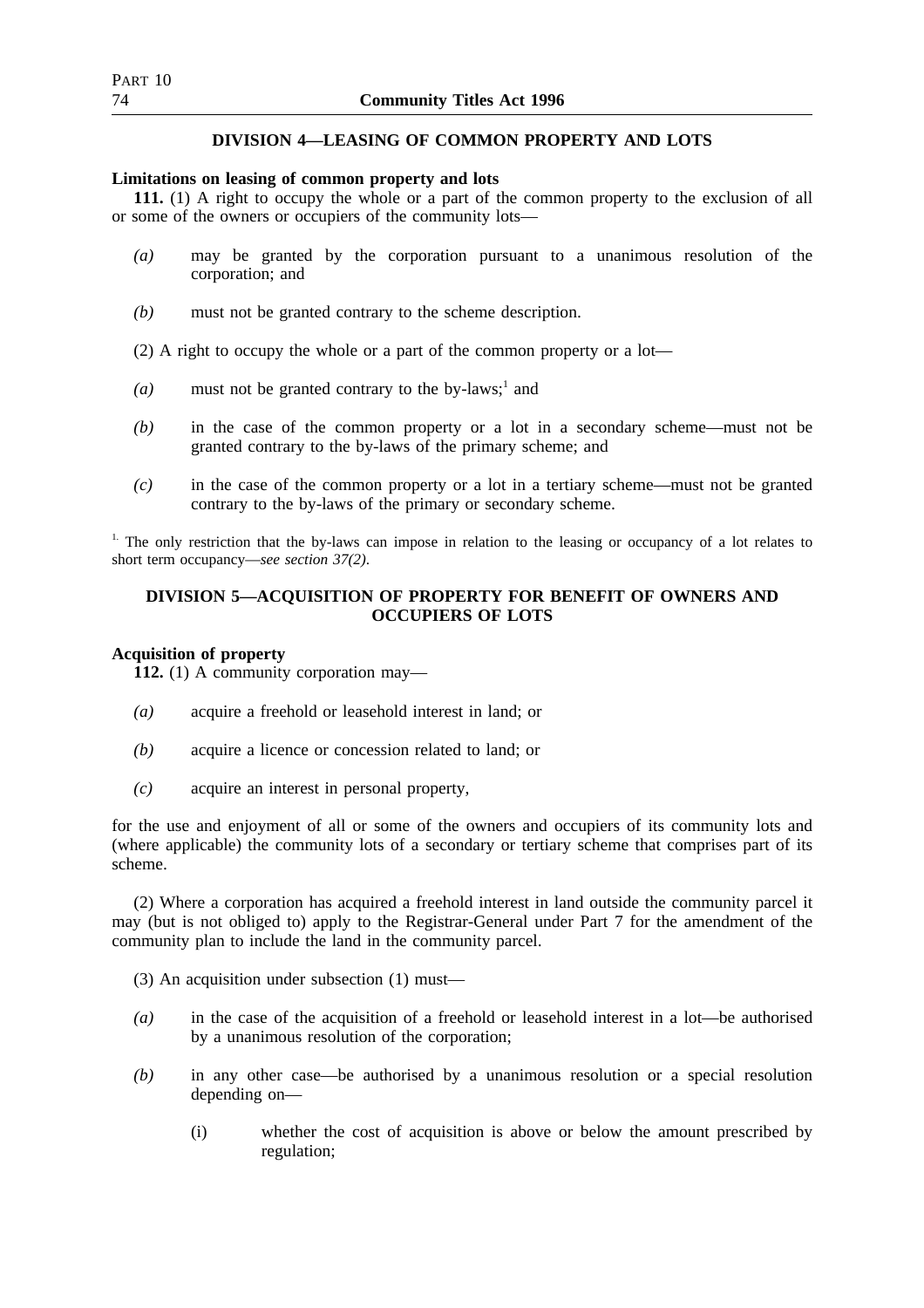## DIVISION 4—LEASING OF COMMON PROPERTY AND LOTS

**Limitations on leasing of common property and lots**

**111.** (1) A right to occupy the whole or a part of the common property to the exclusion of all or some of the owners or occupiers of the community lots—

- *(a)* may be granted by the corporation pursuant to a unanimous resolution of the corporation; and
- *(b)* must not be granted contrary to the scheme description.

(2) A right to occupy the whole or a part of the common property or a lot—

- *(a)* must not be granted contrary to the by-laws;[1] and
- *(b)* in the case of the common property or a lot in a secondary scheme—must not be granted contrary to the by-laws of the primary scheme; and
- *(c)* in the case of the common property or a lot in a tertiary scheme—must not be granted contrary to the by-laws of the primary or secondary scheme.

[1] The only restriction that the by-laws can impose in relation to the leasing or occupancy of a lot relates to short term occupancy—*see section 37(2)*.

## DIVISION 5—ACQUISITION OF PROPERTY FOR BENEFIT OF OWNERS AND OCCUPIERS OF LOTS

**Acquisition of property**

**112.** (1) A community corporation may—

- *(a)* acquire a freehold or leasehold interest in land; or
- *(b)* acquire a licence or concession related to land; or
- *(c)* acquire an interest in personal property,

for the use and enjoyment of all or some of the owners and occupiers of its community lots and (where applicable) the community lots of a secondary or tertiary scheme that comprises part of its scheme.

(2) Where a corporation has acquired a freehold interest in land outside the community parcel it may (but is not obliged to) apply to the Registrar-General under Part 7 for the amendment of the community plan to include the land in the community parcel.

(3) An acquisition under subsection (1) must—

- *(a)* in the case of the acquisition of a freehold or leasehold interest in a lot—be authorised by a unanimous resolution of the corporation;
- *(b)* in any other case—be authorised by a unanimous resolution or a special resolution depending on—
  - (i) whether the cost of acquisition is above or below the amount prescribed by regulation;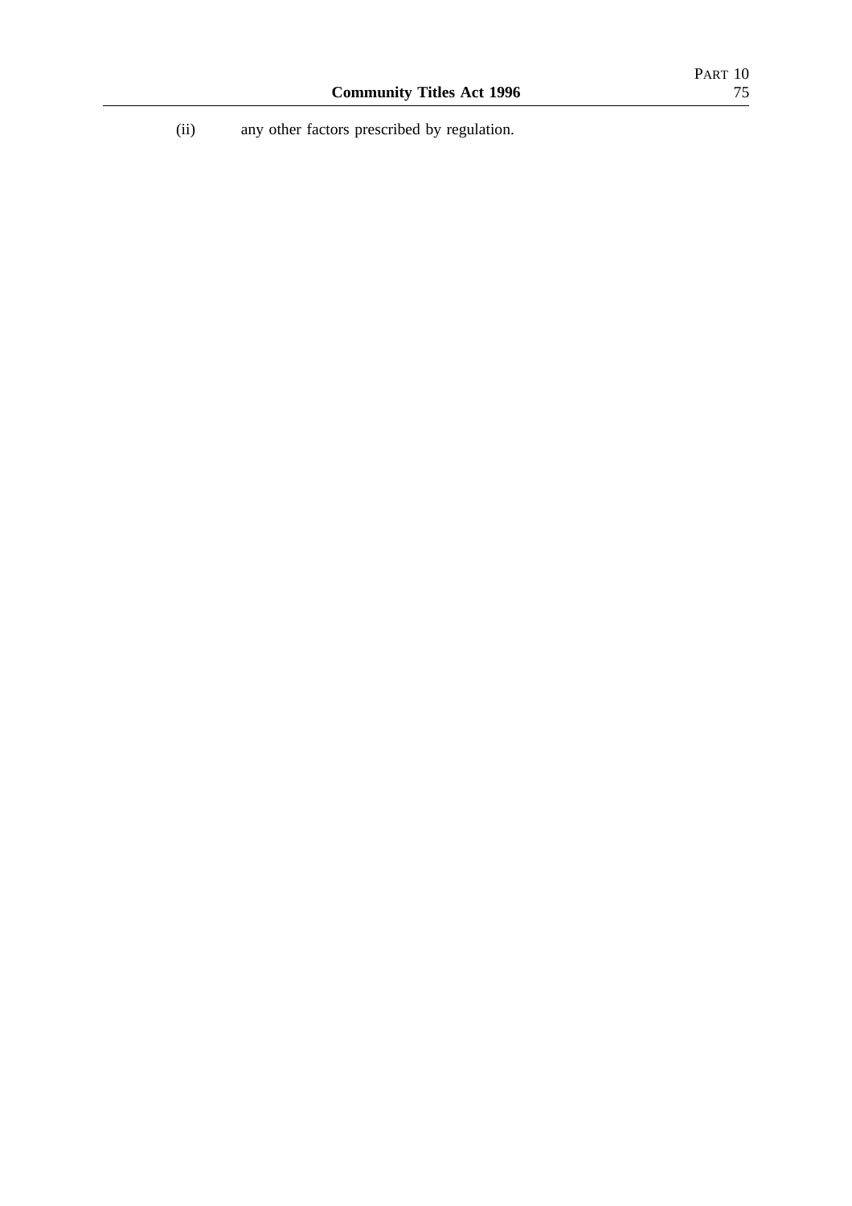(ii) any other factors prescribed by regulation.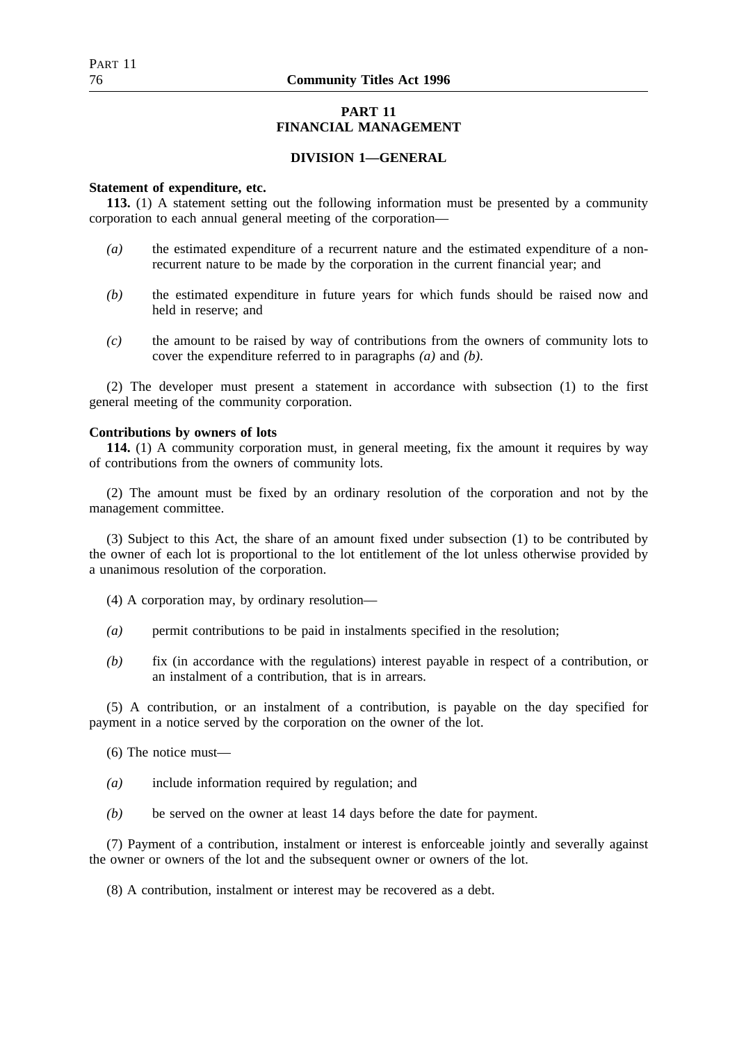# PART 11
# FINANCIAL MANAGEMENT

## DIVISION 1—GENERAL

**Statement of expenditure, etc.**

**113.** (1) A statement setting out the following information must be presented by a community corporation to each annual general meeting of the corporation—

- *(a)* the estimated expenditure of a recurrent nature and the estimated expenditure of a non-recurrent nature to be made by the corporation in the current financial year; and
- *(b)* the estimated expenditure in future years for which funds should be raised now and held in reserve; and
- *(c)* the amount to be raised by way of contributions from the owners of community lots to cover the expenditure referred to in paragraphs *(a)* and *(b)*.

(2) The developer must present a statement in accordance with subsection (1) to the first general meeting of the community corporation.

**Contributions by owners of lots**

**114.** (1) A community corporation must, in general meeting, fix the amount it requires by way of contributions from the owners of community lots.

(2) The amount must be fixed by an ordinary resolution of the corporation and not by the management committee.

(3) Subject to this Act, the share of an amount fixed under subsection (1) to be contributed by the owner of each lot is proportional to the lot entitlement of the lot unless otherwise provided by a unanimous resolution of the corporation.

(4) A corporation may, by ordinary resolution—

- *(a)* permit contributions to be paid in instalments specified in the resolution;
- *(b)* fix (in accordance with the regulations) interest payable in respect of a contribution, or an instalment of a contribution, that is in arrears.

(5) A contribution, or an instalment of a contribution, is payable on the day specified for payment in a notice served by the corporation on the owner of the lot.

(6) The notice must—

- *(a)* include information required by regulation; and
- *(b)* be served on the owner at least 14 days before the date for payment.

(7) Payment of a contribution, instalment or interest is enforceable jointly and severally against the owner or owners of the lot and the subsequent owner or owners of the lot.

(8) A contribution, instalment or interest may be recovered as a debt.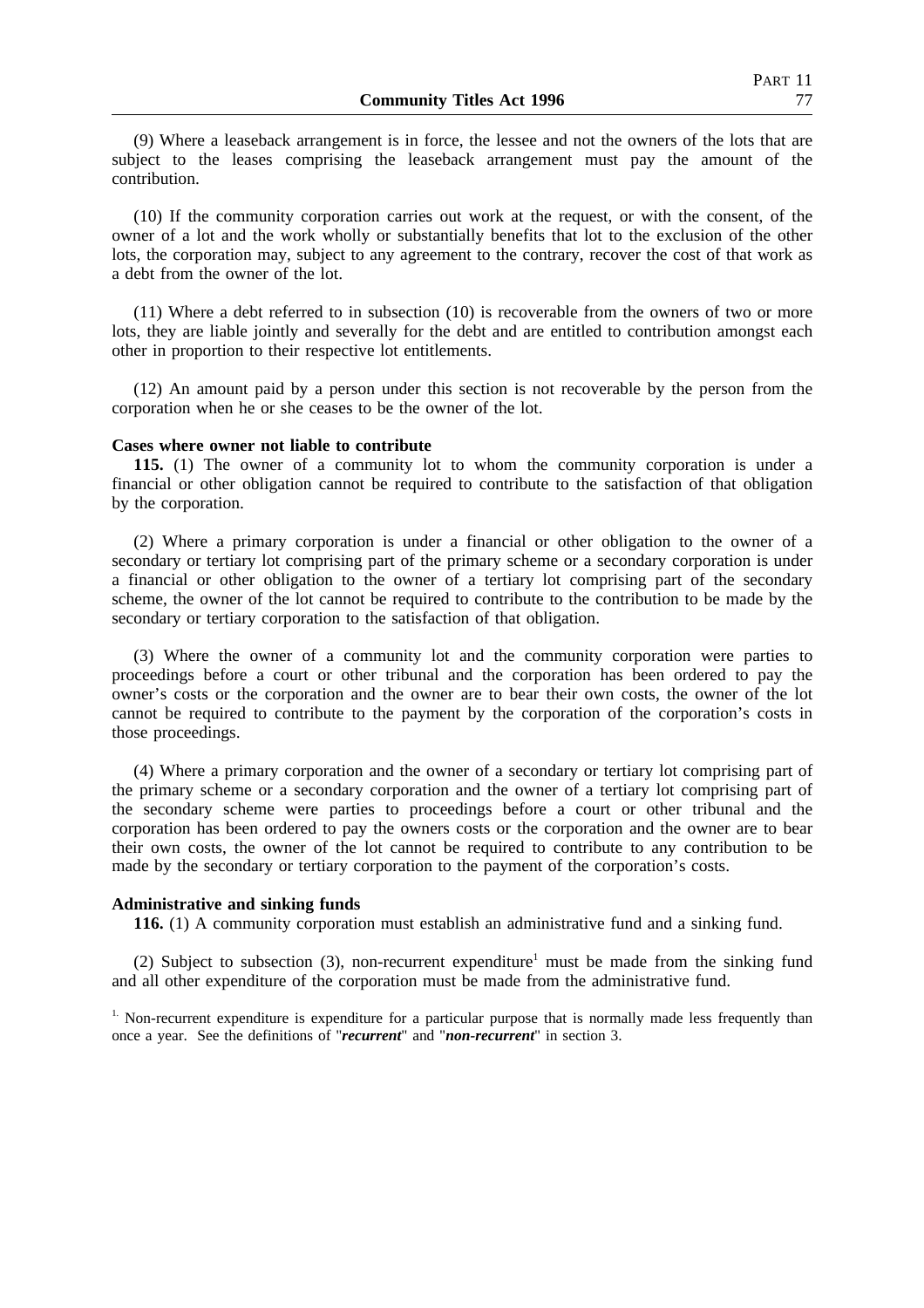(9) Where a leaseback arrangement is in force, the lessee and not the owners of the lots that are subject to the leases comprising the leaseback arrangement must pay the amount of the contribution.

(10) If the community corporation carries out work at the request, or with the consent, of the owner of a lot and the work wholly or substantially benefits that lot to the exclusion of the other lots, the corporation may, subject to any agreement to the contrary, recover the cost of that work as a debt from the owner of the lot.

(11) Where a debt referred to in subsection (10) is recoverable from the owners of two or more lots, they are liable jointly and severally for the debt and are entitled to contribution amongst each other in proportion to their respective lot entitlements.

(12) An amount paid by a person under this section is not recoverable by the person from the corporation when he or she ceases to be the owner of the lot.

**Cases where owner not liable to contribute**

**115.** (1) The owner of a community lot to whom the community corporation is under a financial or other obligation cannot be required to contribute to the satisfaction of that obligation by the corporation.

(2) Where a primary corporation is under a financial or other obligation to the owner of a secondary or tertiary lot comprising part of the primary scheme or a secondary corporation is under a financial or other obligation to the owner of a tertiary lot comprising part of the secondary scheme, the owner of the lot cannot be required to contribute to the contribution to be made by the secondary or tertiary corporation to the satisfaction of that obligation.

(3) Where the owner of a community lot and the community corporation were parties to proceedings before a court or other tribunal and the corporation has been ordered to pay the owner's costs or the corporation and the owner are to bear their own costs, the owner of the lot cannot be required to contribute to the payment by the corporation of the corporation's costs in those proceedings.

(4) Where a primary corporation and the owner of a secondary or tertiary lot comprising part of the primary scheme or a secondary corporation and the owner of a tertiary lot comprising part of the secondary scheme were parties to proceedings before a court or other tribunal and the corporation has been ordered to pay the owners costs or the corporation and the owner are to bear their own costs, the owner of the lot cannot be required to contribute to any contribution to be made by the secondary or tertiary corporation to the payment of the corporation's costs.

**Administrative and sinking funds**

**116.** (1) A community corporation must establish an administrative fund and a sinking fund.

(2) Subject to subsection (3), non-recurrent expenditure[1] must be made from the sinking fund and all other expenditure of the corporation must be made from the administrative fund.

[1] Non-recurrent expenditure is expenditure for a particular purpose that is normally made less frequently than once a year. See the definitions of "***recurrent***" and "***non-recurrent***" in section 3.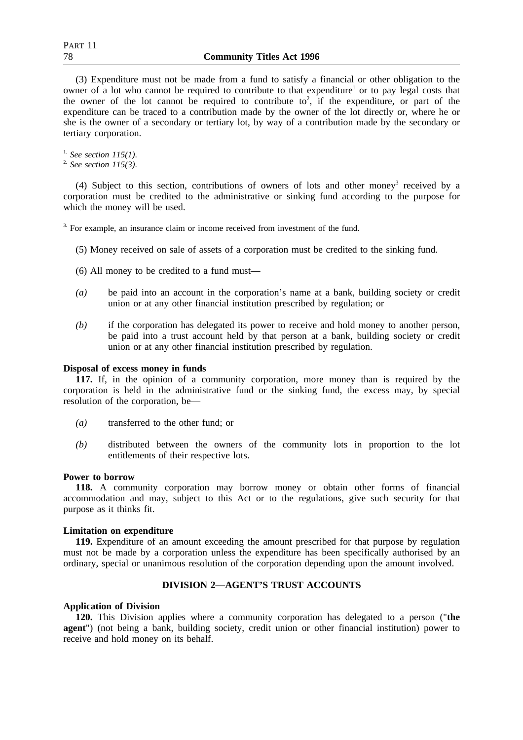(3) Expenditure must not be made from a fund to satisfy a financial or other obligation to the owner of a lot who cannot be required to contribute to that expenditure[1] or to pay legal costs that the owner of the lot cannot be required to contribute to[2], if the expenditure, or part of the expenditure can be traced to a contribution made by the owner of the lot directly or, where he or she is the owner of a secondary or tertiary lot, by way of a contribution made by the secondary or tertiary corporation.

[1] *See section 115(1).*
[2] *See section 115(3).*

(4) Subject to this section, contributions of owners of lots and other money[3] received by a corporation must be credited to the administrative or sinking fund according to the purpose for which the money will be used.

[3] For example, an insurance claim or income received from investment of the fund.

(5) Money received on sale of assets of a corporation must be credited to the sinking fund.

(6) All money to be credited to a fund must—

*(a)* be paid into an account in the corporation's name at a bank, building society or credit union or at any other financial institution prescribed by regulation; or

*(b)* if the corporation has delegated its power to receive and hold money to another person, be paid into a trust account held by that person at a bank, building society or credit union or at any other financial institution prescribed by regulation.

**Disposal of excess money in funds**

**117.** If, in the opinion of a community corporation, more money than is required by the corporation is held in the administrative fund or the sinking fund, the excess may, by special resolution of the corporation, be—

*(a)* transferred to the other fund; or

*(b)* distributed between the owners of the community lots in proportion to the lot entitlements of their respective lots.

**Power to borrow**

**118.** A community corporation may borrow money or obtain other forms of financial accommodation and may, subject to this Act or to the regulations, give such security for that purpose as it thinks fit.

**Limitation on expenditure**

**119.** Expenditure of an amount exceeding the amount prescribed for that purpose by regulation must not be made by a corporation unless the expenditure has been specifically authorised by an ordinary, special or unanimous resolution of the corporation depending upon the amount involved.

## DIVISION 2—AGENT'S TRUST ACCOUNTS

**Application of Division**

**120.** This Division applies where a community corporation has delegated to a person ("**the agent**") (not being a bank, building society, credit union or other financial institution) power to receive and hold money on its behalf.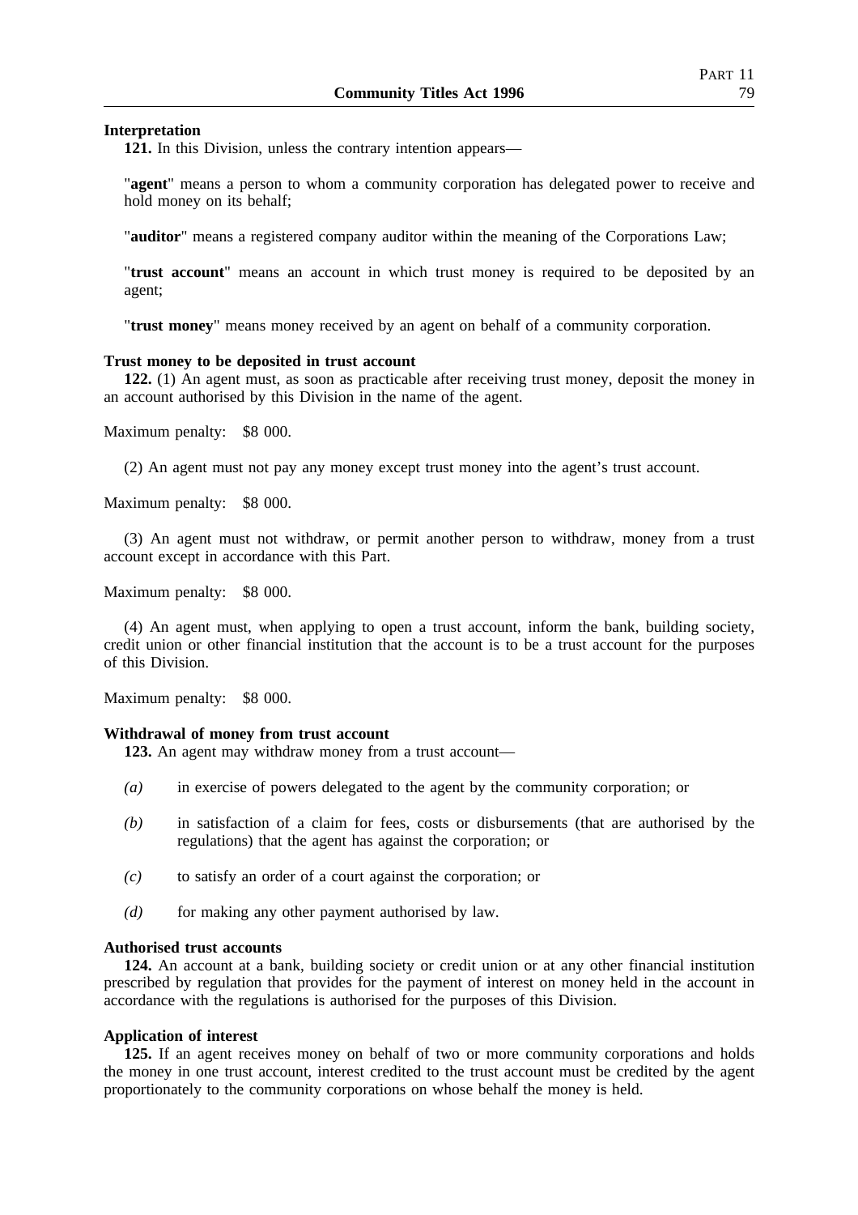**Interpretation**

**121.** In this Division, unless the contrary intention appears—

"**agent**" means a person to whom a community corporation has delegated power to receive and hold money on its behalf;

"**auditor**" means a registered company auditor within the meaning of the Corporations Law;

"**trust account**" means an account in which trust money is required to be deposited by an agent;

"**trust money**" means money received by an agent on behalf of a community corporation.

**Trust money to be deposited in trust account**

**122.** (1) An agent must, as soon as practicable after receiving trust money, deposit the money in an account authorised by this Division in the name of the agent.

Maximum penalty: $8 000.

(2) An agent must not pay any money except trust money into the agent's trust account.

Maximum penalty: $8 000.

(3) An agent must not withdraw, or permit another person to withdraw, money from a trust account except in accordance with this Part.

Maximum penalty: $8 000.

(4) An agent must, when applying to open a trust account, inform the bank, building society, credit union or other financial institution that the account is to be a trust account for the purposes of this Division.

Maximum penalty: $8 000.

**Withdrawal of money from trust account**

**123.** An agent may withdraw money from a trust account—

*(a)* in exercise of powers delegated to the agent by the community corporation; or

*(b)* in satisfaction of a claim for fees, costs or disbursements (that are authorised by the regulations) that the agent has against the corporation; or

*(c)* to satisfy an order of a court against the corporation; or

*(d)* for making any other payment authorised by law.

**Authorised trust accounts**

**124.** An account at a bank, building society or credit union or at any other financial institution prescribed by regulation that provides for the payment of interest on money held in the account in accordance with the regulations is authorised for the purposes of this Division.

**Application of interest**

**125.** If an agent receives money on behalf of two or more community corporations and holds the money in one trust account, interest credited to the trust account must be credited by the agent proportionately to the community corporations on whose behalf the money is held.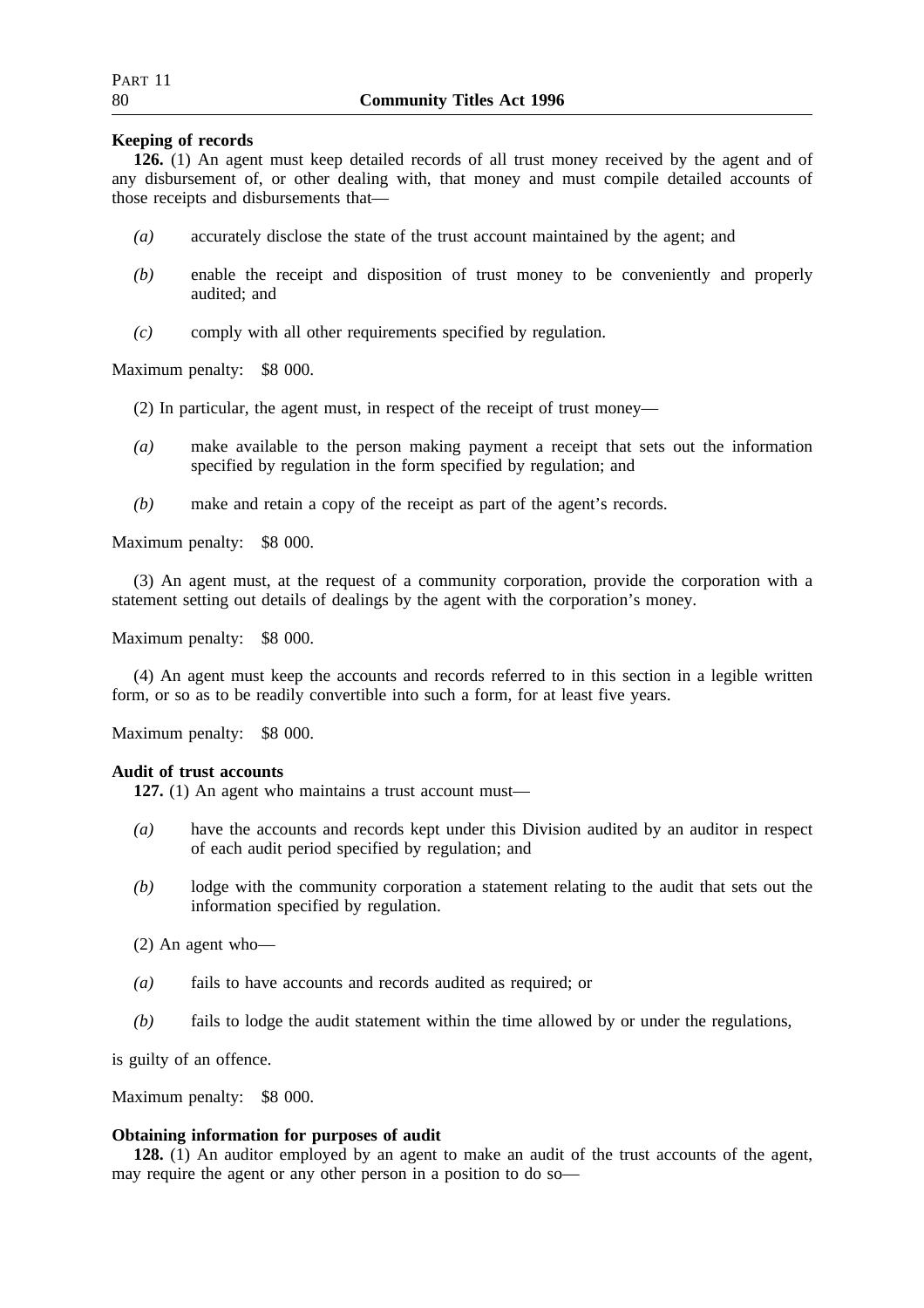**Keeping of records**

**126.** (1) An agent must keep detailed records of all trust money received by the agent and of any disbursement of, or other dealing with, that money and must compile detailed accounts of those receipts and disbursements that—

- *(a)* accurately disclose the state of the trust account maintained by the agent; and
- *(b)* enable the receipt and disposition of trust money to be conveniently and properly audited; and
- *(c)* comply with all other requirements specified by regulation.

Maximum penalty: $8 000.

(2) In particular, the agent must, in respect of the receipt of trust money—

- *(a)* make available to the person making payment a receipt that sets out the information specified by regulation in the form specified by regulation; and
- *(b)* make and retain a copy of the receipt as part of the agent's records.

Maximum penalty: $8 000.

(3) An agent must, at the request of a community corporation, provide the corporation with a statement setting out details of dealings by the agent with the corporation's money.

Maximum penalty: $8 000.

(4) An agent must keep the accounts and records referred to in this section in a legible written form, or so as to be readily convertible into such a form, for at least five years.

Maximum penalty: $8 000.

**Audit of trust accounts**

**127.** (1) An agent who maintains a trust account must—

- *(a)* have the accounts and records kept under this Division audited by an auditor in respect of each audit period specified by regulation; and
- *(b)* lodge with the community corporation a statement relating to the audit that sets out the information specified by regulation.

(2) An agent who—

- *(a)* fails to have accounts and records audited as required; or
- *(b)* fails to lodge the audit statement within the time allowed by or under the regulations,

is guilty of an offence.

Maximum penalty: $8 000.

**Obtaining information for purposes of audit**

**128.** (1) An auditor employed by an agent to make an audit of the trust accounts of the agent, may require the agent or any other person in a position to do so—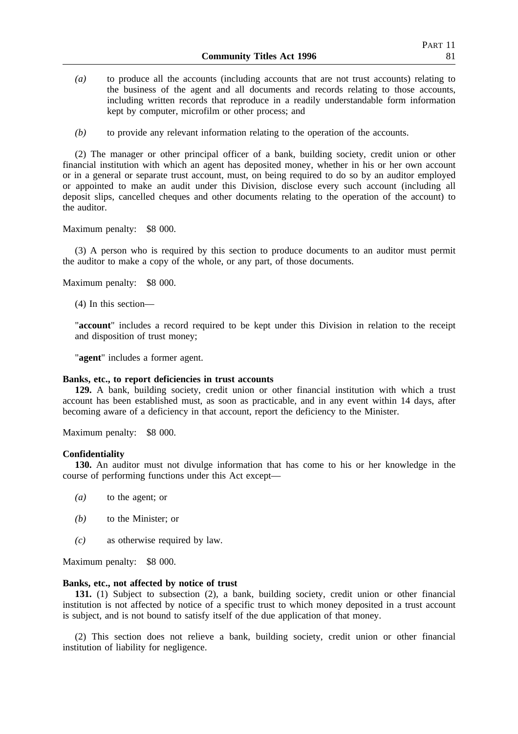*(a)* to produce all the accounts (including accounts that are not trust accounts) relating to the business of the agent and all documents and records relating to those accounts, including written records that reproduce in a readily understandable form information kept by computer, microfilm or other process; and

*(b)* to provide any relevant information relating to the operation of the accounts.

(2) The manager or other principal officer of a bank, building society, credit union or other financial institution with which an agent has deposited money, whether in his or her own account or in a general or separate trust account, must, on being required to do so by an auditor employed or appointed to make an audit under this Division, disclose every such account (including all deposit slips, cancelled cheques and other documents relating to the operation of the account) to the auditor.

Maximum penalty: $8 000.

(3) A person who is required by this section to produce documents to an auditor must permit the auditor to make a copy of the whole, or any part, of those documents.

Maximum penalty: $8 000.

(4) In this section—

"**account**" includes a record required to be kept under this Division in relation to the receipt and disposition of trust money;

"**agent**" includes a former agent.

**Banks, etc., to report deficiencies in trust accounts**

**129.** A bank, building society, credit union or other financial institution with which a trust account has been established must, as soon as practicable, and in any event within 14 days, after becoming aware of a deficiency in that account, report the deficiency to the Minister.

Maximum penalty: $8 000.

**Confidentiality**

**130.** An auditor must not divulge information that has come to his or her knowledge in the course of performing functions under this Act except—

*(a)* to the agent; or

*(b)* to the Minister; or

*(c)* as otherwise required by law.

Maximum penalty: $8 000.

**Banks, etc., not affected by notice of trust**

**131.** (1) Subject to subsection (2), a bank, building society, credit union or other financial institution is not affected by notice of a specific trust to which money deposited in a trust account is subject, and is not bound to satisfy itself of the due application of that money.

(2) This section does not relieve a bank, building society, credit union or other financial institution of liability for negligence.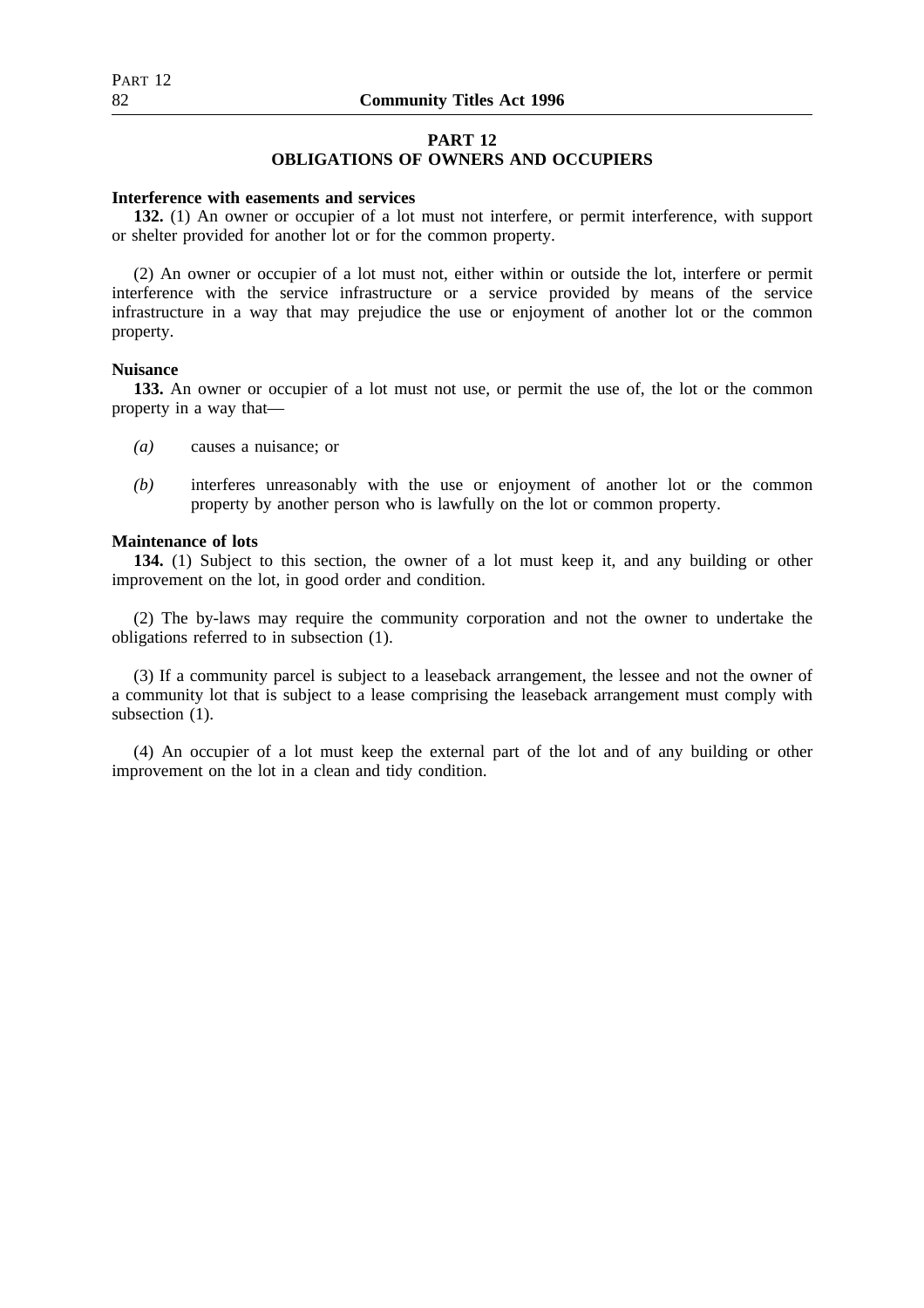## PART 12
## OBLIGATIONS OF OWNERS AND OCCUPIERS

**Interference with easements and services**

**132.** (1) An owner or occupier of a lot must not interfere, or permit interference, with support or shelter provided for another lot or for the common property.

(2) An owner or occupier of a lot must not, either within or outside the lot, interfere or permit interference with the service infrastructure or a service provided by means of the service infrastructure in a way that may prejudice the use or enjoyment of another lot or the common property.

**Nuisance**

**133.** An owner or occupier of a lot must not use, or permit the use of, the lot or the common property in a way that—

*(a)* causes a nuisance; or

*(b)* interferes unreasonably with the use or enjoyment of another lot or the common property by another person who is lawfully on the lot or common property.

**Maintenance of lots**

**134.** (1) Subject to this section, the owner of a lot must keep it, and any building or other improvement on the lot, in good order and condition.

(2) The by-laws may require the community corporation and not the owner to undertake the obligations referred to in subsection (1).

(3) If a community parcel is subject to a leaseback arrangement, the lessee and not the owner of a community lot that is subject to a lease comprising the leaseback arrangement must comply with subsection (1).

(4) An occupier of a lot must keep the external part of the lot and of any building or other improvement on the lot in a clean and tidy condition.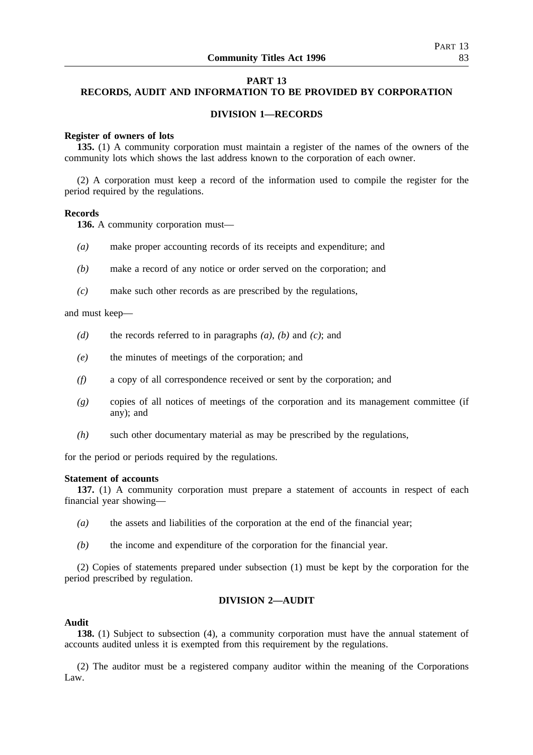# PART 13
## RECORDS, AUDIT AND INFORMATION TO BE PROVIDED BY CORPORATION

### DIVISION 1—RECORDS

**Register of owners of lots**

**135.** (1) A community corporation must maintain a register of the names of the owners of the community lots which shows the last address known to the corporation of each owner.

(2) A corporation must keep a record of the information used to compile the register for the period required by the regulations.

**Records**

**136.** A community corporation must—

*(a)* make proper accounting records of its receipts and expenditure; and

*(b)* make a record of any notice or order served on the corporation; and

*(c)* make such other records as are prescribed by the regulations,

and must keep—

*(d)* the records referred to in paragraphs *(a)*, *(b)* and *(c)*; and

*(e)* the minutes of meetings of the corporation; and

*(f)* a copy of all correspondence received or sent by the corporation; and

*(g)* copies of all notices of meetings of the corporation and its management committee (if any); and

*(h)* such other documentary material as may be prescribed by the regulations,

for the period or periods required by the regulations.

**Statement of accounts**

**137.** (1) A community corporation must prepare a statement of accounts in respect of each financial year showing—

*(a)* the assets and liabilities of the corporation at the end of the financial year;

*(b)* the income and expenditure of the corporation for the financial year.

(2) Copies of statements prepared under subsection (1) must be kept by the corporation for the period prescribed by regulation.

### DIVISION 2—AUDIT

**Audit**

**138.** (1) Subject to subsection (4), a community corporation must have the annual statement of accounts audited unless it is exempted from this requirement by the regulations.

(2) The auditor must be a registered company auditor within the meaning of the Corporations Law.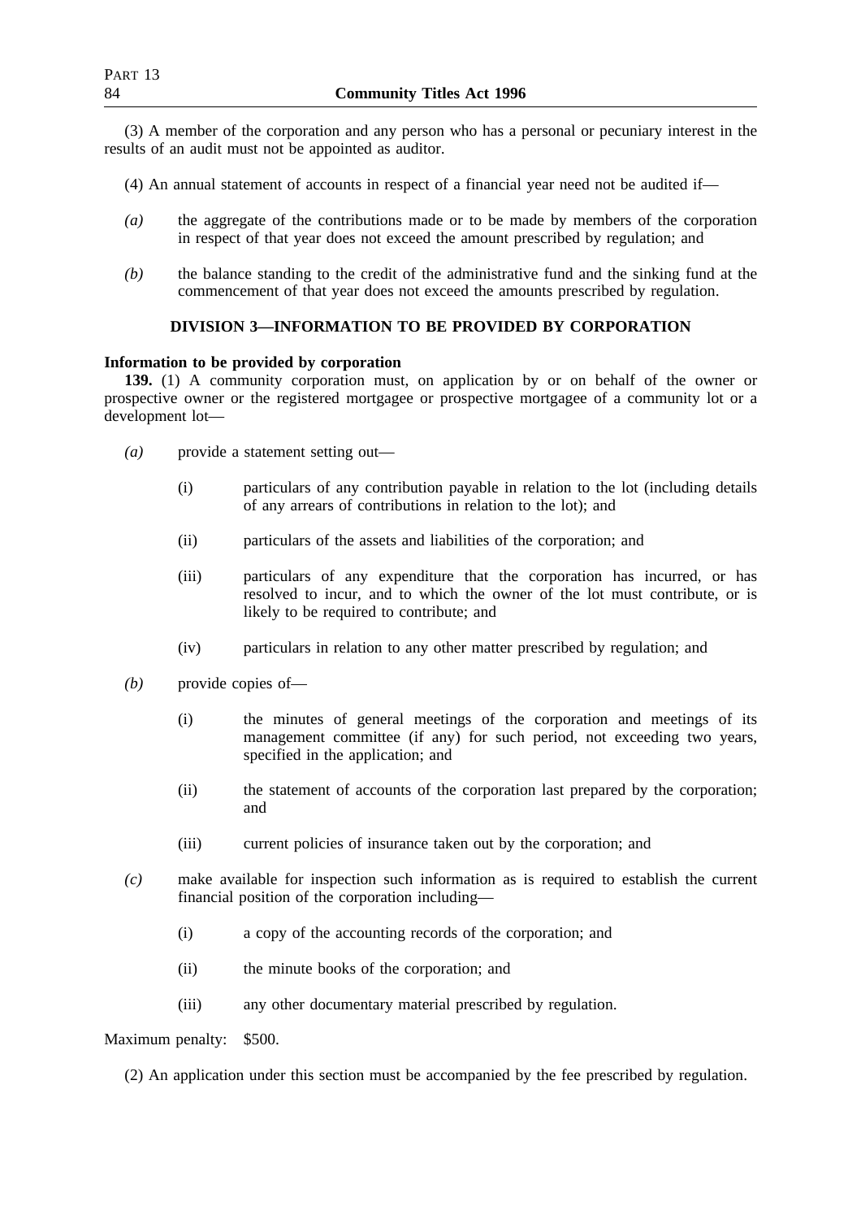(3) A member of the corporation and any person who has a personal or pecuniary interest in the results of an audit must not be appointed as auditor.

(4) An annual statement of accounts in respect of a financial year need not be audited if—

*(a)* the aggregate of the contributions made or to be made by members of the corporation in respect of that year does not exceed the amount prescribed by regulation; and

*(b)* the balance standing to the credit of the administrative fund and the sinking fund at the commencement of that year does not exceed the amounts prescribed by regulation.

## DIVISION 3—INFORMATION TO BE PROVIDED BY CORPORATION

**Information to be provided by corporation**

**139.** (1) A community corporation must, on application by or on behalf of the owner or prospective owner or the registered mortgagee or prospective mortgagee of a community lot or a development lot—

*(a)* provide a statement setting out—

(i) particulars of any contribution payable in relation to the lot (including details of any arrears of contributions in relation to the lot); and

(ii) particulars of the assets and liabilities of the corporation; and

(iii) particulars of any expenditure that the corporation has incurred, or has resolved to incur, and to which the owner of the lot must contribute, or is likely to be required to contribute; and

(iv) particulars in relation to any other matter prescribed by regulation; and

*(b)* provide copies of—

(i) the minutes of general meetings of the corporation and meetings of its management committee (if any) for such period, not exceeding two years, specified in the application; and

(ii) the statement of accounts of the corporation last prepared by the corporation; and

(iii) current policies of insurance taken out by the corporation; and

*(c)* make available for inspection such information as is required to establish the current financial position of the corporation including—

(i) a copy of the accounting records of the corporation; and

(ii) the minute books of the corporation; and

(iii) any other documentary material prescribed by regulation.

Maximum penalty: $500.

(2) An application under this section must be accompanied by the fee prescribed by regulation.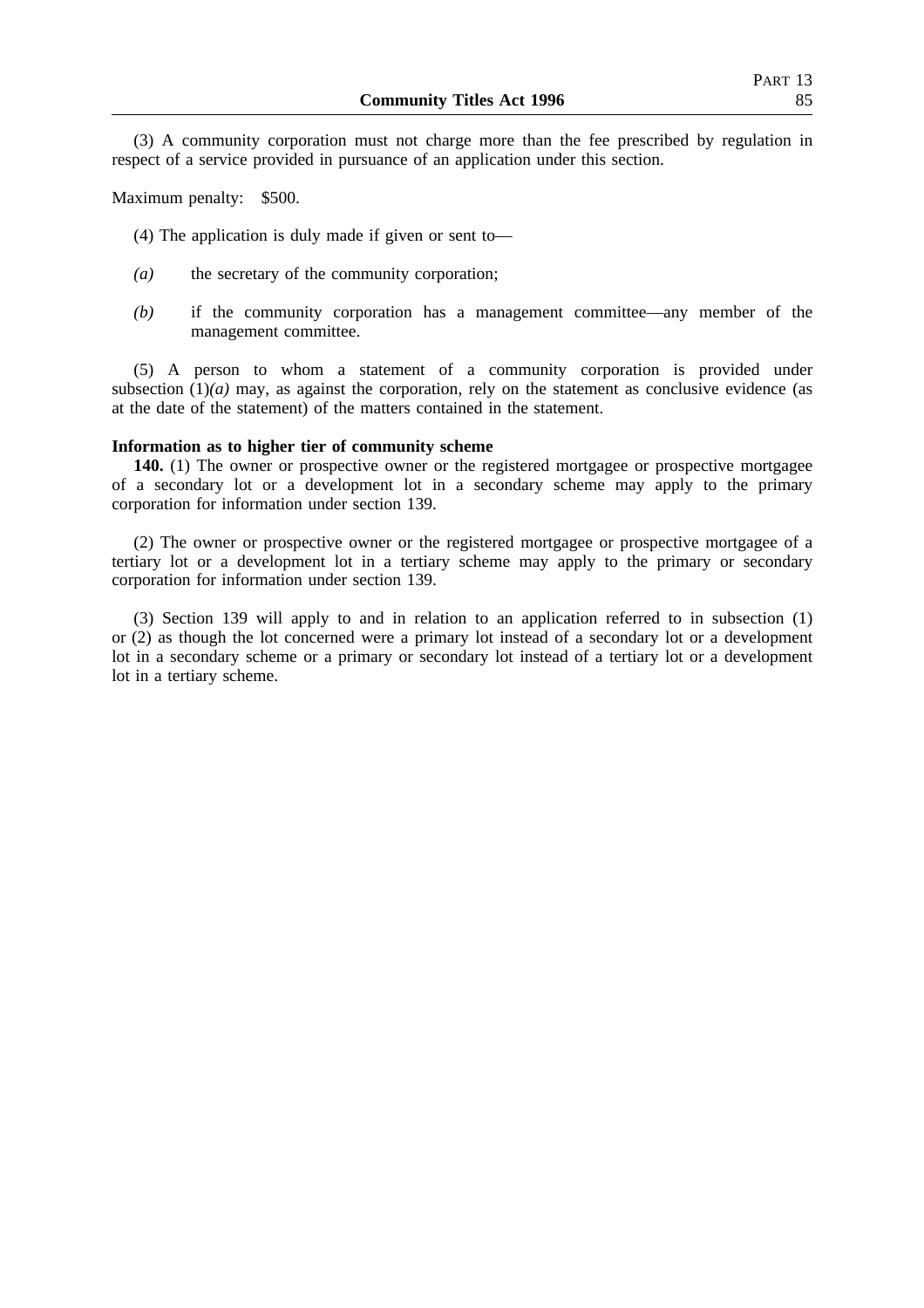(3) A community corporation must not charge more than the fee prescribed by regulation in respect of a service provided in pursuance of an application under this section.

Maximum penalty: $500.

(4) The application is duly made if given or sent to—

*(a)* the secretary of the community corporation;

*(b)* if the community corporation has a management committee—any member of the management committee.

(5) A person to whom a statement of a community corporation is provided under subsection (1)*(a)* may, as against the corporation, rely on the statement as conclusive evidence (as at the date of the statement) of the matters contained in the statement.

**Information as to higher tier of community scheme**

**140.** (1) The owner or prospective owner or the registered mortgagee or prospective mortgagee of a secondary lot or a development lot in a secondary scheme may apply to the primary corporation for information under section 139.

(2) The owner or prospective owner or the registered mortgagee or prospective mortgagee of a tertiary lot or a development lot in a tertiary scheme may apply to the primary or secondary corporation for information under section 139.

(3) Section 139 will apply to and in relation to an application referred to in subsection (1) or (2) as though the lot concerned were a primary lot instead of a secondary lot or a development lot in a secondary scheme or a primary or secondary lot instead of a tertiary lot or a development lot in a tertiary scheme.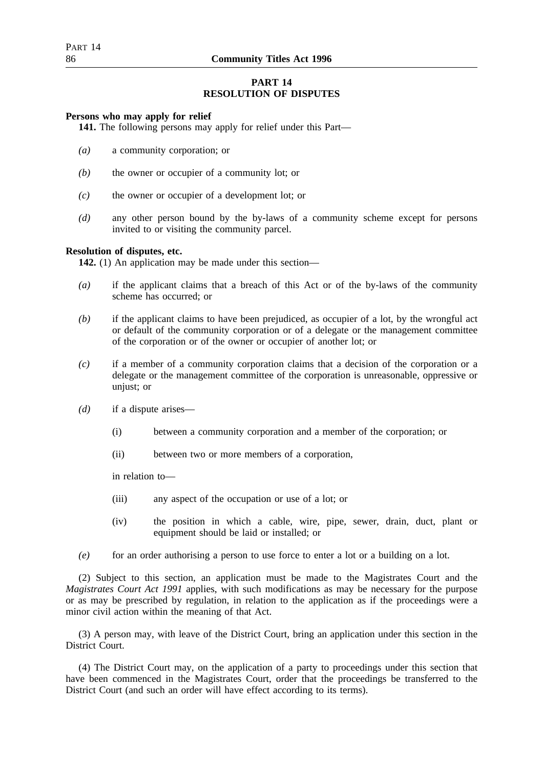## PART 14
## RESOLUTION OF DISPUTES

**Persons who may apply for relief**

**141.** The following persons may apply for relief under this Part—

*(a)* a community corporation; or

*(b)* the owner or occupier of a community lot; or

*(c)* the owner or occupier of a development lot; or

*(d)* any other person bound by the by-laws of a community scheme except for persons invited to or visiting the community parcel.

**Resolution of disputes, etc.**

**142.** (1) An application may be made under this section—

*(a)* if the applicant claims that a breach of this Act or of the by-laws of the community scheme has occurred; or

*(b)* if the applicant claims to have been prejudiced, as occupier of a lot, by the wrongful act or default of the community corporation or of a delegate or the management committee of the corporation or of the owner or occupier of another lot; or

*(c)* if a member of a community corporation claims that a decision of the corporation or a delegate or the management committee of the corporation is unreasonable, oppressive or unjust; or

*(d)* if a dispute arises—

(i) between a community corporation and a member of the corporation; or

(ii) between two or more members of a corporation,

in relation to—

(iii) any aspect of the occupation or use of a lot; or

(iv) the position in which a cable, wire, pipe, sewer, drain, duct, plant or equipment should be laid or installed; or

*(e)* for an order authorising a person to use force to enter a lot or a building on a lot.

(2) Subject to this section, an application must be made to the Magistrates Court and the *Magistrates Court Act 1991* applies, with such modifications as may be necessary for the purpose or as may be prescribed by regulation, in relation to the application as if the proceedings were a minor civil action within the meaning of that Act.

(3) A person may, with leave of the District Court, bring an application under this section in the District Court.

(4) The District Court may, on the application of a party to proceedings under this section that have been commenced in the Magistrates Court, order that the proceedings be transferred to the District Court (and such an order will have effect according to its terms).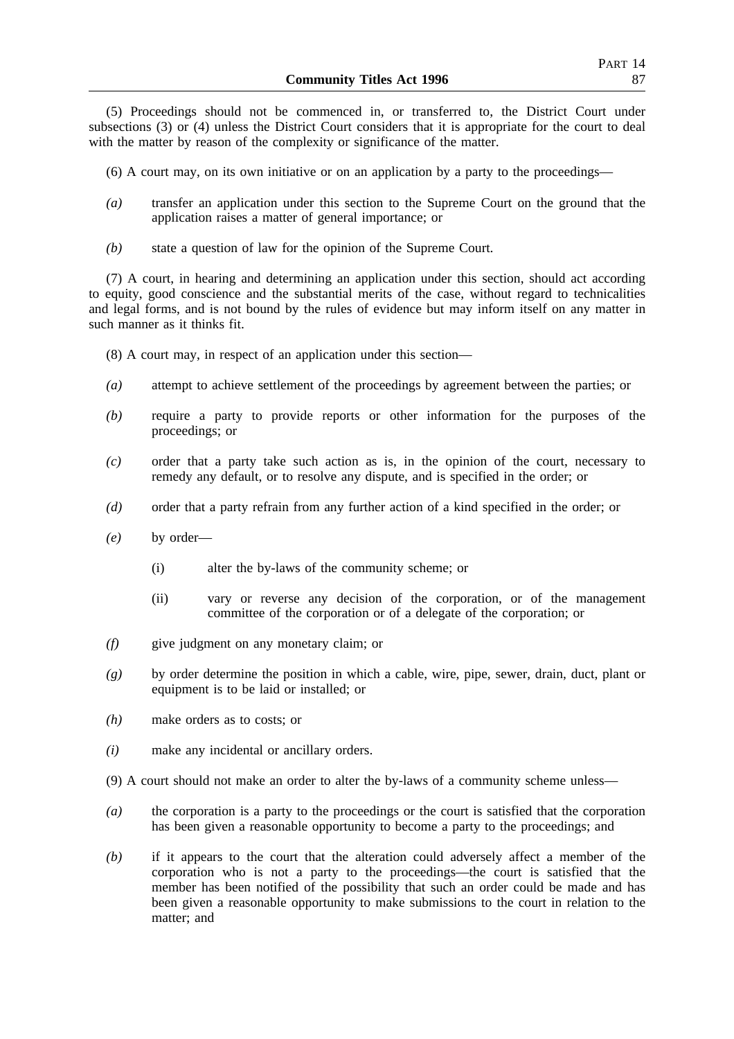(5) Proceedings should not be commenced in, or transferred to, the District Court under subsections (3) or (4) unless the District Court considers that it is appropriate for the court to deal with the matter by reason of the complexity or significance of the matter.

(6) A court may, on its own initiative or on an application by a party to the proceedings—

*(a)* transfer an application under this section to the Supreme Court on the ground that the application raises a matter of general importance; or

*(b)* state a question of law for the opinion of the Supreme Court.

(7) A court, in hearing and determining an application under this section, should act according to equity, good conscience and the substantial merits of the case, without regard to technicalities and legal forms, and is not bound by the rules of evidence but may inform itself on any matter in such manner as it thinks fit.

(8) A court may, in respect of an application under this section—

*(a)* attempt to achieve settlement of the proceedings by agreement between the parties; or

*(b)* require a party to provide reports or other information for the purposes of the proceedings; or

*(c)* order that a party take such action as is, in the opinion of the court, necessary to remedy any default, or to resolve any dispute, and is specified in the order; or

*(d)* order that a party refrain from any further action of a kind specified in the order; or

*(e)* by order—

(i) alter the by-laws of the community scheme; or

(ii) vary or reverse any decision of the corporation, or of the management committee of the corporation or of a delegate of the corporation; or

*(f)* give judgment on any monetary claim; or

*(g)* by order determine the position in which a cable, wire, pipe, sewer, drain, duct, plant or equipment is to be laid or installed; or

*(h)* make orders as to costs; or

*(i)* make any incidental or ancillary orders.

(9) A court should not make an order to alter the by-laws of a community scheme unless—

*(a)* the corporation is a party to the proceedings or the court is satisfied that the corporation has been given a reasonable opportunity to become a party to the proceedings; and

*(b)* if it appears to the court that the alteration could adversely affect a member of the corporation who is not a party to the proceedings—the court is satisfied that the member has been notified of the possibility that such an order could be made and has been given a reasonable opportunity to make submissions to the court in relation to the matter; and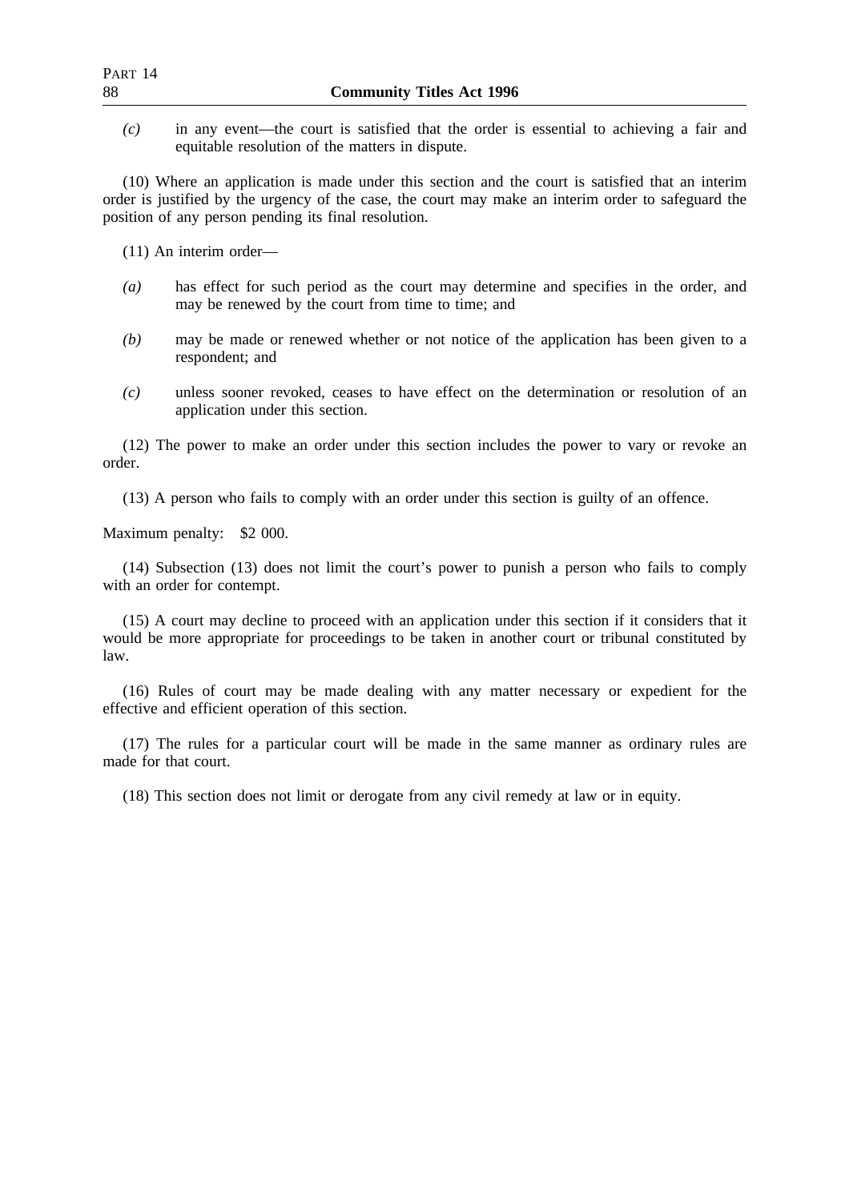*(c)* in any event—the court is satisfied that the order is essential to achieving a fair and equitable resolution of the matters in dispute.

(10) Where an application is made under this section and the court is satisfied that an interim order is justified by the urgency of the case, the court may make an interim order to safeguard the position of any person pending its final resolution.

(11) An interim order—

*(a)* has effect for such period as the court may determine and specifies in the order, and may be renewed by the court from time to time; and

*(b)* may be made or renewed whether or not notice of the application has been given to a respondent; and

*(c)* unless sooner revoked, ceases to have effect on the determination or resolution of an application under this section.

(12) The power to make an order under this section includes the power to vary or revoke an order.

(13) A person who fails to comply with an order under this section is guilty of an offence.

Maximum penalty: $2 000.

(14) Subsection (13) does not limit the court's power to punish a person who fails to comply with an order for contempt.

(15) A court may decline to proceed with an application under this section if it considers that it would be more appropriate for proceedings to be taken in another court or tribunal constituted by law.

(16) Rules of court may be made dealing with any matter necessary or expedient for the effective and efficient operation of this section.

(17) The rules for a particular court will be made in the same manner as ordinary rules are made for that court.

(18) This section does not limit or derogate from any civil remedy at law or in equity.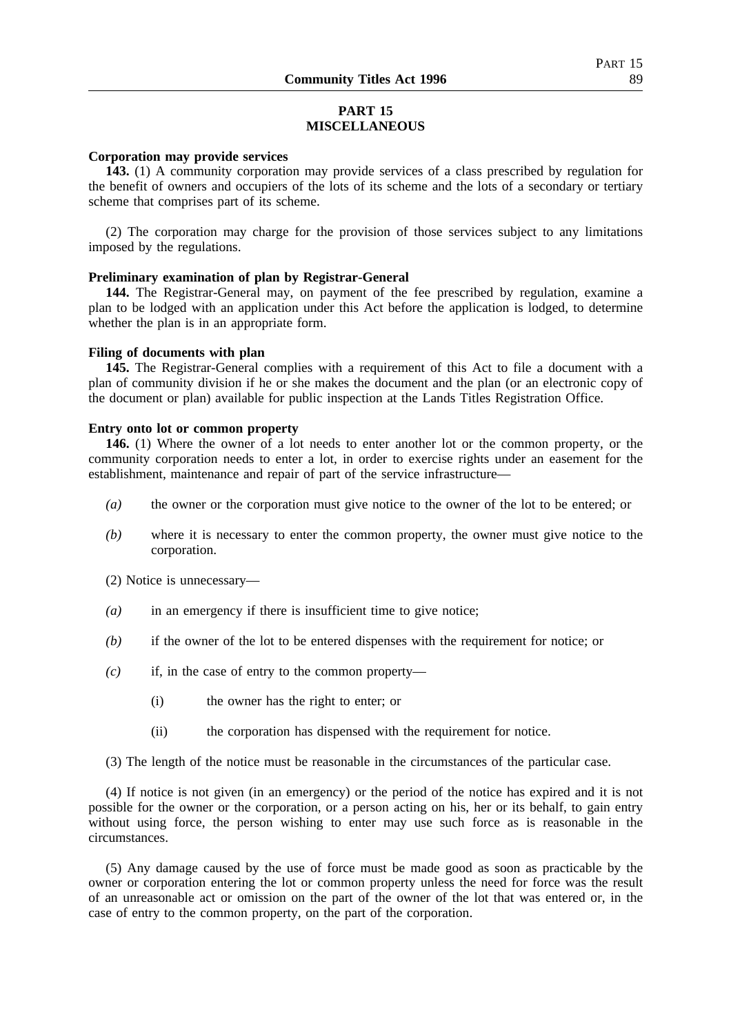## PART 15
## MISCELLANEOUS

**Corporation may provide services**

**143.** (1) A community corporation may provide services of a class prescribed by regulation for the benefit of owners and occupiers of the lots of its scheme and the lots of a secondary or tertiary scheme that comprises part of its scheme.

(2) The corporation may charge for the provision of those services subject to any limitations imposed by the regulations.

**Preliminary examination of plan by Registrar-General**

**144.** The Registrar-General may, on payment of the fee prescribed by regulation, examine a plan to be lodged with an application under this Act before the application is lodged, to determine whether the plan is in an appropriate form.

**Filing of documents with plan**

**145.** The Registrar-General complies with a requirement of this Act to file a document with a plan of community division if he or she makes the document and the plan (or an electronic copy of the document or plan) available for public inspection at the Lands Titles Registration Office.

**Entry onto lot or common property**

**146.** (1) Where the owner of a lot needs to enter another lot or the common property, or the community corporation needs to enter a lot, in order to exercise rights under an easement for the establishment, maintenance and repair of part of the service infrastructure—

*(a)* the owner or the corporation must give notice to the owner of the lot to be entered; or

*(b)* where it is necessary to enter the common property, the owner must give notice to the corporation.

(2) Notice is unnecessary—

*(a)* in an emergency if there is insufficient time to give notice;

*(b)* if the owner of the lot to be entered dispenses with the requirement for notice; or

*(c)* if, in the case of entry to the common property—

(i) the owner has the right to enter; or

(ii) the corporation has dispensed with the requirement for notice.

(3) The length of the notice must be reasonable in the circumstances of the particular case.

(4) If notice is not given (in an emergency) or the period of the notice has expired and it is not possible for the owner or the corporation, or a person acting on his, her or its behalf, to gain entry without using force, the person wishing to enter may use such force as is reasonable in the circumstances.

(5) Any damage caused by the use of force must be made good as soon as practicable by the owner or corporation entering the lot or common property unless the need for force was the result of an unreasonable act or omission on the part of the owner of the lot that was entered or, in the case of entry to the common property, on the part of the corporation.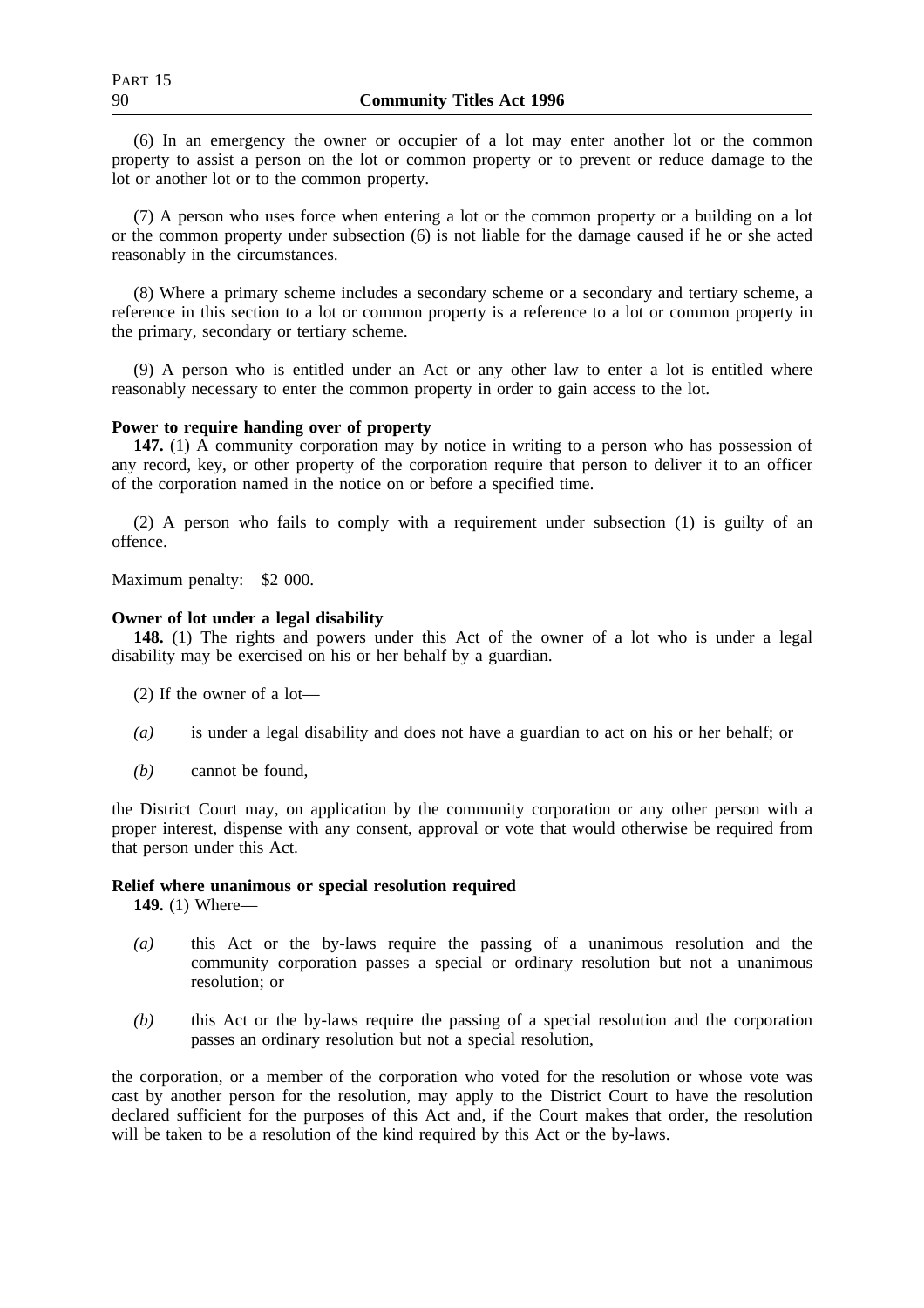(6) In an emergency the owner or occupier of a lot may enter another lot or the common property to assist a person on the lot or common property or to prevent or reduce damage to the lot or another lot or to the common property.

(7) A person who uses force when entering a lot or the common property or a building on a lot or the common property under subsection (6) is not liable for the damage caused if he or she acted reasonably in the circumstances.

(8) Where a primary scheme includes a secondary scheme or a secondary and tertiary scheme, a reference in this section to a lot or common property is a reference to a lot or common property in the primary, secondary or tertiary scheme.

(9) A person who is entitled under an Act or any other law to enter a lot is entitled where reasonably necessary to enter the common property in order to gain access to the lot.

**Power to require handing over of property**

**147.** (1) A community corporation may by notice in writing to a person who has possession of any record, key, or other property of the corporation require that person to deliver it to an officer of the corporation named in the notice on or before a specified time.

(2) A person who fails to comply with a requirement under subsection (1) is guilty of an offence.

Maximum penalty: $2 000.

**Owner of lot under a legal disability**

**148.** (1) The rights and powers under this Act of the owner of a lot who is under a legal disability may be exercised on his or her behalf by a guardian.

(2) If the owner of a lot—

*(a)* is under a legal disability and does not have a guardian to act on his or her behalf; or

*(b)* cannot be found,

the District Court may, on application by the community corporation or any other person with a proper interest, dispense with any consent, approval or vote that would otherwise be required from that person under this Act.

**Relief where unanimous or special resolution required**

**149.** (1) Where—

*(a)* this Act or the by-laws require the passing of a unanimous resolution and the community corporation passes a special or ordinary resolution but not a unanimous resolution; or

*(b)* this Act or the by-laws require the passing of a special resolution and the corporation passes an ordinary resolution but not a special resolution,

the corporation, or a member of the corporation who voted for the resolution or whose vote was cast by another person for the resolution, may apply to the District Court to have the resolution declared sufficient for the purposes of this Act and, if the Court makes that order, the resolution will be taken to be a resolution of the kind required by this Act or the by-laws.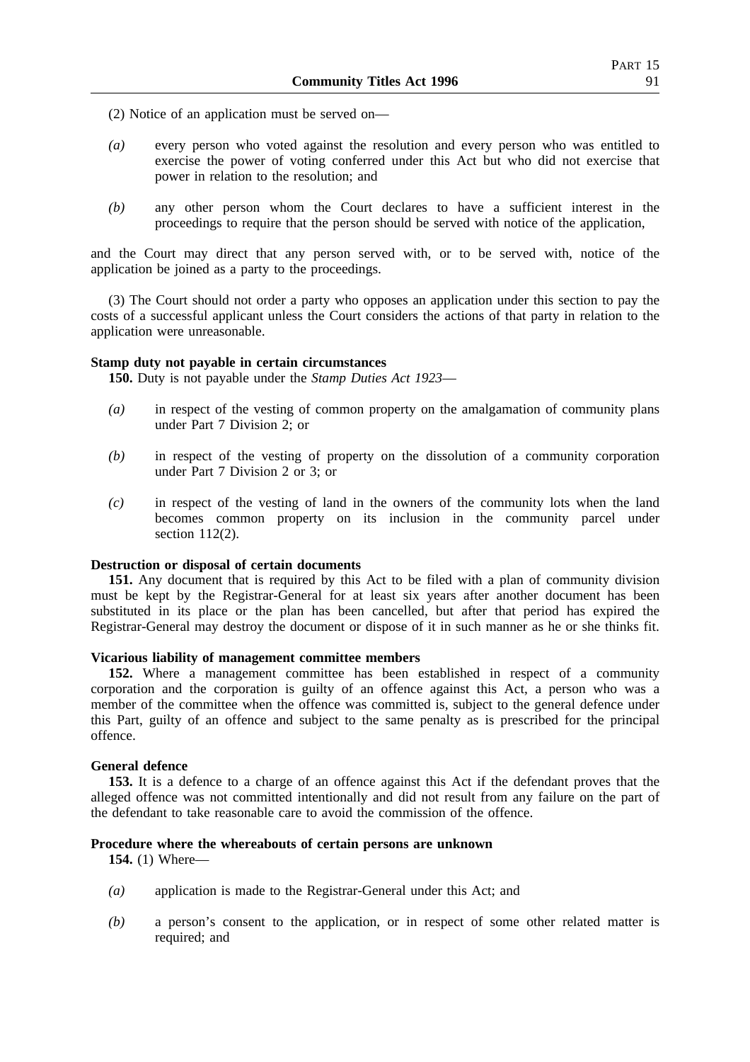(2) Notice of an application must be served on—

*(a)* every person who voted against the resolution and every person who was entitled to exercise the power of voting conferred under this Act but who did not exercise that power in relation to the resolution; and

*(b)* any other person whom the Court declares to have a sufficient interest in the proceedings to require that the person should be served with notice of the application,

and the Court may direct that any person served with, or to be served with, notice of the application be joined as a party to the proceedings.

(3) The Court should not order a party who opposes an application under this section to pay the costs of a successful applicant unless the Court considers the actions of that party in relation to the application were unreasonable.

**Stamp duty not payable in certain circumstances**

**150.** Duty is not payable under the *Stamp Duties Act 1923*—

*(a)* in respect of the vesting of common property on the amalgamation of community plans under Part 7 Division 2; or

*(b)* in respect of the vesting of property on the dissolution of a community corporation under Part 7 Division 2 or 3; or

*(c)* in respect of the vesting of land in the owners of the community lots when the land becomes common property on its inclusion in the community parcel under section 112(2).

**Destruction or disposal of certain documents**

**151.** Any document that is required by this Act to be filed with a plan of community division must be kept by the Registrar-General for at least six years after another document has been substituted in its place or the plan has been cancelled, but after that period has expired the Registrar-General may destroy the document or dispose of it in such manner as he or she thinks fit.

**Vicarious liability of management committee members**

**152.** Where a management committee has been established in respect of a community corporation and the corporation is guilty of an offence against this Act, a person who was a member of the committee when the offence was committed is, subject to the general defence under this Part, guilty of an offence and subject to the same penalty as is prescribed for the principal offence.

**General defence**

**153.** It is a defence to a charge of an offence against this Act if the defendant proves that the alleged offence was not committed intentionally and did not result from any failure on the part of the defendant to take reasonable care to avoid the commission of the offence.

**Procedure where the whereabouts of certain persons are unknown**

**154.** (1) Where—

*(a)* application is made to the Registrar-General under this Act; and

*(b)* a person's consent to the application, or in respect of some other related matter is required; and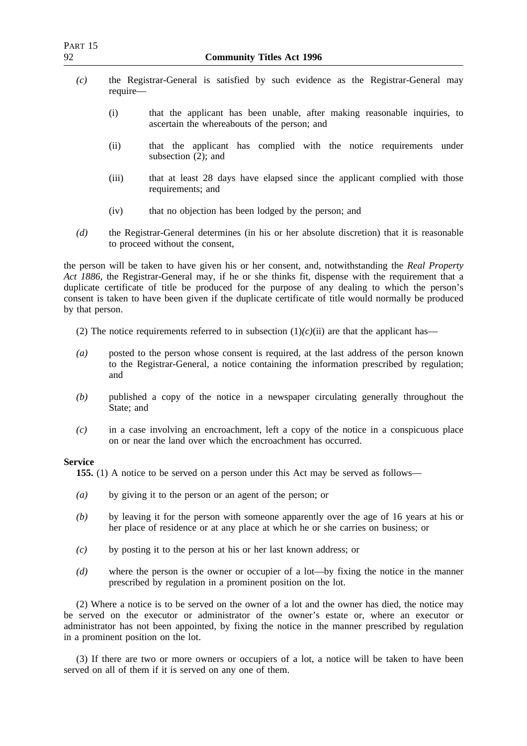*(c)* the Registrar-General is satisfied by such evidence as the Registrar-General may require—

(i) that the applicant has been unable, after making reasonable inquiries, to ascertain the whereabouts of the person; and

(ii) that the applicant has complied with the notice requirements under subsection (2); and

(iii) that at least 28 days have elapsed since the applicant complied with those requirements; and

(iv) that no objection has been lodged by the person; and

*(d)* the Registrar-General determines (in his or her absolute discretion) that it is reasonable to proceed without the consent,

the person will be taken to have given his or her consent, and, notwithstanding the *Real Property Act 1886*, the Registrar-General may, if he or she thinks fit, dispense with the requirement that a duplicate certificate of title be produced for the purpose of any dealing to which the person's consent is taken to have been given if the duplicate certificate of title would normally be produced by that person.

(2) The notice requirements referred to in subsection (1)*(c)*(ii) are that the applicant has—

*(a)* posted to the person whose consent is required, at the last address of the person known to the Registrar-General, a notice containing the information prescribed by regulation; and

*(b)* published a copy of the notice in a newspaper circulating generally throughout the State; and

*(c)* in a case involving an encroachment, left a copy of the notice in a conspicuous place on or near the land over which the encroachment has occurred.

**Service**

**155.** (1) A notice to be served on a person under this Act may be served as follows—

*(a)* by giving it to the person or an agent of the person; or

*(b)* by leaving it for the person with someone apparently over the age of 16 years at his or her place of residence or at any place at which he or she carries on business; or

*(c)* by posting it to the person at his or her last known address; or

*(d)* where the person is the owner or occupier of a lot—by fixing the notice in the manner prescribed by regulation in a prominent position on the lot.

(2) Where a notice is to be served on the owner of a lot and the owner has died, the notice may be served on the executor or administrator of the owner's estate or, where an executor or administrator has not been appointed, by fixing the notice in the manner prescribed by regulation in a prominent position on the lot.

(3) If there are two or more owners or occupiers of a lot, a notice will be taken to have been served on all of them if it is served on any one of them.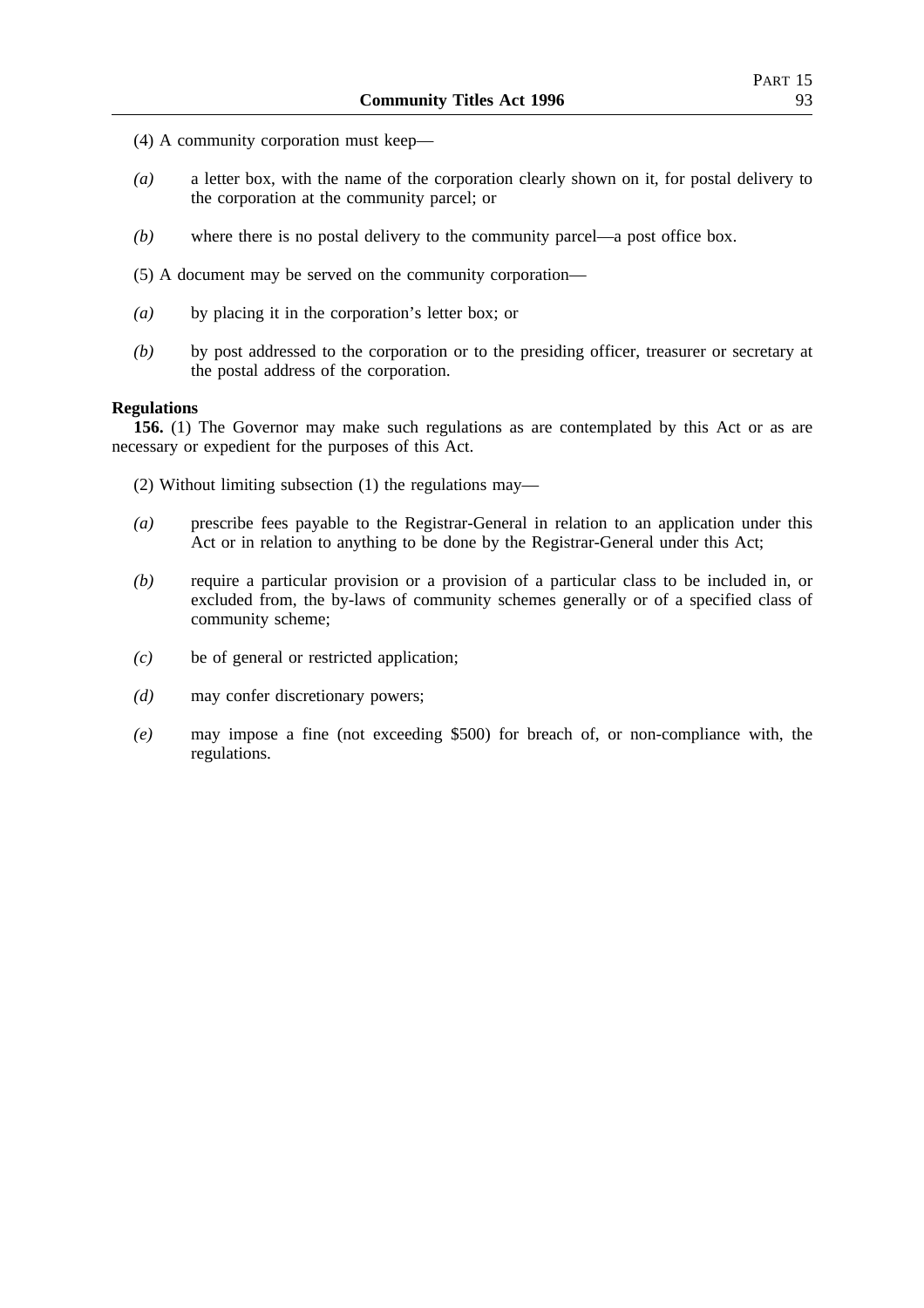(4) A community corporation must keep—

*(a)* a letter box, with the name of the corporation clearly shown on it, for postal delivery to the corporation at the community parcel; or

*(b)* where there is no postal delivery to the community parcel—a post office box.

(5) A document may be served on the community corporation—

*(a)* by placing it in the corporation's letter box; or

*(b)* by post addressed to the corporation or to the presiding officer, treasurer or secretary at the postal address of the corporation.

**Regulations**

**156.** (1) The Governor may make such regulations as are contemplated by this Act or as are necessary or expedient for the purposes of this Act.

(2) Without limiting subsection (1) the regulations may—

*(a)* prescribe fees payable to the Registrar-General in relation to an application under this Act or in relation to anything to be done by the Registrar-General under this Act;

*(b)* require a particular provision or a provision of a particular class to be included in, or excluded from, the by-laws of community schemes generally or of a specified class of community scheme;

*(c)* be of general or restricted application;

*(d)* may confer discretionary powers;

*(e)* may impose a fine (not exceeding $500) for breach of, or non-compliance with, the regulations.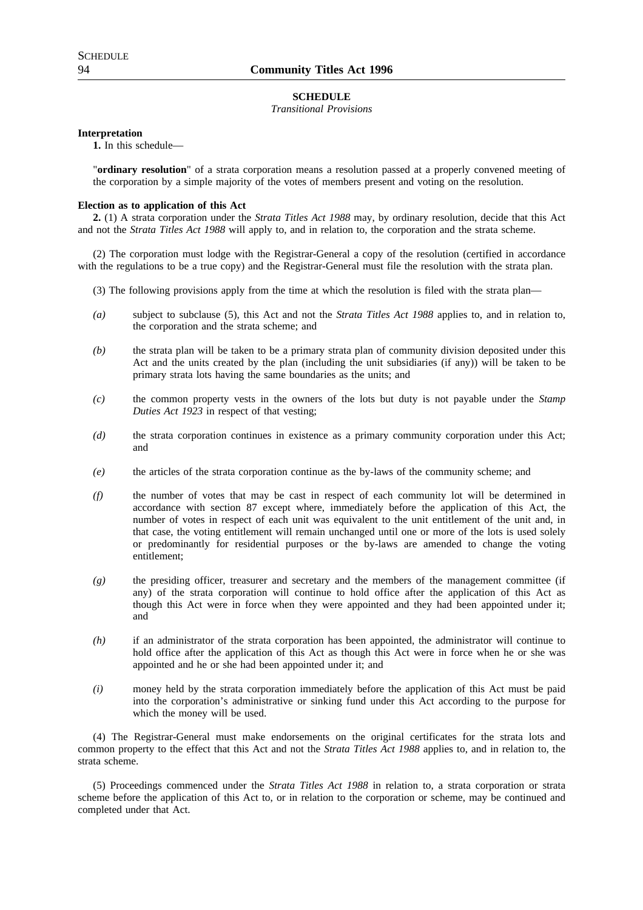## SCHEDULE

*Transitional Provisions*

**Interpretation**

**1.** In this schedule—

"**ordinary resolution**" of a strata corporation means a resolution passed at a properly convened meeting of the corporation by a simple majority of the votes of members present and voting on the resolution.

**Election as to application of this Act**

**2.** (1) A strata corporation under the *Strata Titles Act 1988* may, by ordinary resolution, decide that this Act and not the *Strata Titles Act 1988* will apply to, and in relation to, the corporation and the strata scheme.

(2) The corporation must lodge with the Registrar-General a copy of the resolution (certified in accordance with the regulations to be a true copy) and the Registrar-General must file the resolution with the strata plan.

(3) The following provisions apply from the time at which the resolution is filed with the strata plan—

*(a)* subject to subclause (5), this Act and not the *Strata Titles Act 1988* applies to, and in relation to, the corporation and the strata scheme; and

*(b)* the strata plan will be taken to be a primary strata plan of community division deposited under this Act and the units created by the plan (including the unit subsidiaries (if any)) will be taken to be primary strata lots having the same boundaries as the units; and

*(c)* the common property vests in the owners of the lots but duty is not payable under the *Stamp Duties Act 1923* in respect of that vesting;

*(d)* the strata corporation continues in existence as a primary community corporation under this Act; and

*(e)* the articles of the strata corporation continue as the by-laws of the community scheme; and

*(f)* the number of votes that may be cast in respect of each community lot will be determined in accordance with section 87 except where, immediately before the application of this Act, the number of votes in respect of each unit was equivalent to the unit entitlement of the unit and, in that case, the voting entitlement will remain unchanged until one or more of the lots is used solely or predominantly for residential purposes or the by-laws are amended to change the voting entitlement;

*(g)* the presiding officer, treasurer and secretary and the members of the management committee (if any) of the strata corporation will continue to hold office after the application of this Act as though this Act were in force when they were appointed and they had been appointed under it; and

*(h)* if an administrator of the strata corporation has been appointed, the administrator will continue to hold office after the application of this Act as though this Act were in force when he or she was appointed and he or she had been appointed under it; and

*(i)* money held by the strata corporation immediately before the application of this Act must be paid into the corporation's administrative or sinking fund under this Act according to the purpose for which the money will be used.

(4) The Registrar-General must make endorsements on the original certificates for the strata lots and common property to the effect that this Act and not the *Strata Titles Act 1988* applies to, and in relation to, the strata scheme.

(5) Proceedings commenced under the *Strata Titles Act 1988* in relation to, a strata corporation or strata scheme before the application of this Act to, or in relation to the corporation or scheme, may be continued and completed under that Act.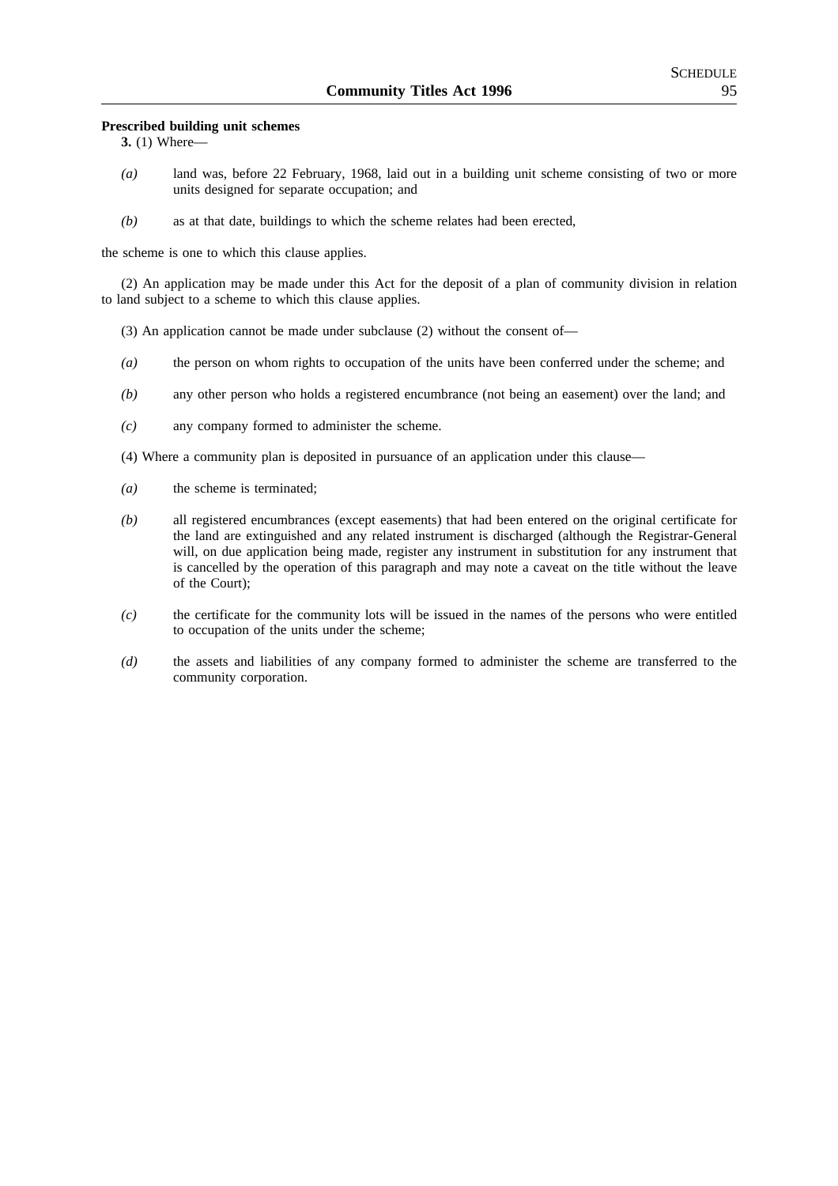**Prescribed building unit schemes**

**3.** (1) Where—

*(a)* land was, before 22 February, 1968, laid out in a building unit scheme consisting of two or more units designed for separate occupation; and

*(b)* as at that date, buildings to which the scheme relates had been erected,

the scheme is one to which this clause applies.

(2) An application may be made under this Act for the deposit of a plan of community division in relation to land subject to a scheme to which this clause applies.

(3) An application cannot be made under subclause (2) without the consent of—

*(a)* the person on whom rights to occupation of the units have been conferred under the scheme; and

*(b)* any other person who holds a registered encumbrance (not being an easement) over the land; and

*(c)* any company formed to administer the scheme.

(4) Where a community plan is deposited in pursuance of an application under this clause—

*(a)* the scheme is terminated;

*(b)* all registered encumbrances (except easements) that had been entered on the original certificate for the land are extinguished and any related instrument is discharged (although the Registrar-General will, on due application being made, register any instrument in substitution for any instrument that is cancelled by the operation of this paragraph and may note a caveat on the title without the leave of the Court);

*(c)* the certificate for the community lots will be issued in the names of the persons who were entitled to occupation of the units under the scheme;

*(d)* the assets and liabilities of any company formed to administer the scheme are transferred to the community corporation.